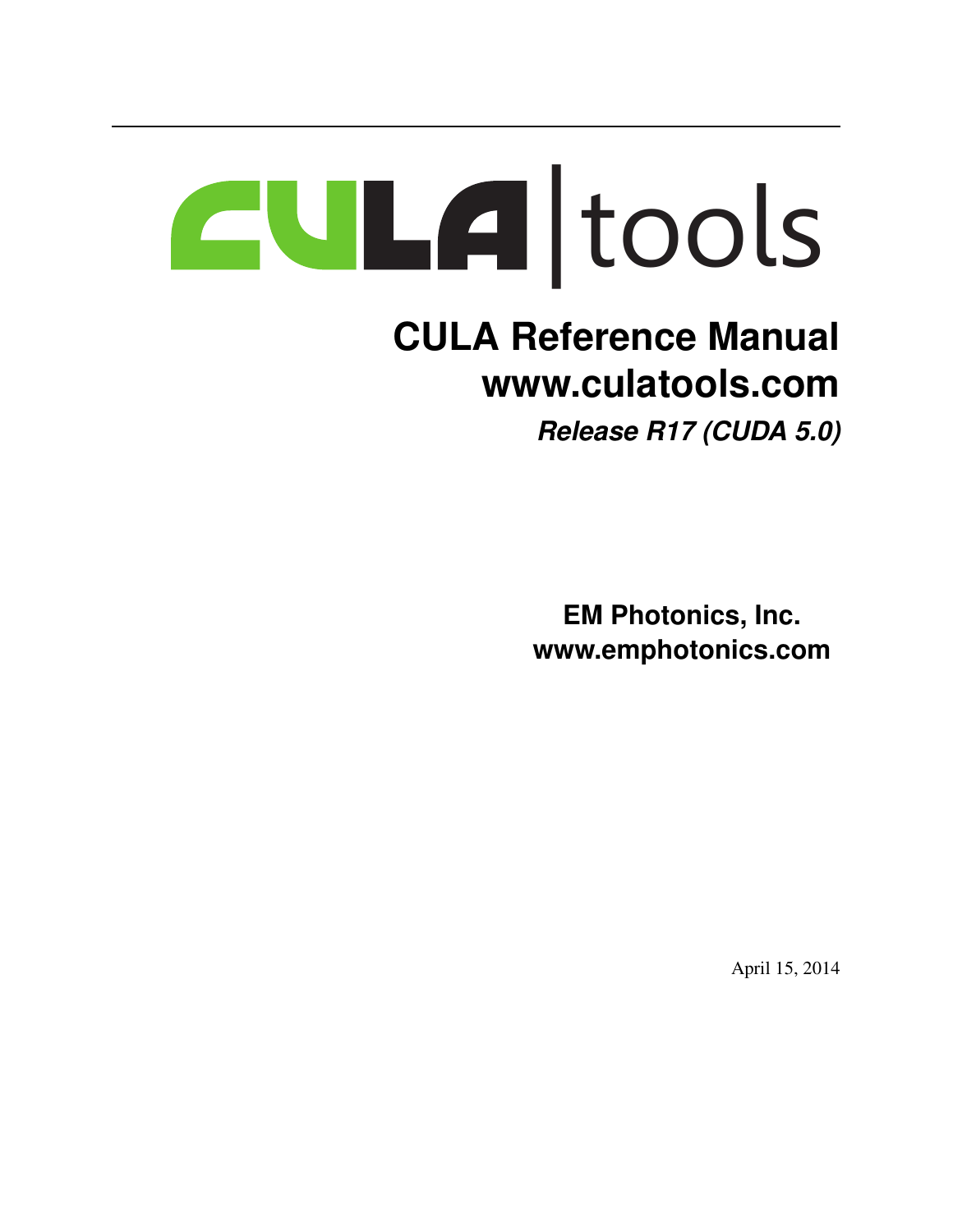CULA | tools

# CULA Reference Manual

## www.culatools.com

***Release R17 (CUDA 5.0)***

**EM Photonics, Inc.**
**www.emphotonics.com**

April 15, 2014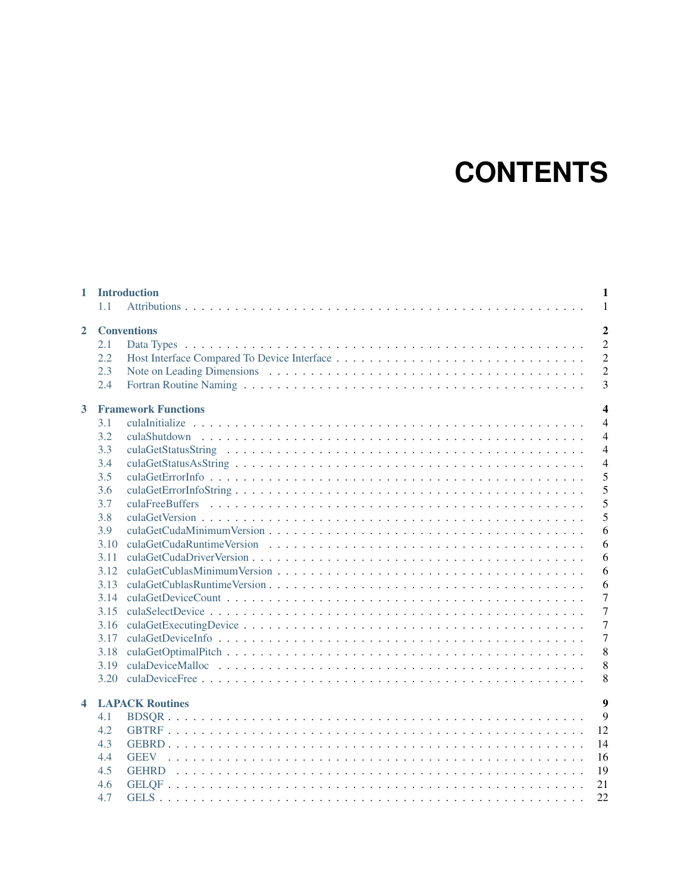# CONTENTS

- **1 Introduction** — 1
  - 1.1 Attributions — 1
- **2 Conventions** — 2
  - 2.1 Data Types — 2
  - 2.2 Host Interface Compared To Device Interface — 2
  - 2.3 Note on Leading Dimensions — 2
  - 2.4 Fortran Routine Naming — 3
- **3 Framework Functions** — 4
  - 3.1 culaInitialize — 4
  - 3.2 culaShutdown — 4
  - 3.3 culaGetStatusString — 4
  - 3.4 culaGetStatusAsString — 4
  - 3.5 culaGetErrorInfo — 5
  - 3.6 culaGetErrorInfoString — 5
  - 3.7 culaFreeBuffers — 5
  - 3.8 culaGetVersion — 5
  - 3.9 culaGetCudaMinimumVersion — 6
  - 3.10 culaGetCudaRuntimeVersion — 6
  - 3.11 culaGetCudaDriverVersion — 6
  - 3.12 culaGetCublasMinimumVersion — 6
  - 3.13 culaGetCublasRuntimeVersion — 6
  - 3.14 culaGetDeviceCount — 7
  - 3.15 culaSelectDevice — 7
  - 3.16 culaGetExecutingDevice — 7
  - 3.17 culaGetDeviceInfo — 7
  - 3.18 culaGetOptimalPitch — 8
  - 3.19 culaDeviceMalloc — 8
  - 3.20 culaDeviceFree — 8
- **4 LAPACK Routines** — 9
  - 4.1 BDSQR — 9
  - 4.2 GBTRF — 12
  - 4.3 GEBRD — 14
  - 4.4 GEEV — 16
  - 4.5 GEHRD — 19
  - 4.6 GELQF — 21
  - 4.7 GELS — 22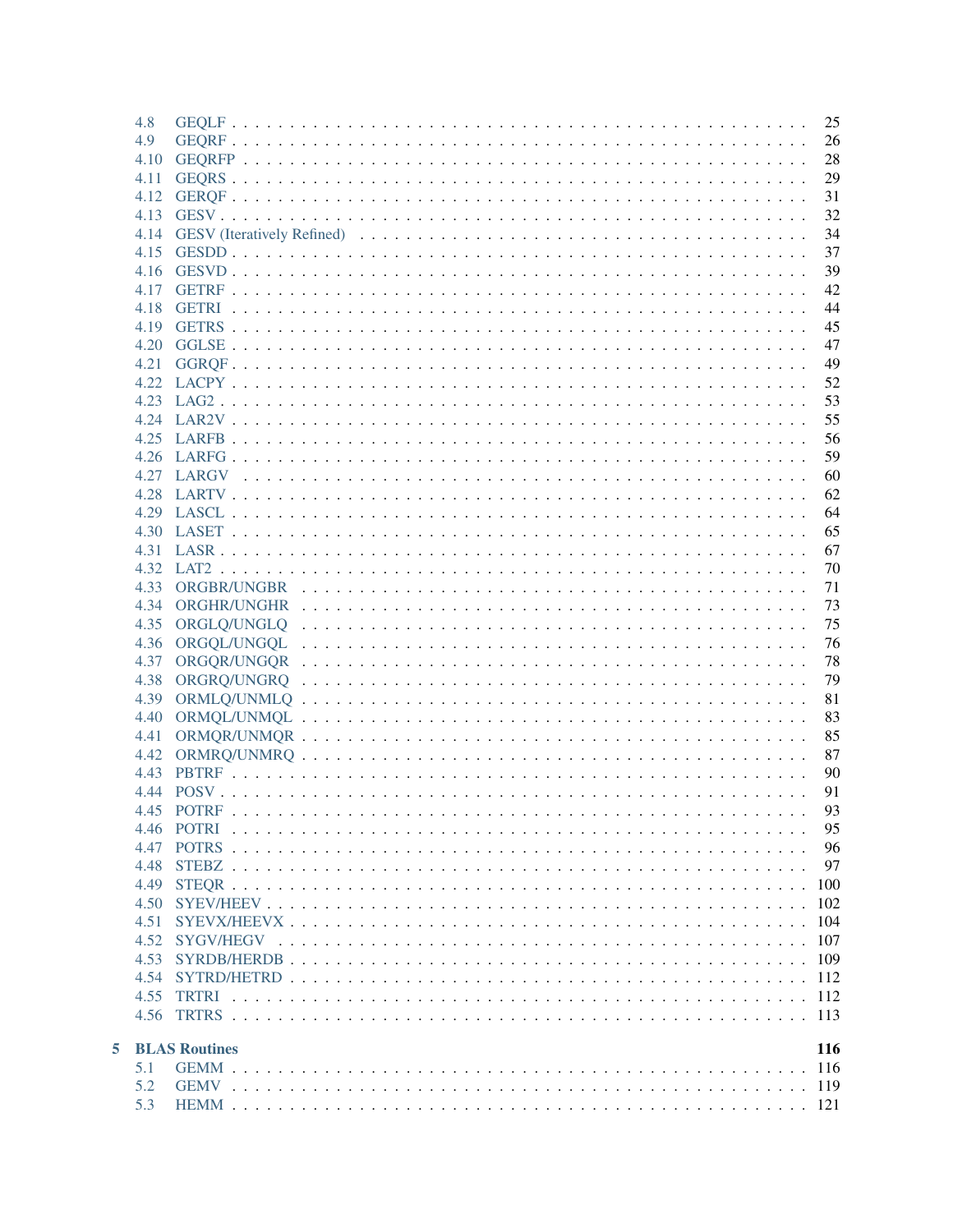- 4.8 GEQLF . . . 25
- 4.9 GEQRF . . . 26
- 4.10 GEQRFP . . . 28
- 4.11 GEQRS . . . 29
- 4.12 GERQF . . . 31
- 4.13 GESV . . . 32
- 4.14 GESV (Iteratively Refined) . . . 34
- 4.15 GESDD . . . 37
- 4.16 GESVD . . . 39
- 4.17 GETRF . . . 42
- 4.18 GETRI . . . 44
- 4.19 GETRS . . . 45
- 4.20 GGLSE . . . 47
- 4.21 GGRQF . . . 49
- 4.22 LACPY . . . 52
- 4.23 LAG2 . . . 53
- 4.24 LAR2V . . . 55
- 4.25 LARFB . . . 56
- 4.26 LARFG . . . 59
- 4.27 LARGV . . . 60
- 4.28 LARTV . . . 62
- 4.29 LASCL . . . 64
- 4.30 LASET . . . 65
- 4.31 LASR . . . 67
- 4.32 LAT2 . . . 70
- 4.33 ORGBR/UNGBR . . . 71
- 4.34 ORGHR/UNGHR . . . 73
- 4.35 ORGLQ/UNGLQ . . . 75
- 4.36 ORGQL/UNGQL . . . 76
- 4.37 ORGQR/UNGQR . . . 78
- 4.38 ORGRQ/UNGRQ . . . 79
- 4.39 ORMLQ/UNMLQ . . . 81
- 4.40 ORMQL/UNMQL . . . 83
- 4.41 ORMQR/UNMQR . . . 85
- 4.42 ORMRQ/UNMRQ . . . 87
- 4.43 PBTRF . . . 90
- 4.44 POSV . . . 91
- 4.45 POTRF . . . 93
- 4.46 POTRI . . . 95
- 4.47 POTRS . . . 96
- 4.48 STEBZ . . . 97
- 4.49 STEQR . . . 100
- 4.50 SYEV/HEEV . . . 102
- 4.51 SYEVX/HEEVX . . . 104
- 4.52 SYGV/HEGV . . . 107
- 4.53 SYRDB/HERDB . . . 109
- 4.54 SYTRD/HETRD . . . 112
- 4.55 TRTRI . . . 112
- 4.56 TRTRS . . . 113

**5 BLAS Routines . . . 116**

- 5.1 GEMM . . . 116
- 5.2 GEMV . . . 119
- 5.3 HEMM . . . 121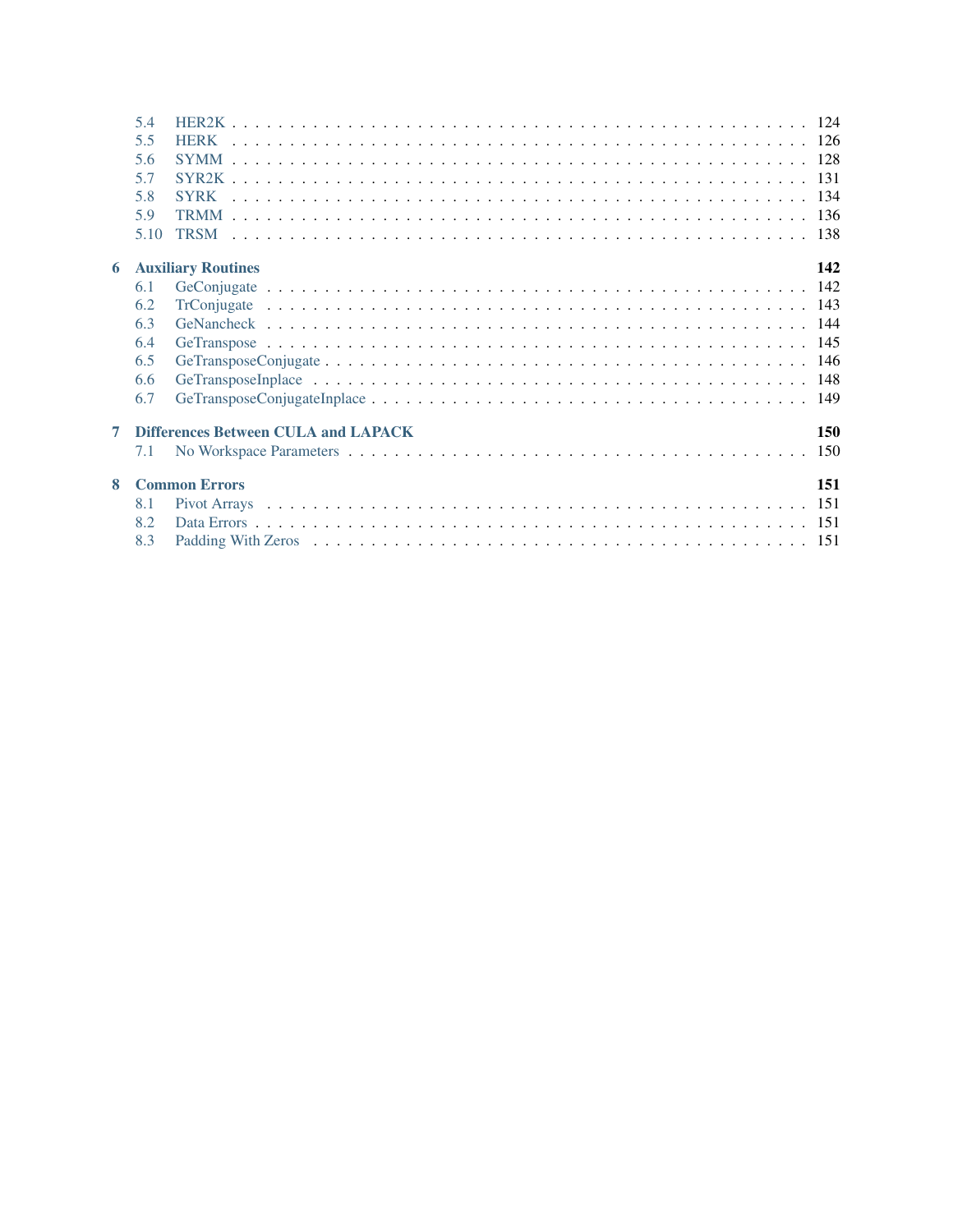- 5.4 HER2K . . . . . . . . . . 124
- 5.5 HERK . . . . . . . . . . 126
- 5.6 SYMM . . . . . . . . . . 128
- 5.7 SYR2K . . . . . . . . . . 131
- 5.8 SYRK . . . . . . . . . . 134
- 5.9 TRMM . . . . . . . . . . 136
- 5.10 TRSM . . . . . . . . . . 138

**6 Auxiliary Routines** **142**

- 6.1 GeConjugate . . . . . . . . . . 142
- 6.2 TrConjugate . . . . . . . . . . 143
- 6.3 GeNancheck . . . . . . . . . . 144
- 6.4 GeTranspose . . . . . . . . . . 145
- 6.5 GeTransposeConjugate . . . . . . . . . . 146
- 6.6 GeTransposeInplace . . . . . . . . . . 148
- 6.7 GeTransposeConjugateInplace . . . . . . . . . . 149

**7 Differences Between CULA and LAPACK** **150**

- 7.1 No Workspace Parameters . . . . . . . . . . 150

**8 Common Errors** **151**

- 8.1 Pivot Arrays . . . . . . . . . . 151
- 8.2 Data Errors . . . . . . . . . . 151
- 8.3 Padding With Zeros . . . . . . . . . . 151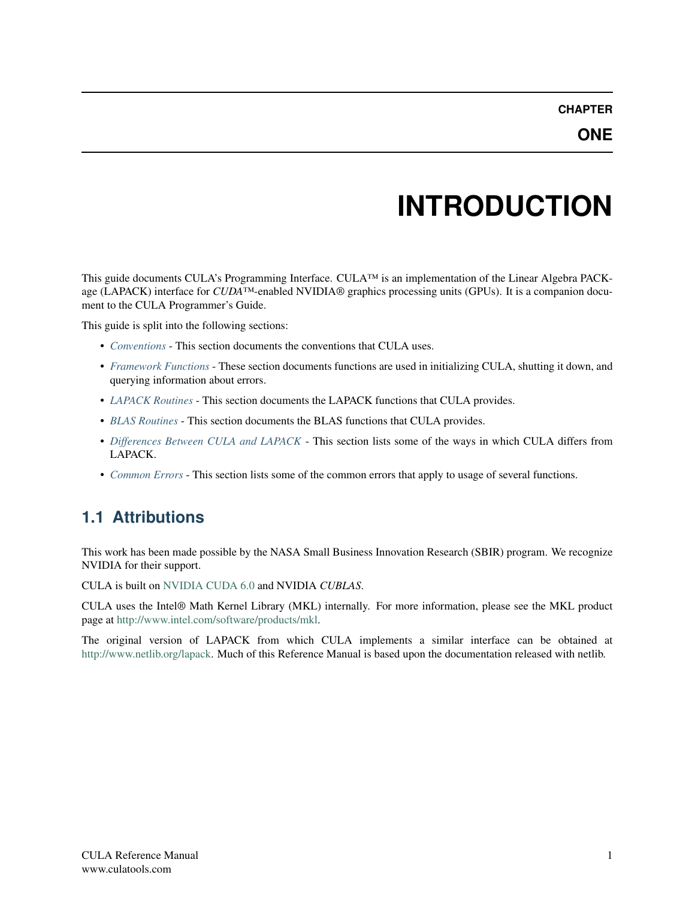# CHAPTER ONE

# INTRODUCTION

This guide documents CULA's Programming Interface. CULA™ is an implementation of the Linear Algebra PACKage (LAPACK) interface for *CUDA*™-enabled NVIDIA® graphics processing units (GPUs). It is a companion document to the CULA Programmer's Guide.

This guide is split into the following sections:

- *Conventions* - This section documents the conventions that CULA uses.
- *Framework Functions* - These section documents functions are used in initializing CULA, shutting it down, and querying information about errors.
- *LAPACK Routines* - This section documents the LAPACK functions that CULA provides.
- *BLAS Routines* - This section documents the BLAS functions that CULA provides.
- *Differences Between CULA and LAPACK* - This section lists some of the ways in which CULA differs from LAPACK.
- *Common Errors* - This section lists some of the common errors that apply to usage of several functions.

## 1.1 Attributions

This work has been made possible by the NASA Small Business Innovation Research (SBIR) program. We recognize NVIDIA for their support.

CULA is built on NVIDIA CUDA 6.0 and NVIDIA *CUBLAS*.

CULA uses the Intel® Math Kernel Library (MKL) internally. For more information, please see the MKL product page at http://www.intel.com/software/products/mkl.

The original version of LAPACK from which CULA implements a similar interface can be obtained at http://www.netlib.org/lapack. Much of this Reference Manual is based upon the documentation released with netlib.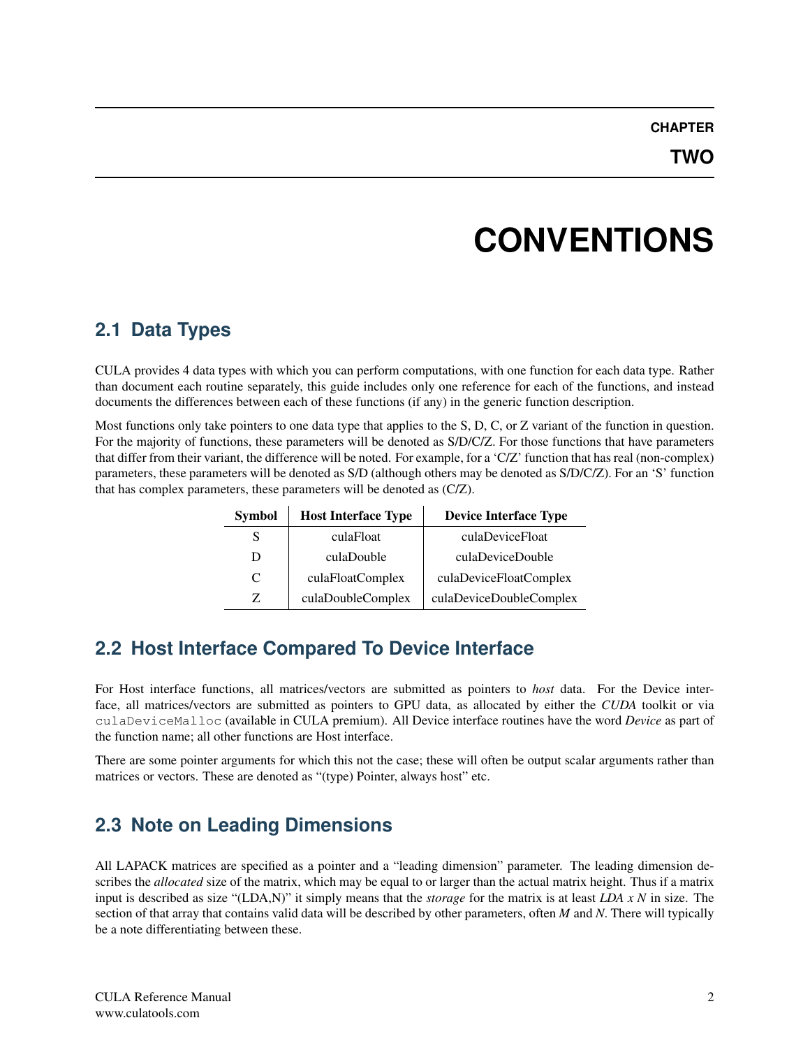# CHAPTER TWO

# CONVENTIONS

## 2.1 Data Types

CULA provides 4 data types with which you can perform computations, with one function for each data type. Rather than document each routine separately, this guide includes only one reference for each of the functions, and instead documents the differences between each of these functions (if any) in the generic function description.

Most functions only take pointers to one data type that applies to the S, D, C, or Z variant of the function in question. For the majority of functions, these parameters will be denoted as S/D/C/Z. For those functions that have parameters that differ from their variant, the difference will be noted. For example, for a 'C/Z' function that has real (non-complex) parameters, these parameters will be denoted as S/D (although others may be denoted as S/D/C/Z). For an 'S' function that has complex parameters, these parameters will be denoted as (C/Z).

| Symbol | Host Interface Type | Device Interface Type |
|---|---|---|
| S | culaFloat | culaDeviceFloat |
| D | culaDouble | culaDeviceDouble |
| C | culaFloatComplex | culaDeviceFloatComplex |
| Z | culaDoubleComplex | culaDeviceDoubleComplex |

## 2.2 Host Interface Compared To Device Interface

For Host interface functions, all matrices/vectors are submitted as pointers to *host* data. For the Device interface, all matrices/vectors are submitted as pointers to GPU data, as allocated by either the *CUDA* toolkit or via `culaDeviceMalloc` (available in CULA premium). All Device interface routines have the word *Device* as part of the function name; all other functions are Host interface.

There are some pointer arguments for which this not the case; these will often be output scalar arguments rather than matrices or vectors. These are denoted as "(type) Pointer, always host" etc.

## 2.3 Note on Leading Dimensions

All LAPACK matrices are specified as a pointer and a "leading dimension" parameter. The leading dimension describes the *allocated* size of the matrix, which may be equal to or larger than the actual matrix height. Thus if a matrix input is described as size "(LDA,N)" it simply means that the *storage* for the matrix is at least *LDA x N* in size. The section of that array that contains valid data will be described by other parameters, often *M* and *N*. There will typically be a note differentiating between these.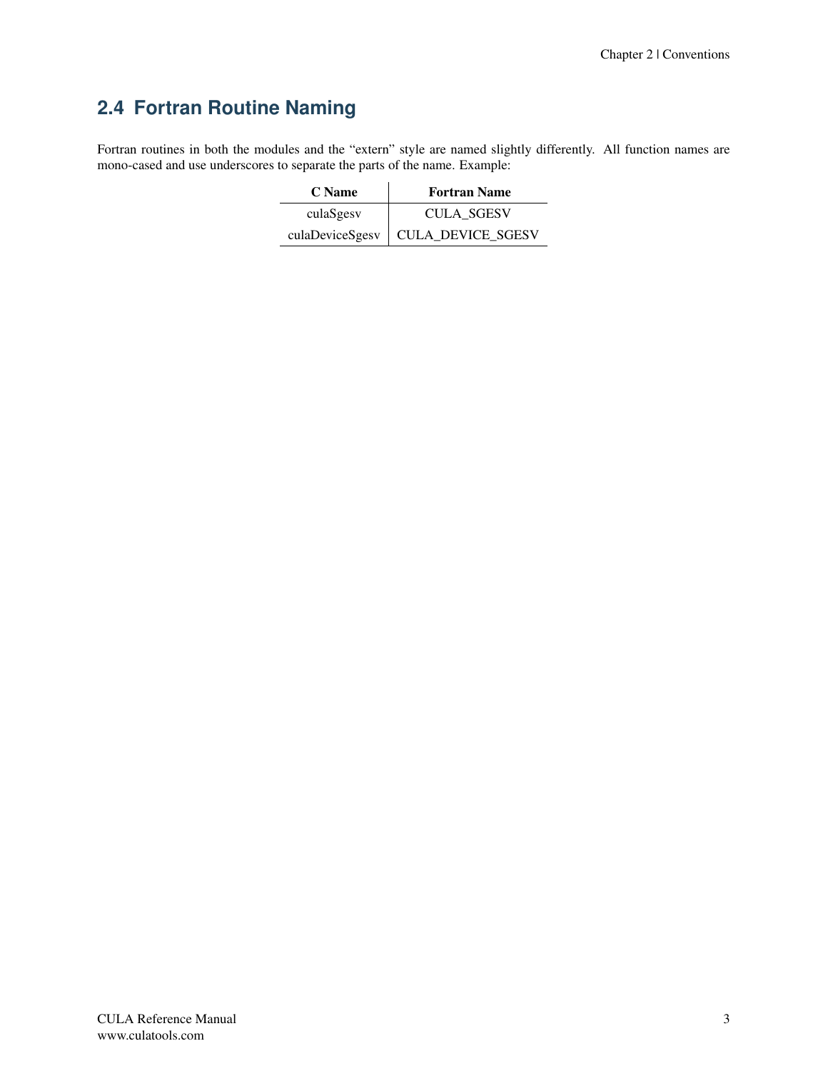## 2.4 Fortran Routine Naming

Fortran routines in both the modules and the "extern" style are named slightly differently. All function names are mono-cased and use underscores to separate the parts of the name. Example:

| C Name | Fortran Name |
|---|---|
| culaSgesv | CULA_SGESV |
| culaDeviceSgesv | CULA_DEVICE_SGESV |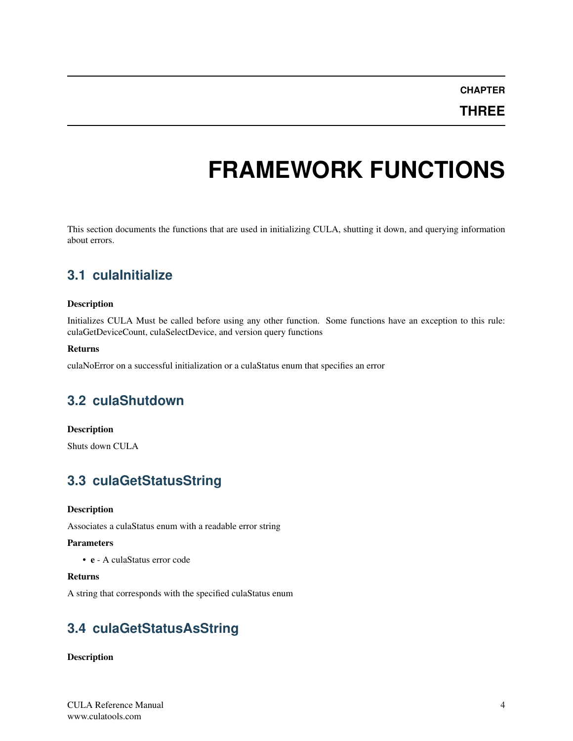# CHAPTER THREE

# FRAMEWORK FUNCTIONS

This section documents the functions that are used in initializing CULA, shutting it down, and querying information about errors.

## 3.1 culaInitialize

**Description**

Initializes CULA Must be called before using any other function. Some functions have an exception to this rule: culaGetDeviceCount, culaSelectDevice, and version query functions

**Returns**

culaNoError on a successful initialization or a culaStatus enum that specifies an error

## 3.2 culaShutdown

**Description**

Shuts down CULA

## 3.3 culaGetStatusString

**Description**

Associates a culaStatus enum with a readable error string

**Parameters**

- **e** - A culaStatus error code

**Returns**

A string that corresponds with the specified culaStatus enum

## 3.4 culaGetStatusAsString

**Description**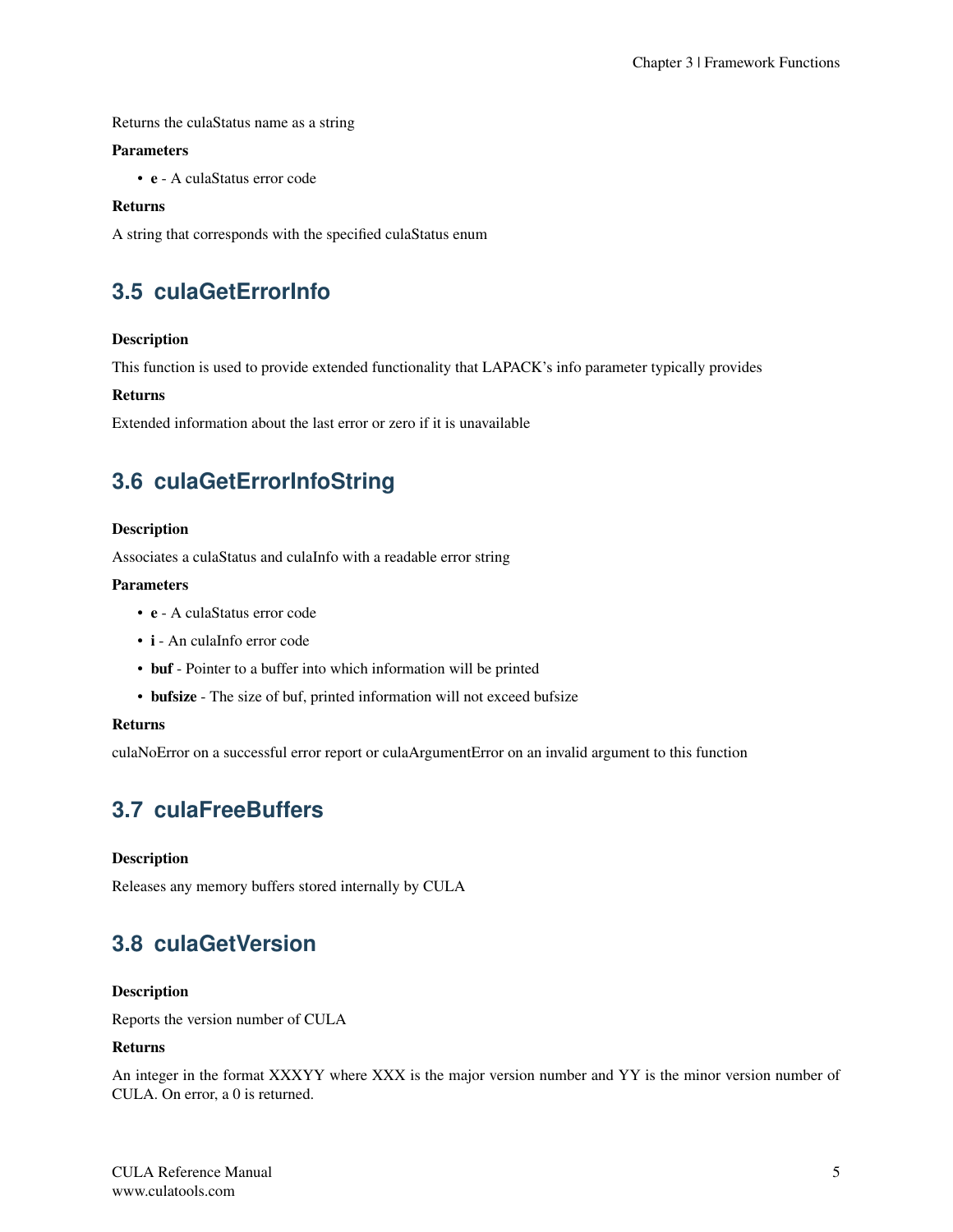Returns the culaStatus name as a string

**Parameters**

- **e** - A culaStatus error code

**Returns**

A string that corresponds with the specified culaStatus enum

## 3.5 culaGetErrorInfo

**Description**

This function is used to provide extended functionality that LAPACK's info parameter typically provides

**Returns**

Extended information about the last error or zero if it is unavailable

## 3.6 culaGetErrorInfoString

**Description**

Associates a culaStatus and culaInfo with a readable error string

**Parameters**

- **e** - A culaStatus error code
- **i** - An culaInfo error code
- **buf** - Pointer to a buffer into which information will be printed
- **bufsize** - The size of buf, printed information will not exceed bufsize

**Returns**

culaNoError on a successful error report or culaArgumentError on an invalid argument to this function

## 3.7 culaFreeBuffers

**Description**

Releases any memory buffers stored internally by CULA

## 3.8 culaGetVersion

**Description**

Reports the version number of CULA

**Returns**

An integer in the format XXXYY where XXX is the major version number and YY is the minor version number of CULA. On error, a 0 is returned.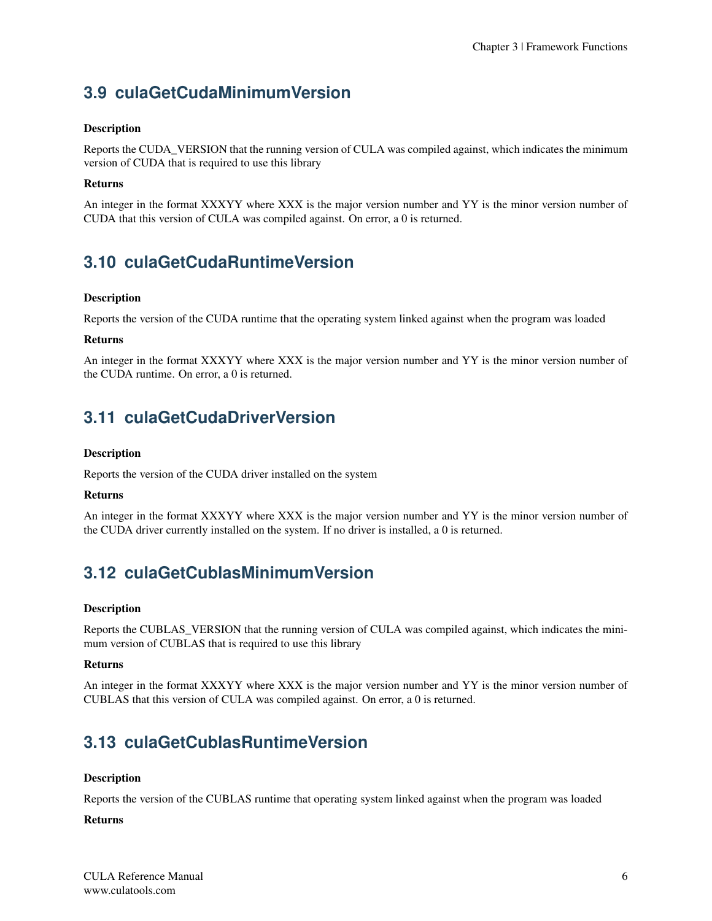## 3.9 culaGetCudaMinimumVersion

**Description**

Reports the CUDA_VERSION that the running version of CULA was compiled against, which indicates the minimum version of CUDA that is required to use this library

**Returns**

An integer in the format XXXYY where XXX is the major version number and YY is the minor version number of CUDA that this version of CULA was compiled against. On error, a 0 is returned.

## 3.10 culaGetCudaRuntimeVersion

**Description**

Reports the version of the CUDA runtime that the operating system linked against when the program was loaded

**Returns**

An integer in the format XXXYY where XXX is the major version number and YY is the minor version number of the CUDA runtime. On error, a 0 is returned.

## 3.11 culaGetCudaDriverVersion

**Description**

Reports the version of the CUDA driver installed on the system

**Returns**

An integer in the format XXXYY where XXX is the major version number and YY is the minor version number of the CUDA driver currently installed on the system. If no driver is installed, a 0 is returned.

## 3.12 culaGetCublasMinimumVersion

**Description**

Reports the CUBLAS_VERSION that the running version of CULA was compiled against, which indicates the minimum version of CUBLAS that is required to use this library

**Returns**

An integer in the format XXXYY where XXX is the major version number and YY is the minor version number of CUBLAS that this version of CULA was compiled against. On error, a 0 is returned.

## 3.13 culaGetCublasRuntimeVersion

**Description**

Reports the version of the CUBLAS runtime that operating system linked against when the program was loaded

**Returns**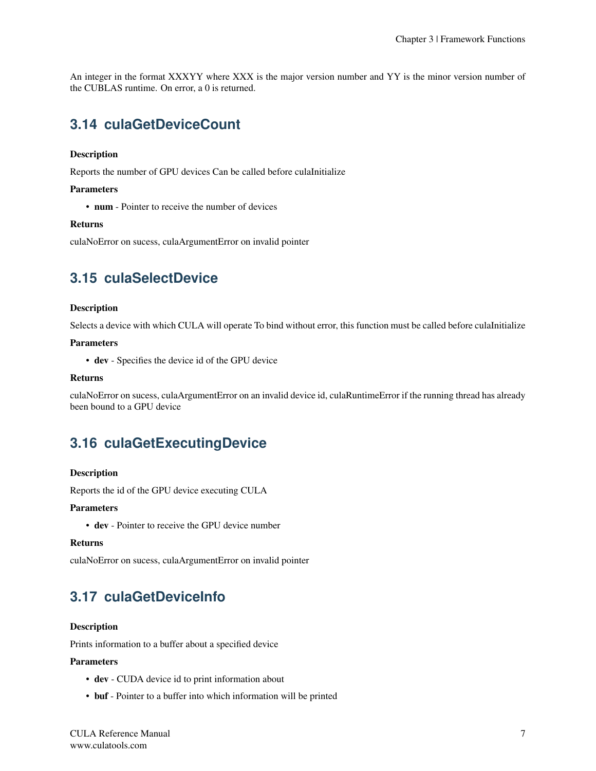An integer in the format XXXYY where XXX is the major version number and YY is the minor version number of the CUBLAS runtime. On error, a 0 is returned.

## 3.14 culaGetDeviceCount

**Description**

Reports the number of GPU devices Can be called before culaInitialize

**Parameters**

- **num** - Pointer to receive the number of devices

**Returns**

culaNoError on sucess, culaArgumentError on invalid pointer

## 3.15 culaSelectDevice

**Description**

Selects a device with which CULA will operate To bind without error, this function must be called before culaInitialize

**Parameters**

- **dev** - Specifies the device id of the GPU device

**Returns**

culaNoError on sucess, culaArgumentError on an invalid device id, culaRuntimeError if the running thread has already been bound to a GPU device

## 3.16 culaGetExecutingDevice

**Description**

Reports the id of the GPU device executing CULA

**Parameters**

- **dev** - Pointer to receive the GPU device number

**Returns**

culaNoError on sucess, culaArgumentError on invalid pointer

## 3.17 culaGetDeviceInfo

**Description**

Prints information to a buffer about a specified device

**Parameters**

- **dev** - CUDA device id to print information about
- **buf** - Pointer to a buffer into which information will be printed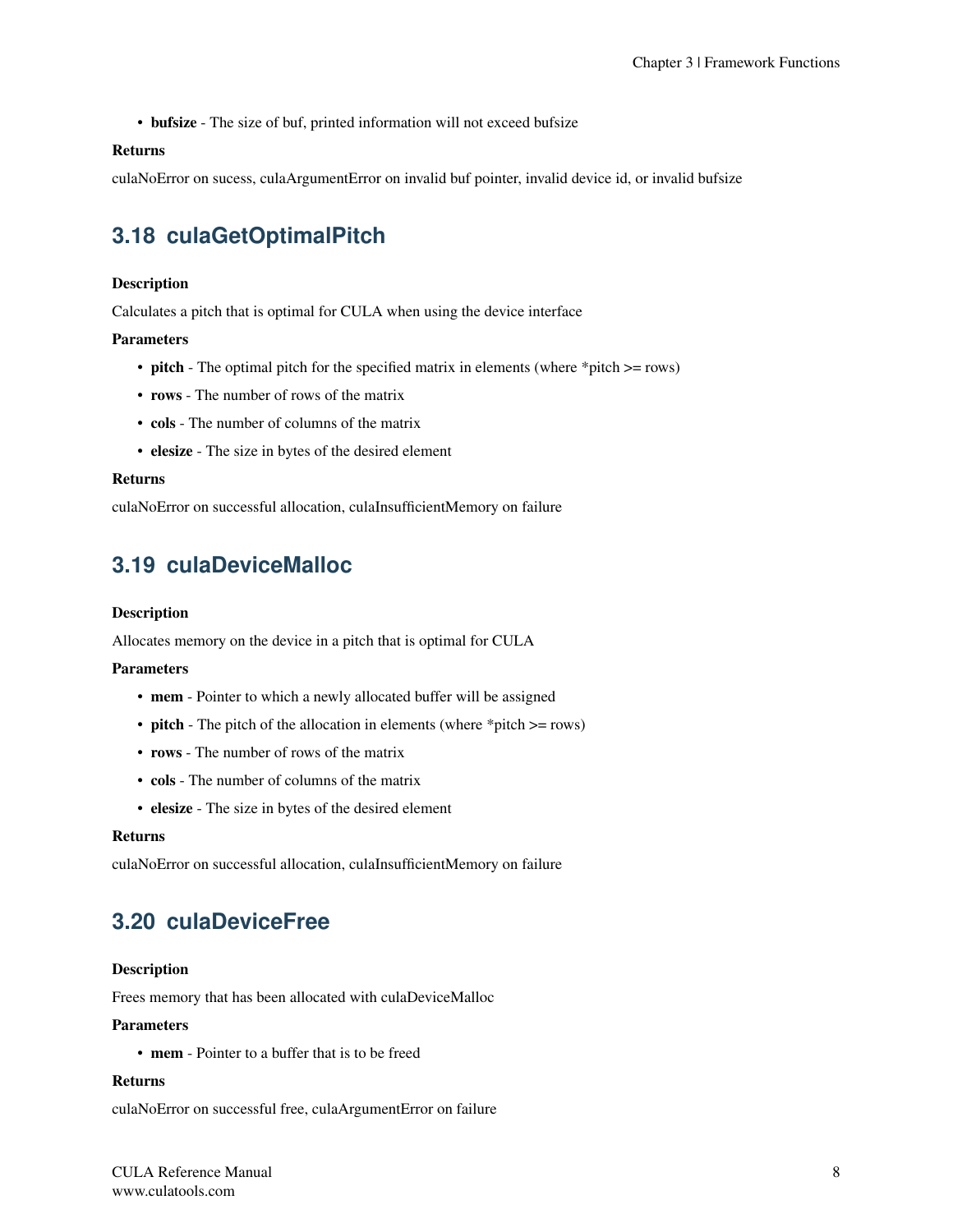- **bufsize** - The size of buf, printed information will not exceed bufsize

**Returns**

culaNoError on sucess, culaArgumentError on invalid buf pointer, invalid device id, or invalid bufsize

## 3.18 culaGetOptimalPitch

**Description**

Calculates a pitch that is optimal for CULA when using the device interface

**Parameters**

- **pitch** - The optimal pitch for the specified matrix in elements (where *pitch >= rows)
- **rows** - The number of rows of the matrix
- **cols** - The number of columns of the matrix
- **elesize** - The size in bytes of the desired element

**Returns**

culaNoError on successful allocation, culaInsufficientMemory on failure

## 3.19 culaDeviceMalloc

**Description**

Allocates memory on the device in a pitch that is optimal for CULA

**Parameters**

- **mem** - Pointer to which a newly allocated buffer will be assigned
- **pitch** - The pitch of the allocation in elements (where *pitch >= rows)
- **rows** - The number of rows of the matrix
- **cols** - The number of columns of the matrix
- **elesize** - The size in bytes of the desired element

**Returns**

culaNoError on successful allocation, culaInsufficientMemory on failure

## 3.20 culaDeviceFree

**Description**

Frees memory that has been allocated with culaDeviceMalloc

**Parameters**

- **mem** - Pointer to a buffer that is to be freed

**Returns**

culaNoError on successful free, culaArgumentError on failure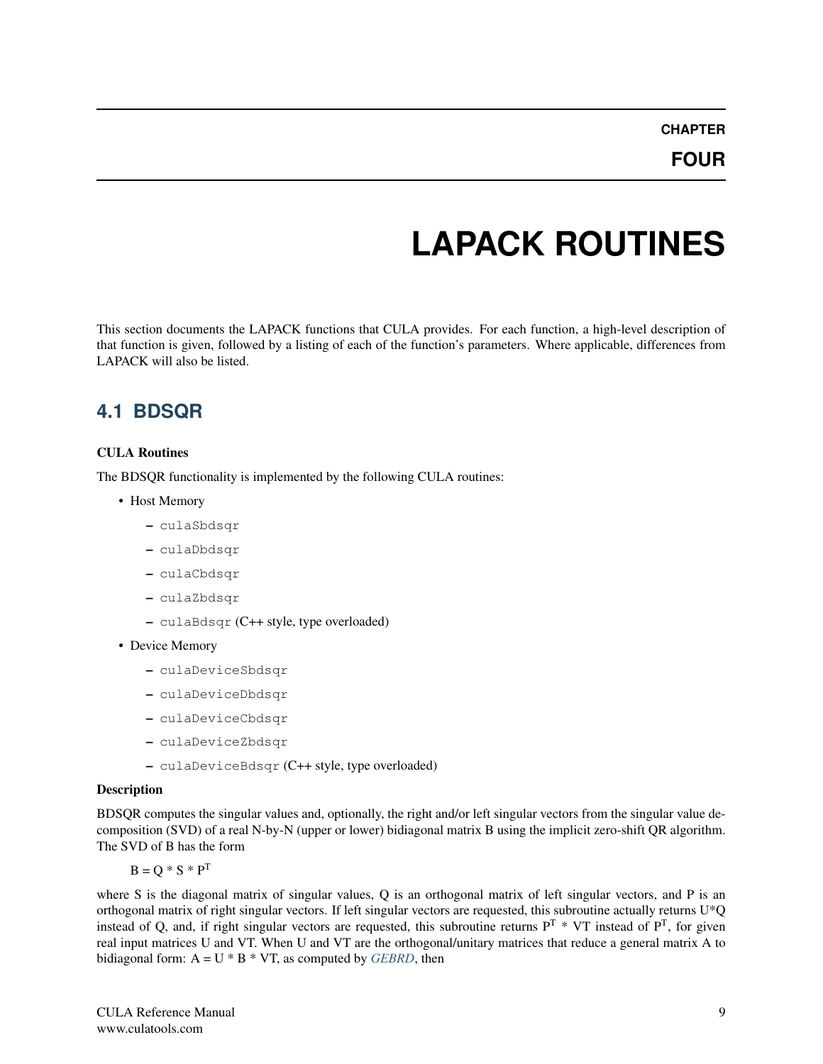# CHAPTER FOUR

# LAPACK ROUTINES

This section documents the LAPACK functions that CULA provides. For each function, a high-level description of that function is given, followed by a listing of each of the function's parameters. Where applicable, differences from LAPACK will also be listed.

## 4.1 BDSQR

**CULA Routines**

The BDSQR functionality is implemented by the following CULA routines:

- Host Memory
  - `culaSbdsqr`
  - `culaDbdsqr`
  - `culaCbdsqr`
  - `culaZbdsqr`
  - `culaBdsqr` (C++ style, type overloaded)
- Device Memory
  - `culaDeviceSbdsqr`
  - `culaDeviceDbdsqr`
  - `culaDeviceCbdsqr`
  - `culaDeviceZbdsqr`
  - `culaDeviceBdsqr` (C++ style, type overloaded)

**Description**

BDSQR computes the singular values and, optionally, the right and/or left singular vectors from the singular value decomposition (SVD) of a real N-by-N (upper or lower) bidiagonal matrix B using the implicit zero-shift QR algorithm. The SVD of B has the form

$B = Q * S * P^T$

where S is the diagonal matrix of singular values, Q is an orthogonal matrix of left singular vectors, and P is an orthogonal matrix of right singular vectors. If left singular vectors are requested, this subroutine actually returns U*Q instead of Q, and, if right singular vectors are requested, this subroutine returns $P^T$ * VT instead of $P^T$, for given real input matrices U and VT. When U and VT are the orthogonal/unitary matrices that reduce a general matrix A to bidiagonal form: A = U * B * VT, as computed by *GEBRD*, then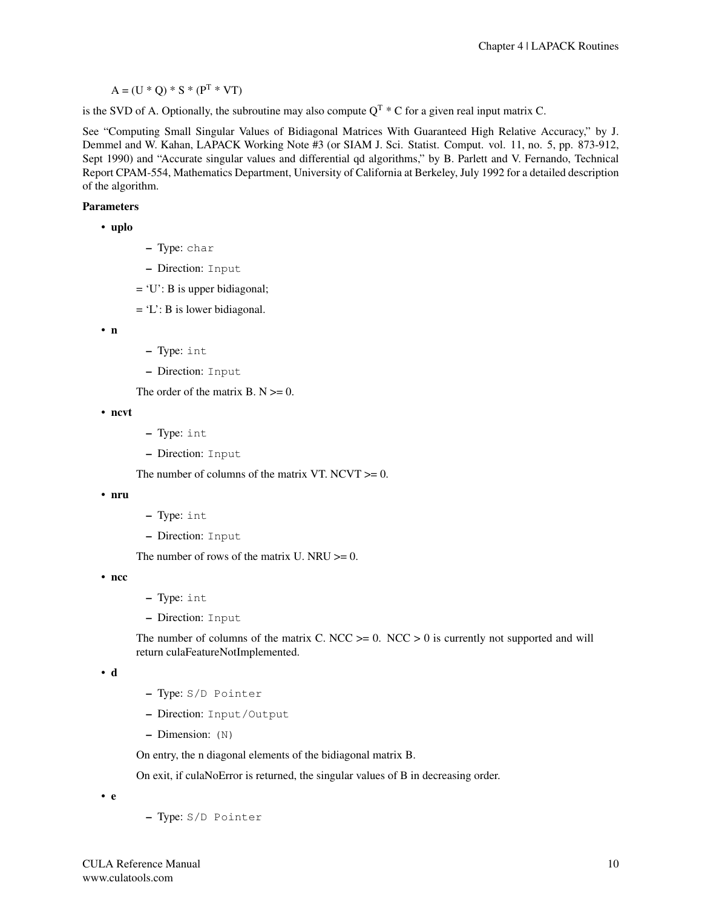$A = (U * Q) * S * (P^T * VT)$

is the SVD of A. Optionally, the subroutine may also compute $Q^T * C$ for a given real input matrix C.

See "Computing Small Singular Values of Bidiagonal Matrices With Guaranteed High Relative Accuracy," by J. Demmel and W. Kahan, LAPACK Working Note #3 (or SIAM J. Sci. Statist. Comput. vol. 11, no. 5, pp. 873-912, Sept 1990) and "Accurate singular values and differential qd algorithms," by B. Parlett and V. Fernando, Technical Report CPAM-554, Mathematics Department, University of California at Berkeley, July 1992 for a detailed description of the algorithm.

**Parameters**

- **uplo**
  - Type: `char`
  - Direction: `Input`

  = 'U': B is upper bidiagonal;

  = 'L': B is lower bidiagonal.

- **n**
  - Type: `int`
  - Direction: `Input`

  The order of the matrix B. N >= 0.

- **ncvt**
  - Type: `int`
  - Direction: `Input`

  The number of columns of the matrix VT. NCVT >= 0.

- **nru**
  - Type: `int`
  - Direction: `Input`

  The number of rows of the matrix U. NRU >= 0.

- **ncc**
  - Type: `int`
  - Direction: `Input`

  The number of columns of the matrix C. NCC >= 0. NCC > 0 is currently not supported and will return culaFeatureNotImplemented.

- **d**
  - Type: `S/D Pointer`
  - Direction: `Input/Output`
  - Dimension: `(N)`

  On entry, the n diagonal elements of the bidiagonal matrix B.

  On exit, if culaNoError is returned, the singular values of B in decreasing order.

- **e**
  - Type: `S/D Pointer`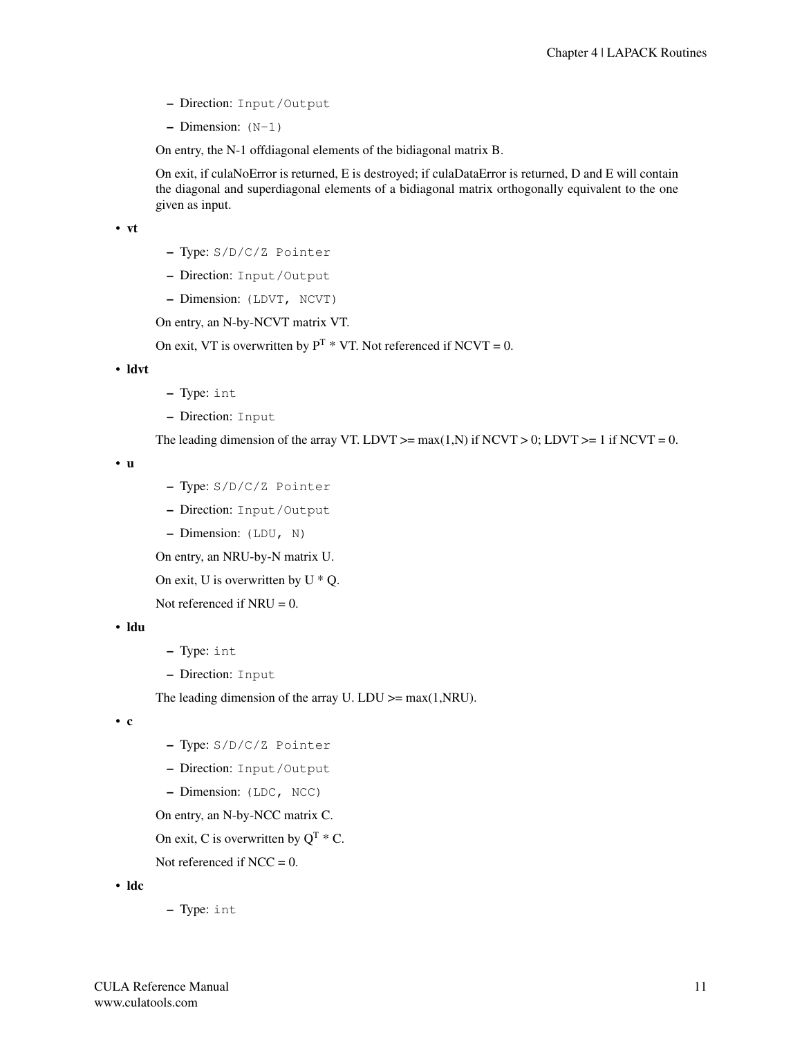- Direction: `Input/Output`
- Dimension: `(N-1)`

On entry, the N-1 offdiagonal elements of the bidiagonal matrix B.

On exit, if culaNoError is returned, E is destroyed; if culaDataError is returned, D and E will contain the diagonal and superdiagonal elements of a bidiagonal matrix orthogonally equivalent to the one given as input.

- **vt**
  - Type: `S/D/C/Z Pointer`
  - Direction: `Input/Output`
  - Dimension: `(LDVT, NCVT)`

  On entry, an N-by-NCVT matrix VT.

  On exit, VT is overwritten by $P^T$ * VT. Not referenced if NCVT = 0.

- **ldvt**
  - Type: `int`
  - Direction: `Input`

  The leading dimension of the array VT. LDVT >= max(1,N) if NCVT > 0; LDVT >= 1 if NCVT = 0.

- **u**
  - Type: `S/D/C/Z Pointer`
  - Direction: `Input/Output`
  - Dimension: `(LDU, N)`

  On entry, an NRU-by-N matrix U.

  On exit, U is overwritten by U * Q.

  Not referenced if NRU = 0.

- **ldu**
  - Type: `int`
  - Direction: `Input`

  The leading dimension of the array U. LDU >= max(1,NRU).

- **c**
  - Type: `S/D/C/Z Pointer`
  - Direction: `Input/Output`
  - Dimension: `(LDC, NCC)`

  On entry, an N-by-NCC matrix C.

  On exit, C is overwritten by $Q^T$ * C.

  Not referenced if NCC = 0.

- **ldc**
  - Type: `int`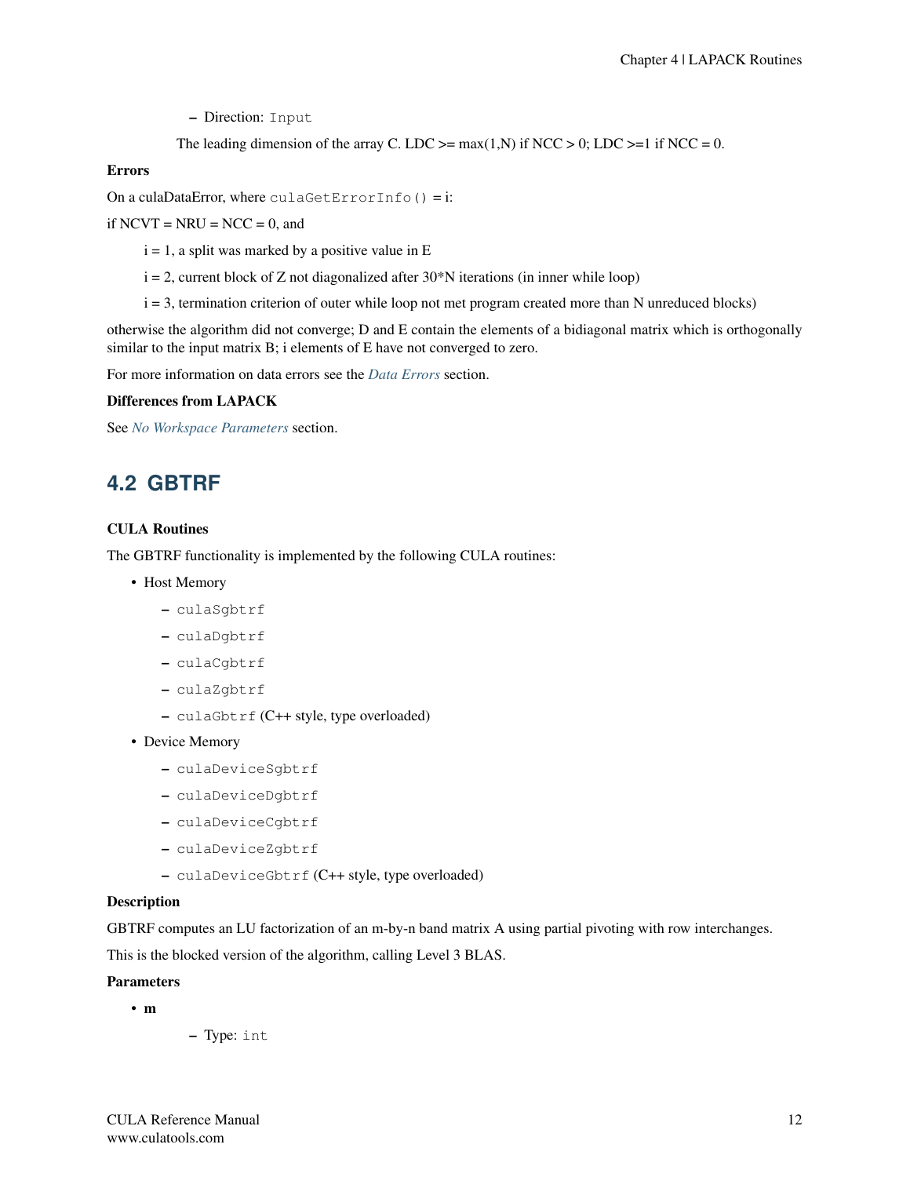- Direction: `Input`

   The leading dimension of the array C. LDC >= max(1,N) if NCC > 0; LDC >=1 if NCC = 0.

**Errors**

On a culaDataError, where `culaGetErrorInfo()` = i:

if NCVT = NRU = NCC = 0, and

i = 1, a split was marked by a positive value in E

i = 2, current block of Z not diagonalized after 30*N iterations (in inner while loop)

i = 3, termination criterion of outer while loop not met program created more than N unreduced blocks)

otherwise the algorithm did not converge; D and E contain the elements of a bidiagonal matrix which is orthogonally similar to the input matrix B; i elements of E have not converged to zero.

For more information on data errors see the *Data Errors* section.

**Differences from LAPACK**

See *No Workspace Parameters* section.

## 4.2 GBTRF

**CULA Routines**

The GBTRF functionality is implemented by the following CULA routines:

- Host Memory
  - `culaSgbtrf`
  - `culaDgbtrf`
  - `culaCgbtrf`
  - `culaZgbtrf`
  - `culaGbtrf` (C++ style, type overloaded)
- Device Memory
  - `culaDeviceSgbtrf`
  - `culaDeviceDgbtrf`
  - `culaDeviceCgbtrf`
  - `culaDeviceZgbtrf`
  - `culaDeviceGbtrf` (C++ style, type overloaded)

**Description**

GBTRF computes an LU factorization of an m-by-n band matrix A using partial pivoting with row interchanges.

This is the blocked version of the algorithm, calling Level 3 BLAS.

**Parameters**

- **m**
  - Type: `int`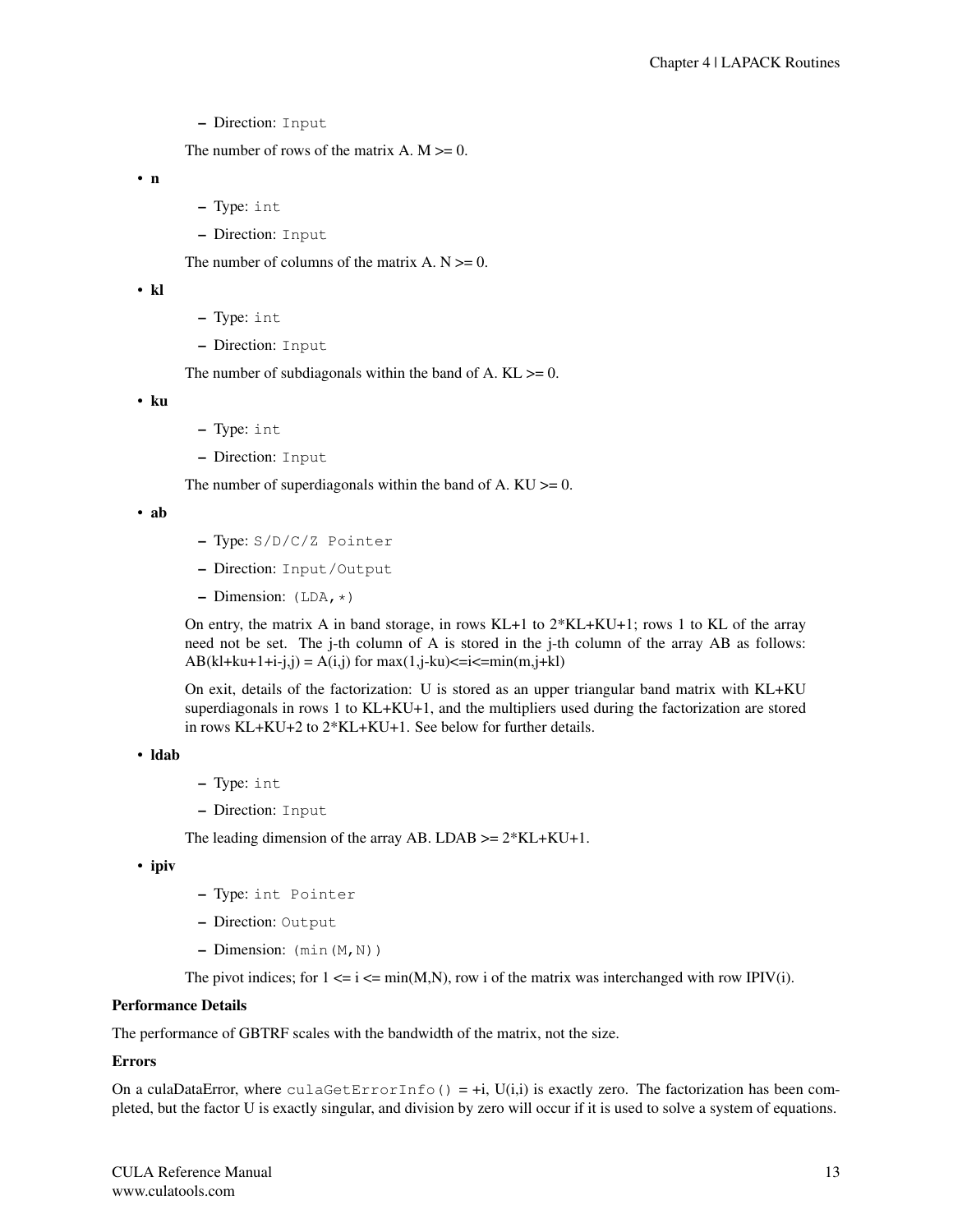- Direction: `Input`

  The number of rows of the matrix A. M >= 0.

- **n**
  - Type: `int`
  - Direction: `Input`

  The number of columns of the matrix A. N >= 0.

- **kl**
  - Type: `int`
  - Direction: `Input`

  The number of subdiagonals within the band of A. KL >= 0.

- **ku**
  - Type: `int`
  - Direction: `Input`

  The number of superdiagonals within the band of A. KU >= 0.

- **ab**
  - Type: `S/D/C/Z Pointer`
  - Direction: `Input/Output`
  - Dimension: `(LDA,*)`

  On entry, the matrix A in band storage, in rows KL+1 to 2*KL+KU+1; rows 1 to KL of the array need not be set. The j-th column of A is stored in the j-th column of the array AB as follows: AB(kl+ku+1+i-j,j) = A(i,j) for max(1,j-ku)<=i<=min(m,j+kl)

  On exit, details of the factorization: U is stored as an upper triangular band matrix with KL+KU superdiagonals in rows 1 to KL+KU+1, and the multipliers used during the factorization are stored in rows KL+KU+2 to 2*KL+KU+1. See below for further details.

- **ldab**
  - Type: `int`
  - Direction: `Input`

  The leading dimension of the array AB. LDAB >= 2*KL+KU+1.

- **ipiv**
  - Type: `int Pointer`
  - Direction: `Output`
  - Dimension: `(min(M,N))`

  The pivot indices; for 1 <= i <= min(M,N), row i of the matrix was interchanged with row IPIV(i).

**Performance Details**

The performance of GBTRF scales with the bandwidth of the matrix, not the size.

**Errors**

On a culaDataError, where `culaGetErrorInfo()` = +i, U(i,i) is exactly zero. The factorization has been completed, but the factor U is exactly singular, and division by zero will occur if it is used to solve a system of equations.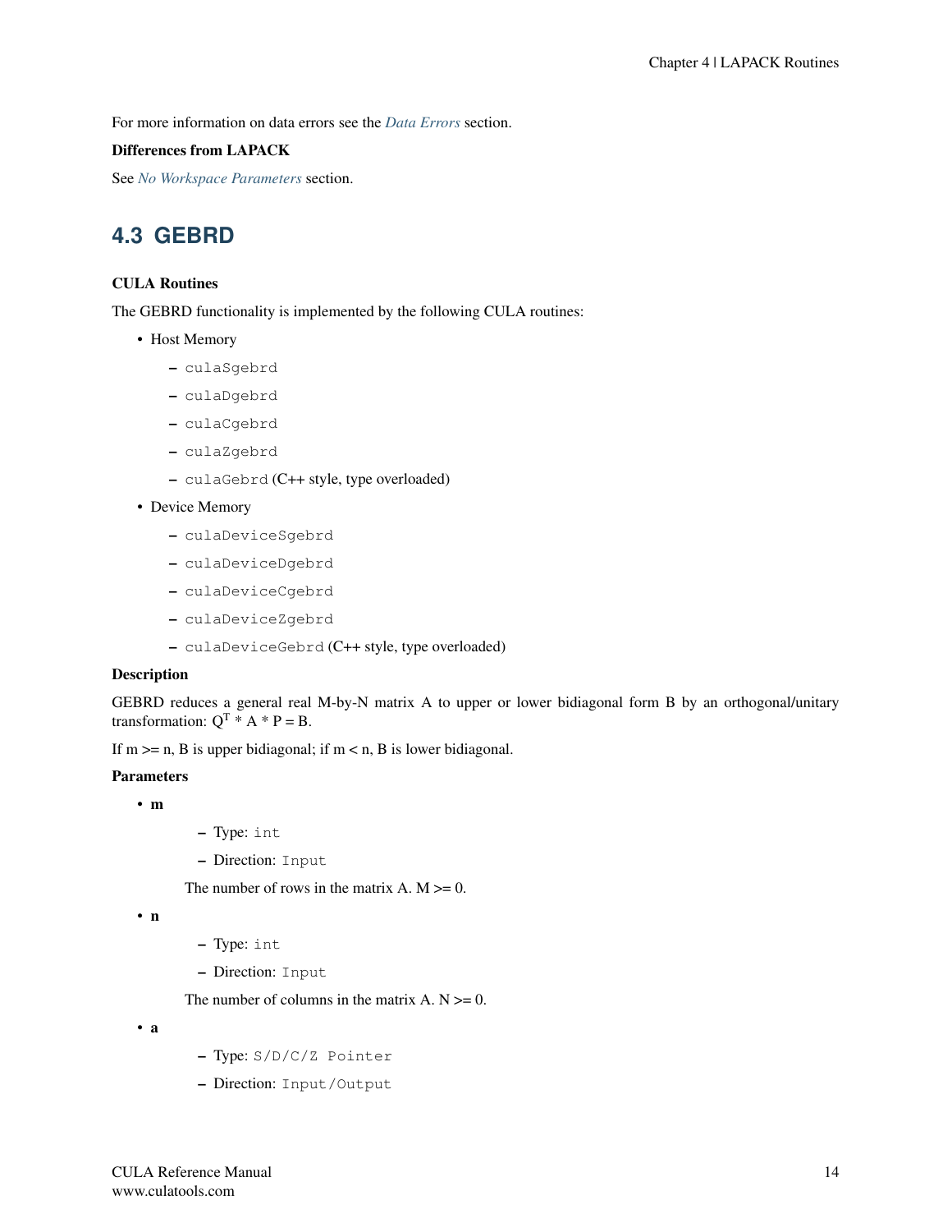For more information on data errors see the *Data Errors* section.

**Differences from LAPACK**

See *No Workspace Parameters* section.

## 4.3 GEBRD

**CULA Routines**

The GEBRD functionality is implemented by the following CULA routines:

- Host Memory
  - `culaSgebrd`
  - `culaDgebrd`
  - `culaCgebrd`
  - `culaZgebrd`
  - `culaGebrd` (C++ style, type overloaded)
- Device Memory
  - `culaDeviceSgebrd`
  - `culaDeviceDgebrd`
  - `culaDeviceCgebrd`
  - `culaDeviceZgebrd`
  - `culaDeviceGebrd` (C++ style, type overloaded)

**Description**

GEBRD reduces a general real M-by-N matrix A to upper or lower bidiagonal form B by an orthogonal/unitary transformation: $Q^T * A * P = B$.

If m >= n, B is upper bidiagonal; if m < n, B is lower bidiagonal.

**Parameters**

- **m**
  - Type: `int`
  - Direction: `Input`

  The number of rows in the matrix A. M >= 0.

- **n**
  - Type: `int`
  - Direction: `Input`

  The number of columns in the matrix A. N >= 0.

- **a**
  - Type: `S/D/C/Z Pointer`
  - Direction: `Input/Output`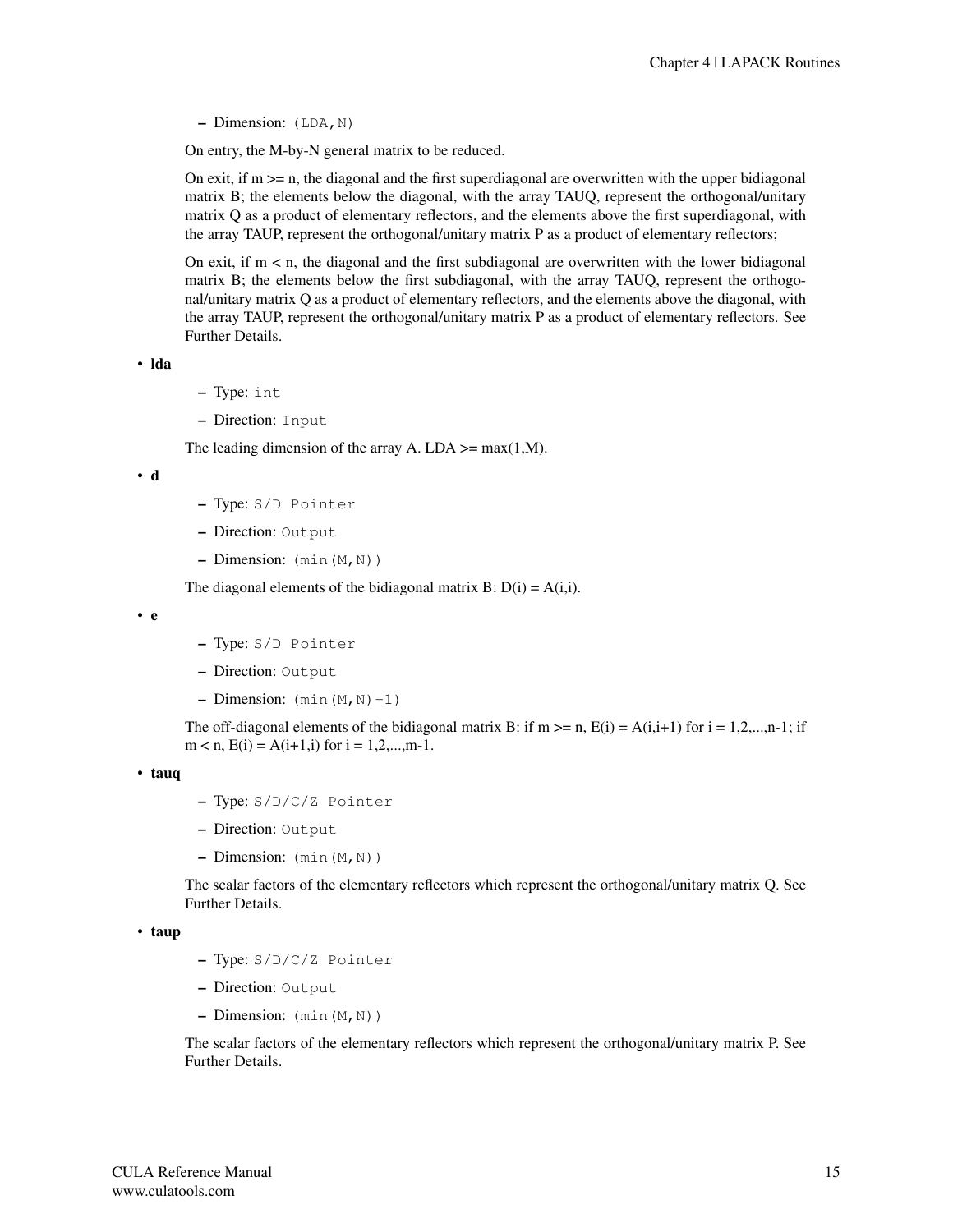- Dimension: `(LDA,N)`

  On entry, the M-by-N general matrix to be reduced.

  On exit, if m >= n, the diagonal and the first superdiagonal are overwritten with the upper bidiagonal matrix B; the elements below the diagonal, with the array TAUQ, represent the orthogonal/unitary matrix Q as a product of elementary reflectors, and the elements above the first superdiagonal, with the array TAUP, represent the orthogonal/unitary matrix P as a product of elementary reflectors;

  On exit, if m < n, the diagonal and the first subdiagonal are overwritten with the lower bidiagonal matrix B; the elements below the first subdiagonal, with the array TAUQ, represent the orthogonal/unitary matrix Q as a product of elementary reflectors, and the elements above the diagonal, with the array TAUP, represent the orthogonal/unitary matrix P as a product of elementary reflectors. See Further Details.

- **lda**
  - Type: `int`
  - Direction: `Input`

  The leading dimension of the array A. LDA >= max(1,M).

- **d**
  - Type: `S/D Pointer`
  - Direction: `Output`
  - Dimension: `(min(M,N))`

  The diagonal elements of the bidiagonal matrix B: D(i) = A(i,i).

- **e**
  - Type: `S/D Pointer`
  - Direction: `Output`
  - Dimension: `(min(M,N)-1)`

  The off-diagonal elements of the bidiagonal matrix B: if m >= n, E(i) = A(i,i+1) for i = 1,2,...,n-1; if m < n, E(i) = A(i+1,i) for i = 1,2,...,m-1.

- **tauq**
  - Type: `S/D/C/Z Pointer`
  - Direction: `Output`
  - Dimension: `(min(M,N))`

  The scalar factors of the elementary reflectors which represent the orthogonal/unitary matrix Q. See Further Details.

- **taup**
  - Type: `S/D/C/Z Pointer`
  - Direction: `Output`
  - Dimension: `(min(M,N))`

  The scalar factors of the elementary reflectors which represent the orthogonal/unitary matrix P. See Further Details.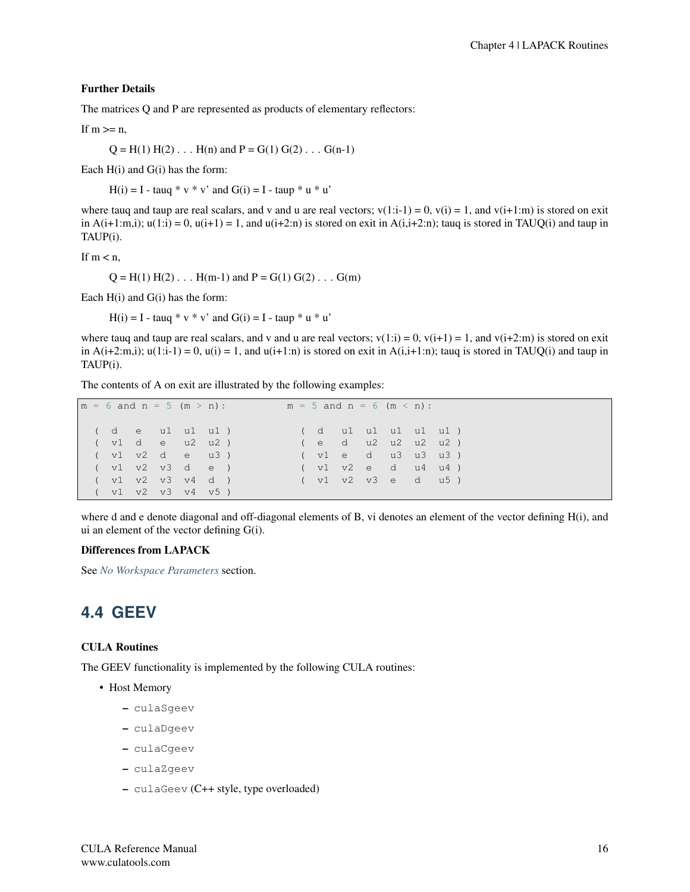**Further Details**

The matrices Q and P are represented as products of elementary reflectors:

If m >= n,

Q = H(1) H(2) . . . H(n) and P = G(1) G(2) . . . G(n-1)

Each H(i) and G(i) has the form:

H(i) = I - tauq * v * v' and G(i) = I - taup * u * u'

where tauq and taup are real scalars, and v and u are real vectors; v(1:i-1) = 0, v(i) = 1, and v(i+1:m) is stored on exit in A(i+1:m,i); u(1:i) = 0, u(i+1) = 1, and u(i+2:n) is stored on exit in A(i,i+2:n); tauq is stored in TAUQ(i) and taup in TAUP(i).

If m < n,

Q = H(1) H(2) . . . H(m-1) and P = G(1) G(2) . . . G(m)

Each H(i) and G(i) has the form:

H(i) = I - tauq * v * v' and G(i) = I - taup * u * u'

where tauq and taup are real scalars, and v and u are real vectors; v(1:i) = 0, v(i+1) = 1, and v(i+2:m) is stored on exit in A(i+2:m,i); u(1:i-1) = 0, u(i) = 1, and u(i+1:n) is stored on exit in A(i,i+1:n); tauq is stored in TAUQ(i) and taup in TAUP(i).

The contents of A on exit are illustrated by the following examples:

```
m = 6 and n = 5 (m > n):           m = 5 and n = 6 (m < n):

  (  d   e   u1  u1  u1 )            (  d   u1  u1  u1  u1  u1 )
  (  v1  d   e   u2  u2 )            (  e   d   u2  u2  u2  u2 )
  (  v1  v2  d   e   u3 )            (  v1  e   d   u3  u3  u3 )
  (  v1  v2  v3  d   e  )            (  v1  v2  e   d   u4  u4 )
  (  v1  v2  v3  v4  d  )            (  v1  v2  v3  e   d   u5 )
  (  v1  v2  v3  v4  v5 )
```

where d and e denote diagonal and off-diagonal elements of B, vi denotes an element of the vector defining H(i), and ui an element of the vector defining G(i).

**Differences from LAPACK**

See *No Workspace Parameters* section.

## 4.4 GEEV

**CULA Routines**

The GEEV functionality is implemented by the following CULA routines:

- Host Memory
  - `culaSgeev`
  - `culaDgeev`
  - `culaCgeev`
  - `culaZgeev`
  - `culaGeev` (C++ style, type overloaded)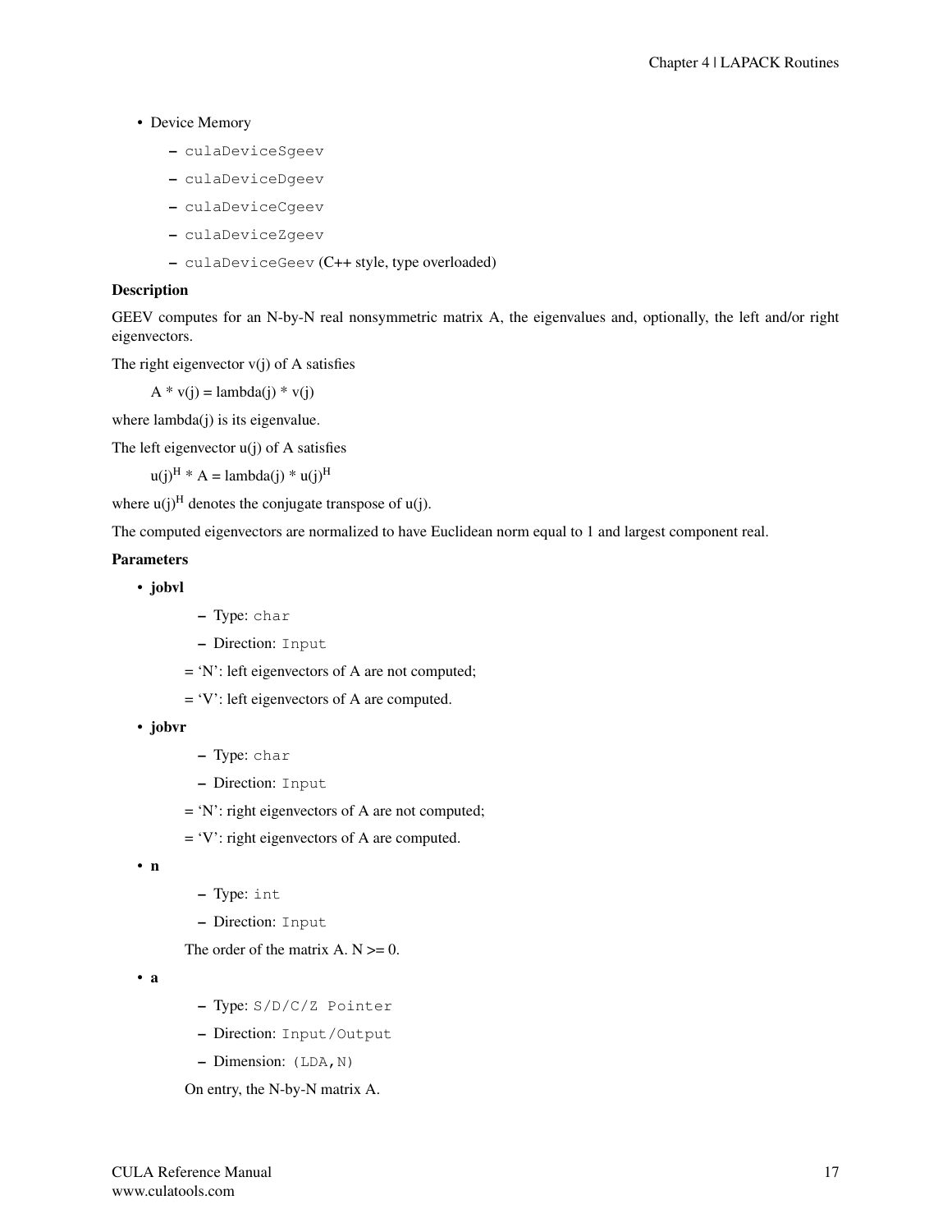- Device Memory
  - culaDeviceSgeev
  - culaDeviceDgeev
  - culaDeviceCgeev
  - culaDeviceZgeev
  - culaDeviceGeev (C++ style, type overloaded)

**Description**

GEEV computes for an N-by-N real nonsymmetric matrix A, the eigenvalues and, optionally, the left and/or right eigenvectors.

The right eigenvector v(j) of A satisfies

A * v(j) = lambda(j) * v(j)

where lambda(j) is its eigenvalue.

The left eigenvector u(j) of A satisfies

$u(j)^H$ * A = lambda(j) * $u(j)^H$

where $u(j)^H$ denotes the conjugate transpose of u(j).

The computed eigenvectors are normalized to have Euclidean norm equal to 1 and largest component real.

**Parameters**

- **jobvl**
  - Type: char
  - Direction: Input

  = 'N': left eigenvectors of A are not computed;

  = 'V': left eigenvectors of A are computed.

- **jobvr**
  - Type: char
  - Direction: Input

  = 'N': right eigenvectors of A are not computed;

  = 'V': right eigenvectors of A are computed.

- **n**
  - Type: int
  - Direction: Input

  The order of the matrix A. N >= 0.

- **a**
  - Type: S/D/C/Z Pointer
  - Direction: Input/Output
  - Dimension: (LDA,N)

  On entry, the N-by-N matrix A.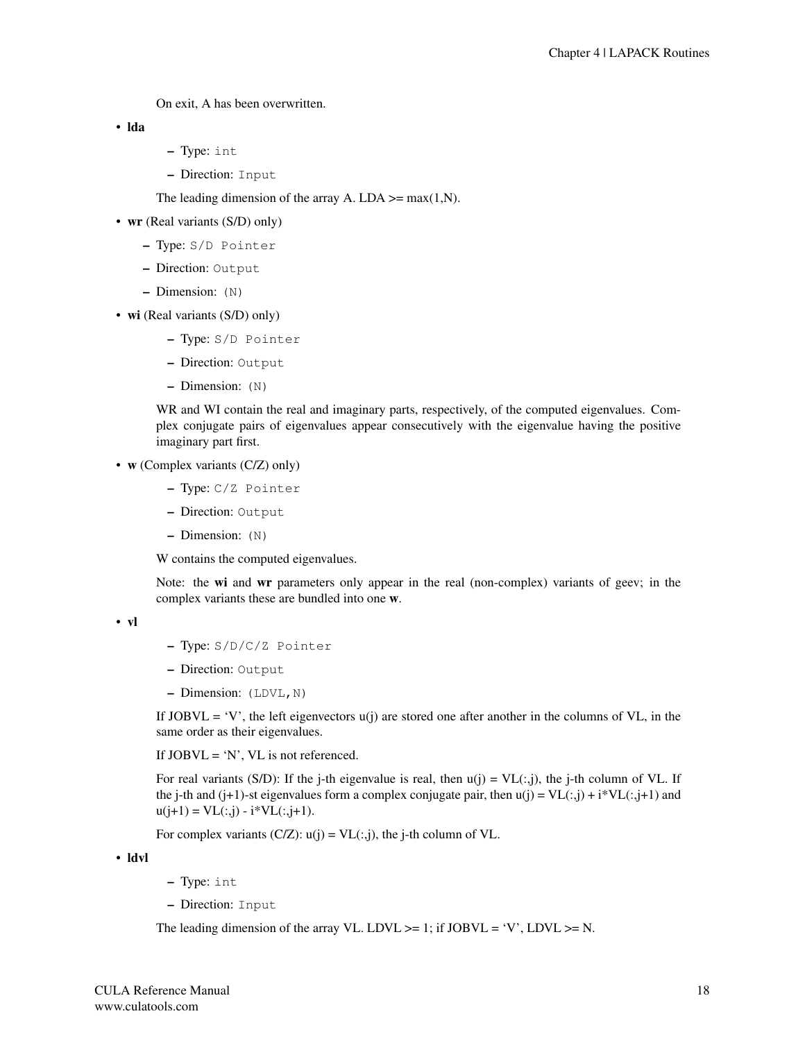On exit, A has been overwritten.

- **lda**
  - Type: `int`
  - Direction: `Input`

  The leading dimension of the array A. LDA >= max(1,N).

- **wr** (Real variants (S/D) only)
  - Type: `S/D Pointer`
  - Direction: `Output`
  - Dimension: `(N)`

- **wi** (Real variants (S/D) only)
  - Type: `S/D Pointer`
  - Direction: `Output`
  - Dimension: `(N)`

  WR and WI contain the real and imaginary parts, respectively, of the computed eigenvalues. Complex conjugate pairs of eigenvalues appear consecutively with the eigenvalue having the positive imaginary part first.

- **w** (Complex variants (C/Z) only)
  - Type: `C/Z Pointer`
  - Direction: `Output`
  - Dimension: `(N)`

  W contains the computed eigenvalues.

  Note: the **wi** and **wr** parameters only appear in the real (non-complex) variants of geev; in the complex variants these are bundled into one **w**.

- **vl**
  - Type: `S/D/C/Z Pointer`
  - Direction: `Output`
  - Dimension: `(LDVL,N)`

  If JOBVL = 'V', the left eigenvectors u(j) are stored one after another in the columns of VL, in the same order as their eigenvalues.

  If JOBVL = 'N', VL is not referenced.

  For real variants (S/D): If the j-th eigenvalue is real, then u(j) = VL(:,j), the j-th column of VL. If the j-th and (j+1)-st eigenvalues form a complex conjugate pair, then u(j) = VL(:,j) + i*VL(:,j+1) and u(j+1) = VL(:,j) - i*VL(:,j+1).

  For complex variants (C/Z): u(j) = VL(:,j), the j-th column of VL.

- **ldvl**
  - Type: `int`
  - Direction: `Input`

  The leading dimension of the array VL. LDVL >= 1; if JOBVL = 'V', LDVL >= N.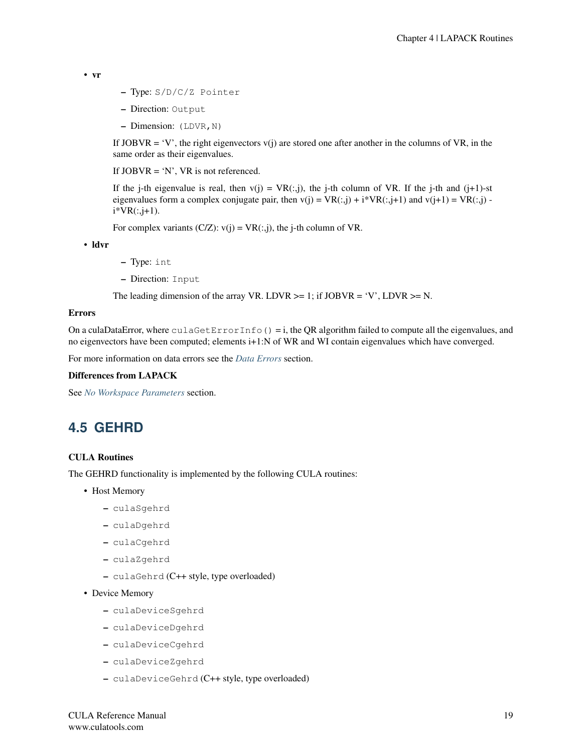- **vr**
  - Type: `S/D/C/Z Pointer`
  - Direction: `Output`
  - Dimension: `(LDVR,N)`

  If JOBVR = ‘V’, the right eigenvectors v(j) are stored one after another in the columns of VR, in the same order as their eigenvalues.

  If JOBVR = ‘N’, VR is not referenced.

  If the j-th eigenvalue is real, then v(j) = VR(:,j), the j-th column of VR. If the j-th and (j+1)-st eigenvalues form a complex conjugate pair, then v(j) = VR(:,j) + i*VR(:,j+1) and v(j+1) = VR(:,j) - i*VR(:,j+1).

  For complex variants (C/Z): v(j) = VR(:,j), the j-th column of VR.

- **ldvr**
  - Type: `int`
  - Direction: `Input`

  The leading dimension of the array VR. LDVR >= 1; if JOBVR = ‘V’, LDVR >= N.

**Errors**

On a culaDataError, where `culaGetErrorInfo()` = i, the QR algorithm failed to compute all the eigenvalues, and no eigenvectors have been computed; elements i+1:N of WR and WI contain eigenvalues which have converged.

For more information on data errors see the *Data Errors* section.

**Differences from LAPACK**

See *No Workspace Parameters* section.

## 4.5 GEHRD

**CULA Routines**

The GEHRD functionality is implemented by the following CULA routines:

- Host Memory
  - `culaSgehrd`
  - `culaDgehrd`
  - `culaCgehrd`
  - `culaZgehrd`
  - `culaGehrd` (C++ style, type overloaded)
- Device Memory
  - `culaDeviceSgehrd`
  - `culaDeviceDgehrd`
  - `culaDeviceCgehrd`
  - `culaDeviceZgehrd`
  - `culaDeviceGehrd` (C++ style, type overloaded)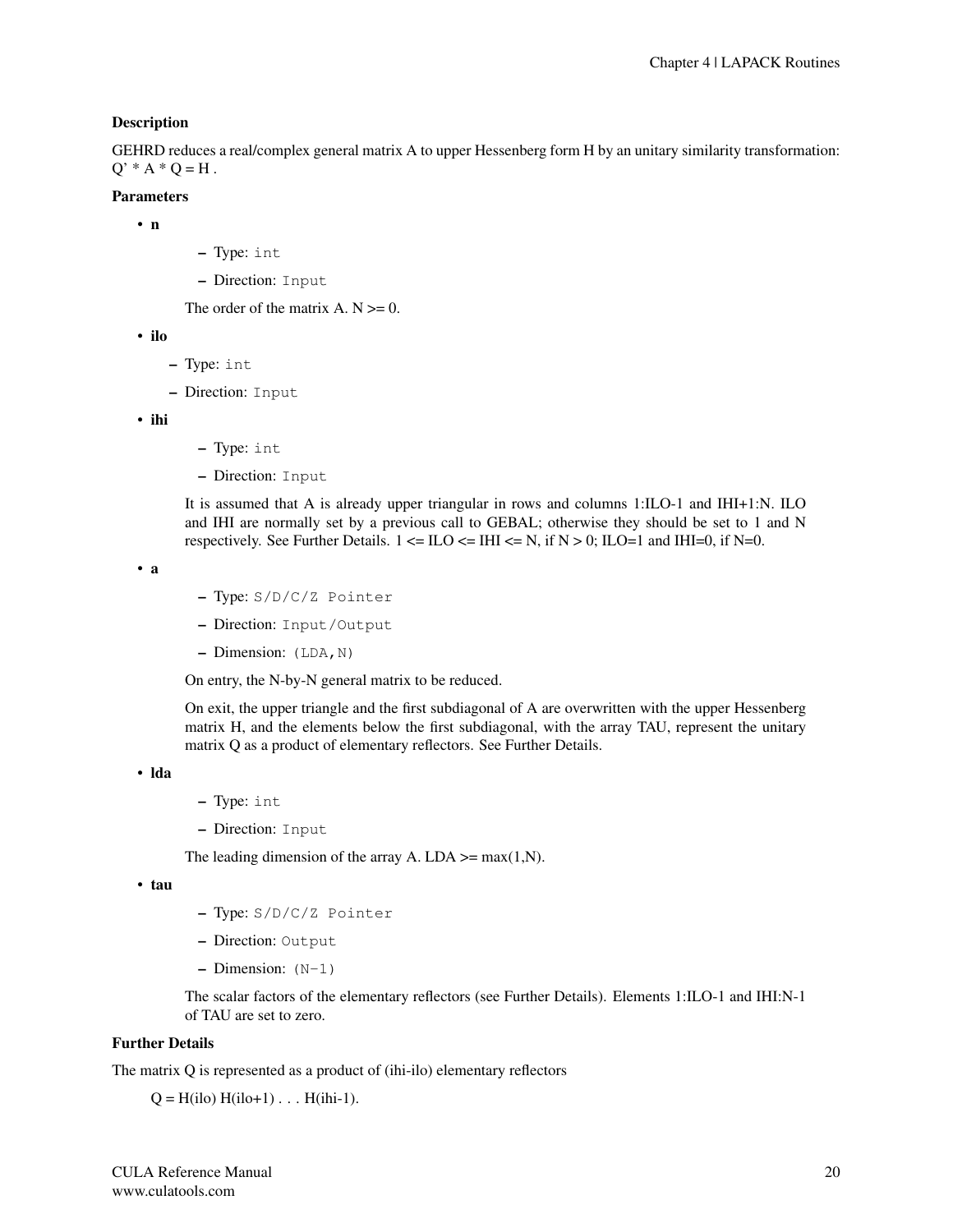### Description

GEHRD reduces a real/complex general matrix A to upper Hessenberg form H by an unitary similarity transformation: Q' * A * Q = H .

### Parameters

- **n**
  - Type: `int`
  - Direction: `Input`

  The order of the matrix A. N >= 0.

- **ilo**
  - Type: `int`
  - Direction: `Input`

- **ihi**
  - Type: `int`
  - Direction: `Input`

  It is assumed that A is already upper triangular in rows and columns 1:ILO-1 and IHI+1:N. ILO and IHI are normally set by a previous call to GEBAL; otherwise they should be set to 1 and N respectively. See Further Details. 1 <= ILO <= IHI <= N, if N > 0; ILO=1 and IHI=0, if N=0.

- **a**
  - Type: `S/D/C/Z Pointer`
  - Direction: `Input/Output`
  - Dimension: `(LDA,N)`

  On entry, the N-by-N general matrix to be reduced.

  On exit, the upper triangle and the first subdiagonal of A are overwritten with the upper Hessenberg matrix H, and the elements below the first subdiagonal, with the array TAU, represent the unitary matrix Q as a product of elementary reflectors. See Further Details.

- **lda**
  - Type: `int`
  - Direction: `Input`

  The leading dimension of the array A. LDA >= max(1,N).

- **tau**
  - Type: `S/D/C/Z Pointer`
  - Direction: `Output`
  - Dimension: `(N-1)`

  The scalar factors of the elementary reflectors (see Further Details). Elements 1:ILO-1 and IHI:N-1 of TAU are set to zero.

### Further Details

The matrix Q is represented as a product of (ihi-ilo) elementary reflectors

Q = H(ilo) H(ilo+1) . . . H(ihi-1).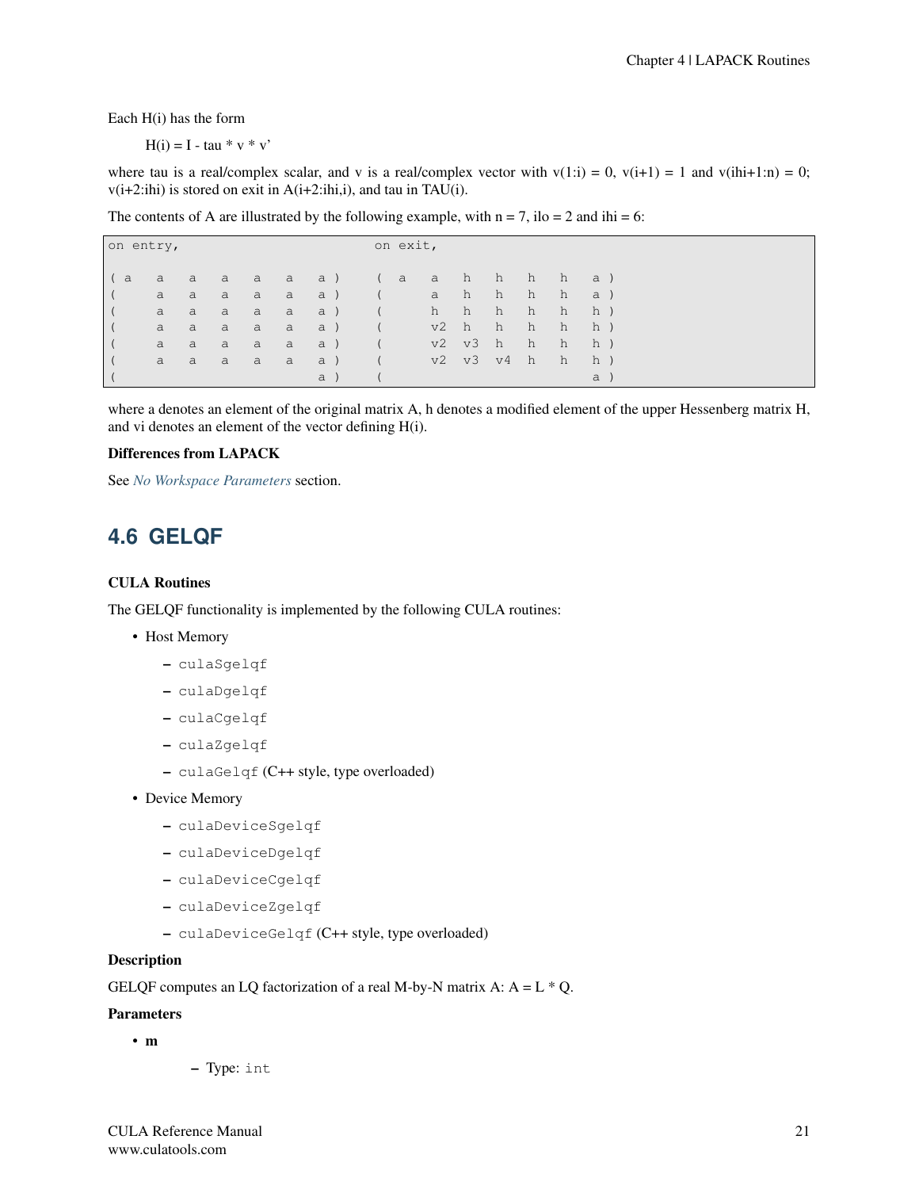Each H(i) has the form

H(i) = I - tau * v * v'

where tau is a real/complex scalar, and v is a real/complex vector with v(1:i) = 0, v(i+1) = 1 and v(ihi+1:n) = 0; v(i+2:ihi) is stored on exit in A(i+2:ihi,i), and tau in TAU(i).

The contents of A are illustrated by the following example, with n = 7, ilo = 2 and ihi = 6:

```
on entry,                        on exit,

( a   a   a   a   a   a   a )    ( a   a   h   h   h   h   a )
(     a   a   a   a   a   a )    (     a   h   h   h   h   a )
(     a   a   a   a   a   a )    (     h   h   h   h   h   h )
(     a   a   a   a   a   a )    (     v2  h   h   h   h   h )
(     a   a   a   a   a   a )    (     v2  v3  h   h   h   h )
(     a   a   a   a   a   a )    (     v2  v3  v4  h   h   h )
(                         a )    (                         a )
```

where a denotes an element of the original matrix A, h denotes a modified element of the upper Hessenberg matrix H, and vi denotes an element of the vector defining H(i).

**Differences from LAPACK**

See *No Workspace Parameters* section.

## 4.6 GELQF

**CULA Routines**

The GELQF functionality is implemented by the following CULA routines:

- Host Memory
  - `culaSgelqf`
  - `culaDgelqf`
  - `culaCgelqf`
  - `culaZgelqf`
  - `culaGelqf` (C++ style, type overloaded)
- Device Memory
  - `culaDeviceSgelqf`
  - `culaDeviceDgelqf`
  - `culaDeviceCgelqf`
  - `culaDeviceZgelqf`
  - `culaDeviceGelqf` (C++ style, type overloaded)

**Description**

GELQF computes an LQ factorization of a real M-by-N matrix A: A = L * Q.

**Parameters**

- **m**
  - Type: `int`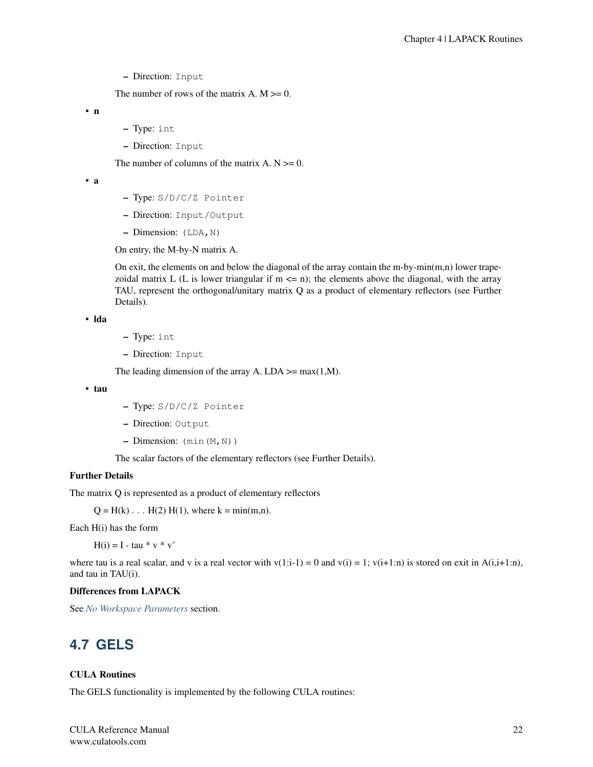- Direction: `Input`

The number of rows of the matrix A. M >= 0.

- **n**
  - Type: `int`
  - Direction: `Input`

  The number of columns of the matrix A. N >= 0.

- **a**
  - Type: `S/D/C/Z Pointer`
  - Direction: `Input/Output`
  - Dimension: `(LDA,N)`

  On entry, the M-by-N matrix A.

  On exit, the elements on and below the diagonal of the array contain the m-by-min(m,n) lower trapezoidal matrix L (L is lower triangular if m <= n); the elements above the diagonal, with the array TAU, represent the orthogonal/unitary matrix Q as a product of elementary reflectors (see Further Details).

- **lda**
  - Type: `int`
  - Direction: `Input`

  The leading dimension of the array A. LDA >= max(1,M).

- **tau**
  - Type: `S/D/C/Z Pointer`
  - Direction: `Output`
  - Dimension: `(min(M,N))`

  The scalar factors of the elementary reflectors (see Further Details).

**Further Details**

The matrix Q is represented as a product of elementary reflectors

Q = H(k) . . . H(2) H(1), where k = min(m,n).

Each H(i) has the form

H(i) = I - tau * v * v'

where tau is a real scalar, and v is a real vector with v(1:i-1) = 0 and v(i) = 1; v(i+1:n) is stored on exit in A(i,i+1:n), and tau in TAU(i).

**Differences from LAPACK**

See *No Workspace Parameters* section.

## 4.7 GELS

**CULA Routines**

The GELS functionality is implemented by the following CULA routines: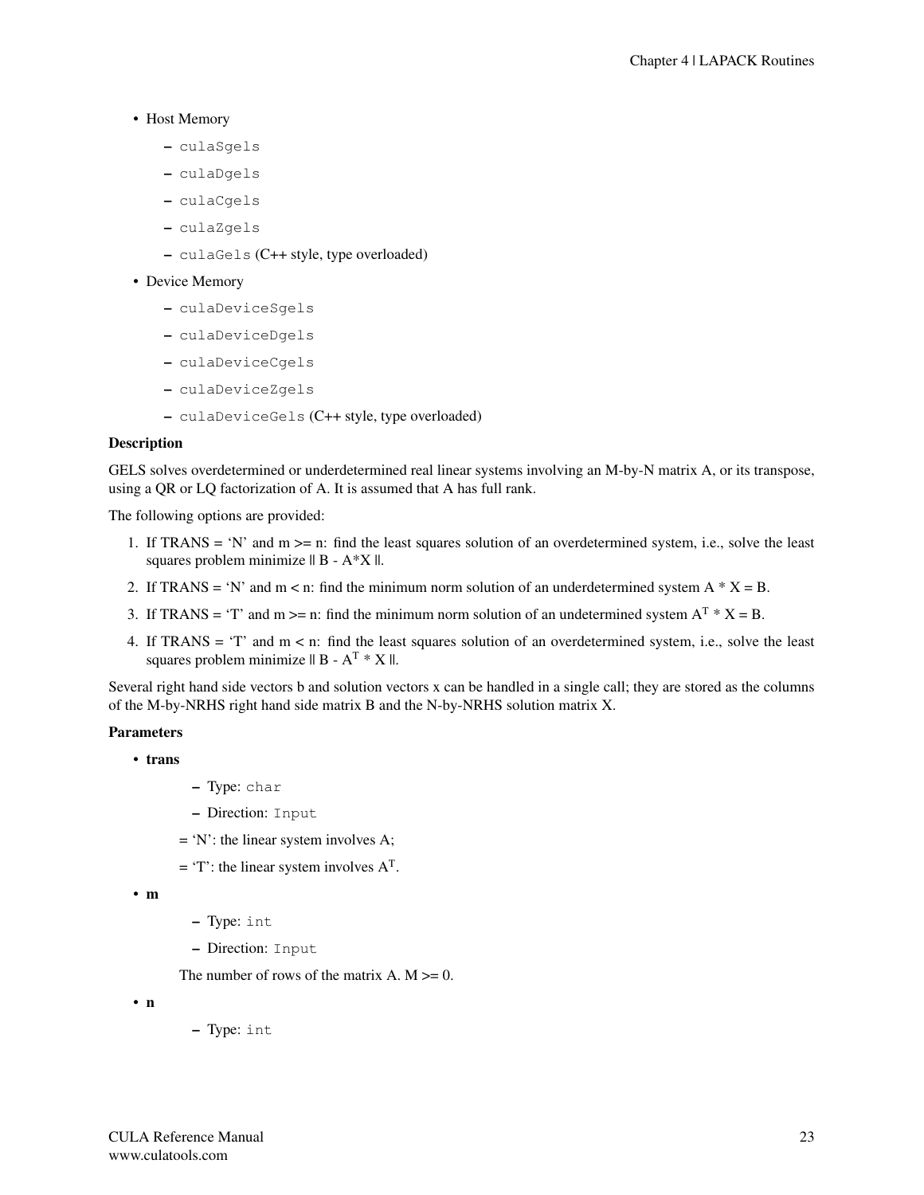- Host Memory
  - culaSgels
  - culaDgels
  - culaCgels
  - culaZgels
  - culaGels (C++ style, type overloaded)
- Device Memory
  - culaDeviceSgels
  - culaDeviceDgels
  - culaDeviceCgels
  - culaDeviceZgels
  - culaDeviceGels (C++ style, type overloaded)

**Description**

GELS solves overdetermined or underdetermined real linear systems involving an M-by-N matrix A, or its transpose, using a QR or LQ factorization of A. It is assumed that A has full rank.

The following options are provided:

1. If TRANS = 'N' and m >= n: find the least squares solution of an overdetermined system, i.e., solve the least squares problem minimize || B - A*X ||.
2. If TRANS = 'N' and m < n: find the minimum norm solution of an underdetermined system A * X = B.
3. If TRANS = 'T' and m >= n: find the minimum norm solution of an undetermined system $A^T$ * X = B.
4. If TRANS = 'T' and m < n: find the least squares solution of an overdetermined system, i.e., solve the least squares problem minimize || B - $A^T$ * X ||.

Several right hand side vectors b and solution vectors x can be handled in a single call; they are stored as the columns of the M-by-NRHS right hand side matrix B and the N-by-NRHS solution matrix X.

**Parameters**

- **trans**
  - Type: char
  - Direction: Input

  = 'N': the linear system involves A;

  = 'T': the linear system involves $A^T$.
- **m**
  - Type: int
  - Direction: Input

  The number of rows of the matrix A. M >= 0.
- **n**
  - Type: int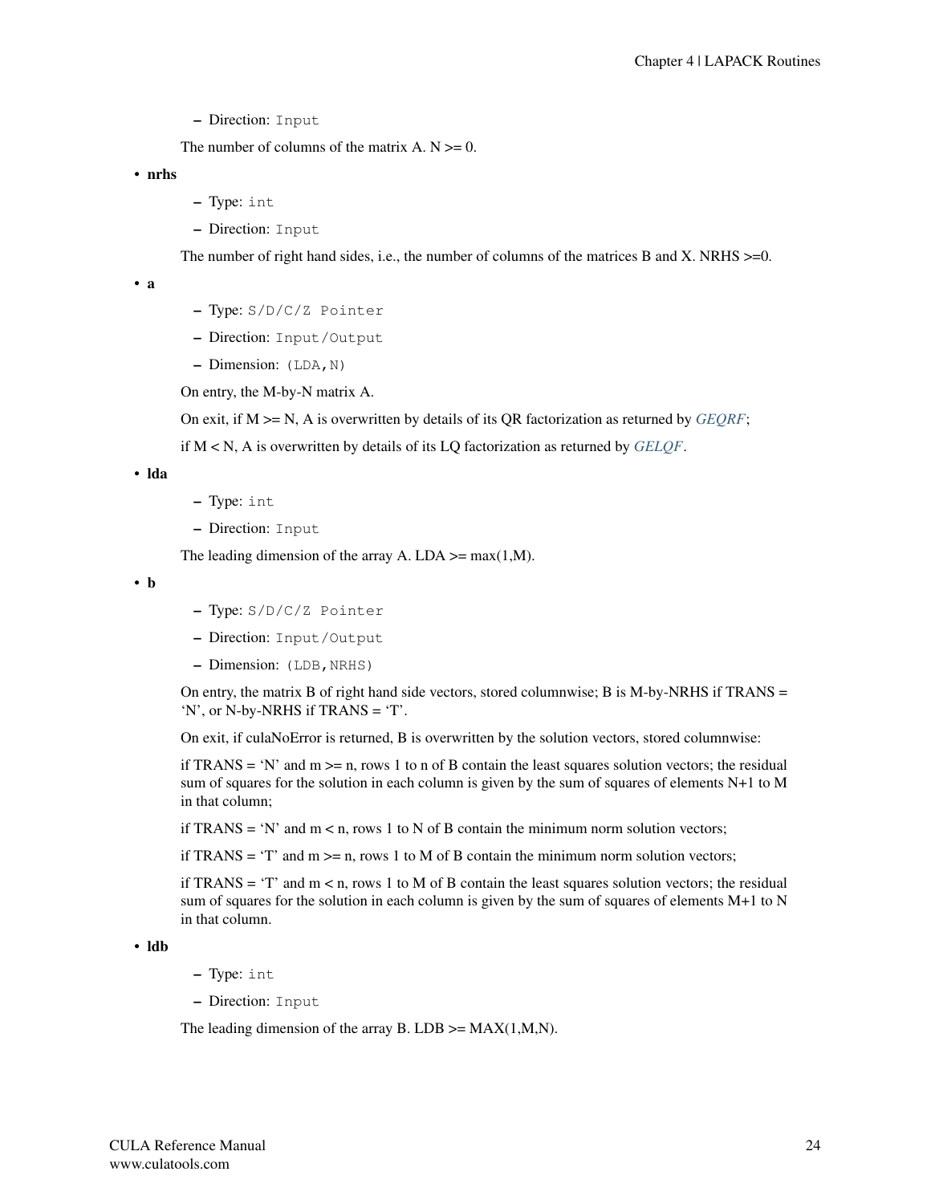- Direction: `Input`

The number of columns of the matrix A. N >= 0.

- **nrhs**
  - Type: `int`
  - Direction: `Input`

  The number of right hand sides, i.e., the number of columns of the matrices B and X. NRHS >=0.

- **a**
  - Type: `S/D/C/Z Pointer`
  - Direction: `Input/Output`
  - Dimension: `(LDA,N)`

  On entry, the M-by-N matrix A.

  On exit, if M >= N, A is overwritten by details of its QR factorization as returned by *GEQRF*;

  if M < N, A is overwritten by details of its LQ factorization as returned by *GELQF*.

- **lda**
  - Type: `int`
  - Direction: `Input`

  The leading dimension of the array A. LDA >= max(1,M).

- **b**
  - Type: `S/D/C/Z Pointer`
  - Direction: `Input/Output`
  - Dimension: `(LDB,NRHS)`

  On entry, the matrix B of right hand side vectors, stored columnwise; B is M-by-NRHS if TRANS = 'N', or N-by-NRHS if TRANS = 'T'.

  On exit, if culaNoError is returned, B is overwritten by the solution vectors, stored columnwise:

  if TRANS = 'N' and m >= n, rows 1 to n of B contain the least squares solution vectors; the residual sum of squares for the solution in each column is given by the sum of squares of elements N+1 to M in that column;

  if TRANS = 'N' and m < n, rows 1 to N of B contain the minimum norm solution vectors;

  if TRANS = 'T' and m >= n, rows 1 to M of B contain the minimum norm solution vectors;

  if TRANS = 'T' and m < n, rows 1 to M of B contain the least squares solution vectors; the residual sum of squares for the solution in each column is given by the sum of squares of elements M+1 to N in that column.

- **ldb**
  - Type: `int`
  - Direction: `Input`

  The leading dimension of the array B. LDB >= MAX(1,M,N).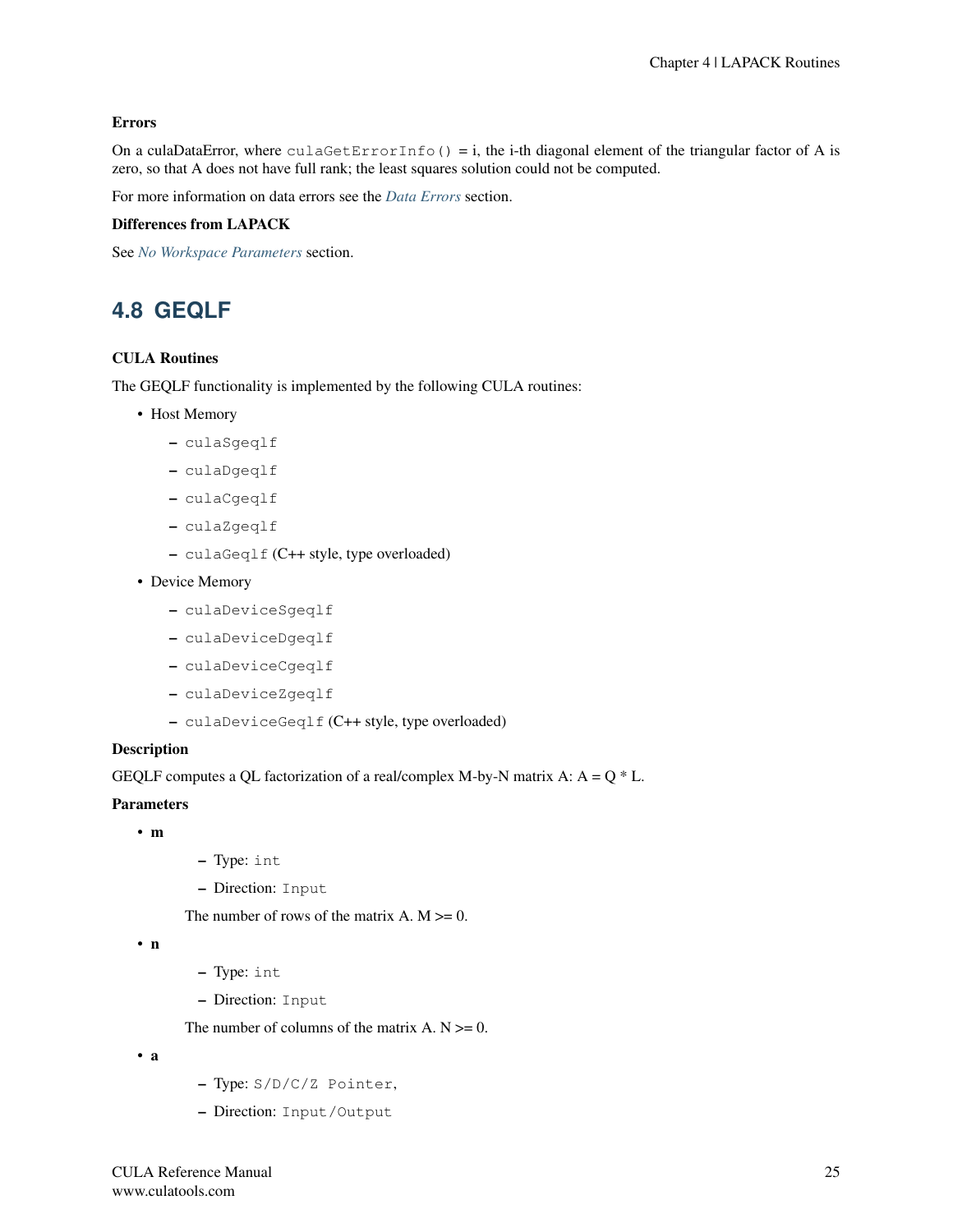**Errors**

On a culaDataError, where `culaGetErrorInfo()` = i, the i-th diagonal element of the triangular factor of A is zero, so that A does not have full rank; the least squares solution could not be computed.

For more information on data errors see the *Data Errors* section.

**Differences from LAPACK**

See *No Workspace Parameters* section.

## 4.8 GEQLF

**CULA Routines**

The GEQLF functionality is implemented by the following CULA routines:

- Host Memory
  - `culaSgeqlf`
  - `culaDgeqlf`
  - `culaCgeqlf`
  - `culaZgeqlf`
  - `culaGeqlf` (C++ style, type overloaded)
- Device Memory
  - `culaDeviceSgeqlf`
  - `culaDeviceDgeqlf`
  - `culaDeviceCgeqlf`
  - `culaDeviceZgeqlf`
  - `culaDeviceGeqlf` (C++ style, type overloaded)

**Description**

GEQLF computes a QL factorization of a real/complex M-by-N matrix A: A = Q * L.

**Parameters**

- **m**
  - Type: `int`
  - Direction: `Input`

  The number of rows of the matrix A. M >= 0.
- **n**
  - Type: `int`
  - Direction: `Input`

  The number of columns of the matrix A. N >= 0.
- **a**
  - Type: `S/D/C/Z Pointer`,
  - Direction: `Input/Output`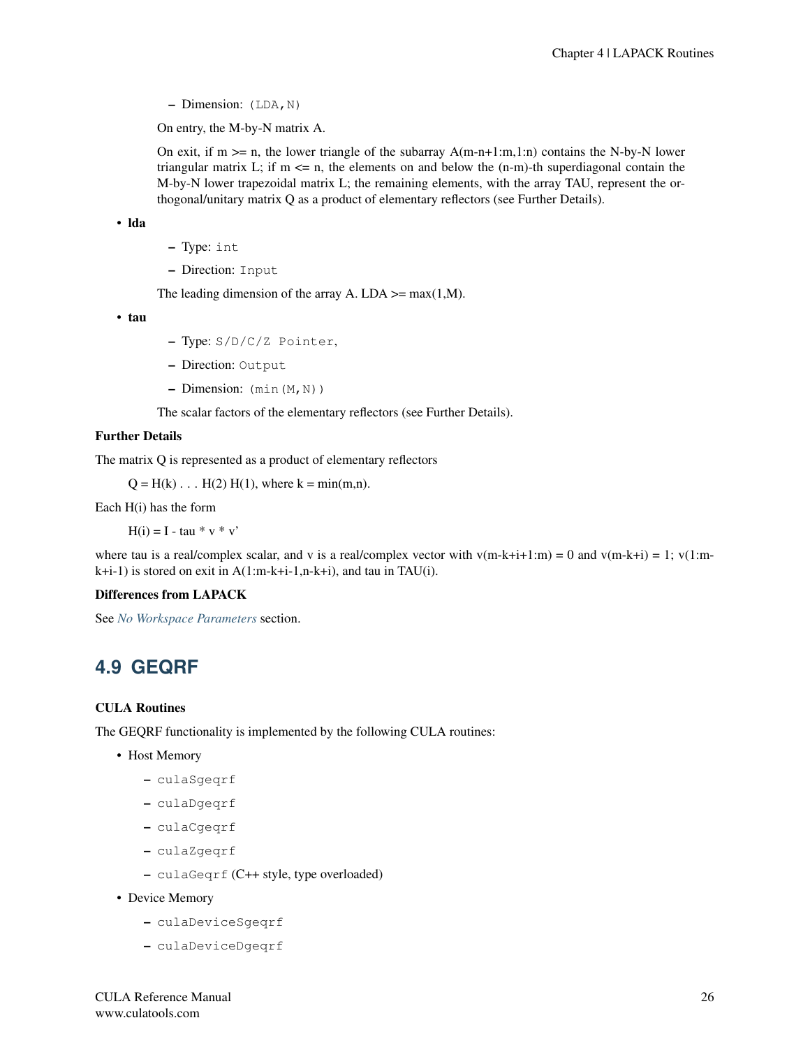- Dimension: `(LDA,N)`

On entry, the M-by-N matrix A.

On exit, if m >= n, the lower triangle of the subarray A(m-n+1:m,1:n) contains the N-by-N lower triangular matrix L; if m <= n, the elements on and below the (n-m)-th superdiagonal contain the M-by-N lower trapezoidal matrix L; the remaining elements, with the array TAU, represent the orthogonal/unitary matrix Q as a product of elementary reflectors (see Further Details).

- **lda**
  - Type: `int`
  - Direction: `Input`

  The leading dimension of the array A. LDA >= max(1,M).

- **tau**
  - Type: `S/D/C/Z Pointer`,
  - Direction: `Output`
  - Dimension: `(min(M,N))`

  The scalar factors of the elementary reflectors (see Further Details).

**Further Details**

The matrix Q is represented as a product of elementary reflectors

Q = H(k) . . . H(2) H(1), where k = min(m,n).

Each H(i) has the form

H(i) = I - tau * v * v'

where tau is a real/complex scalar, and v is a real/complex vector with v(m-k+i+1:m) = 0 and v(m-k+i) = 1; v(1:m-k+i-1) is stored on exit in A(1:m-k+i-1,n-k+i), and tau in TAU(i).

**Differences from LAPACK**

See *No Workspace Parameters* section.

## 4.9 GEQRF

**CULA Routines**

The GEQRF functionality is implemented by the following CULA routines:

- Host Memory
  - `culaSgeqrf`
  - `culaDgeqrf`
  - `culaCgeqrf`
  - `culaZgeqrf`
  - `culaGeqrf` (C++ style, type overloaded)
- Device Memory
  - `culaDeviceSgeqrf`
  - `culaDeviceDgeqrf`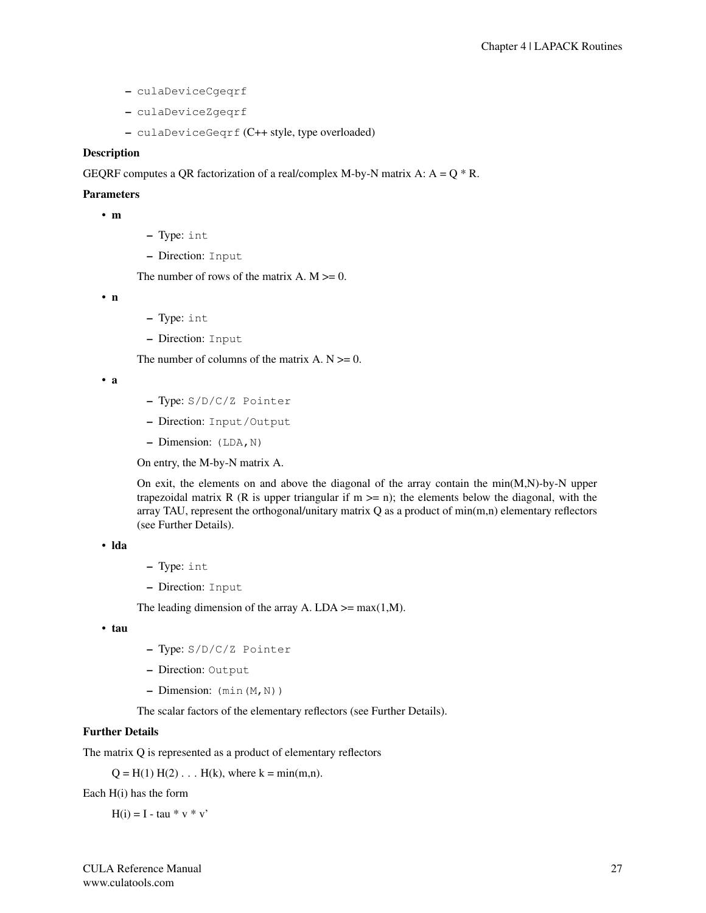- `culaDeviceCgeqrf`
- `culaDeviceZgeqrf`
- `culaDeviceGeqrf` (C++ style, type overloaded)

**Description**

GEQRF computes a QR factorization of a real/complex M-by-N matrix A: A = Q * R.

**Parameters**

- **m**
  - Type: `int`
  - Direction: `Input`

  The number of rows of the matrix A. M >= 0.

- **n**
  - Type: `int`
  - Direction: `Input`

  The number of columns of the matrix A. N >= 0.

- **a**
  - Type: `S/D/C/Z Pointer`
  - Direction: `Input/Output`
  - Dimension: `(LDA,N)`

  On entry, the M-by-N matrix A.

  On exit, the elements on and above the diagonal of the array contain the min(M,N)-by-N upper trapezoidal matrix R (R is upper triangular if m >= n); the elements below the diagonal, with the array TAU, represent the orthogonal/unitary matrix Q as a product of min(m,n) elementary reflectors (see Further Details).

- **lda**
  - Type: `int`
  - Direction: `Input`

  The leading dimension of the array A. LDA >= max(1,M).

- **tau**
  - Type: `S/D/C/Z Pointer`
  - Direction: `Output`
  - Dimension: `(min(M,N))`

  The scalar factors of the elementary reflectors (see Further Details).

**Further Details**

The matrix Q is represented as a product of elementary reflectors

Q = H(1) H(2) . . . H(k), where k = min(m,n).

Each H(i) has the form

H(i) = I - tau * v * v'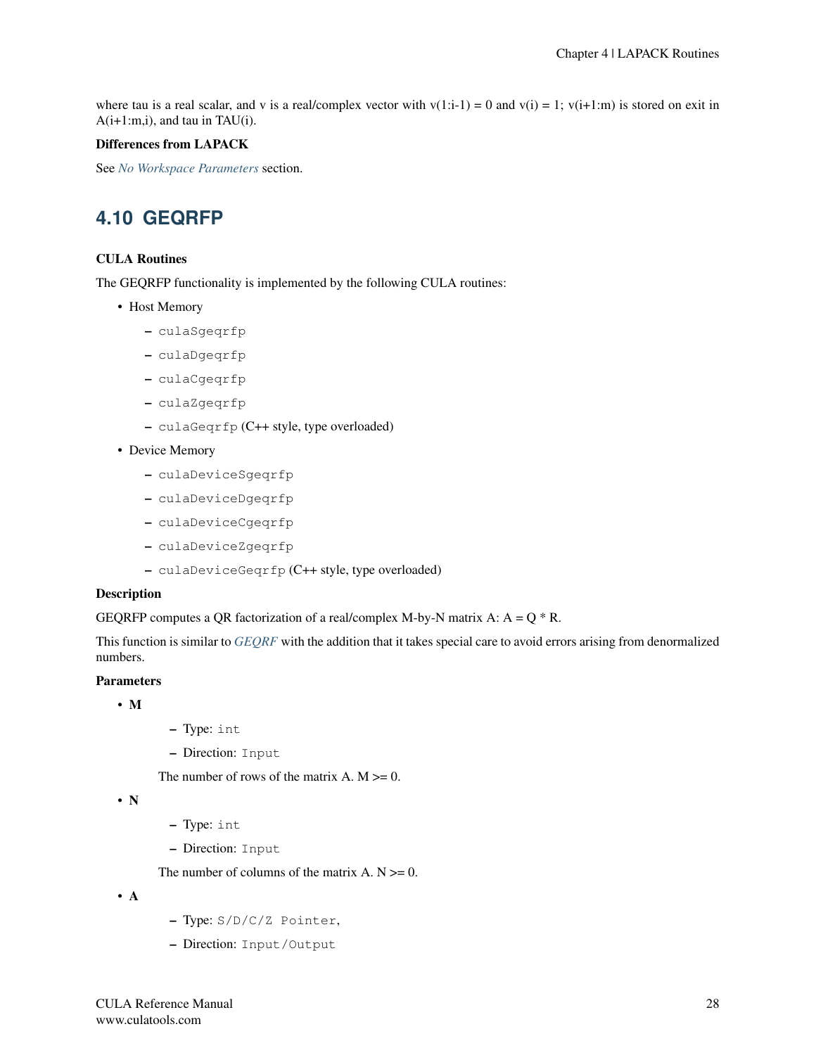where tau is a real scalar, and v is a real/complex vector with v(1:i-1) = 0 and v(i) = 1; v(i+1:m) is stored on exit in A(i+1:m,i), and tau in TAU(i).

**Differences from LAPACK**

See *No Workspace Parameters* section.

## 4.10 GEQRFP

**CULA Routines**

The GEQRFP functionality is implemented by the following CULA routines:

- Host Memory
  - `culaSgeqrfp`
  - `culaDgeqrfp`
  - `culaCgeqrfp`
  - `culaZgeqrfp`
  - `culaGeqrfp` (C++ style, type overloaded)
- Device Memory
  - `culaDeviceSgeqrfp`
  - `culaDeviceDgeqrfp`
  - `culaDeviceCgeqrfp`
  - `culaDeviceZgeqrfp`
  - `culaDeviceGeqrfp` (C++ style, type overloaded)

**Description**

GEQRFP computes a QR factorization of a real/complex M-by-N matrix A: A = Q * R.

This function is similar to *GEQRF* with the addition that it takes special care to avoid errors arising from denormalized numbers.

**Parameters**

- **M**
  - Type: `int`
  - Direction: `Input`

  The number of rows of the matrix A. M >= 0.
- **N**
  - Type: `int`
  - Direction: `Input`

  The number of columns of the matrix A. N >= 0.
- **A**
  - Type: `S/D/C/Z Pointer`,
  - Direction: `Input/Output`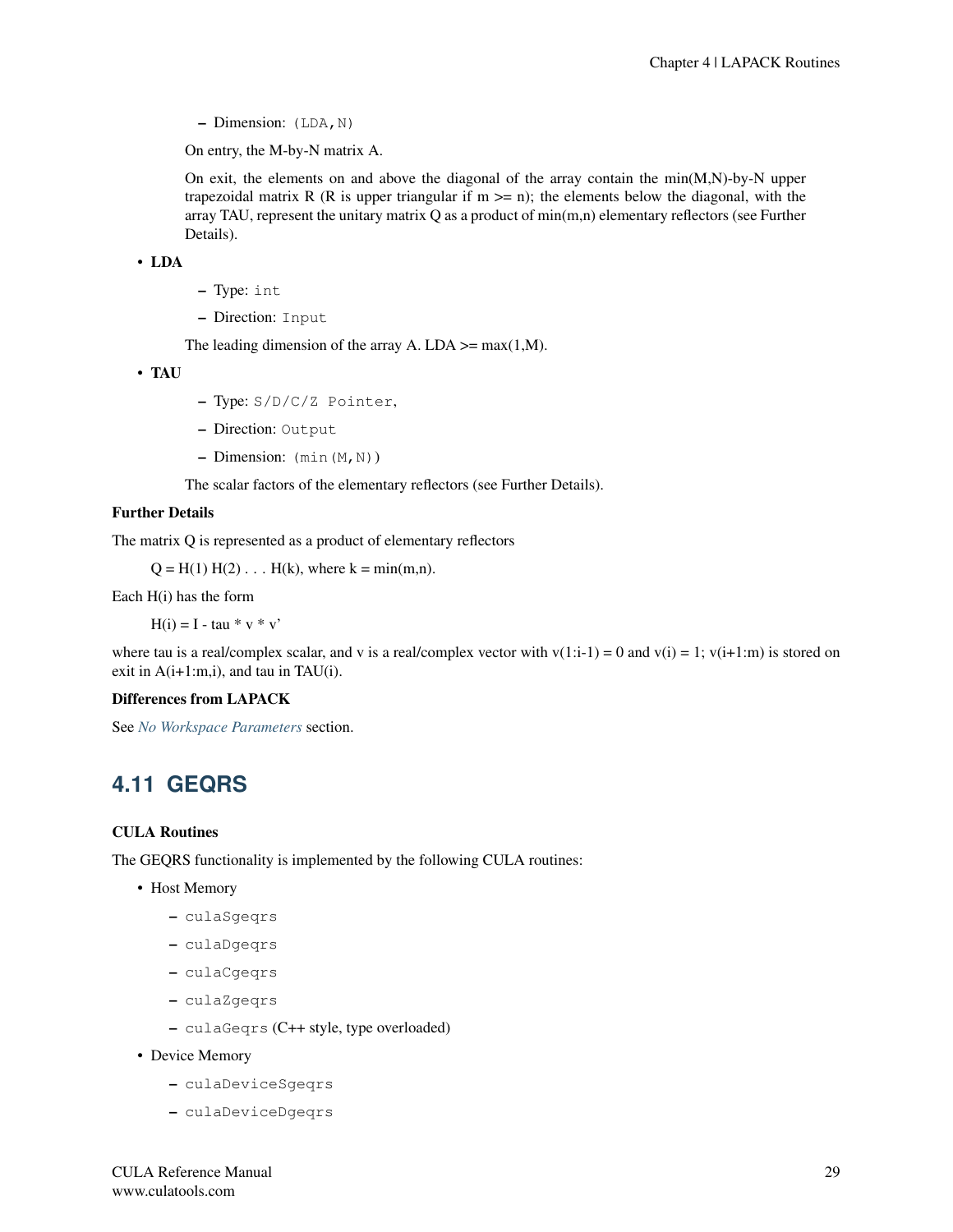- Dimension: `(LDA,N)`

On entry, the M-by-N matrix A.

On exit, the elements on and above the diagonal of the array contain the min(M,N)-by-N upper trapezoidal matrix R (R is upper triangular if m >= n); the elements below the diagonal, with the array TAU, represent the unitary matrix Q as a product of min(m,n) elementary reflectors (see Further Details).

- **LDA**
  - Type: `int`
  - Direction: `Input`

  The leading dimension of the array A. LDA >= max(1,M).

- **TAU**
  - Type: `S/D/C/Z Pointer`,
  - Direction: `Output`
  - Dimension: `(min(M,N))`

  The scalar factors of the elementary reflectors (see Further Details).

**Further Details**

The matrix Q is represented as a product of elementary reflectors

Q = H(1) H(2) . . . H(k), where k = min(m,n).

Each H(i) has the form

H(i) = I - tau * v * v'

where tau is a real/complex scalar, and v is a real/complex vector with v(1:i-1) = 0 and v(i) = 1; v(i+1:m) is stored on exit in A(i+1:m,i), and tau in TAU(i).

**Differences from LAPACK**

See *No Workspace Parameters* section.

## 4.11 GEQRS

**CULA Routines**

The GEQRS functionality is implemented by the following CULA routines:

- Host Memory
  - `culaSgeqrs`
  - `culaDgeqrs`
  - `culaCgeqrs`
  - `culaZgeqrs`
  - `culaGeqrs` (C++ style, type overloaded)
- Device Memory
  - `culaDeviceSgeqrs`
  - `culaDeviceDgeqrs`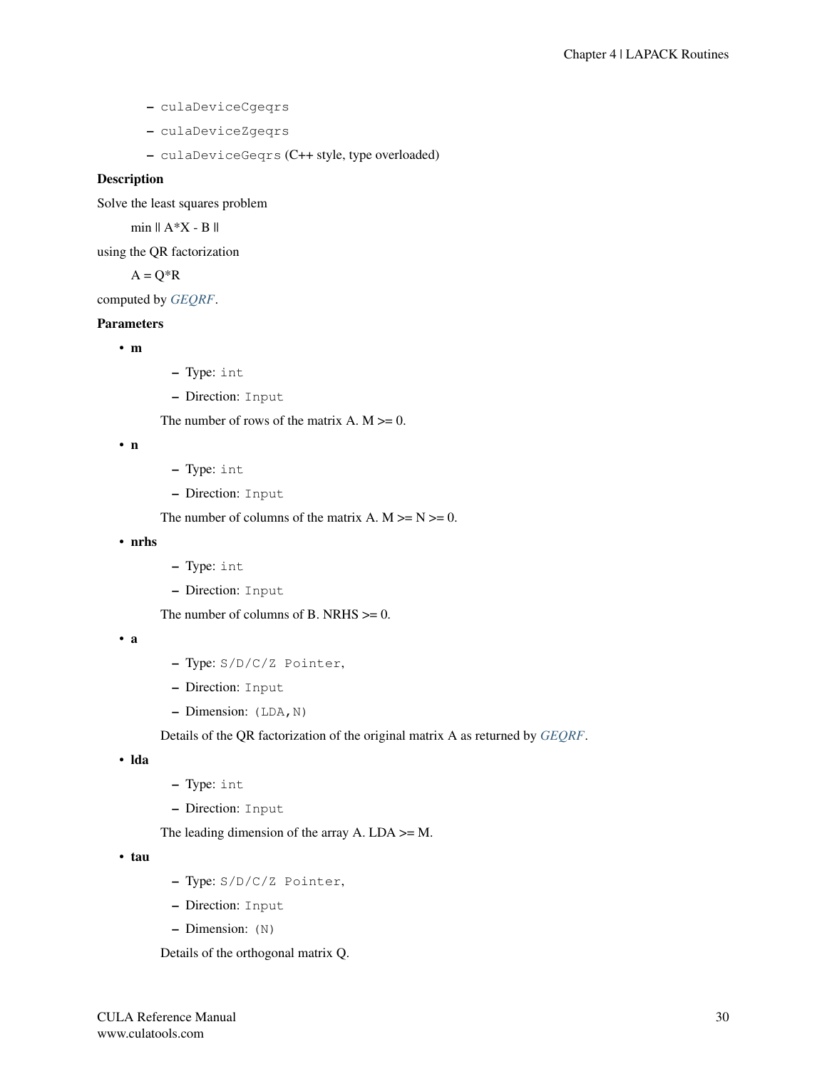- culaDeviceCgeqrs
- culaDeviceZgeqrs
- culaDeviceGeqrs (C++ style, type overloaded)

**Description**

Solve the least squares problem

min || A*X - B ||

using the QR factorization

A = Q*R

computed by *GEQRF*.

**Parameters**

- **m**
  - Type: `int`
  - Direction: `Input`

  The number of rows of the matrix A. M >= 0.

- **n**
  - Type: `int`
  - Direction: `Input`

  The number of columns of the matrix A. M >= N >= 0.

- **nrhs**
  - Type: `int`
  - Direction: `Input`

  The number of columns of B. NRHS >= 0.

- **a**
  - Type: `S/D/C/Z Pointer`,
  - Direction: `Input`
  - Dimension: `(LDA,N)`

  Details of the QR factorization of the original matrix A as returned by *GEQRF*.

- **lda**
  - Type: `int`
  - Direction: `Input`

  The leading dimension of the array A. LDA >= M.

- **tau**
  - Type: `S/D/C/Z Pointer`,
  - Direction: `Input`
  - Dimension: `(N)`

  Details of the orthogonal matrix Q.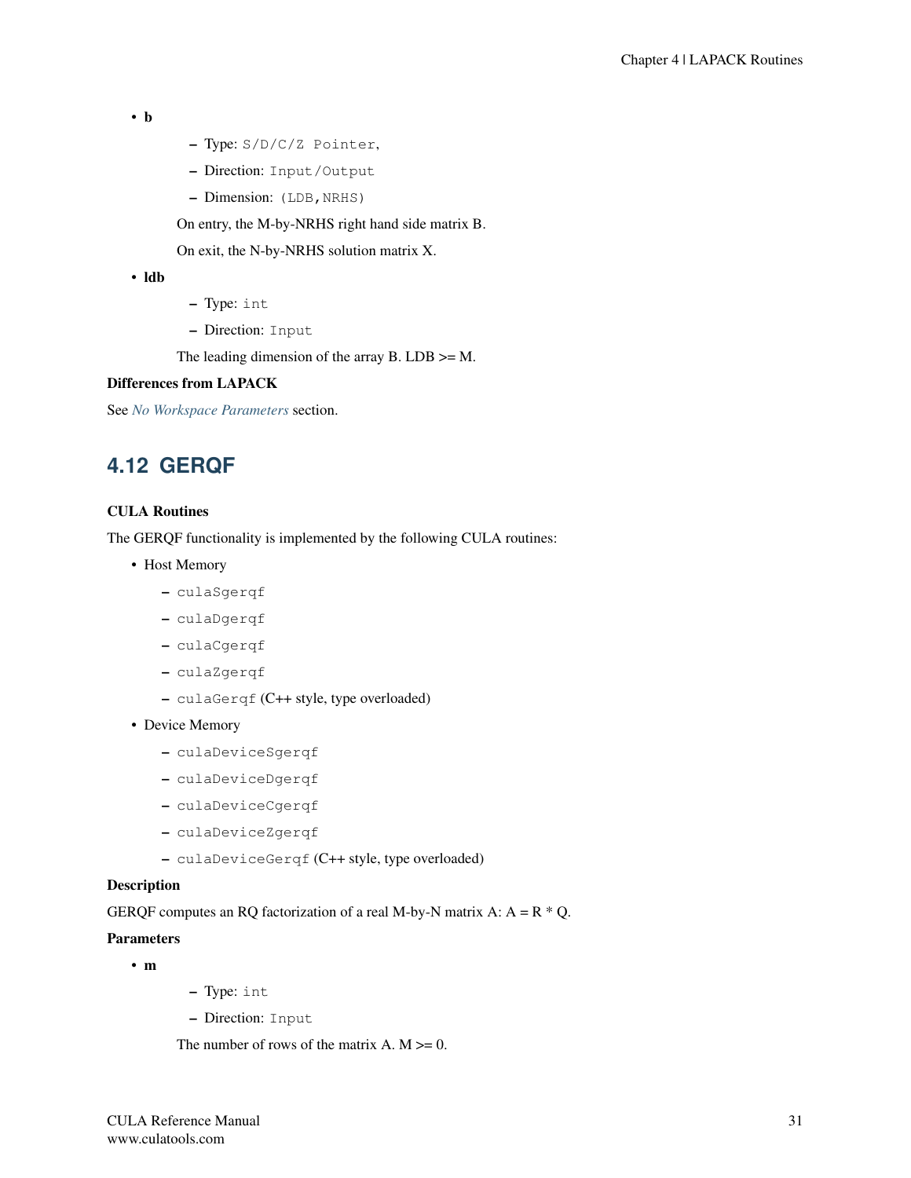- **b**
  - Type: `S/D/C/Z Pointer`,
  - Direction: `Input/Output`
  - Dimension: `(LDB,NRHS)`

  On entry, the M-by-NRHS right hand side matrix B.

  On exit, the N-by-NRHS solution matrix X.

- **ldb**
  - Type: `int`
  - Direction: `Input`

  The leading dimension of the array B. LDB >= M.

**Differences from LAPACK**

See *No Workspace Parameters* section.

## 4.12 GERQF

**CULA Routines**

The GERQF functionality is implemented by the following CULA routines:

- Host Memory
  - `culaSgerqf`
  - `culaDgerqf`
  - `culaCgerqf`
  - `culaZgerqf`
  - `culaGerqf` (C++ style, type overloaded)
- Device Memory
  - `culaDeviceSgerqf`
  - `culaDeviceDgerqf`
  - `culaDeviceCgerqf`
  - `culaDeviceZgerqf`
  - `culaDeviceGerqf` (C++ style, type overloaded)

**Description**

GERQF computes an RQ factorization of a real M-by-N matrix A: A = R * Q.

**Parameters**

- **m**
  - Type: `int`
  - Direction: `Input`

  The number of rows of the matrix A. M >= 0.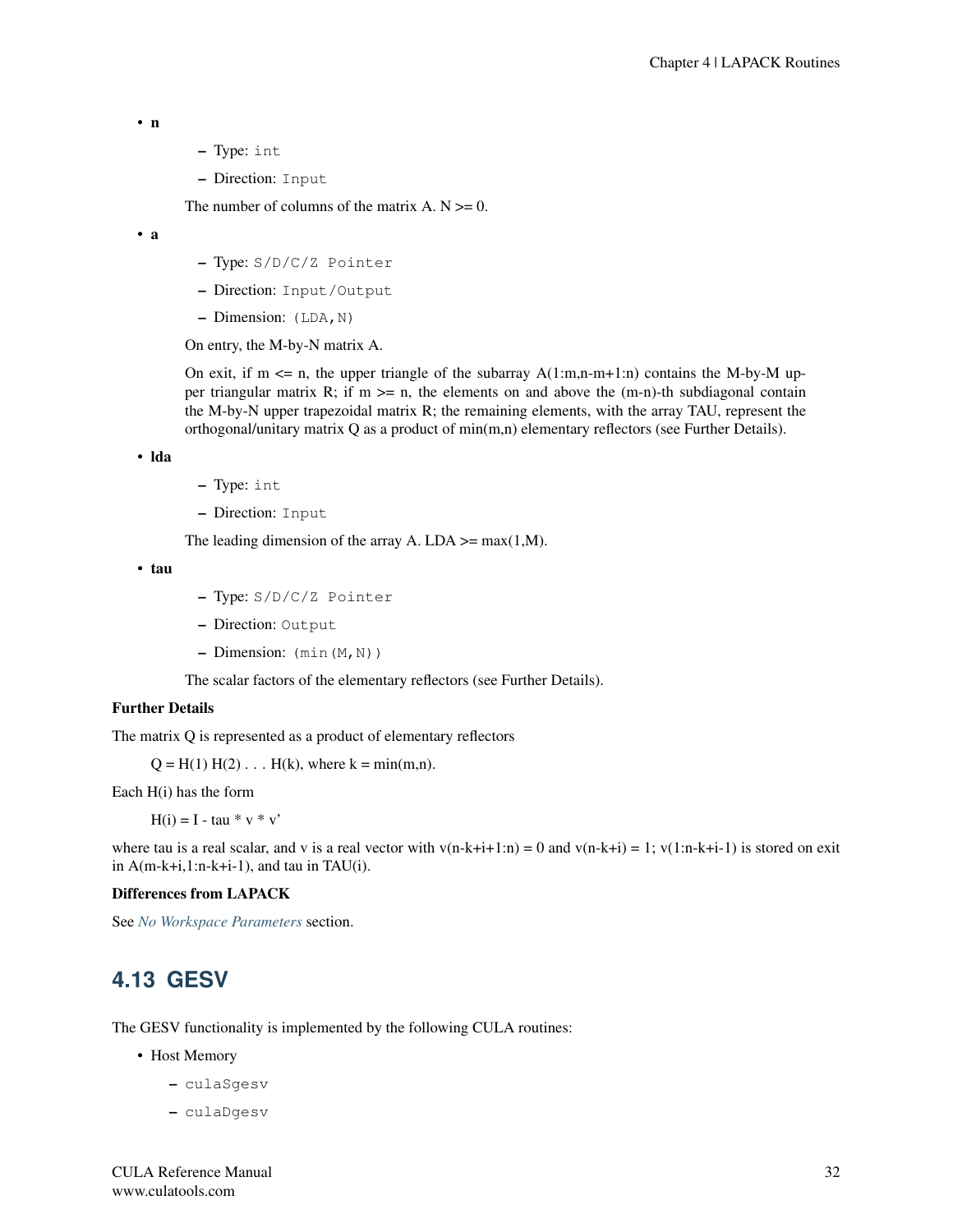- **n**
  - Type: `int`
  - Direction: `Input`

  The number of columns of the matrix A. N >= 0.

- **a**
  - Type: `S/D/C/Z Pointer`
  - Direction: `Input/Output`
  - Dimension: `(LDA,N)`

  On entry, the M-by-N matrix A.

  On exit, if m <= n, the upper triangle of the subarray A(1:m,n-m+1:n) contains the M-by-M upper triangular matrix R; if m >= n, the elements on and above the (m-n)-th subdiagonal contain the M-by-N upper trapezoidal matrix R; the remaining elements, with the array TAU, represent the orthogonal/unitary matrix Q as a product of min(m,n) elementary reflectors (see Further Details).

- **lda**
  - Type: `int`
  - Direction: `Input`

  The leading dimension of the array A. LDA >= max(1,M).

- **tau**
  - Type: `S/D/C/Z Pointer`
  - Direction: `Output`
  - Dimension: `(min(M,N))`

  The scalar factors of the elementary reflectors (see Further Details).

**Further Details**

The matrix Q is represented as a product of elementary reflectors

Q = H(1) H(2) . . . H(k), where k = min(m,n).

Each H(i) has the form

H(i) = I - tau * v * v'

where tau is a real scalar, and v is a real vector with v(n-k+i+1:n) = 0 and v(n-k+i) = 1; v(1:n-k+i-1) is stored on exit in A(m-k+i,1:n-k+i-1), and tau in TAU(i).

**Differences from LAPACK**

See *No Workspace Parameters* section.

## 4.13 GESV

The GESV functionality is implemented by the following CULA routines:

- Host Memory
  - `culaSgesv`
  - `culaDgesv`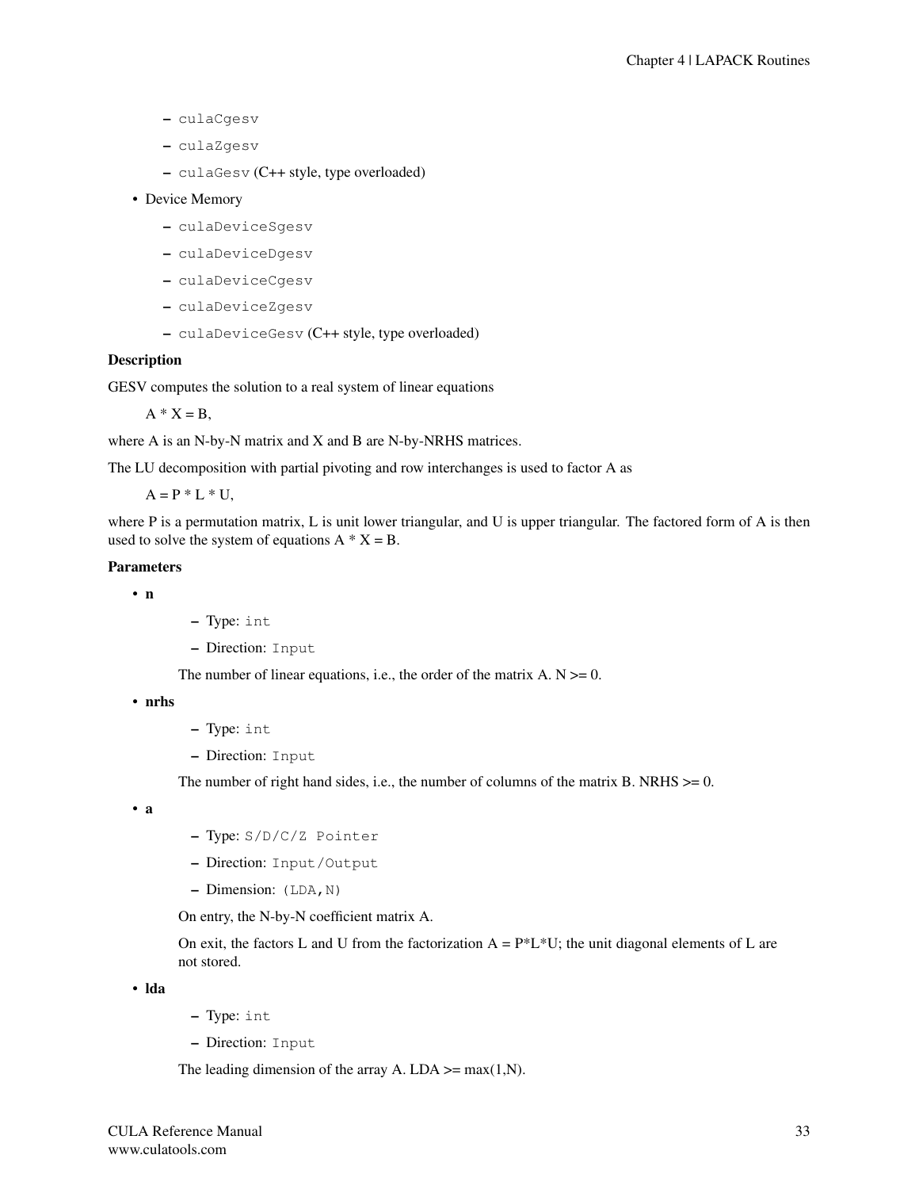- `culaCgesv`
  - `culaZgesv`
  - `culaGesv` (C++ style, type overloaded)
- Device Memory
  - `culaDeviceSgesv`
  - `culaDeviceDgesv`
  - `culaDeviceCgesv`
  - `culaDeviceZgesv`
  - `culaDeviceGesv` (C++ style, type overloaded)

**Description**

GESV computes the solution to a real system of linear equations

A * X = B,

where A is an N-by-N matrix and X and B are N-by-NRHS matrices.

The LU decomposition with partial pivoting and row interchanges is used to factor A as

A = P * L * U,

where P is a permutation matrix, L is unit lower triangular, and U is upper triangular. The factored form of A is then used to solve the system of equations A * X = B.

**Parameters**

- **n**
  - Type: `int`
  - Direction: `Input`

  The number of linear equations, i.e., the order of the matrix A. N >= 0.

- **nrhs**
  - Type: `int`
  - Direction: `Input`

  The number of right hand sides, i.e., the number of columns of the matrix B. NRHS >= 0.

- **a**
  - Type: `S/D/C/Z Pointer`
  - Direction: `Input/Output`
  - Dimension: `(LDA,N)`

  On entry, the N-by-N coefficient matrix A.

  On exit, the factors L and U from the factorization A = P*L*U; the unit diagonal elements of L are not stored.

- **lda**
  - Type: `int`
  - Direction: `Input`

  The leading dimension of the array A. LDA >= max(1,N).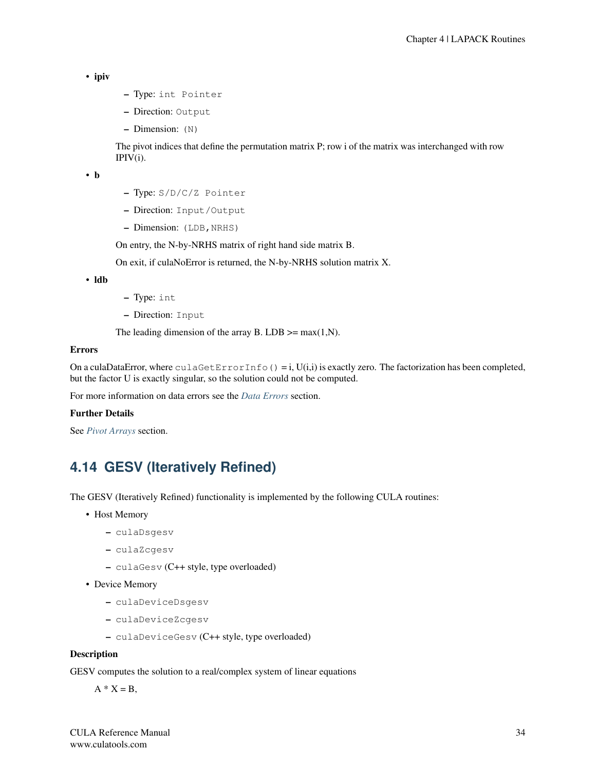- **ipiv**
  - Type: `int Pointer`
  - Direction: `Output`
  - Dimension: `(N)`

  The pivot indices that define the permutation matrix P; row i of the matrix was interchanged with row IPIV(i).

- **b**
  - Type: `S/D/C/Z Pointer`
  - Direction: `Input/Output`
  - Dimension: `(LDB,NRHS)`

  On entry, the N-by-NRHS matrix of right hand side matrix B.

  On exit, if culaNoError is returned, the N-by-NRHS solution matrix X.

- **ldb**
  - Type: `int`
  - Direction: `Input`

  The leading dimension of the array B. LDB >= max(1,N).

**Errors**

On a culaDataError, where `culaGetErrorInfo()` = i, U(i,i) is exactly zero. The factorization has been completed, but the factor U is exactly singular, so the solution could not be computed.

For more information on data errors see the *Data Errors* section.

**Further Details**

See *Pivot Arrays* section.

## 4.14 GESV (Iteratively Refined)

The GESV (Iteratively Refined) functionality is implemented by the following CULA routines:

- Host Memory
  - `culaDsgesv`
  - `culaZcgesv`
  - `culaGesv` (C++ style, type overloaded)
- Device Memory
  - `culaDeviceDsgesv`
  - `culaDeviceZcgesv`
  - `culaDeviceGesv` (C++ style, type overloaded)

**Description**

GESV computes the solution to a real/complex system of linear equations

A * X = B,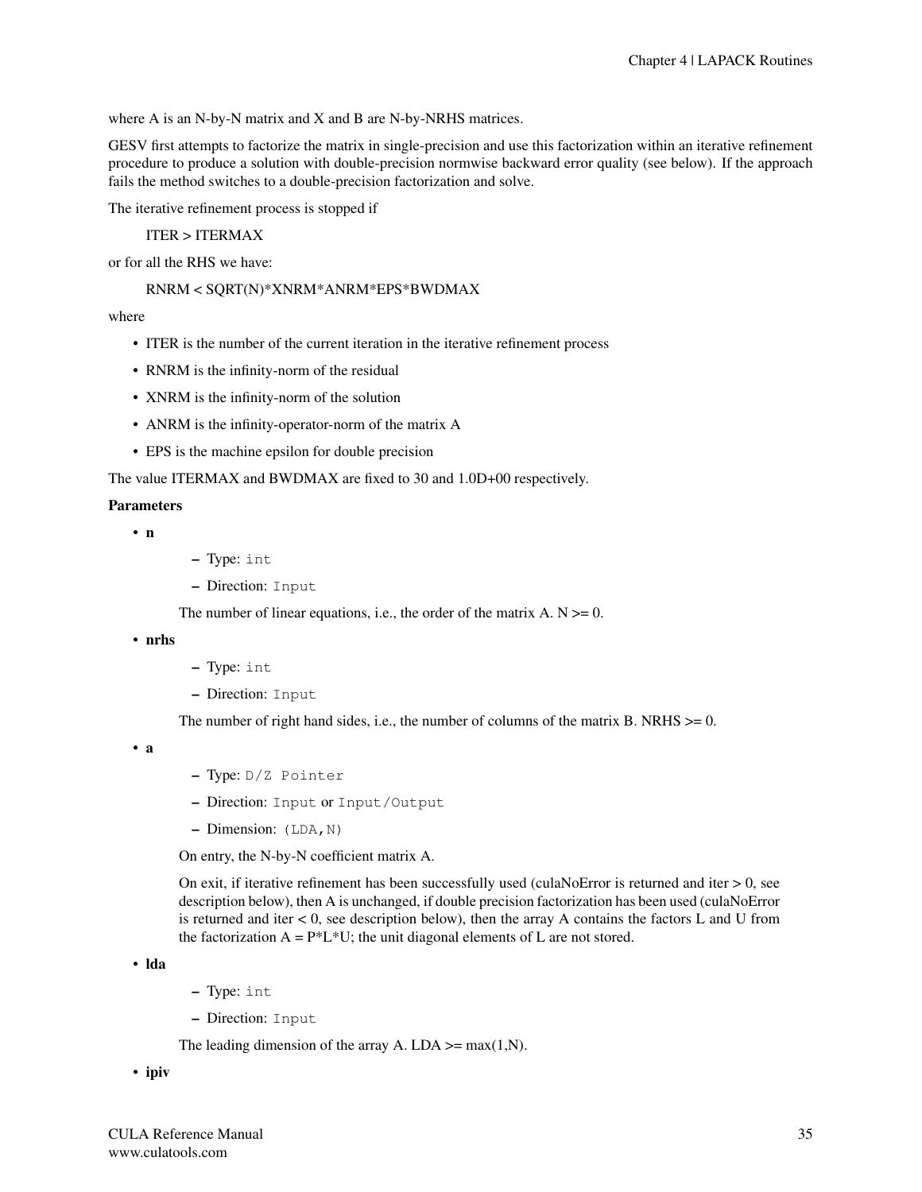where A is an N-by-N matrix and X and B are N-by-NRHS matrices.

GESV first attempts to factorize the matrix in single-precision and use this factorization within an iterative refinement procedure to produce a solution with double-precision normwise backward error quality (see below). If the approach fails the method switches to a double-precision factorization and solve.

The iterative refinement process is stopped if

ITER > ITERMAX

or for all the RHS we have:

RNRM < SQRT(N)*XNRM*ANRM*EPS*BWDMAX

where

- ITER is the number of the current iteration in the iterative refinement process
- RNRM is the infinity-norm of the residual
- XNRM is the infinity-norm of the solution
- ANRM is the infinity-operator-norm of the matrix A
- EPS is the machine epsilon for double precision

The value ITERMAX and BWDMAX are fixed to 30 and 1.0D+00 respectively.

**Parameters**

- **n**
  - Type: `int`
  - Direction: `Input`

  The number of linear equations, i.e., the order of the matrix A. N >= 0.

- **nrhs**
  - Type: `int`
  - Direction: `Input`

  The number of right hand sides, i.e., the number of columns of the matrix B. NRHS >= 0.

- **a**
  - Type: `D/Z Pointer`
  - Direction: `Input` or `Input/Output`
  - Dimension: `(LDA,N)`

  On entry, the N-by-N coefficient matrix A.

  On exit, if iterative refinement has been successfully used (culaNoError is returned and iter > 0, see description below), then A is unchanged, if double precision factorization has been used (culaNoError is returned and iter < 0, see description below), then the array A contains the factors L and U from the factorization A = P*L*U; the unit diagonal elements of L are not stored.

- **lda**
  - Type: `int`
  - Direction: `Input`

  The leading dimension of the array A. LDA >= max(1,N).

- **ipiv**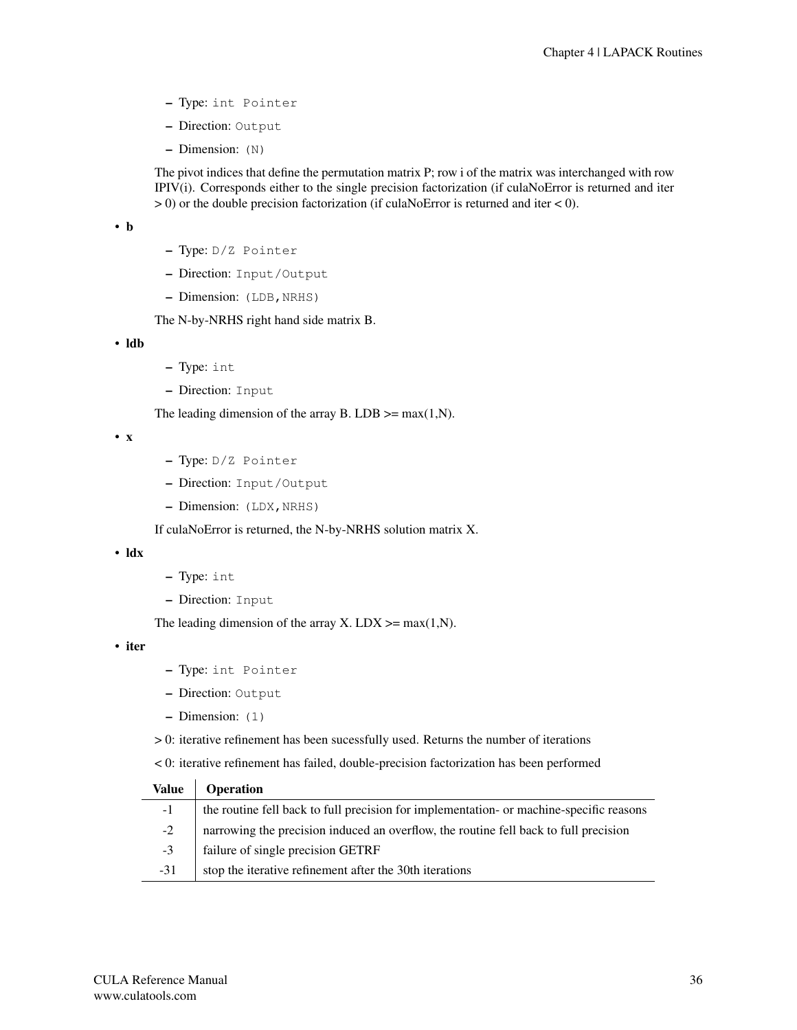- Type: `int Pointer`
- Direction: `Output`
- Dimension: `(N)`

The pivot indices that define the permutation matrix P; row i of the matrix was interchanged with row IPIV(i). Corresponds either to the single precision factorization (if culaNoError is returned and iter > 0) or the double precision factorization (if culaNoError is returned and iter < 0).

- **b**
  - Type: `D/Z Pointer`
  - Direction: `Input/Output`
  - Dimension: `(LDB,NRHS)`

  The N-by-NRHS right hand side matrix B.

- **ldb**
  - Type: `int`
  - Direction: `Input`

  The leading dimension of the array B. LDB >= max(1,N).

- **x**
  - Type: `D/Z Pointer`
  - Direction: `Input/Output`
  - Dimension: `(LDX,NRHS)`

  If culaNoError is returned, the N-by-NRHS solution matrix X.

- **ldx**
  - Type: `int`
  - Direction: `Input`

  The leading dimension of the array X. LDX >= max(1,N).

- **iter**
  - Type: `int Pointer`
  - Direction: `Output`
  - Dimension: `(1)`

  > 0: iterative refinement has been sucessfully used. Returns the number of iterations

  < 0: iterative refinement has failed, double-precision factorization has been performed

| Value | Operation |
|---|---|
| -1 | the routine fell back to full precision for implementation- or machine-specific reasons |
| -2 | narrowing the precision induced an overflow, the routine fell back to full precision |
| -3 | failure of single precision GETRF |
| -31 | stop the iterative refinement after the 30th iterations |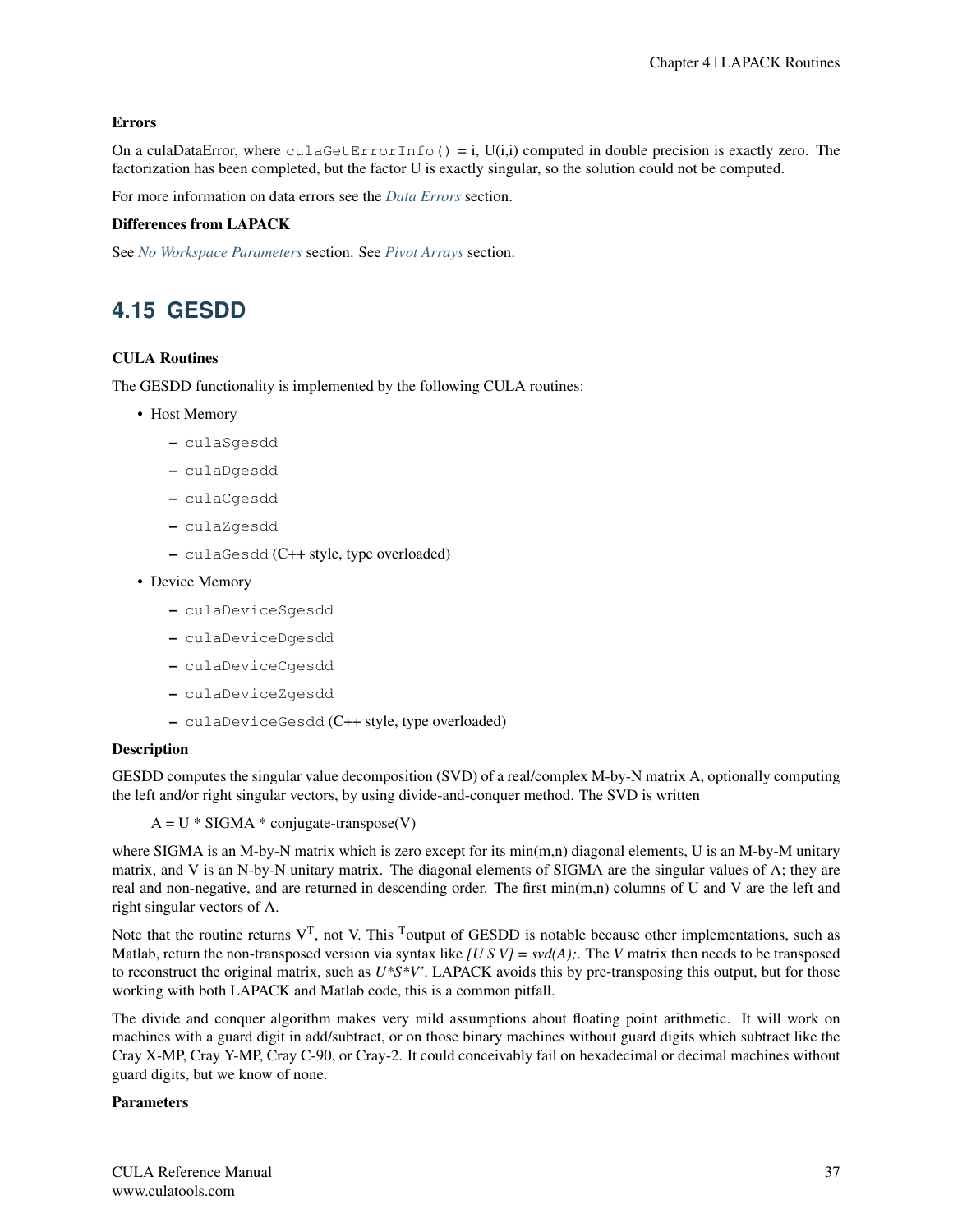**Errors**

On a culaDataError, where `culaGetErrorInfo()` = i, U(i,i) computed in double precision is exactly zero. The factorization has been completed, but the factor U is exactly singular, so the solution could not be computed.

For more information on data errors see the *Data Errors* section.

**Differences from LAPACK**

See *No Workspace Parameters* section. See *Pivot Arrays* section.

## 4.15 GESDD

**CULA Routines**

The GESDD functionality is implemented by the following CULA routines:

- Host Memory
  - `culaSgesdd`
  - `culaDgesdd`
  - `culaCgesdd`
  - `culaZgesdd`
  - `culaGesdd` (C++ style, type overloaded)
- Device Memory
  - `culaDeviceSgesdd`
  - `culaDeviceDgesdd`
  - `culaDeviceCgesdd`
  - `culaDeviceZgesdd`
  - `culaDeviceGesdd` (C++ style, type overloaded)

**Description**

GESDD computes the singular value decomposition (SVD) of a real/complex M-by-N matrix A, optionally computing the left and/or right singular vectors, by using divide-and-conquer method. The SVD is written

A = U * SIGMA * conjugate-transpose(V)

where SIGMA is an M-by-N matrix which is zero except for its min(m,n) diagonal elements, U is an M-by-M unitary matrix, and V is an N-by-N unitary matrix. The diagonal elements of SIGMA are the singular values of A; they are real and non-negative, and are returned in descending order. The first min(m,n) columns of U and V are the left and right singular vectors of A.

Note that the routine returns $V^T$, not V. This $^T$output of GESDD is notable because other implementations, such as Matlab, return the non-transposed version via syntax like *[U S V] = svd(A);*. The *V* matrix then needs to be transposed to reconstruct the original matrix, such as *U*S*V'*. LAPACK avoids this by pre-transposing this output, but for those working with both LAPACK and Matlab code, this is a common pitfall.

The divide and conquer algorithm makes very mild assumptions about floating point arithmetic. It will work on machines with a guard digit in add/subtract, or on those binary machines without guard digits which subtract like the Cray X-MP, Cray Y-MP, Cray C-90, or Cray-2. It could conceivably fail on hexadecimal or decimal machines without guard digits, but we know of none.

**Parameters**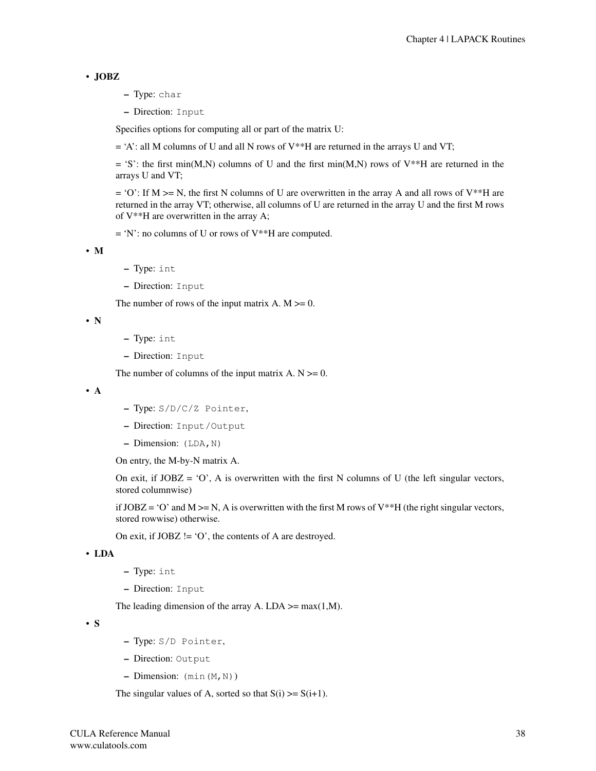- **JOBZ**
  - Type: `char`
  - Direction: `Input`

  Specifies options for computing all or part of the matrix U:

  = 'A': all M columns of U and all N rows of V**H are returned in the arrays U and VT;

  = 'S': the first min(M,N) columns of U and the first min(M,N) rows of V**H are returned in the arrays U and VT;

  = 'O': If M >= N, the first N columns of U are overwritten in the array A and all rows of V**H are returned in the array VT; otherwise, all columns of U are returned in the array U and the first M rows of V**H are overwritten in the array A;

  = 'N': no columns of U or rows of V**H are computed.

- **M**
  - Type: `int`
  - Direction: `Input`

  The number of rows of the input matrix A. M >= 0.

- **N**
  - Type: `int`
  - Direction: `Input`

  The number of columns of the input matrix A. N >= 0.

- **A**
  - Type: `S/D/C/Z Pointer`,
  - Direction: `Input/Output`
  - Dimension: `(LDA,N)`

  On entry, the M-by-N matrix A.

  On exit, if JOBZ = 'O', A is overwritten with the first N columns of U (the left singular vectors, stored columnwise)

  if JOBZ = 'O' and M >= N, A is overwritten with the first M rows of V**H (the right singular vectors, stored rowwise) otherwise.

  On exit, if JOBZ != 'O', the contents of A are destroyed.

- **LDA**
  - Type: `int`
  - Direction: `Input`

  The leading dimension of the array A. LDA >= max(1,M).

- **S**
  - Type: `S/D Pointer`,
  - Direction: `Output`
  - Dimension: `(min(M,N))`

  The singular values of A, sorted so that S(i) >= S(i+1).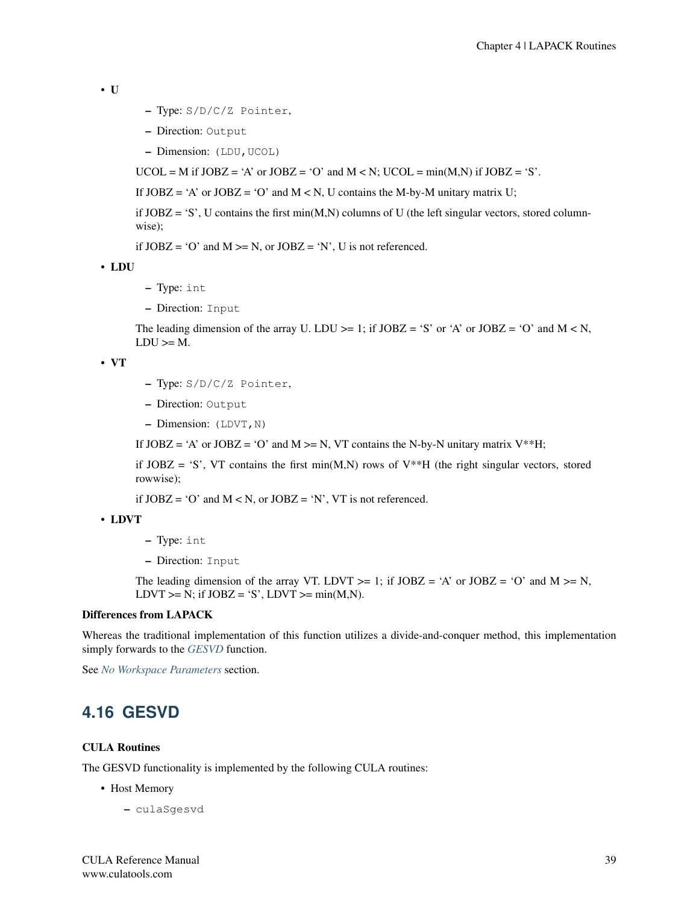- **U**
  - Type: `S/D/C/Z Pointer`,
  - Direction: `Output`
  - Dimension: `(LDU,UCOL)`

  UCOL = M if JOBZ = 'A' or JOBZ = 'O' and M < N; UCOL = min(M,N) if JOBZ = 'S'.

  If JOBZ = 'A' or JOBZ = 'O' and M < N, U contains the M-by-M unitary matrix U;

  if JOBZ = 'S', U contains the first min(M,N) columns of U (the left singular vectors, stored columnwise);

  if JOBZ = 'O' and M >= N, or JOBZ = 'N', U is not referenced.

- **LDU**
  - Type: `int`
  - Direction: `Input`

  The leading dimension of the array U. LDU >= 1; if JOBZ = 'S' or 'A' or JOBZ = 'O' and M < N, LDU >= M.

- **VT**
  - Type: `S/D/C/Z Pointer`,
  - Direction: `Output`
  - Dimension: `(LDVT,N)`

  If JOBZ = 'A' or JOBZ = 'O' and M >= N, VT contains the N-by-N unitary matrix V**H;

  if JOBZ = 'S', VT contains the first min(M,N) rows of V**H (the right singular vectors, stored rowwise);

  if JOBZ = 'O' and M < N, or JOBZ = 'N', VT is not referenced.

- **LDVT**
  - Type: `int`
  - Direction: `Input`

  The leading dimension of the array VT. LDVT >= 1; if JOBZ = 'A' or JOBZ = 'O' and M >= N, LDVT >= N; if JOBZ = 'S', LDVT >= min(M,N).

**Differences from LAPACK**

Whereas the traditional implementation of this function utilizes a divide-and-conquer method, this implementation simply forwards to the *GESVD* function.

See *No Workspace Parameters* section.

## 4.16 GESVD

**CULA Routines**

The GESVD functionality is implemented by the following CULA routines:

- Host Memory
  - `culaSgesvd`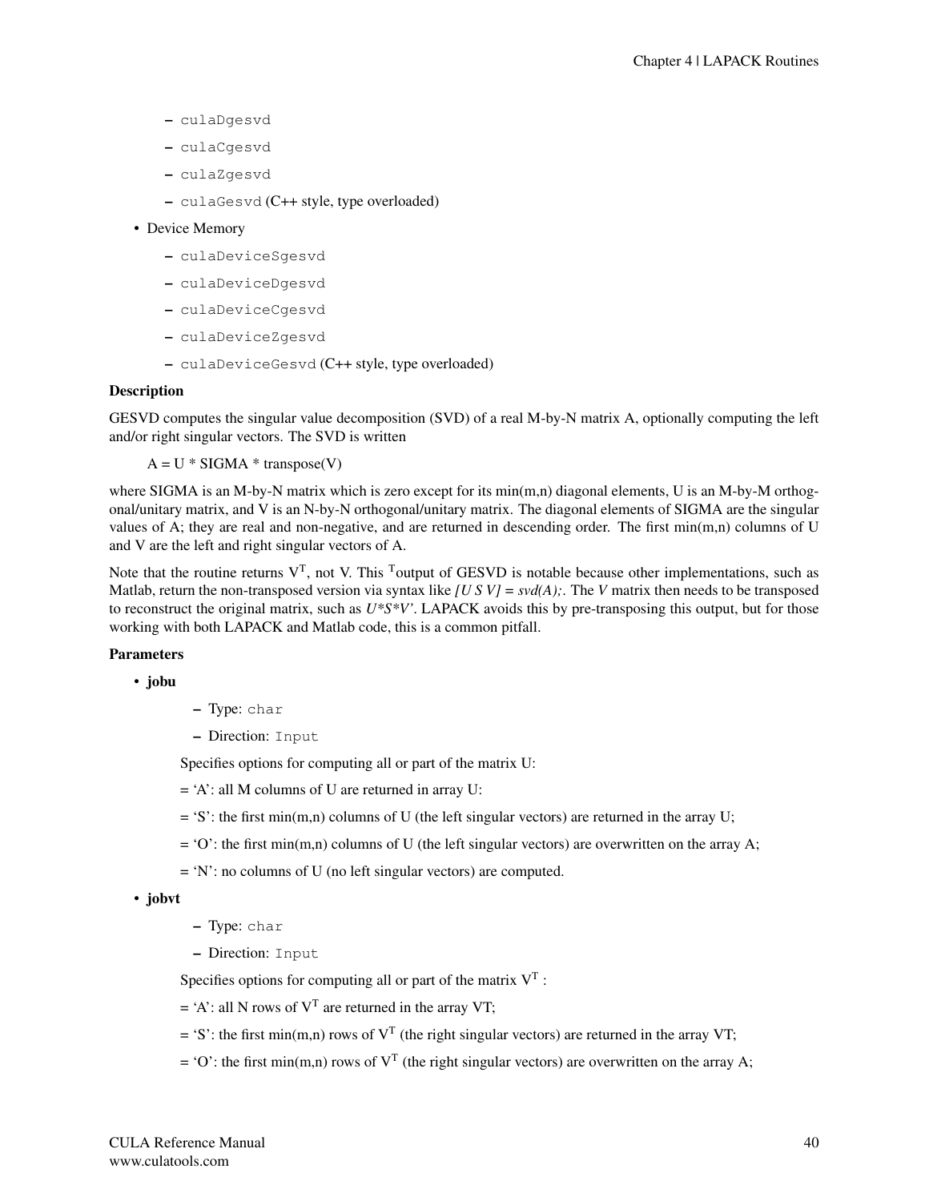- culaDgesvd
  - culaCgesvd
  - culaZgesvd
  - culaGesvd (C++ style, type overloaded)
- Device Memory
  - culaDeviceSgesvd
  - culaDeviceDgesvd
  - culaDeviceCgesvd
  - culaDeviceZgesvd
  - culaDeviceGesvd (C++ style, type overloaded)

**Description**

GESVD computes the singular value decomposition (SVD) of a real M-by-N matrix A, optionally computing the left and/or right singular vectors. The SVD is written

A = U * SIGMA * transpose(V)

where SIGMA is an M-by-N matrix which is zero except for its min(m,n) diagonal elements, U is an M-by-M orthogonal/unitary matrix, and V is an N-by-N orthogonal/unitary matrix. The diagonal elements of SIGMA are the singular values of A; they are real and non-negative, and are returned in descending order. The first min(m,n) columns of U and V are the left and right singular vectors of A.

Note that the routine returns $V^T$, not V. This $^T$output of GESVD is notable because other implementations, such as Matlab, return the non-transposed version via syntax like *[U S V] = svd(A);*. The *V* matrix then needs to be transposed to reconstruct the original matrix, such as *U*S*V'*. LAPACK avoids this by pre-transposing this output, but for those working with both LAPACK and Matlab code, this is a common pitfall.

**Parameters**

- **jobu**
  - Type: char
  - Direction: Input

  Specifies options for computing all or part of the matrix U:

  = 'A': all M columns of U are returned in array U:

  = 'S': the first min(m,n) columns of U (the left singular vectors) are returned in the array U;

  = 'O': the first min(m,n) columns of U (the left singular vectors) are overwritten on the array A;

  = 'N': no columns of U (no left singular vectors) are computed.

- **jobvt**
  - Type: char
  - Direction: Input

  Specifies options for computing all or part of the matrix $V^T$ :

  = 'A': all N rows of $V^T$ are returned in the array VT;

  = 'S': the first min(m,n) rows of $V^T$ (the right singular vectors) are returned in the array VT;

  = 'O': the first min(m,n) rows of $V^T$ (the right singular vectors) are overwritten on the array A;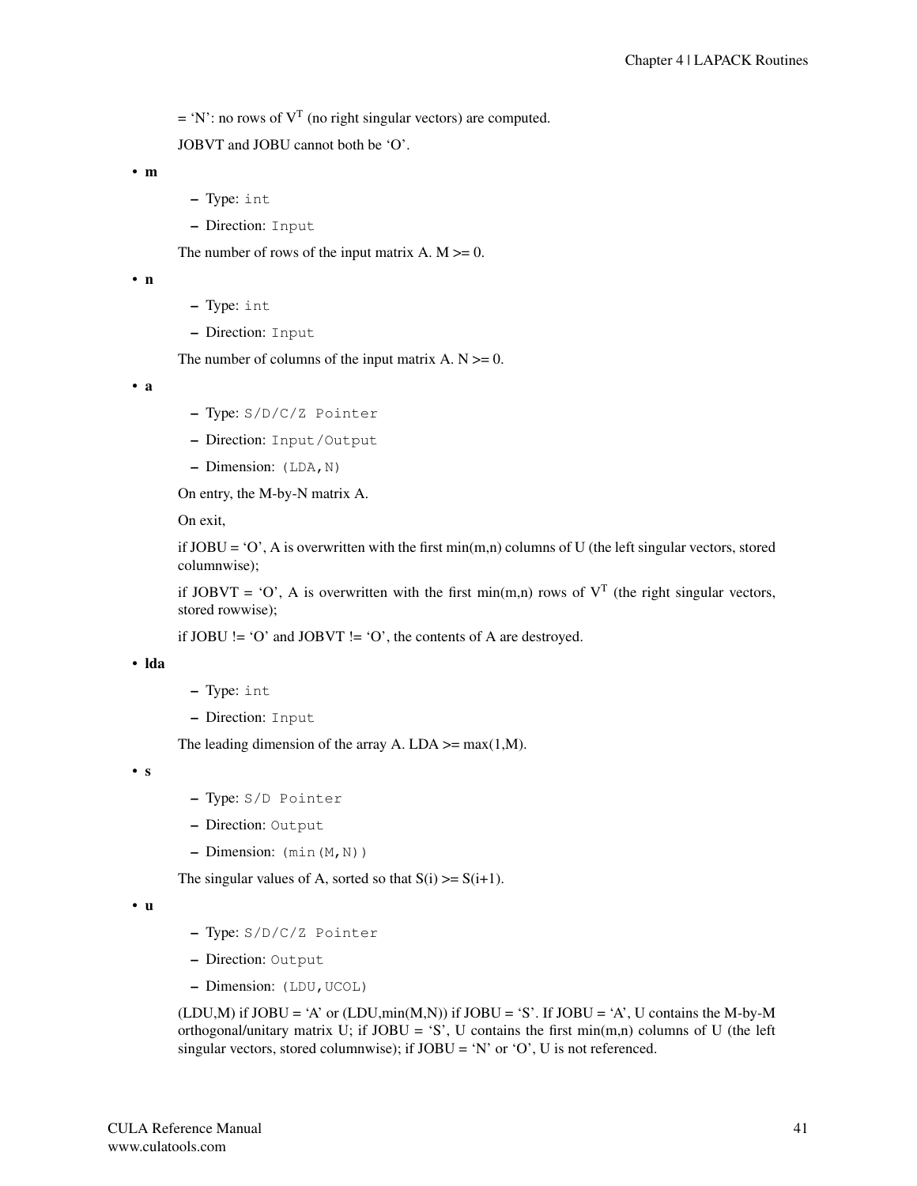= 'N': no rows of $V^T$ (no right singular vectors) are computed.

JOBVT and JOBU cannot both be 'O'.

- **m**
  - Type: `int`
  - Direction: `Input`

  The number of rows of the input matrix A. M >= 0.

- **n**
  - Type: `int`
  - Direction: `Input`

  The number of columns of the input matrix A. N >= 0.

- **a**
  - Type: `S/D/C/Z Pointer`
  - Direction: `Input/Output`
  - Dimension: `(LDA,N)`

  On entry, the M-by-N matrix A.

  On exit,

  if JOBU = 'O', A is overwritten with the first min(m,n) columns of U (the left singular vectors, stored columnwise);

  if JOBVT = 'O', A is overwritten with the first min(m,n) rows of $V^T$ (the right singular vectors, stored rowwise);

  if JOBU != 'O' and JOBVT != 'O', the contents of A are destroyed.

- **lda**
  - Type: `int`
  - Direction: `Input`

  The leading dimension of the array A. LDA >= max(1,M).

- **s**
  - Type: `S/D Pointer`
  - Direction: `Output`
  - Dimension: `(min(M,N))`

  The singular values of A, sorted so that S(i) >= S(i+1).

- **u**
  - Type: `S/D/C/Z Pointer`
  - Direction: `Output`
  - Dimension: `(LDU,UCOL)`

  (LDU,M) if JOBU = 'A' or (LDU,min(M,N)) if JOBU = 'S'. If JOBU = 'A', U contains the M-by-M orthogonal/unitary matrix U; if JOBU = 'S', U contains the first min(m,n) columns of U (the left singular vectors, stored columnwise); if JOBU = 'N' or 'O', U is not referenced.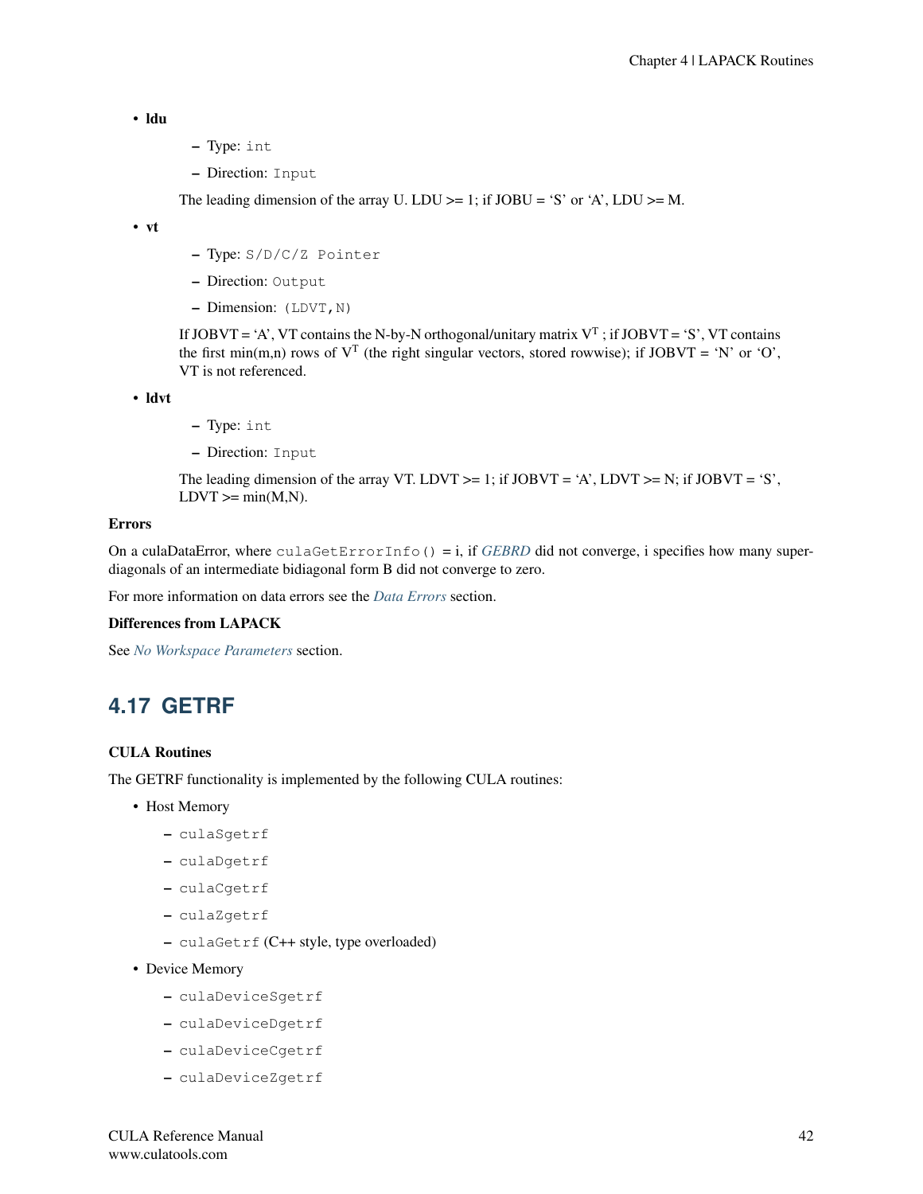- **ldu**
  - Type: `int`
  - Direction: `Input`

  The leading dimension of the array U. LDU >= 1; if JOBU = 'S' or 'A', LDU >= M.

- **vt**
  - Type: `S/D/C/Z Pointer`
  - Direction: `Output`
  - Dimension: `(LDVT,N)`

  If JOBVT = 'A', VT contains the N-by-N orthogonal/unitary matrix $V^T$ ; if JOBVT = 'S', VT contains the first min(m,n) rows of $V^T$ (the right singular vectors, stored rowwise); if JOBVT = 'N' or 'O', VT is not referenced.

- **ldvt**
  - Type: `int`
  - Direction: `Input`

  The leading dimension of the array VT. LDVT >= 1; if JOBVT = 'A', LDVT >= N; if JOBVT = 'S', LDVT >= min(M,N).

**Errors**

On a culaDataError, where `culaGetErrorInfo()` = i, if *GEBRD* did not converge, i specifies how many super-diagonals of an intermediate bidiagonal form B did not converge to zero.

For more information on data errors see the *Data Errors* section.

**Differences from LAPACK**

See *No Workspace Parameters* section.

## 4.17 GETRF

**CULA Routines**

The GETRF functionality is implemented by the following CULA routines:

- Host Memory
  - `culaSgetrf`
  - `culaDgetrf`
  - `culaCgetrf`
  - `culaZgetrf`
  - `culaGetrf` (C++ style, type overloaded)
- Device Memory
  - `culaDeviceSgetrf`
  - `culaDeviceDgetrf`
  - `culaDeviceCgetrf`
  - `culaDeviceZgetrf`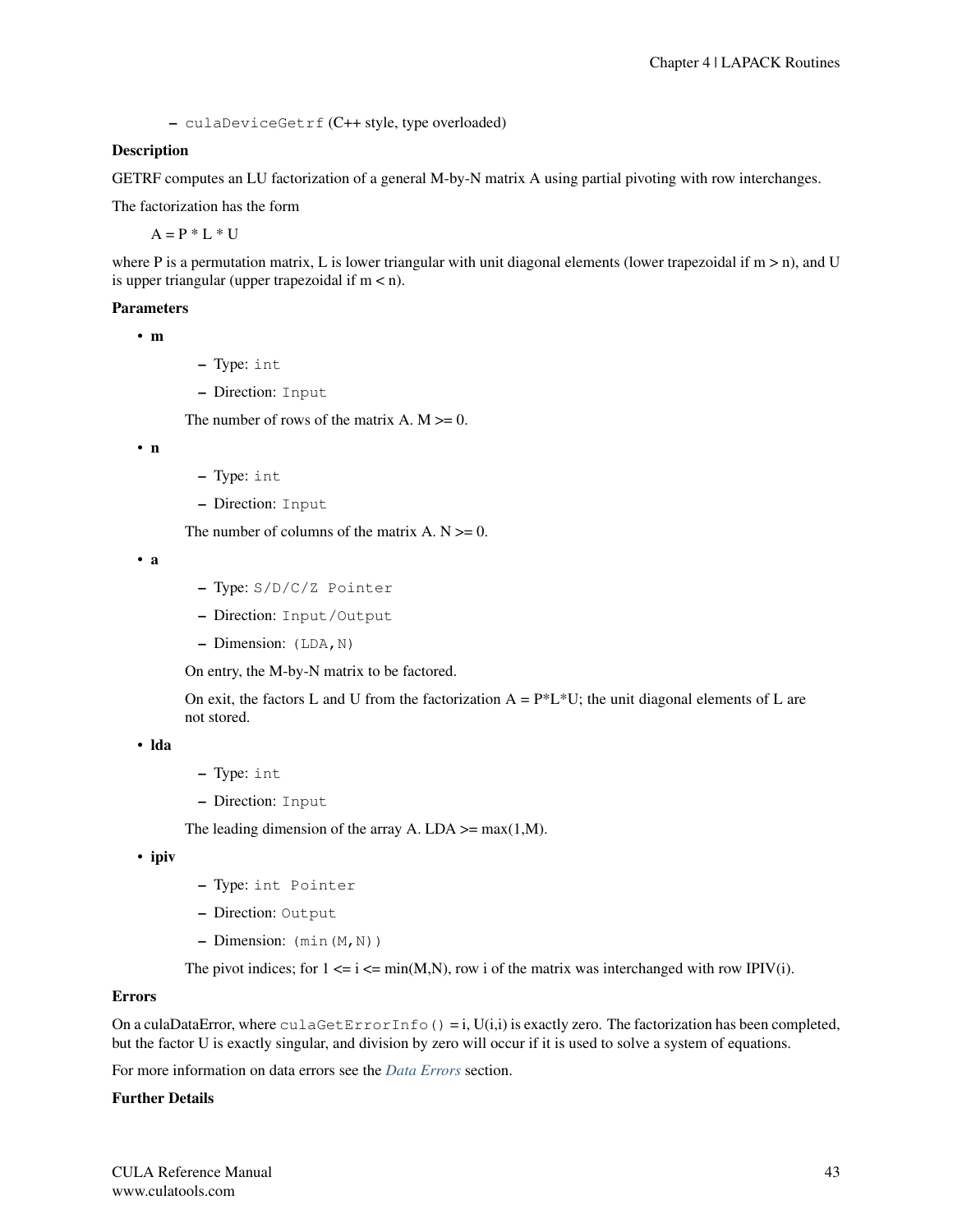- `culaDeviceGetrf` (C++ style, type overloaded)

**Description**

GETRF computes an LU factorization of a general M-by-N matrix A using partial pivoting with row interchanges.

The factorization has the form

A = P * L * U

where P is a permutation matrix, L is lower triangular with unit diagonal elements (lower trapezoidal if m > n), and U is upper triangular (upper trapezoidal if m < n).

**Parameters**

- **m**
  - Type: `int`
  - Direction: `Input`

  The number of rows of the matrix A. M >= 0.

- **n**
  - Type: `int`
  - Direction: `Input`

  The number of columns of the matrix A. N >= 0.

- **a**
  - Type: `S/D/C/Z Pointer`
  - Direction: `Input/Output`
  - Dimension: `(LDA,N)`

  On entry, the M-by-N matrix to be factored.

  On exit, the factors L and U from the factorization A = P*L*U; the unit diagonal elements of L are not stored.

- **lda**
  - Type: `int`
  - Direction: `Input`

  The leading dimension of the array A. LDA >= max(1,M).

- **ipiv**
  - Type: `int Pointer`
  - Direction: `Output`
  - Dimension: `(min(M,N))`

  The pivot indices; for 1 <= i <= min(M,N), row i of the matrix was interchanged with row IPIV(i).

**Errors**

On a culaDataError, where `culaGetErrorInfo()` = i, U(i,i) is exactly zero. The factorization has been completed, but the factor U is exactly singular, and division by zero will occur if it is used to solve a system of equations.

For more information on data errors see the *Data Errors* section.

**Further Details**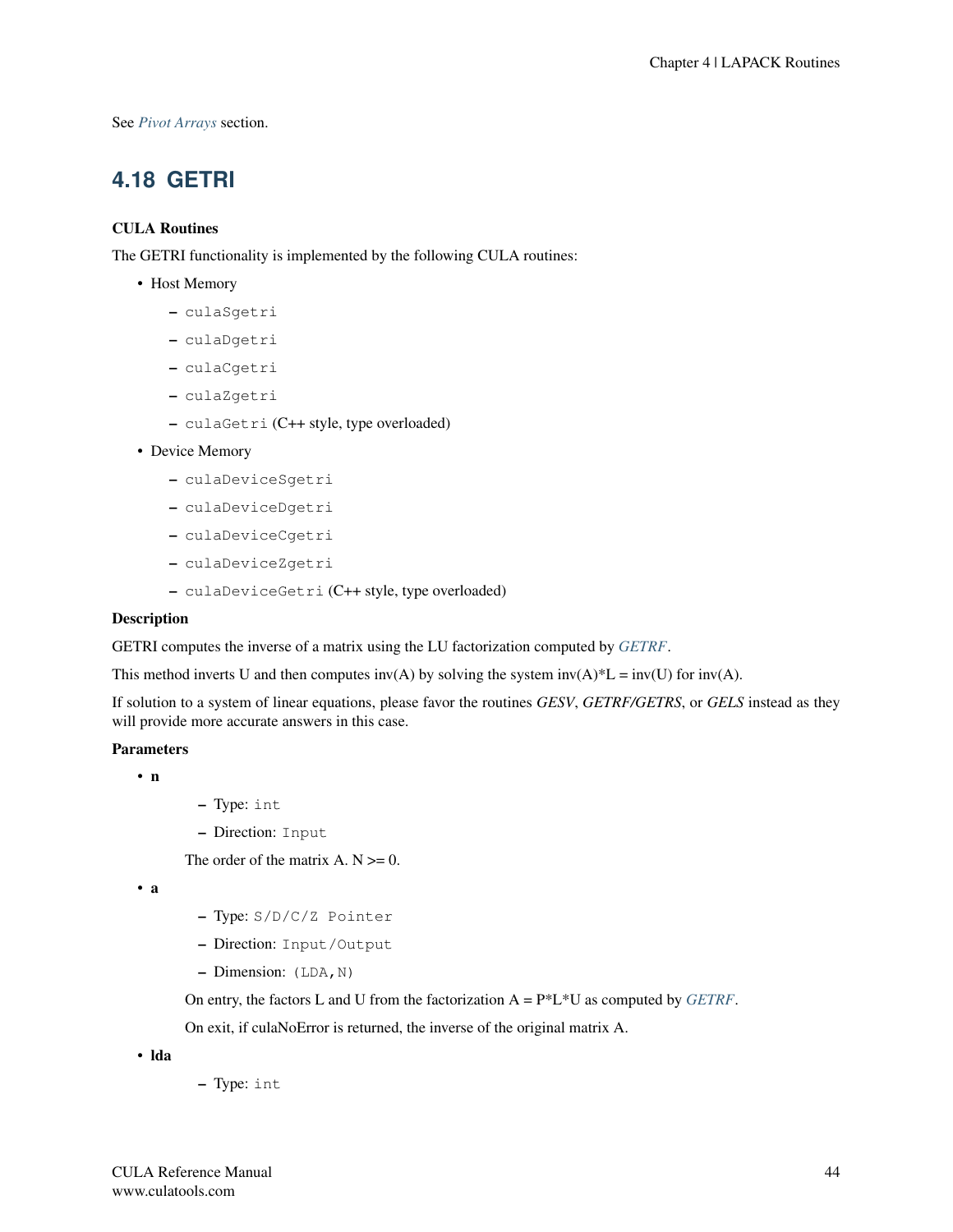See *Pivot Arrays* section.

## 4.18 GETRI

**CULA Routines**

The GETRI functionality is implemented by the following CULA routines:

- Host Memory
  - `culaSgetri`
  - `culaDgetri`
  - `culaCgetri`
  - `culaZgetri`
  - `culaGetri` (C++ style, type overloaded)
- Device Memory
  - `culaDeviceSgetri`
  - `culaDeviceDgetri`
  - `culaDeviceCgetri`
  - `culaDeviceZgetri`
  - `culaDeviceGetri` (C++ style, type overloaded)

**Description**

GETRI computes the inverse of a matrix using the LU factorization computed by *GETRF*.

This method inverts U and then computes inv(A) by solving the system inv(A)*L = inv(U) for inv(A).

If solution to a system of linear equations, please favor the routines *GESV*, *GETRF/GETRS*, or *GELS* instead as they will provide more accurate answers in this case.

**Parameters**

- **n**
  - Type: `int`
  - Direction: `Input`

  The order of the matrix A. N >= 0.
- **a**
  - Type: `S/D/C/Z Pointer`
  - Direction: `Input/Output`
  - Dimension: `(LDA,N)`

  On entry, the factors L and U from the factorization A = P*L*U as computed by *GETRF*.

  On exit, if culaNoError is returned, the inverse of the original matrix A.
- **lda**
  - Type: `int`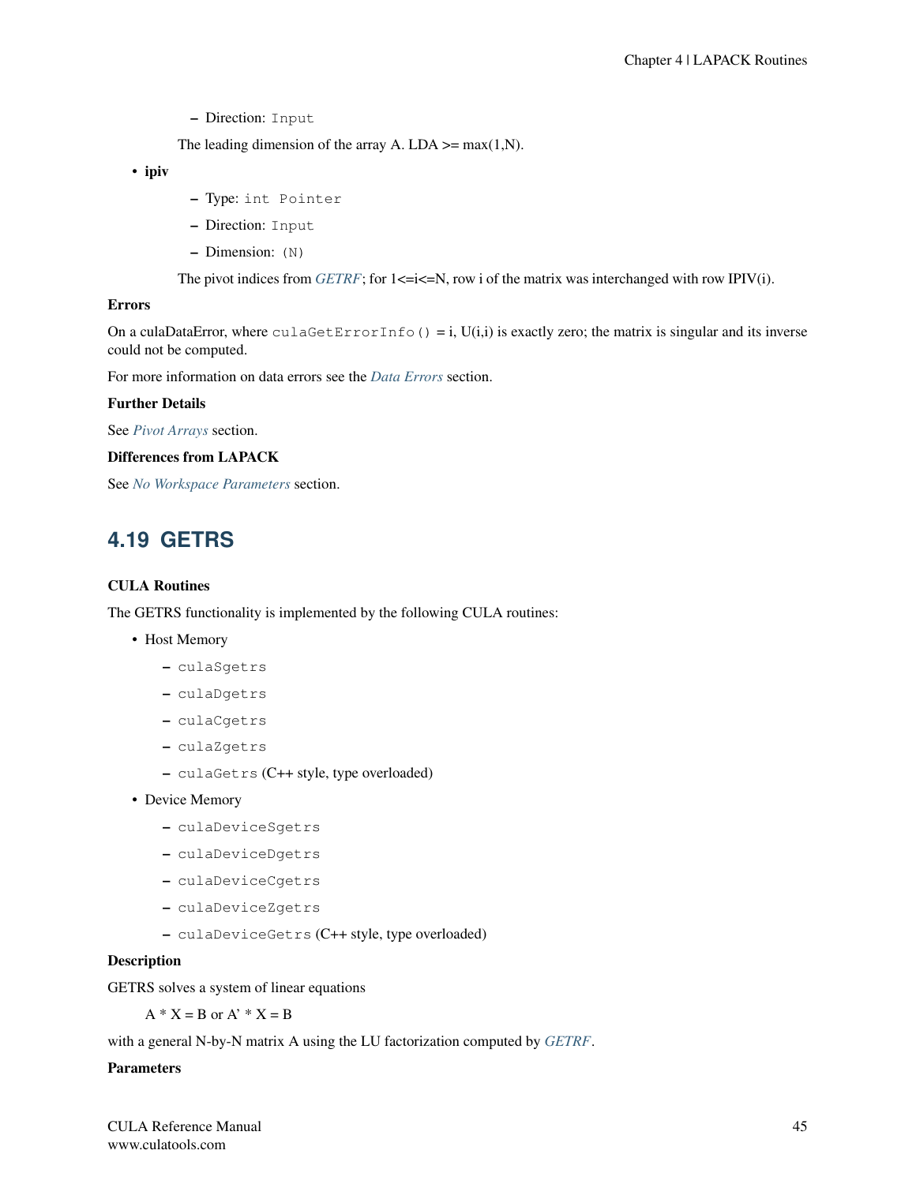– Direction: `Input`

The leading dimension of the array A. LDA >= max(1,N).

- **ipiv**
  - Type: `int Pointer`
  - Direction: `Input`
  - Dimension: `(N)`

  The pivot indices from *GETRF*; for 1<=i<=N, row i of the matrix was interchanged with row IPIV(i).

**Errors**

On a culaDataError, where `culaGetErrorInfo()` = i, U(i,i) is exactly zero; the matrix is singular and its inverse could not be computed.

For more information on data errors see the *Data Errors* section.

**Further Details**

See *Pivot Arrays* section.

**Differences from LAPACK**

See *No Workspace Parameters* section.

## 4.19 GETRS

**CULA Routines**

The GETRS functionality is implemented by the following CULA routines:

- Host Memory
  - `culaSgetrs`
  - `culaDgetrs`
  - `culaCgetrs`
  - `culaZgetrs`
  - `culaGetrs` (C++ style, type overloaded)
- Device Memory
  - `culaDeviceSgetrs`
  - `culaDeviceDgetrs`
  - `culaDeviceCgetrs`
  - `culaDeviceZgetrs`
  - `culaDeviceGetrs` (C++ style, type overloaded)

**Description**

GETRS solves a system of linear equations

A * X = B or A' * X = B

with a general N-by-N matrix A using the LU factorization computed by *GETRF*.

**Parameters**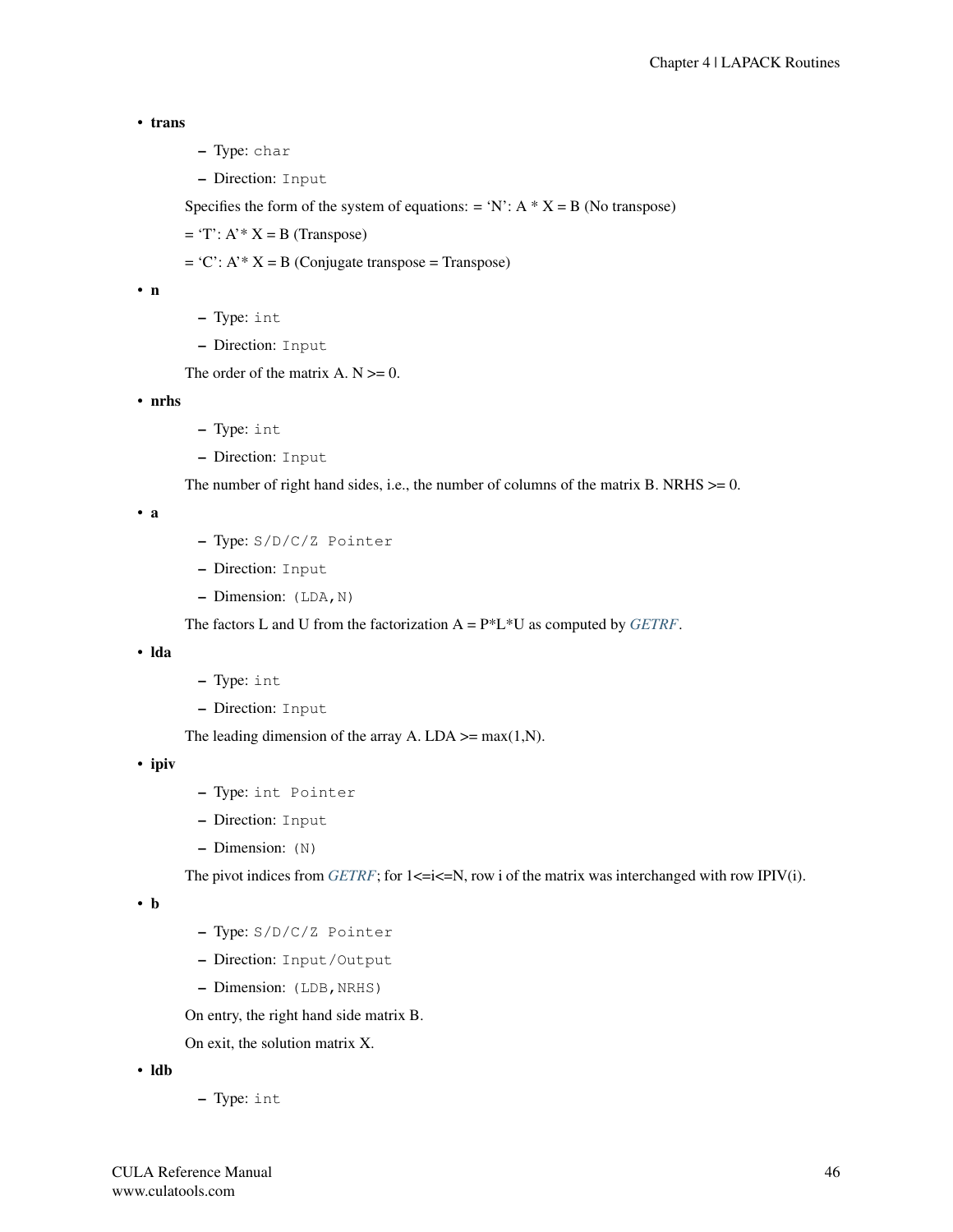- **trans**
  - Type: `char`
  - Direction: `Input`

  Specifies the form of the system of equations: = 'N': A * X = B (No transpose)

  = 'T': A'* X = B (Transpose)

  = 'C': A'* X = B (Conjugate transpose = Transpose)

- **n**
  - Type: `int`
  - Direction: `Input`

  The order of the matrix A. N >= 0.

- **nrhs**
  - Type: `int`
  - Direction: `Input`

  The number of right hand sides, i.e., the number of columns of the matrix B. NRHS >= 0.

- **a**
  - Type: `S/D/C/Z Pointer`
  - Direction: `Input`
  - Dimension: `(LDA,N)`

  The factors L and U from the factorization A = P*L*U as computed by *GETRF*.

- **lda**
  - Type: `int`
  - Direction: `Input`

  The leading dimension of the array A. LDA >= max(1,N).

- **ipiv**
  - Type: `int Pointer`
  - Direction: `Input`
  - Dimension: `(N)`

  The pivot indices from *GETRF*; for 1<=i<=N, row i of the matrix was interchanged with row IPIV(i).

- **b**
  - Type: `S/D/C/Z Pointer`
  - Direction: `Input/Output`
  - Dimension: `(LDB,NRHS)`

  On entry, the right hand side matrix B.

  On exit, the solution matrix X.

- **ldb**
  - Type: `int`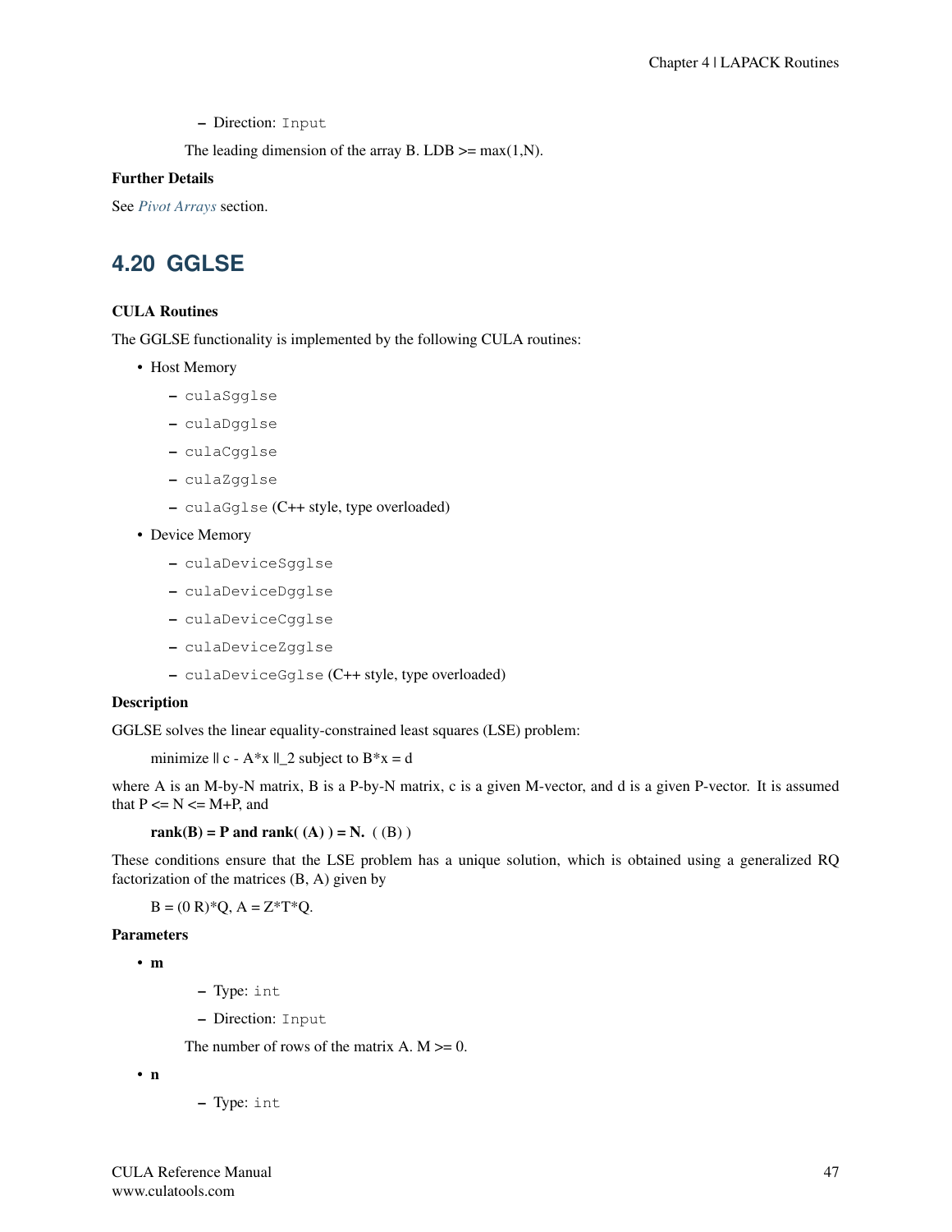- Direction: `Input`

  The leading dimension of the array B. LDB >= max(1,N).

**Further Details**

See *Pivot Arrays* section.

## 4.20 GGLSE

**CULA Routines**

The GGLSE functionality is implemented by the following CULA routines:

- Host Memory
  - `culaSgglse`
  - `culaDgglse`
  - `culaCgglse`
  - `culaZgglse`
  - `culaGglse` (C++ style, type overloaded)
- Device Memory
  - `culaDeviceSgglse`
  - `culaDeviceDgglse`
  - `culaDeviceCgglse`
  - `culaDeviceZgglse`
  - `culaDeviceGglse` (C++ style, type overloaded)

**Description**

GGLSE solves the linear equality-constrained least squares (LSE) problem:

> minimize || c - A*x ||_2 subject to B*x = d

where A is an M-by-N matrix, B is a P-by-N matrix, c is a given M-vector, and d is a given P-vector. It is assumed that P <= N <= M+P, and

> **rank(B) = P and rank( (A) ) = N.** ( (B) )

These conditions ensure that the LSE problem has a unique solution, which is obtained using a generalized RQ factorization of the matrices (B, A) given by

> B = (0 R)*Q, A = Z*T*Q.

**Parameters**

- **m**
  - Type: `int`
  - Direction: `Input`

  The number of rows of the matrix A. M >= 0.

- **n**
  - Type: `int`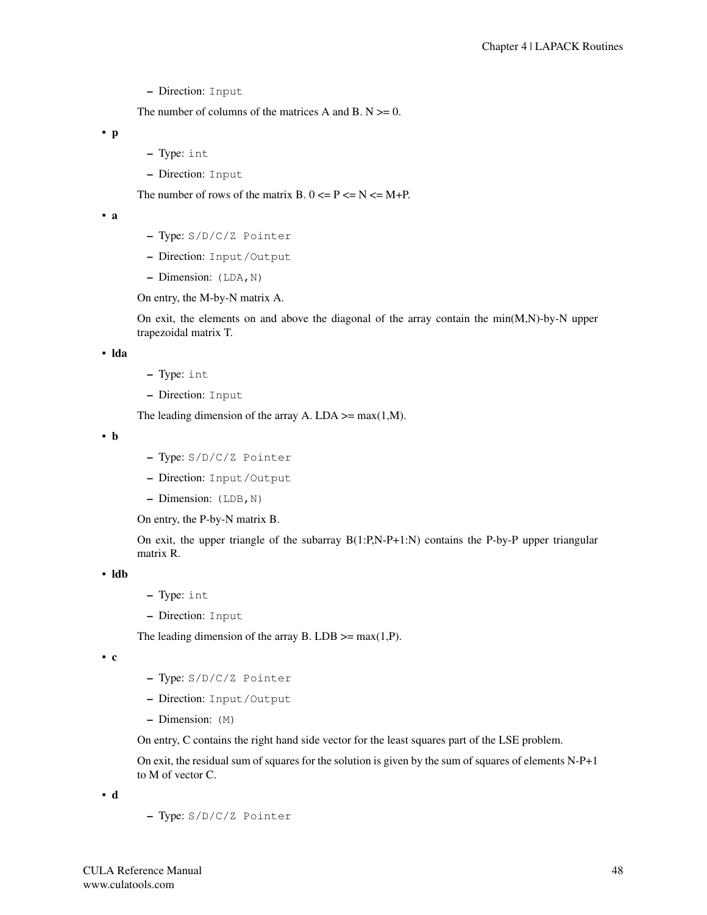- Direction: `Input`

  The number of columns of the matrices A and B. N >= 0.

- **p**
  - Type: `int`
  - Direction: `Input`

  The number of rows of the matrix B. 0 <= P <= N <= M+P.

- **a**
  - Type: `S/D/C/Z Pointer`
  - Direction: `Input/Output`
  - Dimension: `(LDA,N)`

  On entry, the M-by-N matrix A.

  On exit, the elements on and above the diagonal of the array contain the min(M,N)-by-N upper trapezoidal matrix T.

- **lda**
  - Type: `int`
  - Direction: `Input`

  The leading dimension of the array A. LDA >= max(1,M).

- **b**
  - Type: `S/D/C/Z Pointer`
  - Direction: `Input/Output`
  - Dimension: `(LDB,N)`

  On entry, the P-by-N matrix B.

  On exit, the upper triangle of the subarray B(1:P,N-P+1:N) contains the P-by-P upper triangular matrix R.

- **ldb**
  - Type: `int`
  - Direction: `Input`

  The leading dimension of the array B. LDB >= max(1,P).

- **c**
  - Type: `S/D/C/Z Pointer`
  - Direction: `Input/Output`
  - Dimension: `(M)`

  On entry, C contains the right hand side vector for the least squares part of the LSE problem.

  On exit, the residual sum of squares for the solution is given by the sum of squares of elements N-P+1 to M of vector C.

- **d**
  - Type: `S/D/C/Z Pointer`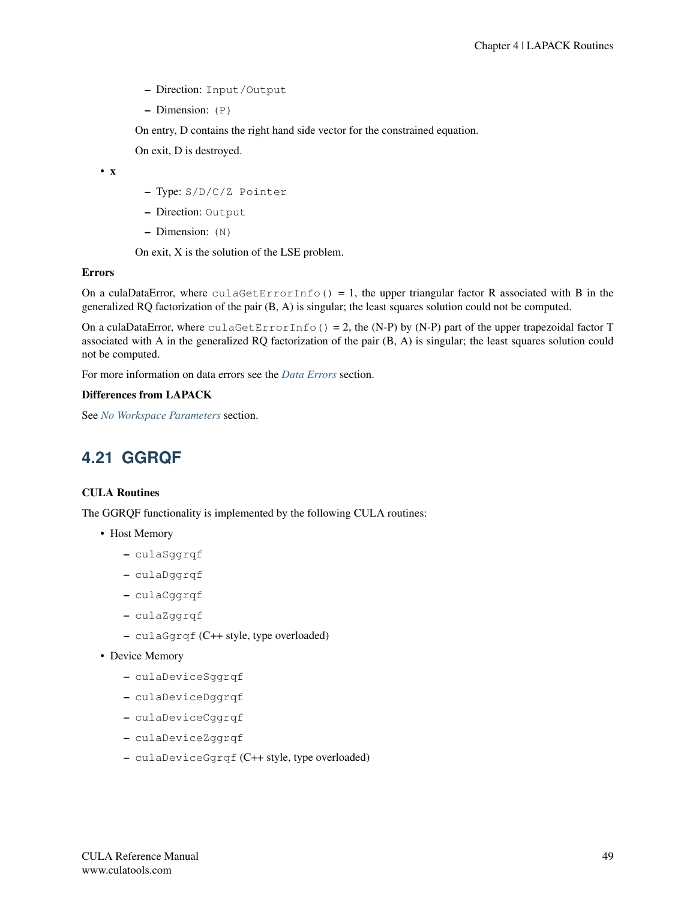- Direction: `Input/Output`
- Dimension: `(P)`

On entry, D contains the right hand side vector for the constrained equation.

On exit, D is destroyed.

- **x**
  - Type: `S/D/C/Z Pointer`
  - Direction: `Output`
  - Dimension: `(N)`

  On exit, X is the solution of the LSE problem.

**Errors**

On a culaDataError, where `culaGetErrorInfo()` = 1, the upper triangular factor R associated with B in the generalized RQ factorization of the pair (B, A) is singular; the least squares solution could not be computed.

On a culaDataError, where `culaGetErrorInfo()` = 2, the (N-P) by (N-P) part of the upper trapezoidal factor T associated with A in the generalized RQ factorization of the pair (B, A) is singular; the least squares solution could not be computed.

For more information on data errors see the *Data Errors* section.

**Differences from LAPACK**

See *No Workspace Parameters* section.

## 4.21 GGRQF

**CULA Routines**

The GGRQF functionality is implemented by the following CULA routines:

- Host Memory
  - `culaSggrqf`
  - `culaDggrqf`
  - `culaCggrqf`
  - `culaZggrqf`
  - `culaGgrqf` (C++ style, type overloaded)
- Device Memory
  - `culaDeviceSggrqf`
  - `culaDeviceDggrqf`
  - `culaDeviceCggrqf`
  - `culaDeviceZggrqf`
  - `culaDeviceGgrqf` (C++ style, type overloaded)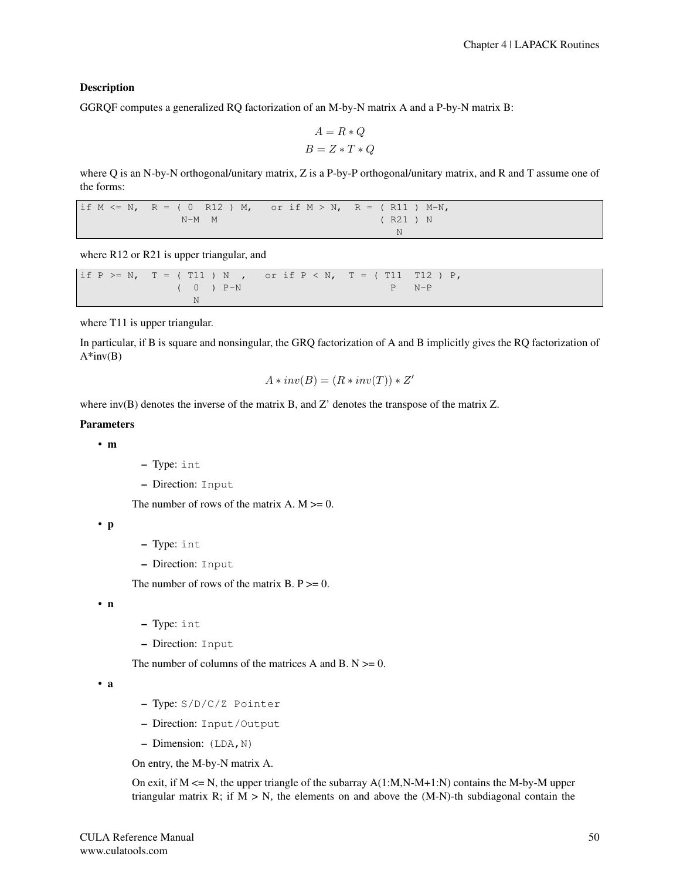### Description

GGRQF computes a generalized RQ factorization of an M-by-N matrix A and a P-by-N matrix B:

$$A = R * Q$$

$$B = Z * T * Q$$

where Q is an N-by-N orthogonal/unitary matrix, Z is a P-by-P orthogonal/unitary matrix, and R and T assume one of the forms:

```
if M <= N,  R = ( 0  R12 ) M,   or if M > N,  R = ( R11 ) M-N,
                 N-M  M                           ( R21 ) N
                                                    N
```

where R12 or R21 is upper triangular, and

```
if P >= N,  T = ( T11 ) N  ,   or if P < N,  T = ( T11  T12 ) P,
                (  0  ) P-N                         P   N-P
                   N
```

where T11 is upper triangular.

In particular, if B is square and nonsingular, the GRQ factorization of A and B implicitly gives the RQ factorization of A*inv(B)

$$A * inv(B) = (R * inv(T)) * Z'$$

where inv(B) denotes the inverse of the matrix B, and Z' denotes the transpose of the matrix Z.

### Parameters

- **m**
  - Type: `int`
  - Direction: `Input`

  The number of rows of the matrix A. M >= 0.

- **p**
  - Type: `int`
  - Direction: `Input`

  The number of rows of the matrix B. P >= 0.

- **n**
  - Type: `int`
  - Direction: `Input`

  The number of columns of the matrices A and B. N >= 0.

- **a**
  - Type: `S/D/C/Z Pointer`
  - Direction: `Input/Output`
  - Dimension: `(LDA,N)`

  On entry, the M-by-N matrix A.

  On exit, if M <= N, the upper triangle of the subarray A(1:M,N-M+1:N) contains the M-by-M upper triangular matrix R; if M > N, the elements on and above the (M-N)-th subdiagonal contain the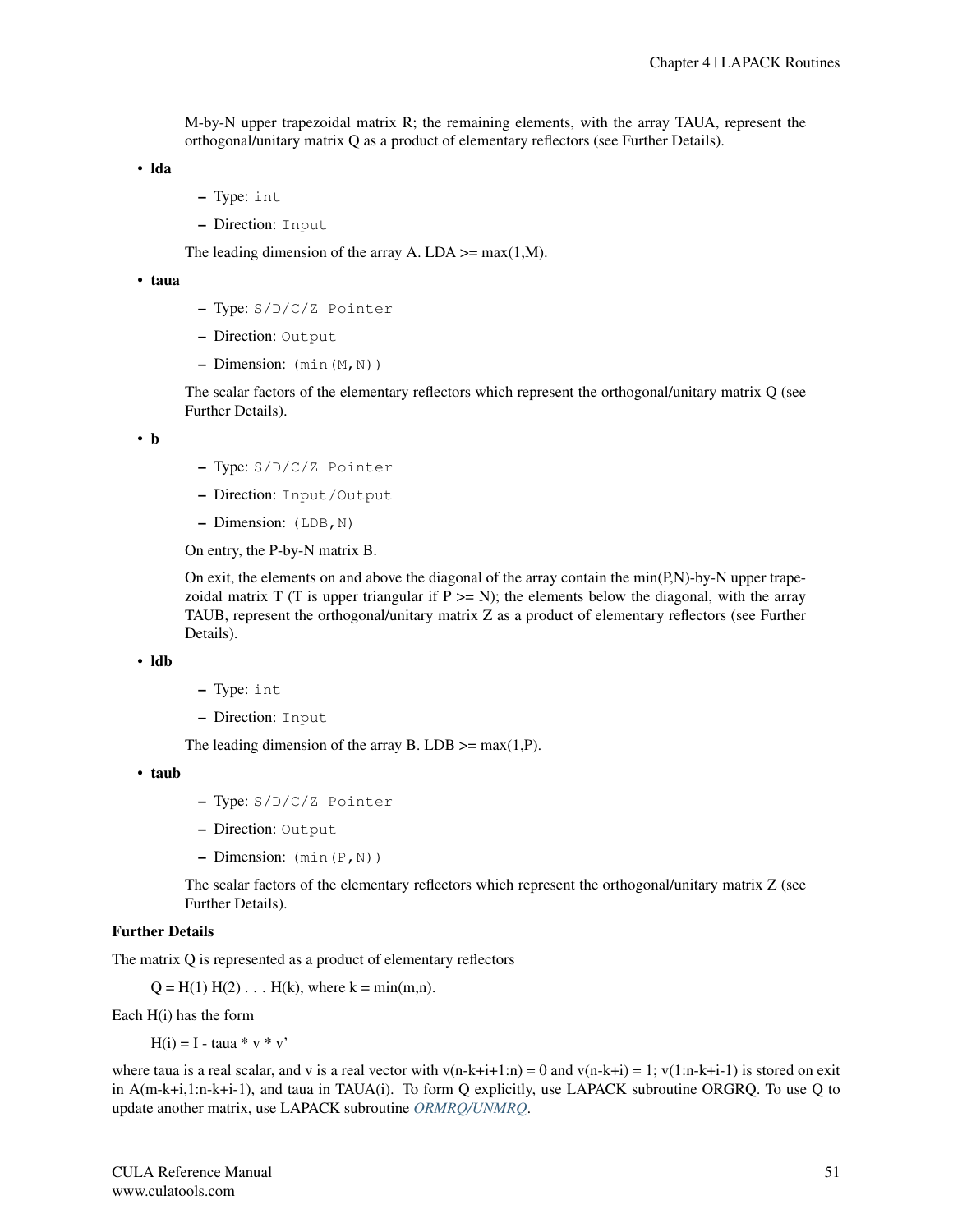M-by-N upper trapezoidal matrix R; the remaining elements, with the array TAUA, represent the orthogonal/unitary matrix Q as a product of elementary reflectors (see Further Details).

- **lda**
  - Type: `int`
  - Direction: `Input`

  The leading dimension of the array A. LDA >= max(1,M).

- **taua**
  - Type: `S/D/C/Z Pointer`
  - Direction: `Output`
  - Dimension: `(min(M,N))`

  The scalar factors of the elementary reflectors which represent the orthogonal/unitary matrix Q (see Further Details).

- **b**
  - Type: `S/D/C/Z Pointer`
  - Direction: `Input/Output`
  - Dimension: `(LDB,N)`

  On entry, the P-by-N matrix B.

  On exit, the elements on and above the diagonal of the array contain the min(P,N)-by-N upper trapezoidal matrix T (T is upper triangular if P >= N); the elements below the diagonal, with the array TAUB, represent the orthogonal/unitary matrix Z as a product of elementary reflectors (see Further Details).

- **ldb**
  - Type: `int`
  - Direction: `Input`

  The leading dimension of the array B. LDB >= max(1,P).

- **taub**
  - Type: `S/D/C/Z Pointer`
  - Direction: `Output`
  - Dimension: `(min(P,N))`

  The scalar factors of the elementary reflectors which represent the orthogonal/unitary matrix Z (see Further Details).

**Further Details**

The matrix Q is represented as a product of elementary reflectors

Q = H(1) H(2) . . . H(k), where k = min(m,n).

Each H(i) has the form

H(i) = I - taua * v * v'

where taua is a real scalar, and v is a real vector with v(n-k+i+1:n) = 0 and v(n-k+i) = 1; v(1:n-k+i-1) is stored on exit in A(m-k+i,1:n-k+i-1), and taua in TAUA(i). To form Q explicitly, use LAPACK subroutine ORGRQ. To use Q to update another matrix, use LAPACK subroutine *ORMRQ/UNMRQ*.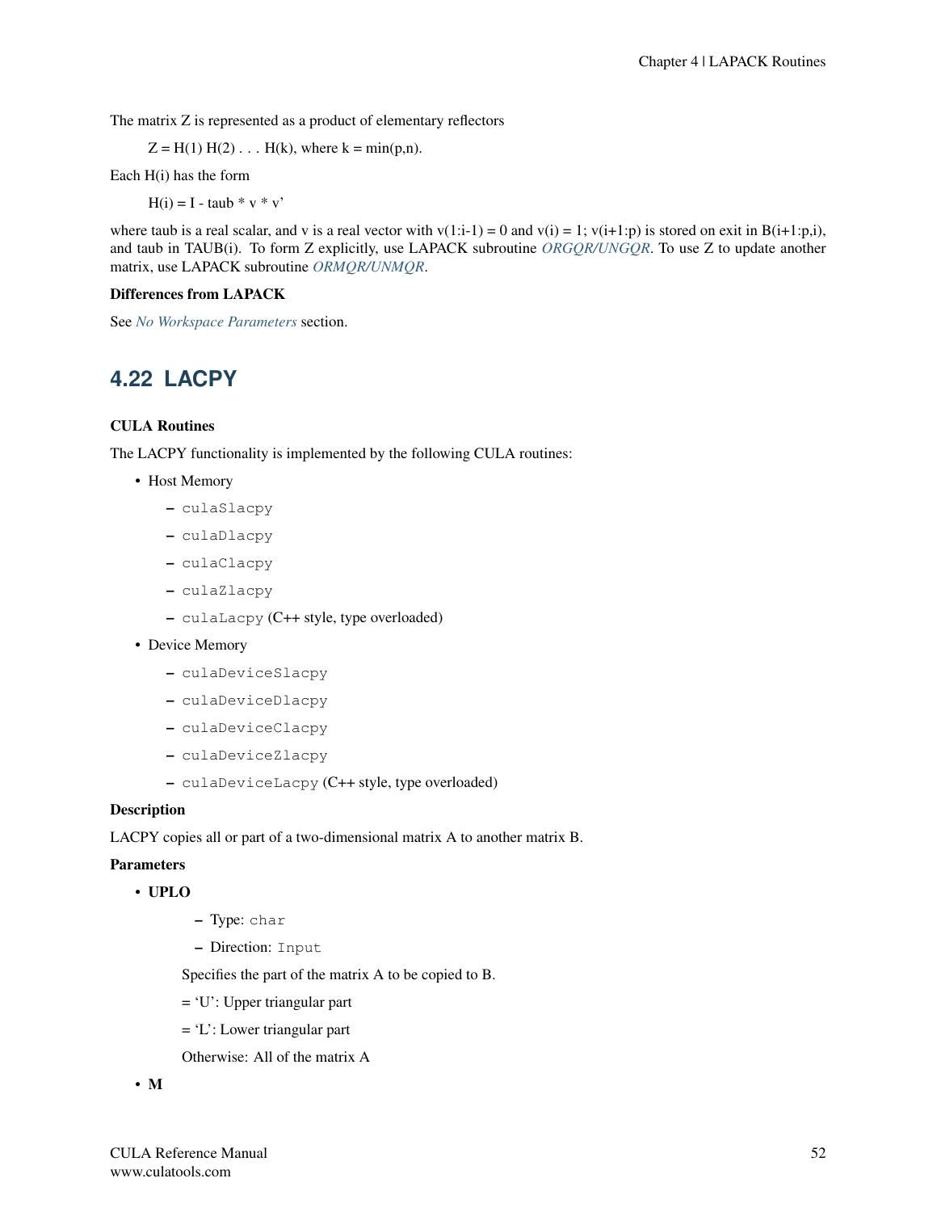The matrix Z is represented as a product of elementary reflectors

Z = H(1) H(2) . . . H(k), where k = min(p,n).

Each H(i) has the form

H(i) = I - taub * v * v'

where taub is a real scalar, and v is a real vector with v(1:i-1) = 0 and v(i) = 1; v(i+1:p) is stored on exit in B(i+1:p,i), and taub in TAUB(i). To form Z explicitly, use LAPACK subroutine *ORGQR/UNGQR*. To use Z to update another matrix, use LAPACK subroutine *ORMQR/UNMQR*.

**Differences from LAPACK**

See *No Workspace Parameters* section.

## 4.22 LACPY

**CULA Routines**

The LACPY functionality is implemented by the following CULA routines:

- Host Memory
  - `culaSlacpy`
  - `culaDlacpy`
  - `culaClacpy`
  - `culaZlacpy`
  - `culaLacpy` (C++ style, type overloaded)
- Device Memory
  - `culaDeviceSlacpy`
  - `culaDeviceDlacpy`
  - `culaDeviceClacpy`
  - `culaDeviceZlacpy`
  - `culaDeviceLacpy` (C++ style, type overloaded)

**Description**

LACPY copies all or part of a two-dimensional matrix A to another matrix B.

**Parameters**

- **UPLO**
  - Type: `char`
  - Direction: `Input`

  Specifies the part of the matrix A to be copied to B.

  = 'U': Upper triangular part

  = 'L': Lower triangular part

  Otherwise: All of the matrix A

- **M**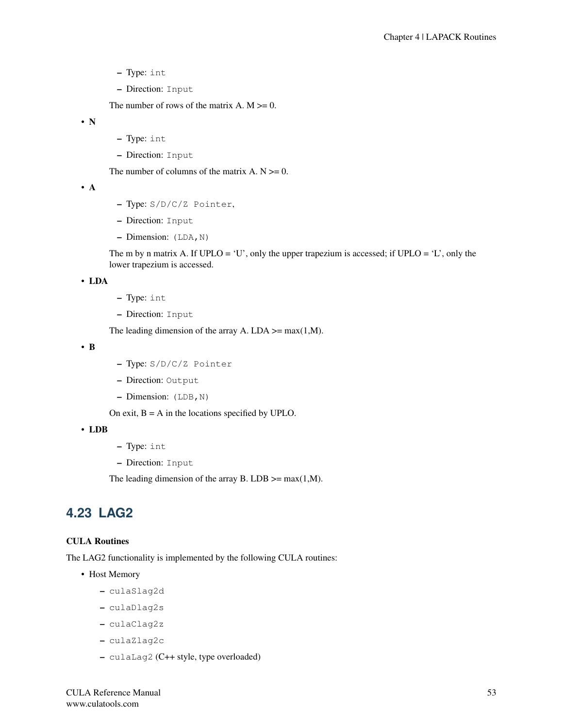- Type: `int`
  - Direction: `Input`

  The number of rows of the matrix A. M >= 0.

- **N**
  - Type: `int`
  - Direction: `Input`

  The number of columns of the matrix A. N >= 0.

- **A**
  - Type: `S/D/C/Z Pointer`,
  - Direction: `Input`
  - Dimension: `(LDA,N)`

  The m by n matrix A. If UPLO = 'U', only the upper trapezium is accessed; if UPLO = 'L', only the lower trapezium is accessed.

- **LDA**
  - Type: `int`
  - Direction: `Input`

  The leading dimension of the array A. LDA >= max(1,M).

- **B**
  - Type: `S/D/C/Z Pointer`
  - Direction: `Output`
  - Dimension: `(LDB,N)`

  On exit, B = A in the locations specified by UPLO.

- **LDB**
  - Type: `int`
  - Direction: `Input`

  The leading dimension of the array B. LDB >= max(1,M).

## 4.23 LAG2

**CULA Routines**

The LAG2 functionality is implemented by the following CULA routines:

- Host Memory
  - `culaSlag2d`
  - `culaDlag2s`
  - `culaClag2z`
  - `culaZlag2c`
  - `culaLag2` (C++ style, type overloaded)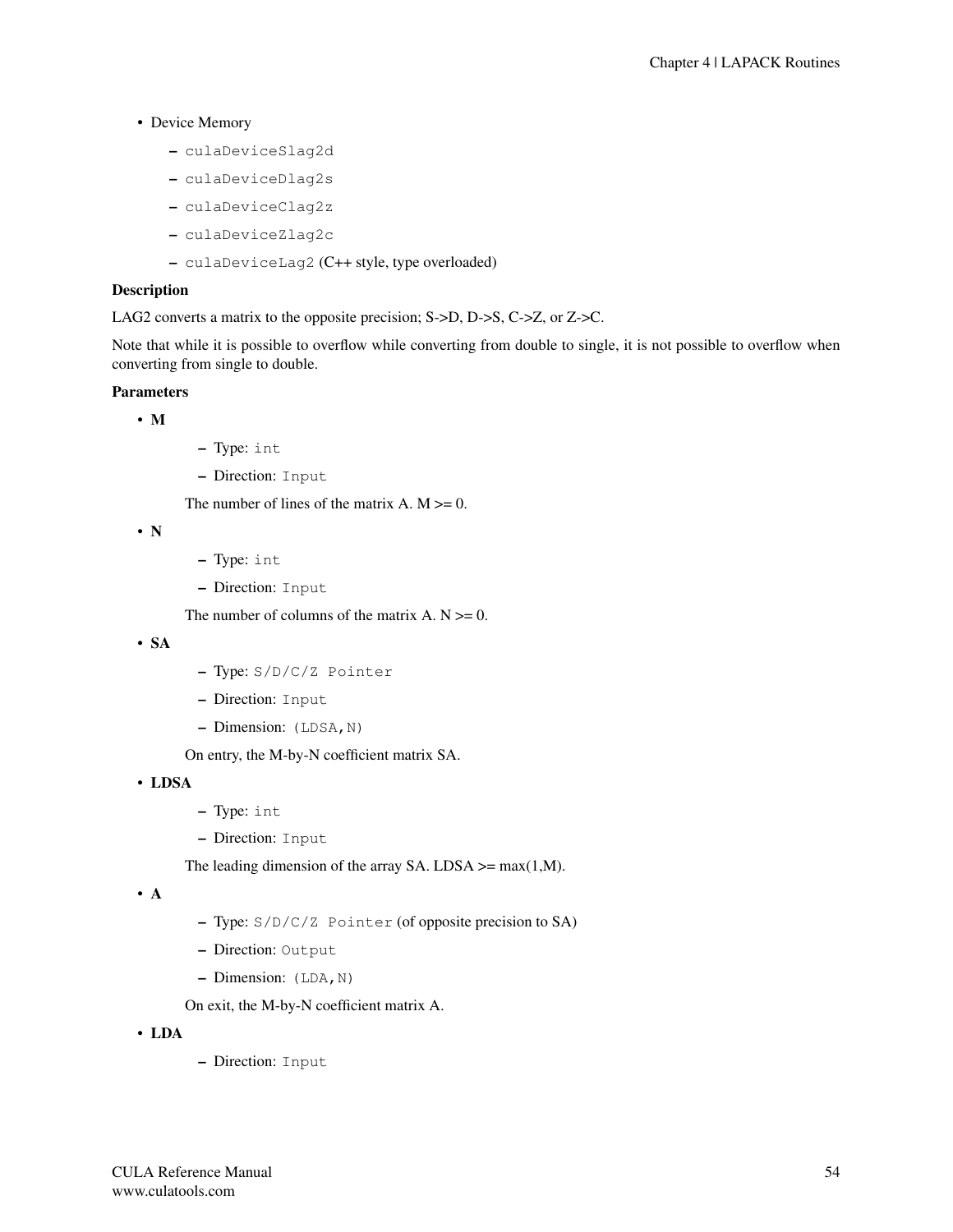- Device Memory
  - `culaDeviceSlag2d`
  - `culaDeviceDlag2s`
  - `culaDeviceClag2z`
  - `culaDeviceZlag2c`
  - `culaDeviceLag2` (C++ style, type overloaded)

**Description**

LAG2 converts a matrix to the opposite precision; S->D, D->S, C->Z, or Z->C.

Note that while it is possible to overflow while converting from double to single, it is not possible to overflow when converting from single to double.

**Parameters**

- **M**
  - Type: `int`
  - Direction: `Input`

  The number of lines of the matrix A. M >= 0.

- **N**
  - Type: `int`
  - Direction: `Input`

  The number of columns of the matrix A. N >= 0.

- **SA**
  - Type: `S/D/C/Z Pointer`
  - Direction: `Input`
  - Dimension: `(LDSA,N)`

  On entry, the M-by-N coefficient matrix SA.

- **LDSA**
  - Type: `int`
  - Direction: `Input`

  The leading dimension of the array SA. LDSA >= max(1,M).

- **A**
  - Type: `S/D/C/Z Pointer` (of opposite precision to SA)
  - Direction: `Output`
  - Dimension: `(LDA,N)`

  On exit, the M-by-N coefficient matrix A.

- **LDA**
  - Direction: `Input`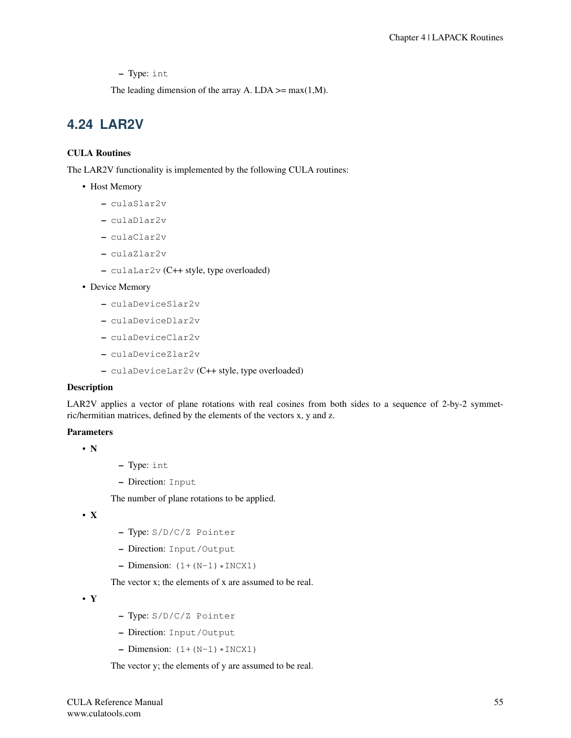- Type: `int`

  The leading dimension of the array A. LDA >= max(1,M).

## 4.24 LAR2V

### CULA Routines

The LAR2V functionality is implemented by the following CULA routines:

- Host Memory
  - `culaSlar2v`
  - `culaDlar2v`
  - `culaClar2v`
  - `culaZlar2v`
  - `culaLar2v` (C++ style, type overloaded)
- Device Memory
  - `culaDeviceSlar2v`
  - `culaDeviceDlar2v`
  - `culaDeviceClar2v`
  - `culaDeviceZlar2v`
  - `culaDeviceLar2v` (C++ style, type overloaded)

### Description

LAR2V applies a vector of plane rotations with real cosines from both sides to a sequence of 2-by-2 symmetric/hermitian matrices, defined by the elements of the vectors x, y and z.

### Parameters

- **N**
  - Type: `int`
  - Direction: `Input`

  The number of plane rotations to be applied.

- **X**
  - Type: `S/D/C/Z Pointer`
  - Direction: `Input/Output`
  - Dimension: `(1+(N-1)*INCX1)`

  The vector x; the elements of x are assumed to be real.

- **Y**
  - Type: `S/D/C/Z Pointer`
  - Direction: `Input/Output`
  - Dimension: `(1+(N-1)*INCX1)`

  The vector y; the elements of y are assumed to be real.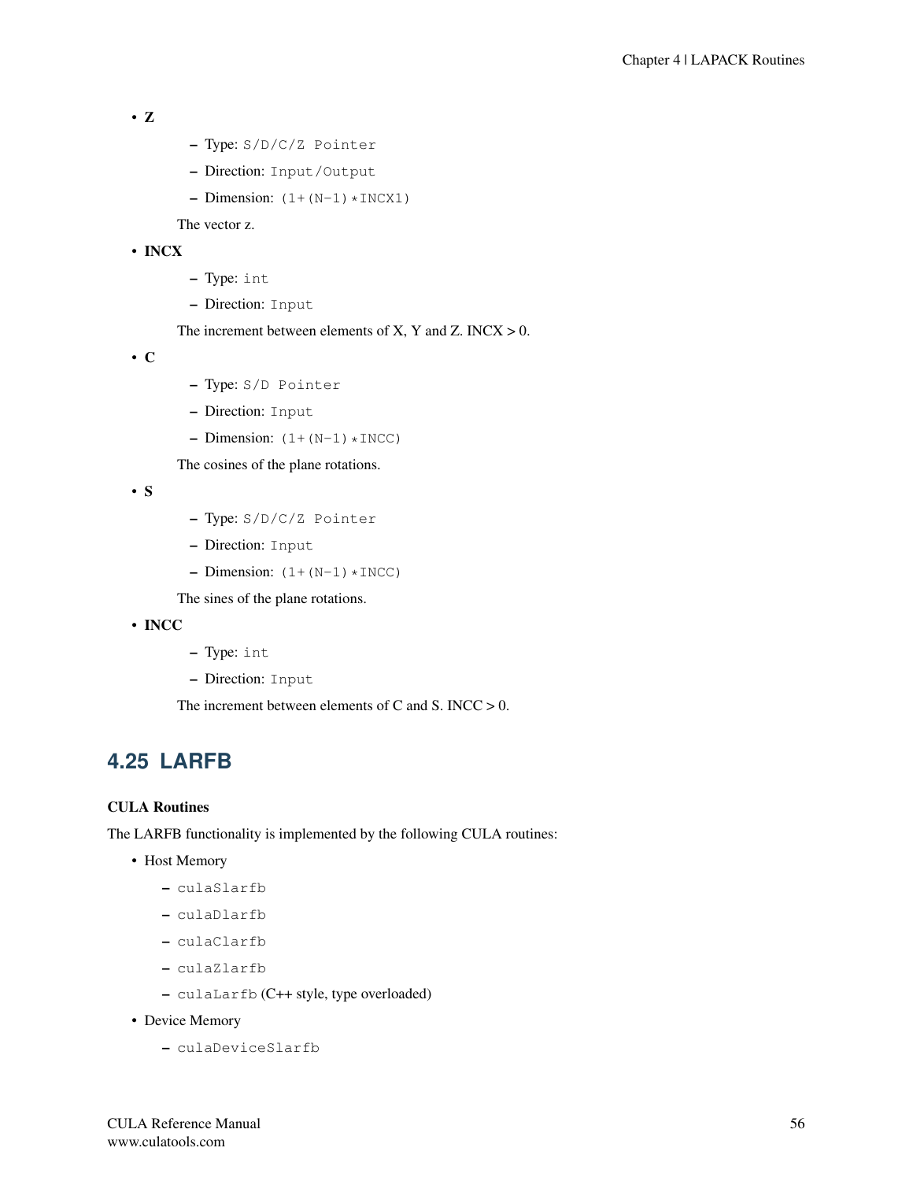- **Z**
  - Type: `S/D/C/Z Pointer`
  - Direction: `Input/Output`
  - Dimension: `(1+(N-1)*INCX1)`

  The vector z.

- **INCX**
  - Type: `int`
  - Direction: `Input`

  The increment between elements of X, Y and Z. INCX > 0.

- **C**
  - Type: `S/D Pointer`
  - Direction: `Input`
  - Dimension: `(1+(N-1)*INCC)`

  The cosines of the plane rotations.

- **S**
  - Type: `S/D/C/Z Pointer`
  - Direction: `Input`
  - Dimension: `(1+(N-1)*INCC)`

  The sines of the plane rotations.

- **INCC**
  - Type: `int`
  - Direction: `Input`

  The increment between elements of C and S. INCC > 0.

## 4.25 LARFB

**CULA Routines**

The LARFB functionality is implemented by the following CULA routines:

- Host Memory
  - `culaSlarfb`
  - `culaDlarfb`
  - `culaClarfb`
  - `culaZlarfb`
  - `culaLarfb` (C++ style, type overloaded)
- Device Memory
  - `culaDeviceSlarfb`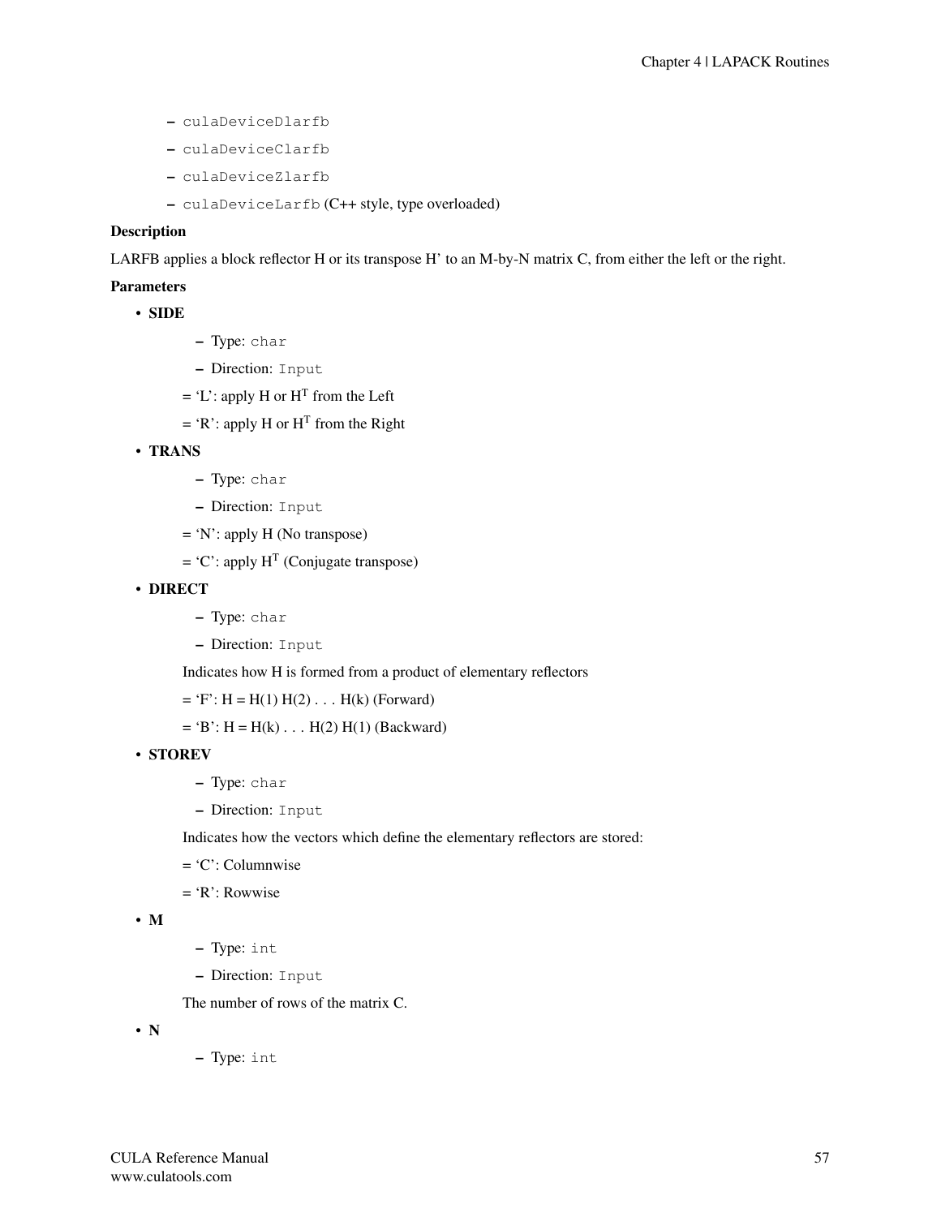- `culaDeviceDlarfb`
- `culaDeviceClarfb`
- `culaDeviceZlarfb`
- `culaDeviceLarfb` (C++ style, type overloaded)

**Description**

LARFB applies a block reflector H or its transpose H' to an M-by-N matrix C, from either the left or the right.

**Parameters**

- **SIDE**
  - Type: `char`
  - Direction: `Input`

  = 'L': apply H or $H^T$ from the Left

  = 'R': apply H or $H^T$ from the Right

- **TRANS**
  - Type: `char`
  - Direction: `Input`

  = 'N': apply H (No transpose)

  = 'C': apply $H^T$ (Conjugate transpose)

- **DIRECT**
  - Type: `char`
  - Direction: `Input`

  Indicates how H is formed from a product of elementary reflectors

  = 'F': H = H(1) H(2) . . . H(k) (Forward)

  = 'B': H = H(k) . . . H(2) H(1) (Backward)

- **STOREV**
  - Type: `char`
  - Direction: `Input`

  Indicates how the vectors which define the elementary reflectors are stored:

  = 'C': Columnwise

  = 'R': Rowwise

- **M**
  - Type: `int`
  - Direction: `Input`

  The number of rows of the matrix C.

- **N**
  - Type: `int`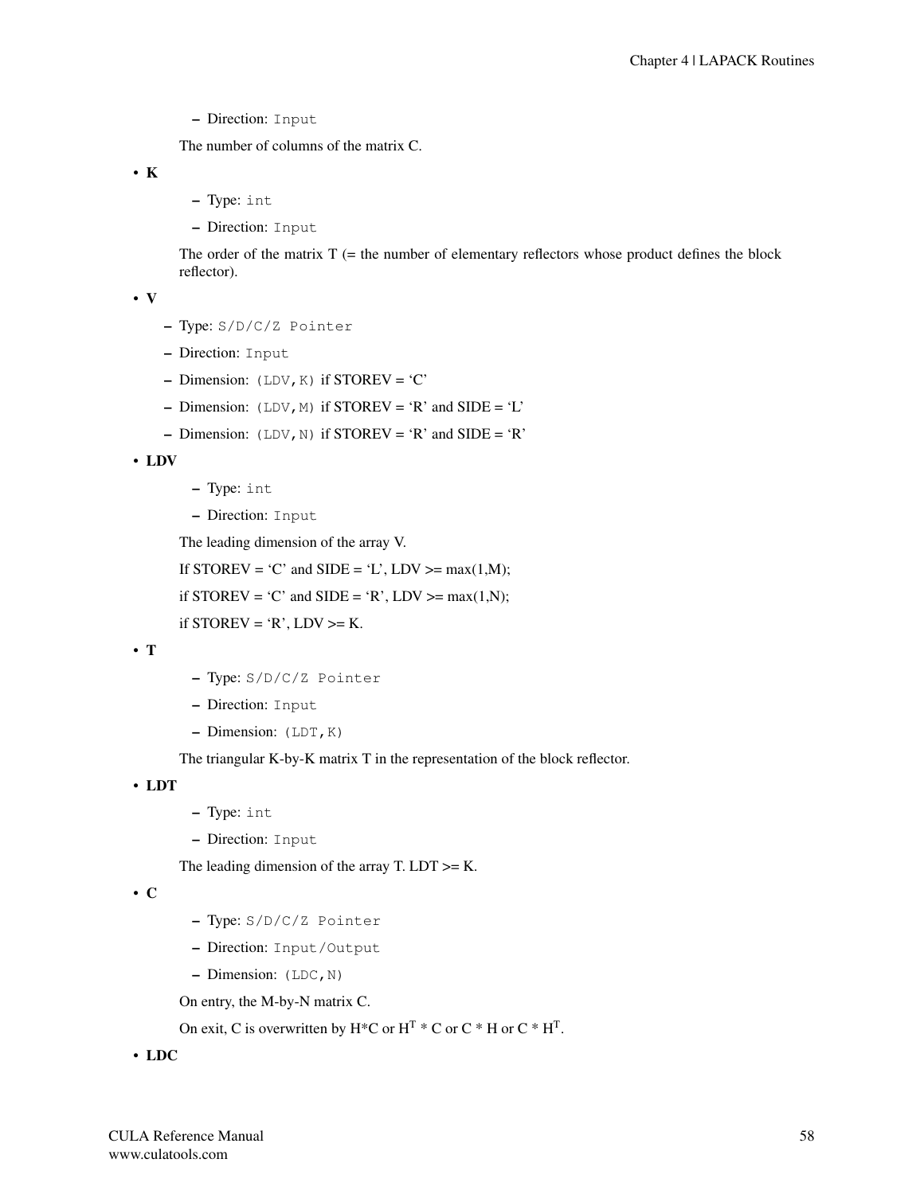- Direction: `Input`

The number of columns of the matrix C.

- **K**
  - Type: `int`
  - Direction: `Input`

  The order of the matrix T (= the number of elementary reflectors whose product defines the block reflector).

- **V**
  - Type: `S/D/C/Z Pointer`
  - Direction: `Input`
  - Dimension: `(LDV,K)` if STOREV = ‘C’
  - Dimension: `(LDV,M)` if STOREV = ‘R’ and SIDE = ‘L’
  - Dimension: `(LDV,N)` if STOREV = ‘R’ and SIDE = ‘R’

- **LDV**
  - Type: `int`
  - Direction: `Input`

  The leading dimension of the array V.

  If STOREV = ‘C’ and SIDE = ‘L’, LDV >= max(1,M);

  if STOREV = ‘C’ and SIDE = ‘R’, LDV >= max(1,N);

  if STOREV = ‘R’, LDV >= K.

- **T**
  - Type: `S/D/C/Z Pointer`
  - Direction: `Input`
  - Dimension: `(LDT,K)`

  The triangular K-by-K matrix T in the representation of the block reflector.

- **LDT**
  - Type: `int`
  - Direction: `Input`

  The leading dimension of the array T. LDT >= K.

- **C**
  - Type: `S/D/C/Z Pointer`
  - Direction: `Input/Output`
  - Dimension: `(LDC,N)`

  On entry, the M-by-N matrix C.

  On exit, C is overwritten by H*C or $H^T$ * C or C * H or C * $H^T$.

- **LDC**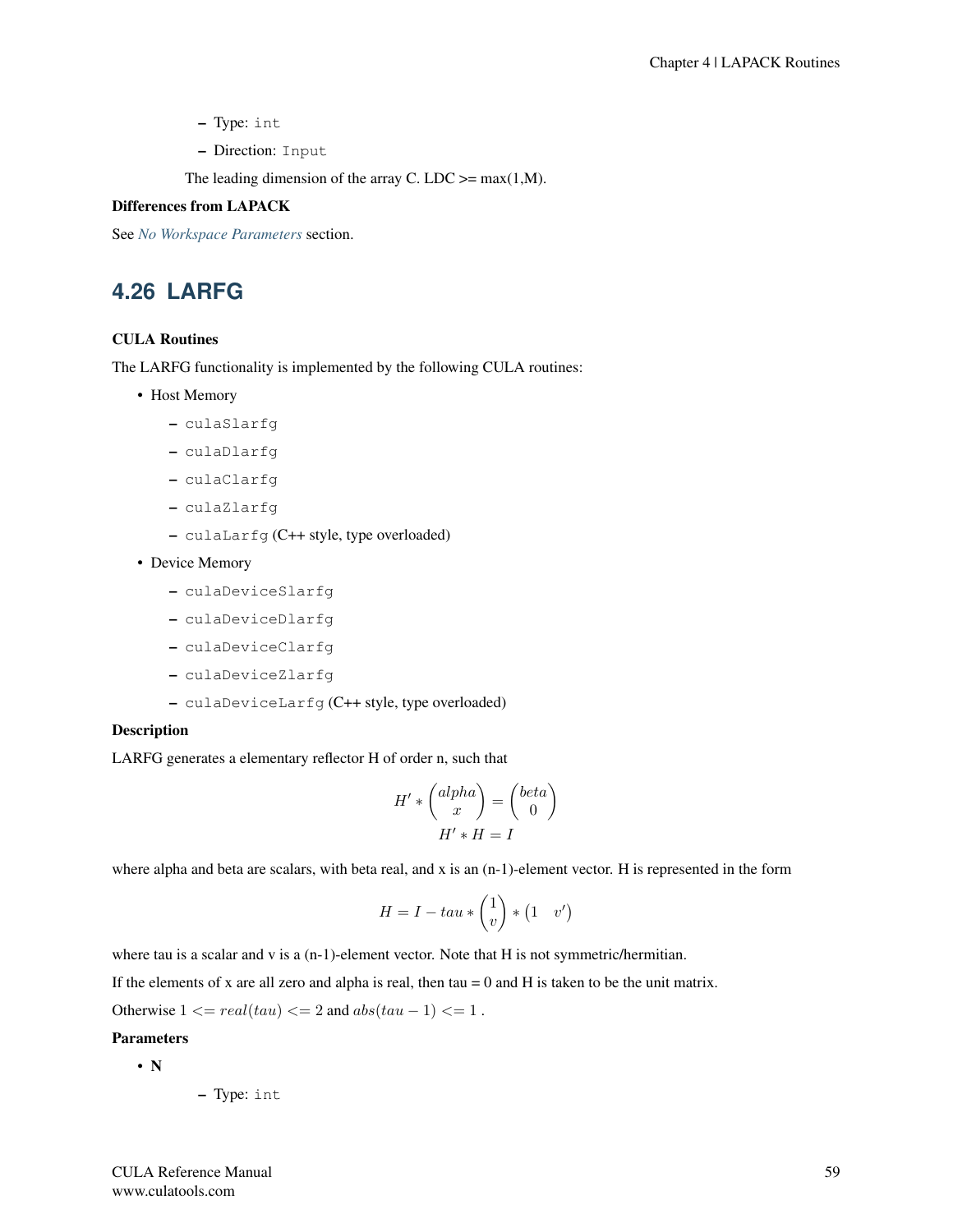- Type: `int`
  - Direction: `Input`

  The leading dimension of the array C. LDC >= max(1,M).

**Differences from LAPACK**

See *No Workspace Parameters* section.

## 4.26 LARFG

**CULA Routines**

The LARFG functionality is implemented by the following CULA routines:

- Host Memory
  - `culaSlarfg`
  - `culaDlarfg`
  - `culaClarfg`
  - `culaZlarfg`
  - `culaLarfg` (C++ style, type overloaded)
- Device Memory
  - `culaDeviceSlarfg`
  - `culaDeviceDlarfg`
  - `culaDeviceClarfg`
  - `culaDeviceZlarfg`
  - `culaDeviceLarfg` (C++ style, type overloaded)

**Description**

LARFG generates a elementary reflector H of order n, such that

$$H' * \begin{pmatrix} alpha \\ x \end{pmatrix} = \begin{pmatrix} beta \\ 0 \end{pmatrix}$$

$$H' * H = I$$

where alpha and beta are scalars, with beta real, and x is an (n-1)-element vector. H is represented in the form

$$H = I - tau * \begin{pmatrix} 1 \\ v \end{pmatrix} * \begin{pmatrix} 1 & v' \end{pmatrix}$$

where tau is a scalar and v is a (n-1)-element vector. Note that H is not symmetric/hermitian.

If the elements of x are all zero and alpha is real, then tau = 0 and H is taken to be the unit matrix.

Otherwise $1 <= real(tau) <= 2$ and $abs(tau - 1) <= 1$ .

**Parameters**

- **N**
  - Type: `int`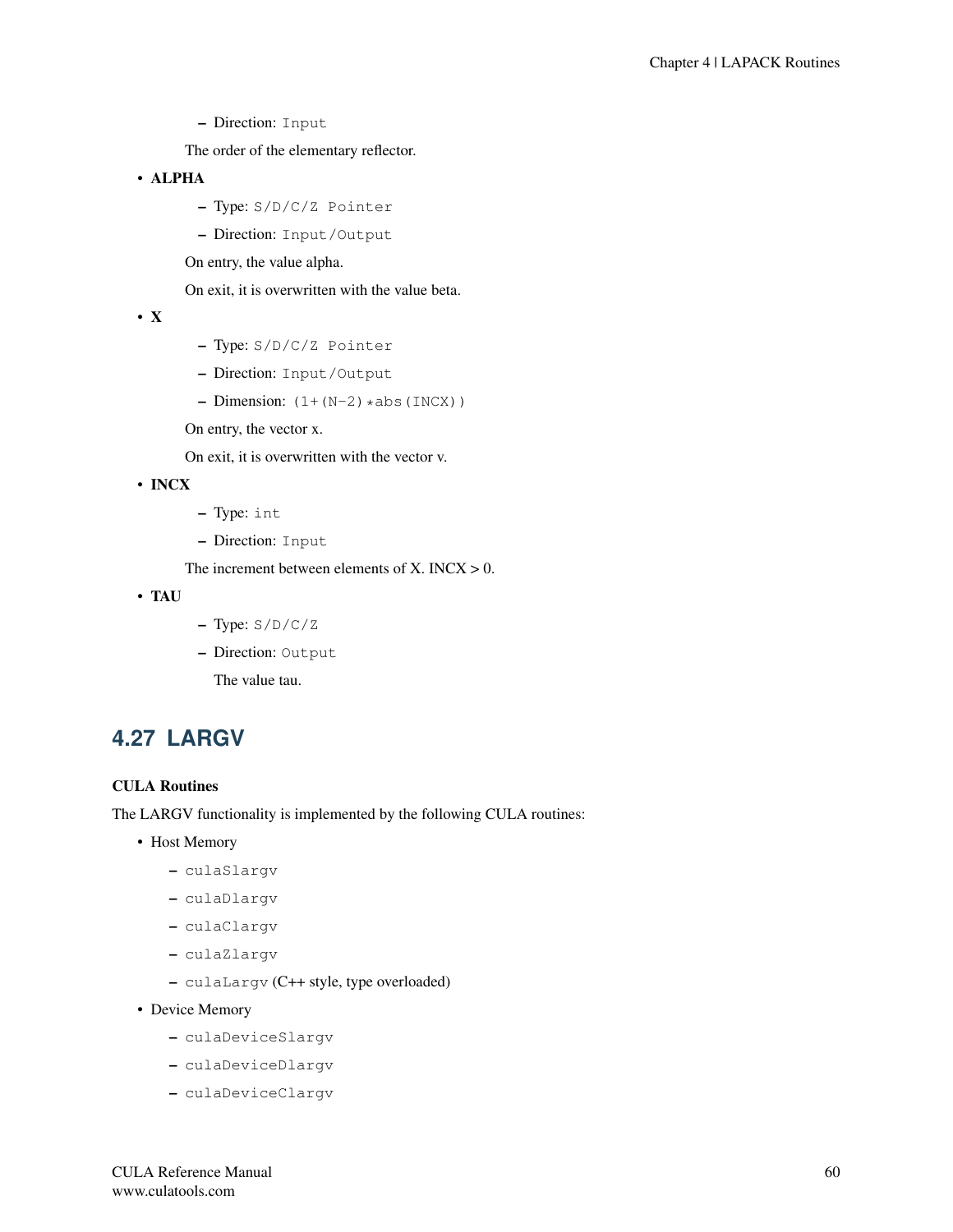- Direction: `Input`

  The order of the elementary reflector.

- **ALPHA**
  - Type: `S/D/C/Z Pointer`
  - Direction: `Input/Output`

  On entry, the value alpha.

  On exit, it is overwritten with the value beta.

- **X**
  - Type: `S/D/C/Z Pointer`
  - Direction: `Input/Output`
  - Dimension: `(1+(N-2)*abs(INCX))`

  On entry, the vector x.

  On exit, it is overwritten with the vector v.

- **INCX**
  - Type: `int`
  - Direction: `Input`

  The increment between elements of X. INCX > 0.

- **TAU**
  - Type: `S/D/C/Z`
  - Direction: `Output`

    The value tau.

## 4.27 LARGV

**CULA Routines**

The LARGV functionality is implemented by the following CULA routines:

- Host Memory
  - `culaSlargv`
  - `culaDlargv`
  - `culaClargv`
  - `culaZlargv`
  - `culaLargv` (C++ style, type overloaded)
- Device Memory
  - `culaDeviceSlargv`
  - `culaDeviceDlargv`
  - `culaDeviceClargv`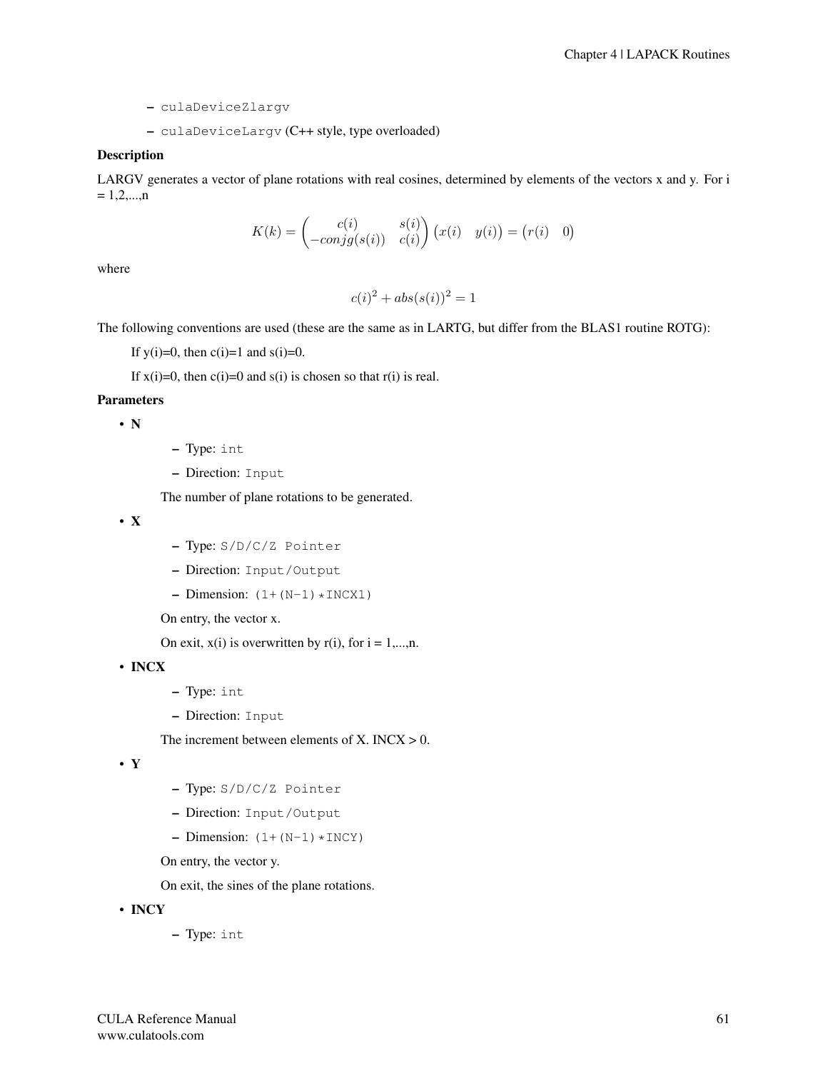- `culaDeviceZlargv`
- `culaDeviceLargv` (C++ style, type overloaded)

**Description**

LARGV generates a vector of plane rotations with real cosines, determined by elements of the vectors x and y. For i = 1,2,...,n

$$K(k) = \begin{pmatrix} c(i) & s(i) \\ -conjg(s(i)) & c(i) \end{pmatrix} \begin{pmatrix} x(i) & y(i) \end{pmatrix} = \begin{pmatrix} r(i) & 0 \end{pmatrix}$$

where

$$c(i)^2 + abs(s(i))^2 = 1$$

The following conventions are used (these are the same as in LARTG, but differ from the BLAS1 routine ROTG):

If y(i)=0, then c(i)=1 and s(i)=0.

If x(i)=0, then c(i)=0 and s(i) is chosen so that r(i) is real.

**Parameters**

- **N**
  - Type: `int`
  - Direction: `Input`

  The number of plane rotations to be generated.

- **X**
  - Type: `S/D/C/Z Pointer`
  - Direction: `Input/Output`
  - Dimension: `(1+(N-1)*INCX1)`

  On entry, the vector x.

  On exit, x(i) is overwritten by r(i), for i = 1,...,n.

- **INCX**
  - Type: `int`
  - Direction: `Input`

  The increment between elements of X. INCX > 0.

- **Y**
  - Type: `S/D/C/Z Pointer`
  - Direction: `Input/Output`
  - Dimension: `(1+(N-1)*INCY)`

  On entry, the vector y.

  On exit, the sines of the plane rotations.

- **INCY**
  - Type: `int`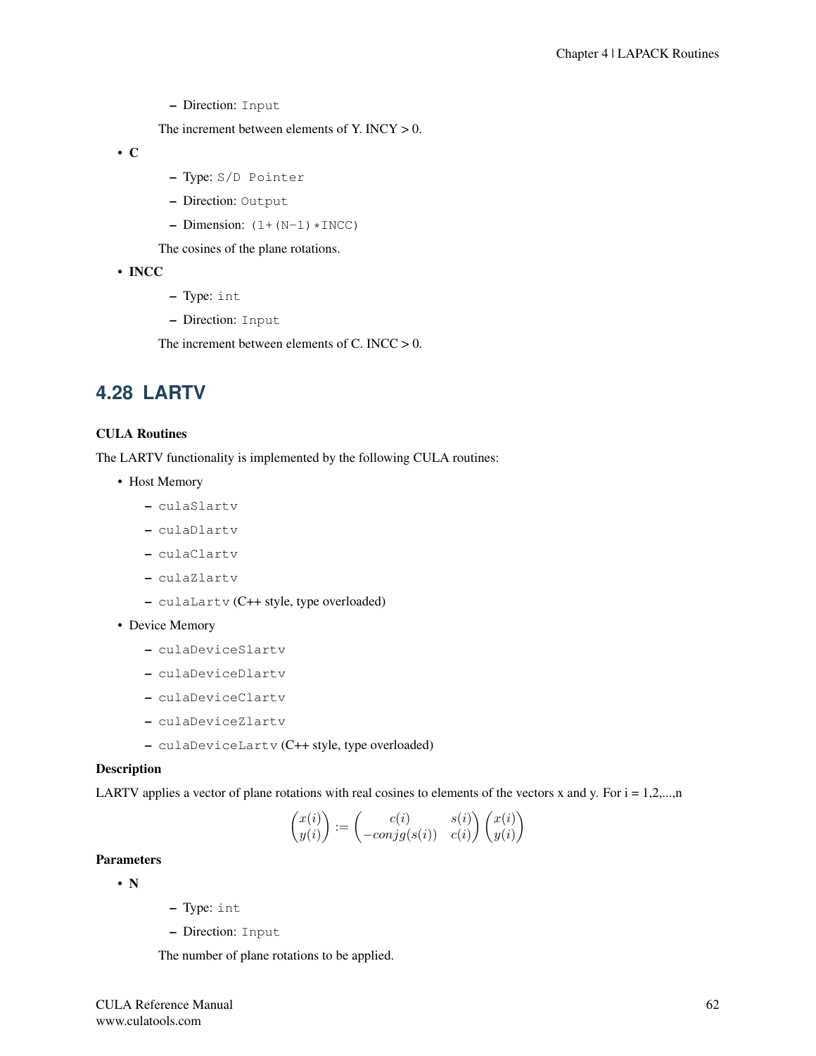- Direction: `Input`

The increment between elements of Y. INCY > 0.

- **C**
  - Type: `S/D Pointer`
  - Direction: `Output`
  - Dimension: `(1+(N-1)*INCC)`

  The cosines of the plane rotations.

- **INCC**
  - Type: `int`
  - Direction: `Input`

  The increment between elements of C. INCC > 0.

## 4.28 LARTV

**CULA Routines**

The LARTV functionality is implemented by the following CULA routines:

- Host Memory
  - `culaSlartv`
  - `culaDlartv`
  - `culaClartv`
  - `culaZlartv`
  - `culaLartv` (C++ style, type overloaded)
- Device Memory
  - `culaDeviceSlartv`
  - `culaDeviceDlartv`
  - `culaDeviceClartv`
  - `culaDeviceZlartv`
  - `culaDeviceLartv` (C++ style, type overloaded)

**Description**

LARTV applies a vector of plane rotations with real cosines to elements of the vectors x and y. For i = 1,2,...,n

$$\begin{pmatrix} x(i) \\ y(i) \end{pmatrix} := \begin{pmatrix} c(i) & s(i) \\ -conjg(s(i)) & c(i) \end{pmatrix} \begin{pmatrix} x(i) \\ y(i) \end{pmatrix}$$

**Parameters**

- **N**
  - Type: `int`
  - Direction: `Input`

  The number of plane rotations to be applied.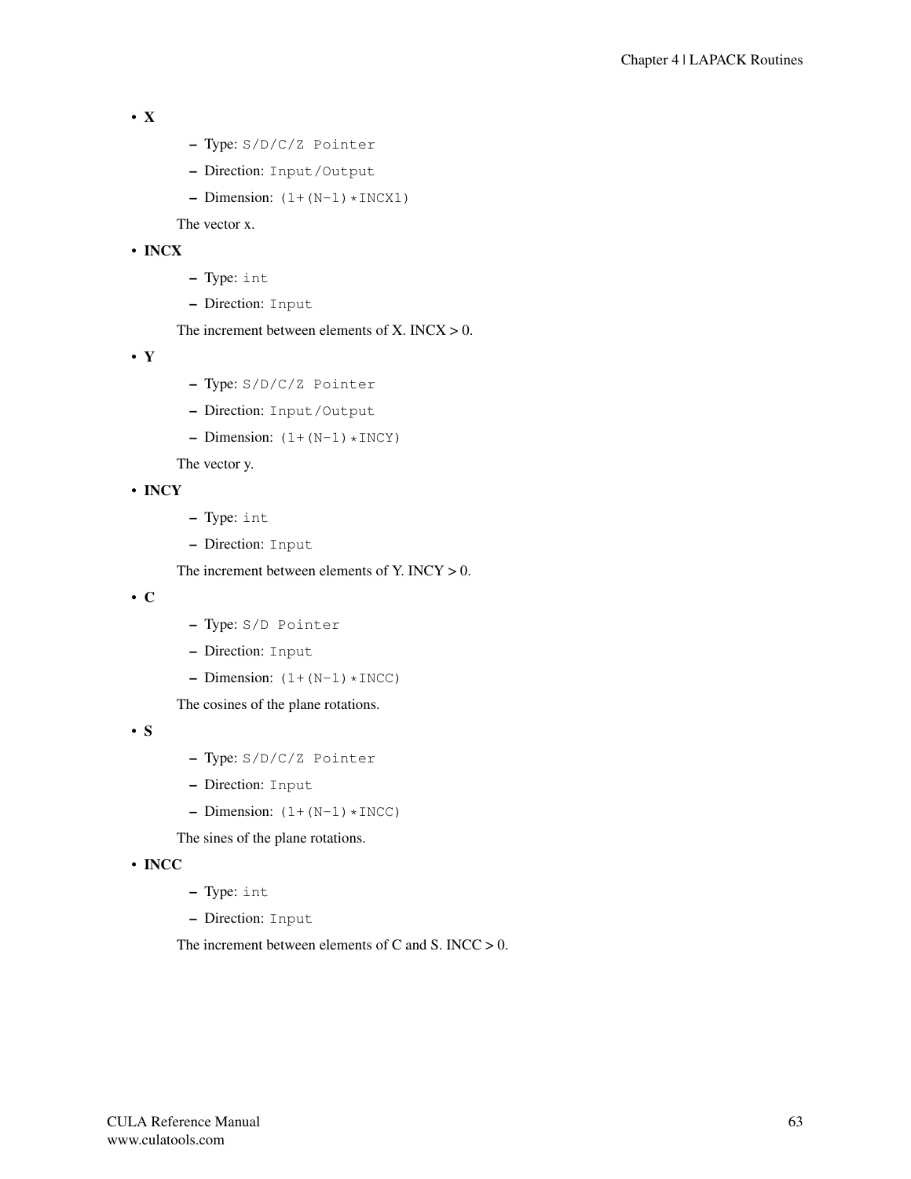- **X**
  - Type: `S/D/C/Z Pointer`
  - Direction: `Input/Output`
  - Dimension: `(1+(N-1)*INCX1)`

  The vector x.

- **INCX**
  - Type: `int`
  - Direction: `Input`

  The increment between elements of X. INCX > 0.

- **Y**
  - Type: `S/D/C/Z Pointer`
  - Direction: `Input/Output`
  - Dimension: `(1+(N-1)*INCY)`

  The vector y.

- **INCY**
  - Type: `int`
  - Direction: `Input`

  The increment between elements of Y. INCY > 0.

- **C**
  - Type: `S/D Pointer`
  - Direction: `Input`
  - Dimension: `(1+(N-1)*INCC)`

  The cosines of the plane rotations.

- **S**
  - Type: `S/D/C/Z Pointer`
  - Direction: `Input`
  - Dimension: `(1+(N-1)*INCC)`

  The sines of the plane rotations.

- **INCC**
  - Type: `int`
  - Direction: `Input`

  The increment between elements of C and S. INCC > 0.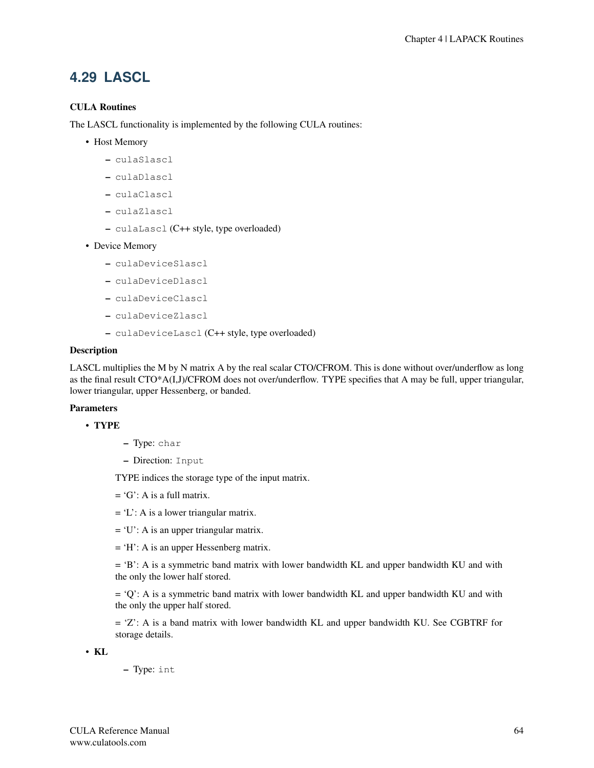## 4.29 LASCL

### CULA Routines

The LASCL functionality is implemented by the following CULA routines:

- Host Memory
  - `culaSlascl`
  - `culaDlascl`
  - `culaClascl`
  - `culaZlascl`
  - `culaLascl` (C++ style, type overloaded)
- Device Memory
  - `culaDeviceSlascl`
  - `culaDeviceDlascl`
  - `culaDeviceClascl`
  - `culaDeviceZlascl`
  - `culaDeviceLascl` (C++ style, type overloaded)

### Description

LASCL multiplies the M by N matrix A by the real scalar CTO/CFROM. This is done without over/underflow as long as the final result CTO*A(I,J)/CFROM does not over/underflow. TYPE specifies that A may be full, upper triangular, lower triangular, upper Hessenberg, or banded.

### Parameters

- **TYPE**
  - Type: `char`
  - Direction: `Input`

  TYPE indices the storage type of the input matrix.

  = 'G': A is a full matrix.

  = 'L': A is a lower triangular matrix.

  = 'U': A is an upper triangular matrix.

  = 'H': A is an upper Hessenberg matrix.

  = 'B': A is a symmetric band matrix with lower bandwidth KL and upper bandwidth KU and with the only the lower half stored.

  = 'Q': A is a symmetric band matrix with lower bandwidth KL and upper bandwidth KU and with the only the upper half stored.

  = 'Z': A is a band matrix with lower bandwidth KL and upper bandwidth KU. See CGBTRF for storage details.

- **KL**
  - Type: `int`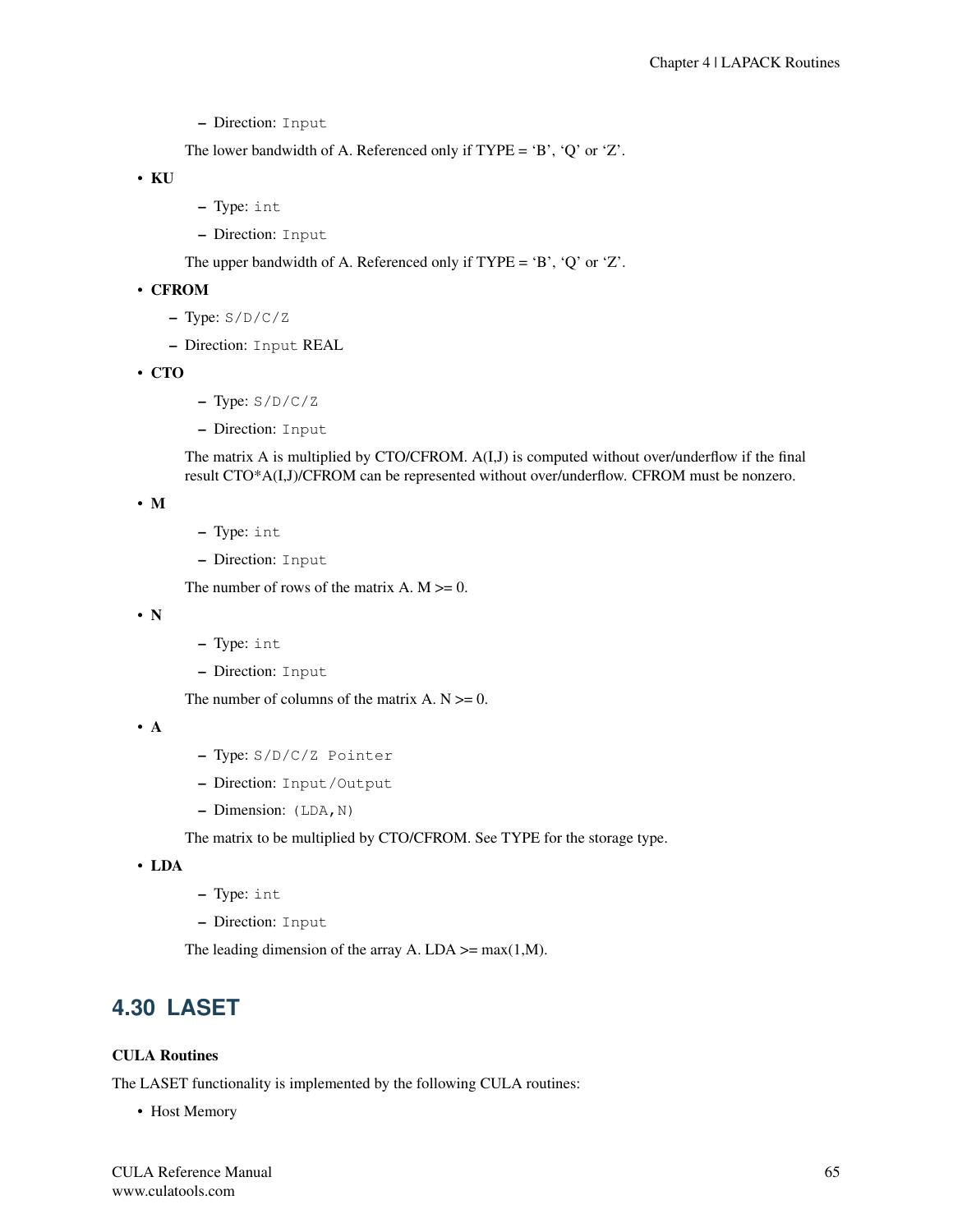- Direction: Input

  The lower bandwidth of A. Referenced only if TYPE = 'B', 'Q' or 'Z'.

- **KU**
  - Type: int
  - Direction: Input

  The upper bandwidth of A. Referenced only if TYPE = 'B', 'Q' or 'Z'.

- **CFROM**
  - Type: S/D/C/Z
  - Direction: Input REAL

- **CTO**
  - Type: S/D/C/Z
  - Direction: Input

  The matrix A is multiplied by CTO/CFROM. A(I,J) is computed without over/underflow if the final result CTO*A(I,J)/CFROM can be represented without over/underflow. CFROM must be nonzero.

- **M**
  - Type: int
  - Direction: Input

  The number of rows of the matrix A. M >= 0.

- **N**
  - Type: int
  - Direction: Input

  The number of columns of the matrix A. N >= 0.

- **A**
  - Type: S/D/C/Z Pointer
  - Direction: Input/Output
  - Dimension: (LDA,N)

  The matrix to be multiplied by CTO/CFROM. See TYPE for the storage type.

- **LDA**
  - Type: int
  - Direction: Input

  The leading dimension of the array A. LDA >= max(1,M).

## 4.30 LASET

### CULA Routines

The LASET functionality is implemented by the following CULA routines:

- Host Memory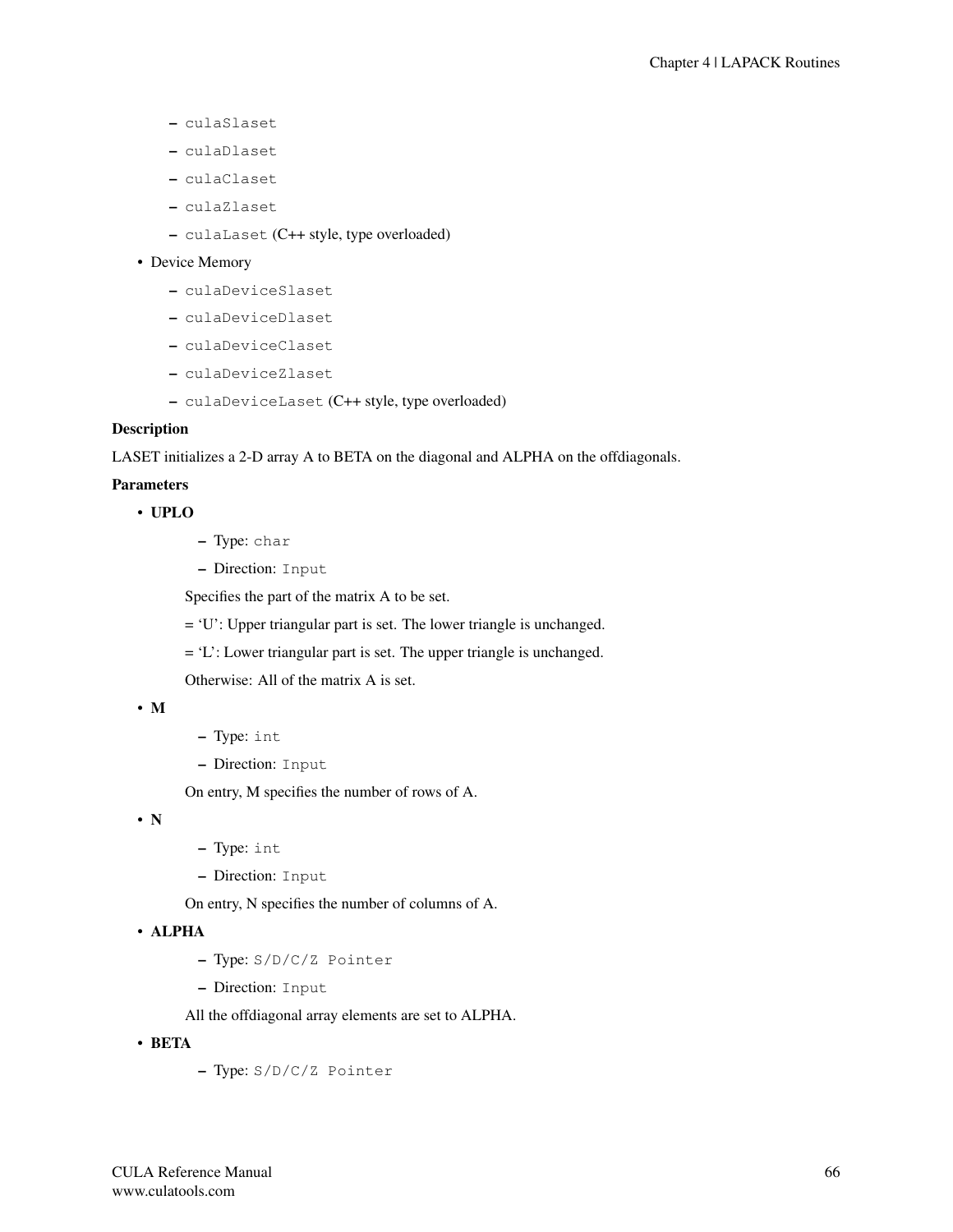- culaSlaset
  - culaDlaset
  - culaClaset
  - culaZlaset
  - culaLaset (C++ style, type overloaded)
- Device Memory
  - culaDeviceSlaset
  - culaDeviceDlaset
  - culaDeviceClaset
  - culaDeviceZlaset
  - culaDeviceLaset (C++ style, type overloaded)

**Description**

LASET initializes a 2-D array A to BETA on the diagonal and ALPHA on the offdiagonals.

**Parameters**

- **UPLO**
  - Type: `char`
  - Direction: `Input`

  Specifies the part of the matrix A to be set.

  = 'U': Upper triangular part is set. The lower triangle is unchanged.

  = 'L': Lower triangular part is set. The upper triangle is unchanged.

  Otherwise: All of the matrix A is set.

- **M**
  - Type: `int`
  - Direction: `Input`

  On entry, M specifies the number of rows of A.

- **N**
  - Type: `int`
  - Direction: `Input`

  On entry, N specifies the number of columns of A.

- **ALPHA**
  - Type: `S/D/C/Z Pointer`
  - Direction: `Input`

  All the offdiagonal array elements are set to ALPHA.

- **BETA**
  - Type: `S/D/C/Z Pointer`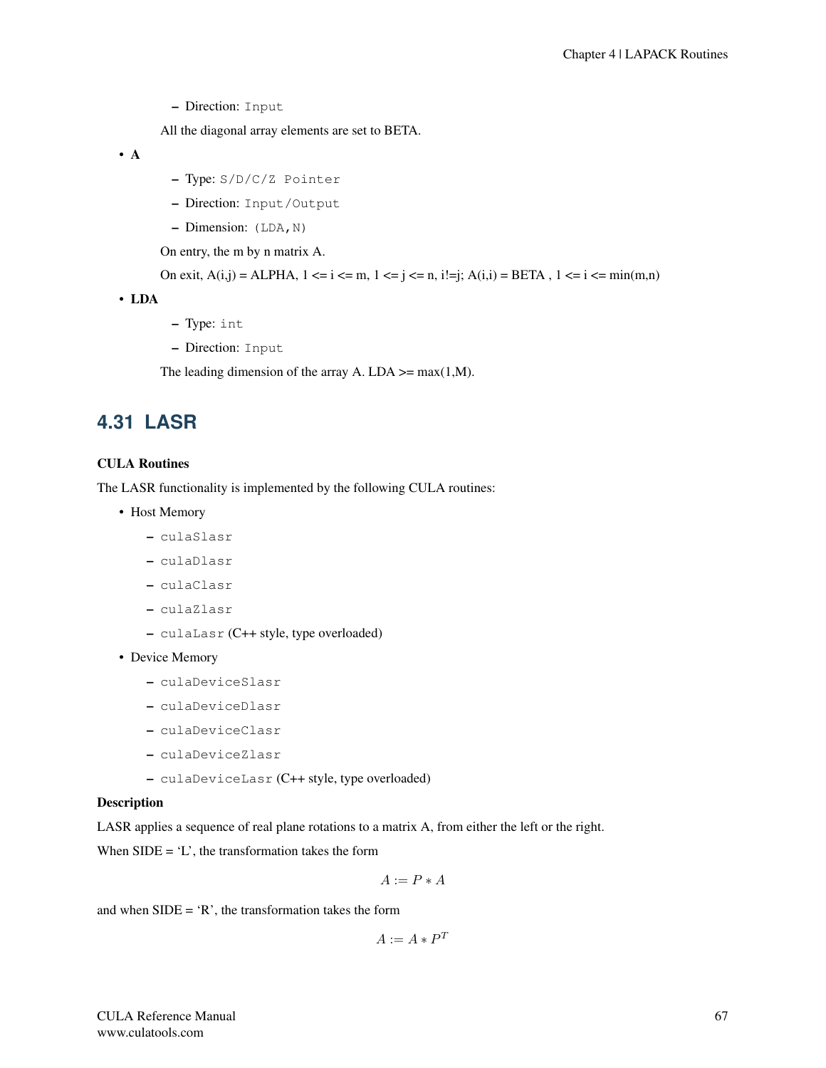- Direction: `Input`

  All the diagonal array elements are set to BETA.

- **A**
  - Type: `S/D/C/Z Pointer`
  - Direction: `Input/Output`
  - Dimension: `(LDA,N)`

  On entry, the m by n matrix A.

  On exit, A(i,j) = ALPHA, 1 <= i <= m, 1 <= j <= n, i!=j; A(i,i) = BETA , 1 <= i <= min(m,n)

- **LDA**
  - Type: `int`
  - Direction: `Input`

  The leading dimension of the array A. LDA >= max(1,M).

## 4.31 LASR

**CULA Routines**

The LASR functionality is implemented by the following CULA routines:

- Host Memory
  - `culaSlasr`
  - `culaDlasr`
  - `culaClasr`
  - `culaZlasr`
  - `culaLasr` (C++ style, type overloaded)
- Device Memory
  - `culaDeviceSlasr`
  - `culaDeviceDlasr`
  - `culaDeviceClasr`
  - `culaDeviceZlasr`
  - `culaDeviceLasr` (C++ style, type overloaded)

**Description**

LASR applies a sequence of real plane rotations to a matrix A, from either the left or the right.

When SIDE = 'L', the transformation takes the form

$$A := P * A$$

and when SIDE = 'R', the transformation takes the form

$$A := A * P^T$$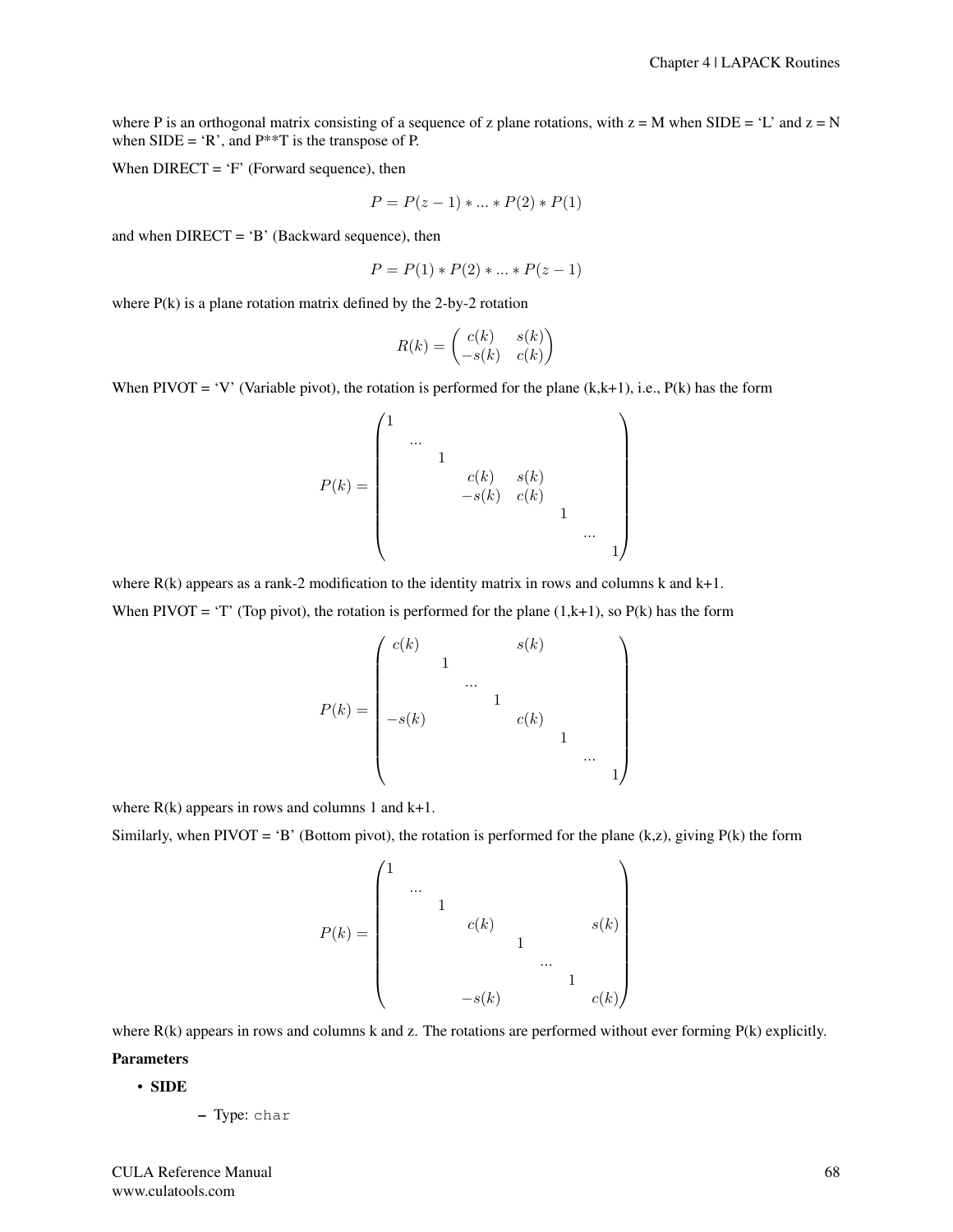where P is an orthogonal matrix consisting of a sequence of z plane rotations, with z = M when SIDE = 'L' and z = N when SIDE = 'R', and P**T is the transpose of P.

When DIRECT = 'F' (Forward sequence), then

$$P = P(z-1) * ... * P(2) * P(1)$$

and when DIRECT = 'B' (Backward sequence), then

$$P = P(1) * P(2) * ... * P(z-1)$$

where P(k) is a plane rotation matrix defined by the 2-by-2 rotation

$$R(k) = \begin{pmatrix} c(k) & s(k) \\ -s(k) & c(k) \end{pmatrix}$$

When PIVOT = 'V' (Variable pivot), the rotation is performed for the plane (k,k+1), i.e., P(k) has the form

$$P(k) = \begin{pmatrix} 1 & & & & & & & \\ & \ldots & & & & & & \\ & & 1 & & & & & \\ & & & c(k) & s(k) & & & \\ & & & -s(k) & c(k) & & & \\ & & & & & 1 & & \\ & & & & & & \ldots & \\ & & & & & & & 1 \end{pmatrix}$$

where R(k) appears as a rank-2 modification to the identity matrix in rows and columns k and k+1.

When PIVOT = 'T' (Top pivot), the rotation is performed for the plane (1,k+1), so P(k) has the form

$$P(k) = \begin{pmatrix} c(k) & & & & s(k) & & & \\ & 1 & & & & & & \\ & & \ldots & & & & & \\ & & & 1 & & & & \\ -s(k) & & & & c(k) & & & \\ & & & & & 1 & & \\ & & & & & & \ldots & \\ & & & & & & & 1 \end{pmatrix}$$

where R(k) appears in rows and columns 1 and k+1.

Similarly, when PIVOT = 'B' (Bottom pivot), the rotation is performed for the plane (k,z), giving P(k) the form

$$P(k) = \begin{pmatrix} 1 & & & & & & & \\ & \ldots & & & & & & \\ & & 1 & & & & & \\ & & & c(k) & & & & s(k) \\ & & & & 1 & & & \\ & & & & & \ldots & & \\ & & & & & & 1 & \\ & & & -s(k) & & & & c(k) \end{pmatrix}$$

where R(k) appears in rows and columns k and z. The rotations are performed without ever forming P(k) explicitly.

**Parameters**

- **SIDE**
  - Type: `char`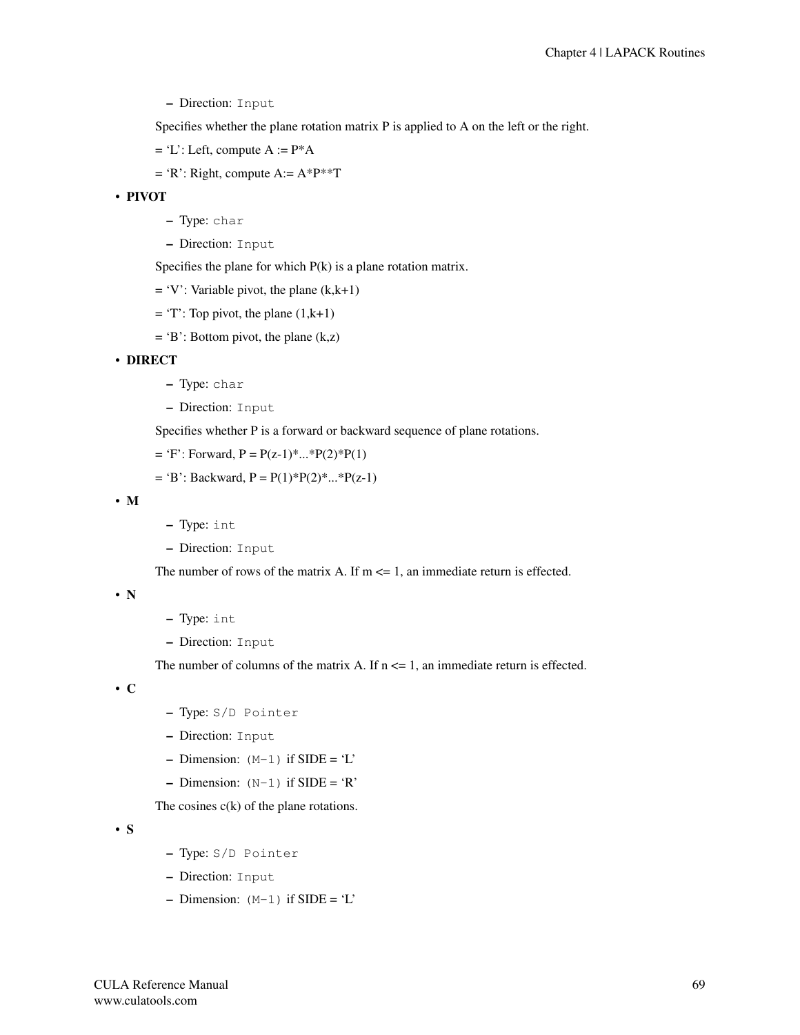- Direction: `Input`

  Specifies whether the plane rotation matrix P is applied to A on the left or the right.

  = 'L': Left, compute A := P*A

  = 'R': Right, compute A:= A*P**T

- **PIVOT**
  - Type: `char`
  - Direction: `Input`

  Specifies the plane for which P(k) is a plane rotation matrix.

  = 'V': Variable pivot, the plane (k,k+1)

  = 'T': Top pivot, the plane (1,k+1)

  = 'B': Bottom pivot, the plane (k,z)

- **DIRECT**
  - Type: `char`
  - Direction: `Input`

  Specifies whether P is a forward or backward sequence of plane rotations.

  = 'F': Forward, P = P(z-1)*...*P(2)*P(1)

  = 'B': Backward, P = P(1)*P(2)*...*P(z-1)

- **M**
  - Type: `int`
  - Direction: `Input`

  The number of rows of the matrix A. If m <= 1, an immediate return is effected.

- **N**
  - Type: `int`
  - Direction: `Input`

  The number of columns of the matrix A. If n <= 1, an immediate return is effected.

- **C**
  - Type: `S/D Pointer`
  - Direction: `Input`
  - Dimension: `(M-1)` if SIDE = 'L'
  - Dimension: `(N-1)` if SIDE = 'R'

  The cosines c(k) of the plane rotations.

- **S**
  - Type: `S/D Pointer`
  - Direction: `Input`
  - Dimension: `(M-1)` if SIDE = 'L'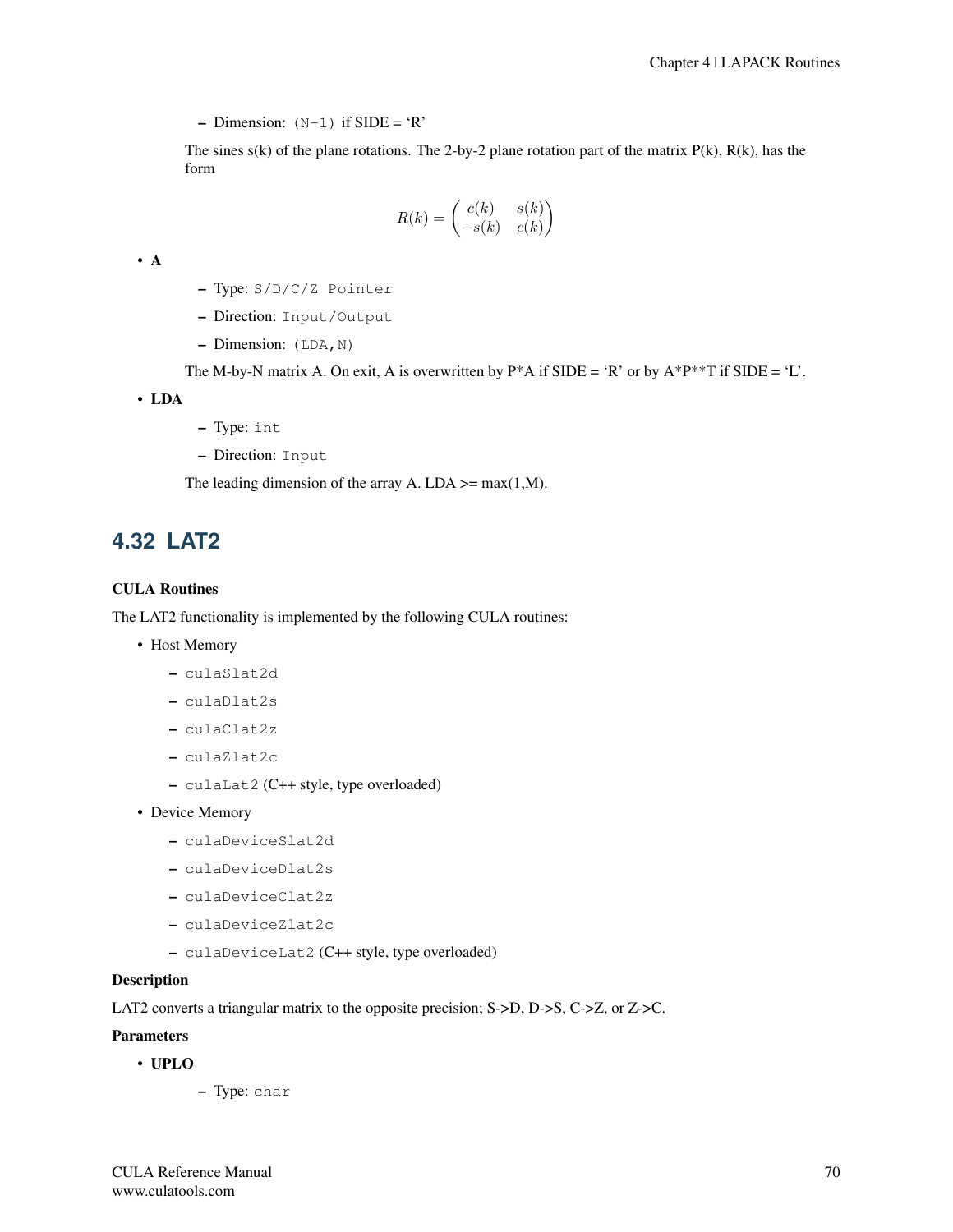- Dimension: `(N-1)` if SIDE = 'R'

The sines s(k) of the plane rotations. The 2-by-2 plane rotation part of the matrix P(k), R(k), has the form

$$R(k) = \begin{pmatrix} c(k) & s(k) \\ -s(k) & c(k) \end{pmatrix}$$

- **A**
  - Type: `S/D/C/Z Pointer`
  - Direction: `Input/Output`
  - Dimension: `(LDA,N)`

  The M-by-N matrix A. On exit, A is overwritten by P*A if SIDE = 'R' or by A*P**T if SIDE = 'L'.

- **LDA**
  - Type: `int`
  - Direction: `Input`

  The leading dimension of the array A. LDA >= max(1,M).

## 4.32 LAT2

**CULA Routines**

The LAT2 functionality is implemented by the following CULA routines:

- Host Memory
  - `culaSlat2d`
  - `culaDlat2s`
  - `culaClat2z`
  - `culaZlat2c`
  - `culaLat2` (C++ style, type overloaded)
- Device Memory
  - `culaDeviceSlat2d`
  - `culaDeviceDlat2s`
  - `culaDeviceClat2z`
  - `culaDeviceZlat2c`
  - `culaDeviceLat2` (C++ style, type overloaded)

**Description**

LAT2 converts a triangular matrix to the opposite precision; S->D, D->S, C->Z, or Z->C.

**Parameters**

- **UPLO**
  - Type: `char`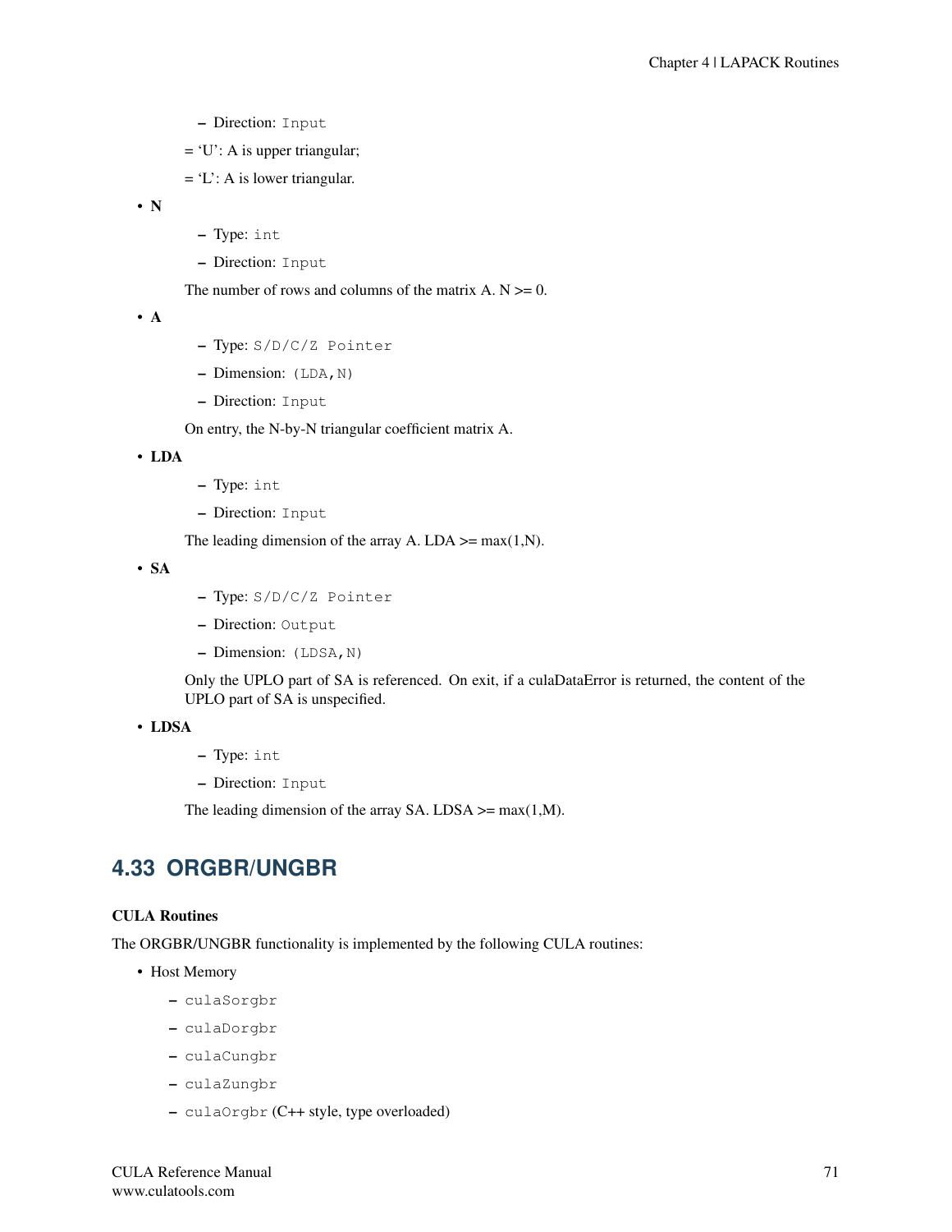- Direction: `Input`

= 'U': A is upper triangular;

= 'L': A is lower triangular.

- **N**
  - Type: `int`
  - Direction: `Input`

  The number of rows and columns of the matrix A. N >= 0.

- **A**
  - Type: `S/D/C/Z Pointer`
  - Dimension: `(LDA,N)`
  - Direction: `Input`

  On entry, the N-by-N triangular coefficient matrix A.

- **LDA**
  - Type: `int`
  - Direction: `Input`

  The leading dimension of the array A. LDA >= max(1,N).

- **SA**
  - Type: `S/D/C/Z Pointer`
  - Direction: `Output`
  - Dimension: `(LDSA,N)`

  Only the UPLO part of SA is referenced. On exit, if a culaDataError is returned, the content of the UPLO part of SA is unspecified.

- **LDSA**
  - Type: `int`
  - Direction: `Input`

  The leading dimension of the array SA. LDSA >= max(1,M).

## 4.33 ORGBR/UNGBR

**CULA Routines**

The ORGBR/UNGBR functionality is implemented by the following CULA routines:

- Host Memory
  - `culaSorgbr`
  - `culaDorgbr`
  - `culaCungbr`
  - `culaZungbr`
  - `culaOrgbr` (C++ style, type overloaded)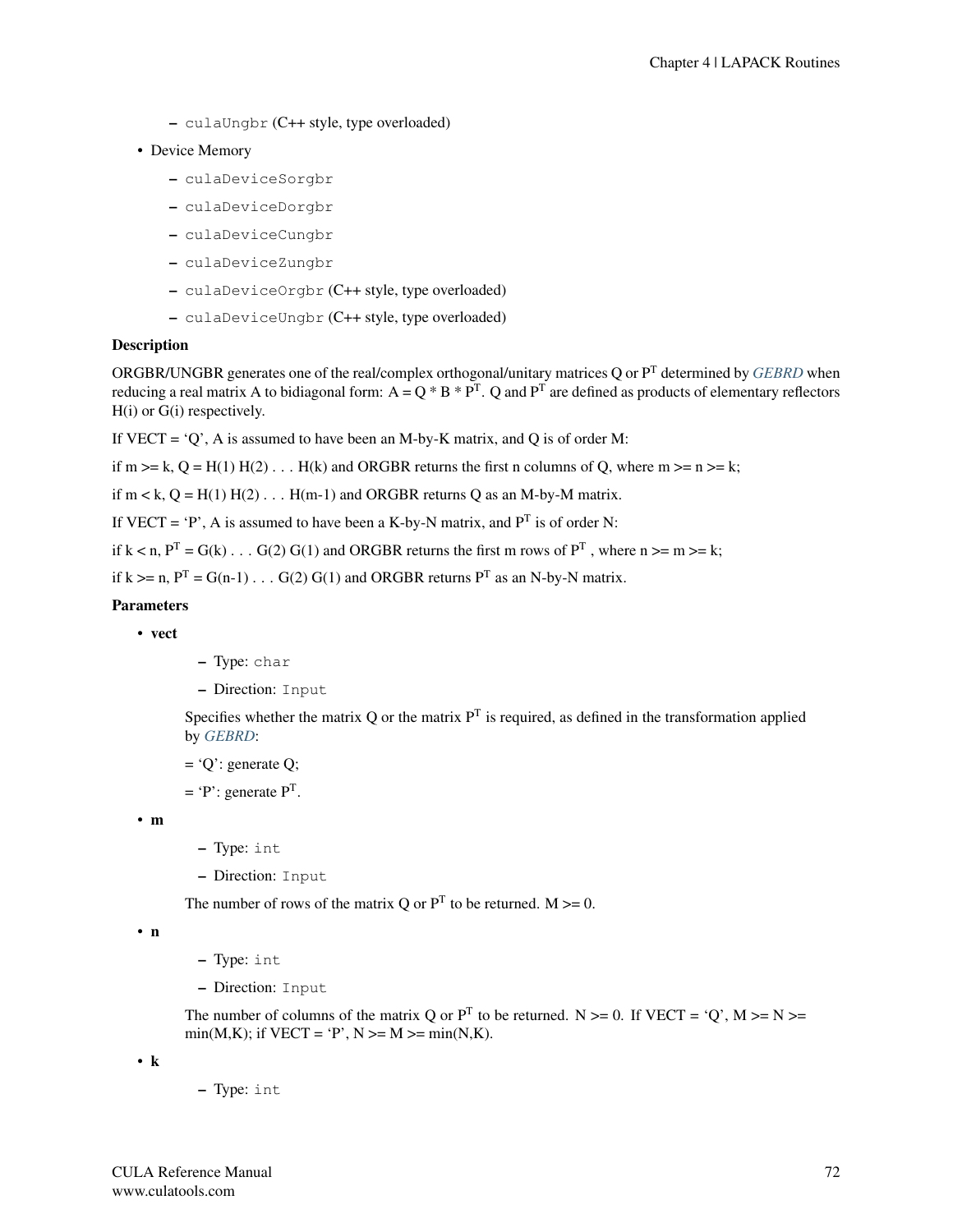- `culaUngbr` (C++ style, type overloaded)

- Device Memory
  - `culaDeviceSorgbr`
  - `culaDeviceDorgbr`
  - `culaDeviceCungbr`
  - `culaDeviceZungbr`
  - `culaDeviceOrgbr` (C++ style, type overloaded)
  - `culaDeviceUngbr` (C++ style, type overloaded)

**Description**

ORGBR/UNGBR generates one of the real/complex orthogonal/unitary matrices Q or $P^T$ determined by *GEBRD* when reducing a real matrix A to bidiagonal form: $A = Q * B * P^T$. Q and $P^T$ are defined as products of elementary reflectors H(i) or G(i) respectively.

If VECT = 'Q', A is assumed to have been an M-by-K matrix, and Q is of order M:

if m >= k, Q = H(1) H(2) . . . H(k) and ORGBR returns the first n columns of Q, where m >= n >= k;

if m < k, Q = H(1) H(2) . . . H(m-1) and ORGBR returns Q as an M-by-M matrix.

If VECT = 'P', A is assumed to have been a K-by-N matrix, and $P^T$ is of order N:

if k < n, $P^T$ = G(k) . . . G(2) G(1) and ORGBR returns the first m rows of $P^T$ , where n >= m >= k;

if k >= n, $P^T$ = G(n-1) . . . G(2) G(1) and ORGBR returns $P^T$ as an N-by-N matrix.

**Parameters**

- **vect**
  - Type: `char`
  - Direction: `Input`

  Specifies whether the matrix Q or the matrix $P^T$ is required, as defined in the transformation applied by *GEBRD*:

  = 'Q': generate Q;

  = 'P': generate $P^T$.

- **m**
  - Type: `int`
  - Direction: `Input`

  The number of rows of the matrix Q or $P^T$ to be returned. M >= 0.

- **n**
  - Type: `int`
  - Direction: `Input`

  The number of columns of the matrix Q or $P^T$ to be returned. N >= 0. If VECT = 'Q', M >= N >= min(M,K); if VECT = 'P', N >= M >= min(N,K).

- **k**
  - Type: `int`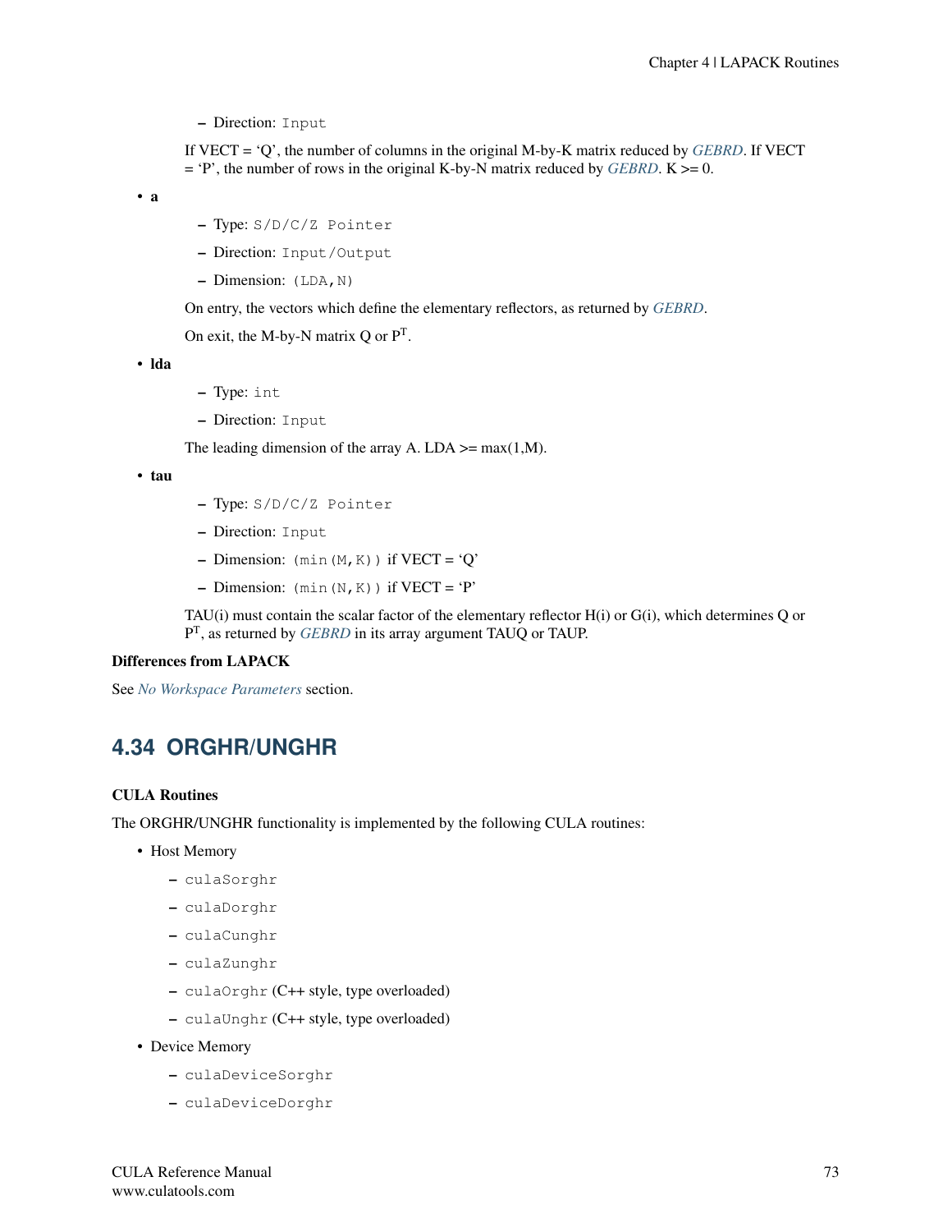- Direction: `Input`

If VECT = ‘Q’, the number of columns in the original M-by-K matrix reduced by *GEBRD*. If VECT = ‘P’, the number of rows in the original K-by-N matrix reduced by *GEBRD*. K >= 0.

- **a**
  - Type: `S/D/C/Z Pointer`
  - Direction: `Input/Output`
  - Dimension: `(LDA,N)`

  On entry, the vectors which define the elementary reflectors, as returned by *GEBRD*.

  On exit, the M-by-N matrix Q or $P^T$.

- **lda**
  - Type: `int`
  - Direction: `Input`

  The leading dimension of the array A. LDA >= max(1,M).

- **tau**
  - Type: `S/D/C/Z Pointer`
  - Direction: `Input`
  - Dimension: `(min(M,K))` if VECT = ‘Q’
  - Dimension: `(min(N,K))` if VECT = ‘P’

  TAU(i) must contain the scalar factor of the elementary reflector H(i) or G(i), which determines Q or $P^T$, as returned by *GEBRD* in its array argument TAUQ or TAUP.

**Differences from LAPACK**

See *No Workspace Parameters* section.

## 4.34 ORGHR/UNGHR

**CULA Routines**

The ORGHR/UNGHR functionality is implemented by the following CULA routines:

- Host Memory
  - `culaSorghr`
  - `culaDorghr`
  - `culaCunghr`
  - `culaZunghr`
  - `culaOrghr` (C++ style, type overloaded)
  - `culaUnghr` (C++ style, type overloaded)
- Device Memory
  - `culaDeviceSorghr`
  - `culaDeviceDorghr`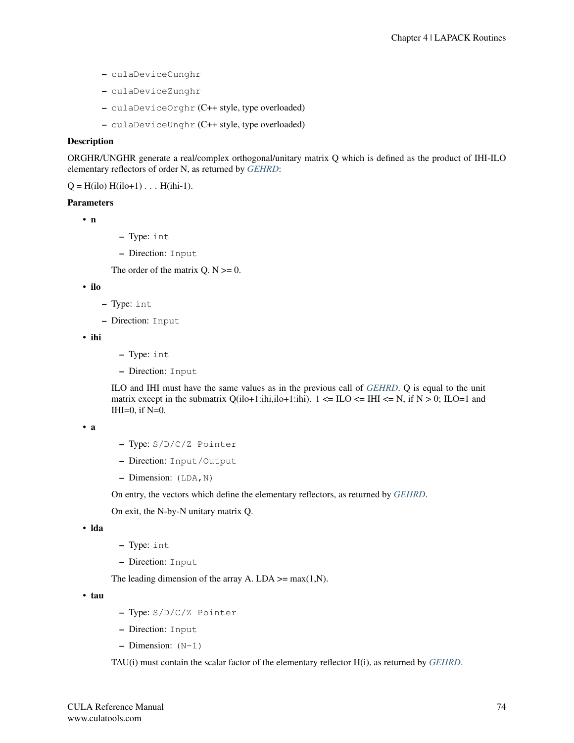- culaDeviceCunghr
- culaDeviceZunghr
- culaDeviceOrghr (C++ style, type overloaded)
- culaDeviceUnghr (C++ style, type overloaded)

**Description**

ORGHR/UNGHR generate a real/complex orthogonal/unitary matrix Q which is defined as the product of IHI-ILO elementary reflectors of order N, as returned by *GEHRD*:

Q = H(ilo) H(ilo+1) . . . H(ihi-1).

**Parameters**

- **n**
  - Type: `int`
  - Direction: `Input`

  The order of the matrix Q. N >= 0.

- **ilo**
  - Type: `int`
  - Direction: `Input`

- **ihi**
  - Type: `int`
  - Direction: `Input`

  ILO and IHI must have the same values as in the previous call of *GEHRD*. Q is equal to the unit matrix except in the submatrix Q(ilo+1:ihi,ilo+1:ihi). 1 <= ILO <= IHI <= N, if N > 0; ILO=1 and IHI=0, if N=0.

- **a**
  - Type: `S/D/C/Z Pointer`
  - Direction: `Input/Output`
  - Dimension: `(LDA,N)`

  On entry, the vectors which define the elementary reflectors, as returned by *GEHRD*.

  On exit, the N-by-N unitary matrix Q.

- **lda**
  - Type: `int`
  - Direction: `Input`

  The leading dimension of the array A. LDA >= max(1,N).

- **tau**
  - Type: `S/D/C/Z Pointer`
  - Direction: `Input`
  - Dimension: `(N-1)`

  TAU(i) must contain the scalar factor of the elementary reflector H(i), as returned by *GEHRD*.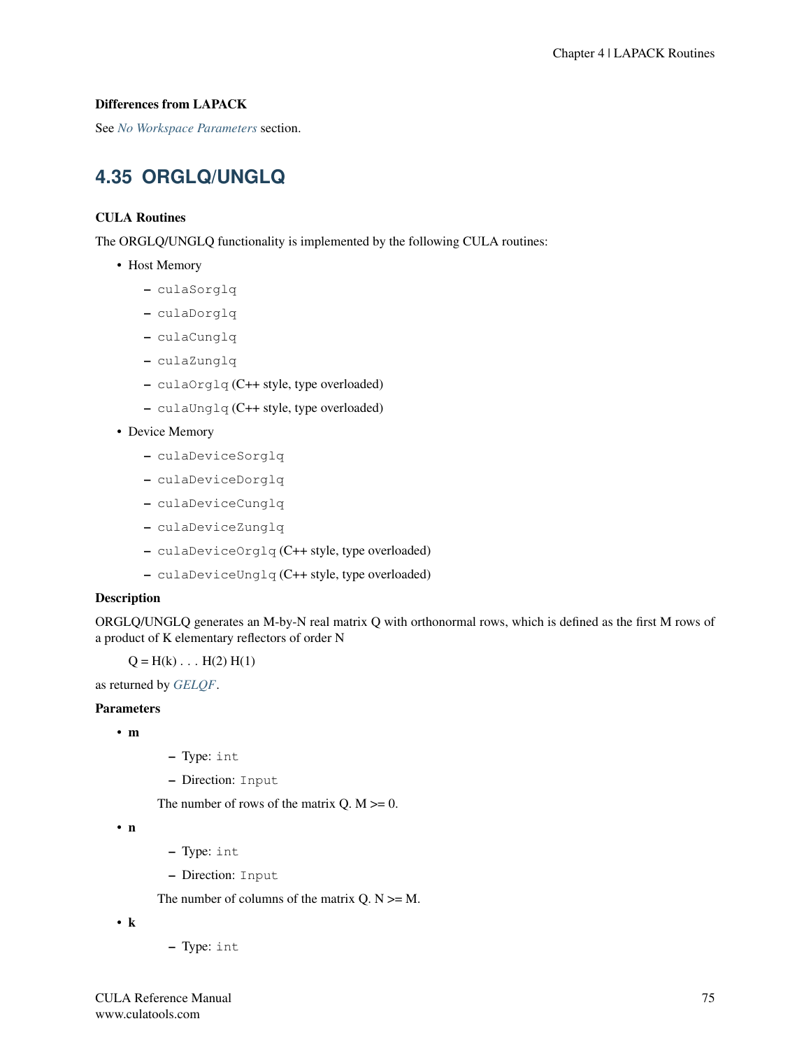**Differences from LAPACK**

See *No Workspace Parameters* section.

## 4.35 ORGLQ/UNGLQ

**CULA Routines**

The ORGLQ/UNGLQ functionality is implemented by the following CULA routines:

- Host Memory
  - `culaSorglq`
  - `culaDorglq`
  - `culaCunglq`
  - `culaZunglq`
  - `culaOrglq` (C++ style, type overloaded)
  - `culaUnglq` (C++ style, type overloaded)
- Device Memory
  - `culaDeviceSorglq`
  - `culaDeviceDorglq`
  - `culaDeviceCunglq`
  - `culaDeviceZunglq`
  - `culaDeviceOrglq` (C++ style, type overloaded)
  - `culaDeviceUnglq` (C++ style, type overloaded)

**Description**

ORGLQ/UNGLQ generates an M-by-N real matrix Q with orthonormal rows, which is defined as the first M rows of a product of K elementary reflectors of order N

Q = H(k) . . . H(2) H(1)

as returned by *GELQF*.

**Parameters**

- **m**
  - Type: `int`
  - Direction: `Input`

  The number of rows of the matrix Q. M >= 0.
- **n**
  - Type: `int`
  - Direction: `Input`

  The number of columns of the matrix Q. N >= M.
- **k**
  - Type: `int`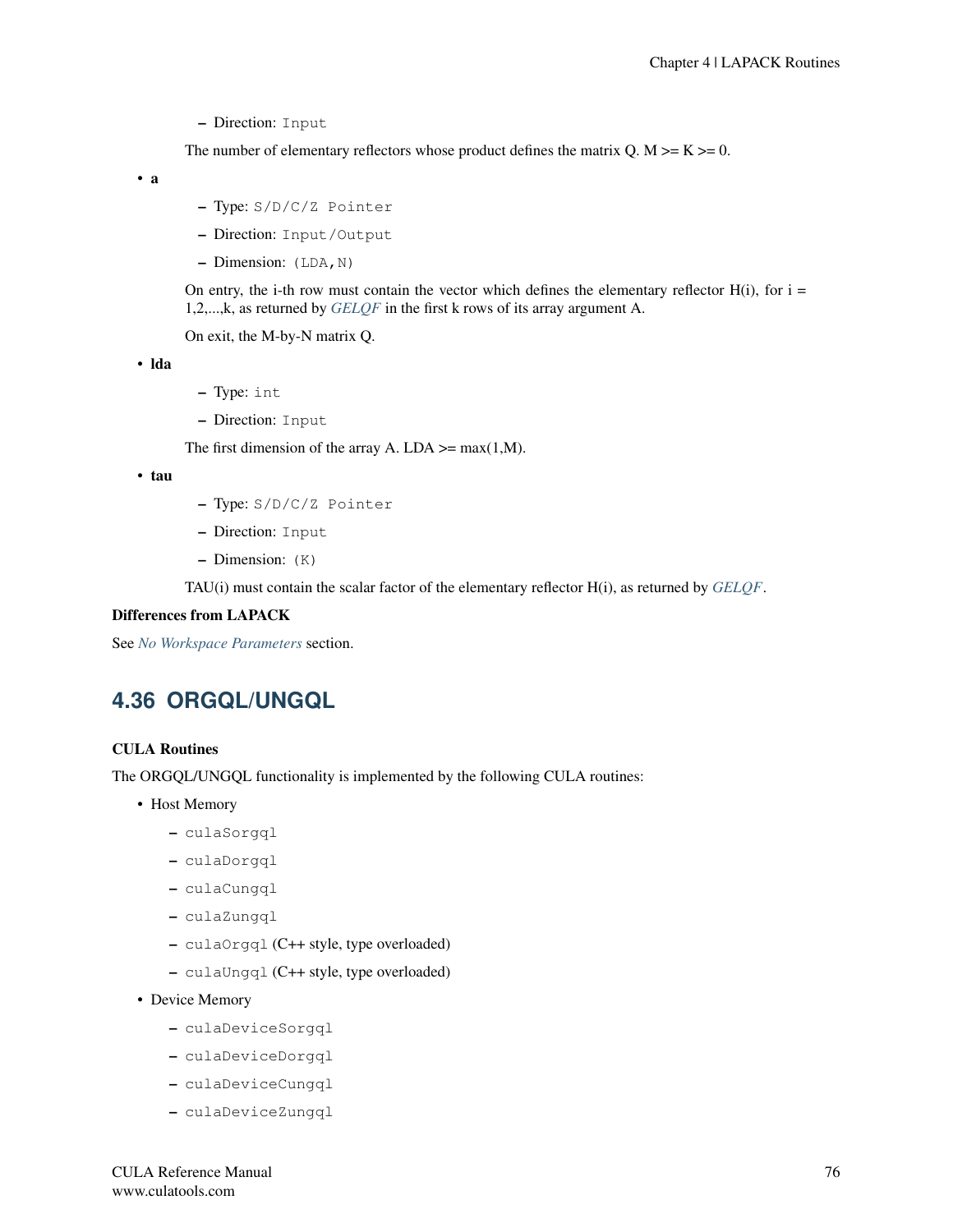- Direction: `Input`

The number of elementary reflectors whose product defines the matrix Q. M >= K >= 0.

- **a**
  - Type: `S/D/C/Z Pointer`
  - Direction: `Input/Output`
  - Dimension: `(LDA,N)`

  On entry, the i-th row must contain the vector which defines the elementary reflector H(i), for i = 1,2,...,k, as returned by *GELQF* in the first k rows of its array argument A.

  On exit, the M-by-N matrix Q.

- **lda**
  - Type: `int`
  - Direction: `Input`

  The first dimension of the array A. LDA >= max(1,M).

- **tau**
  - Type: `S/D/C/Z Pointer`
  - Direction: `Input`
  - Dimension: `(K)`

  TAU(i) must contain the scalar factor of the elementary reflector H(i), as returned by *GELQF*.

**Differences from LAPACK**

See *No Workspace Parameters* section.

## 4.36 ORGQL/UNGQL

**CULA Routines**

The ORGQL/UNGQL functionality is implemented by the following CULA routines:

- Host Memory
  - `culaSorgql`
  - `culaDorgql`
  - `culaCungql`
  - `culaZungql`
  - `culaOrgql` (C++ style, type overloaded)
  - `culaUngql` (C++ style, type overloaded)
- Device Memory
  - `culaDeviceSorgql`
  - `culaDeviceDorgql`
  - `culaDeviceCungql`
  - `culaDeviceZungql`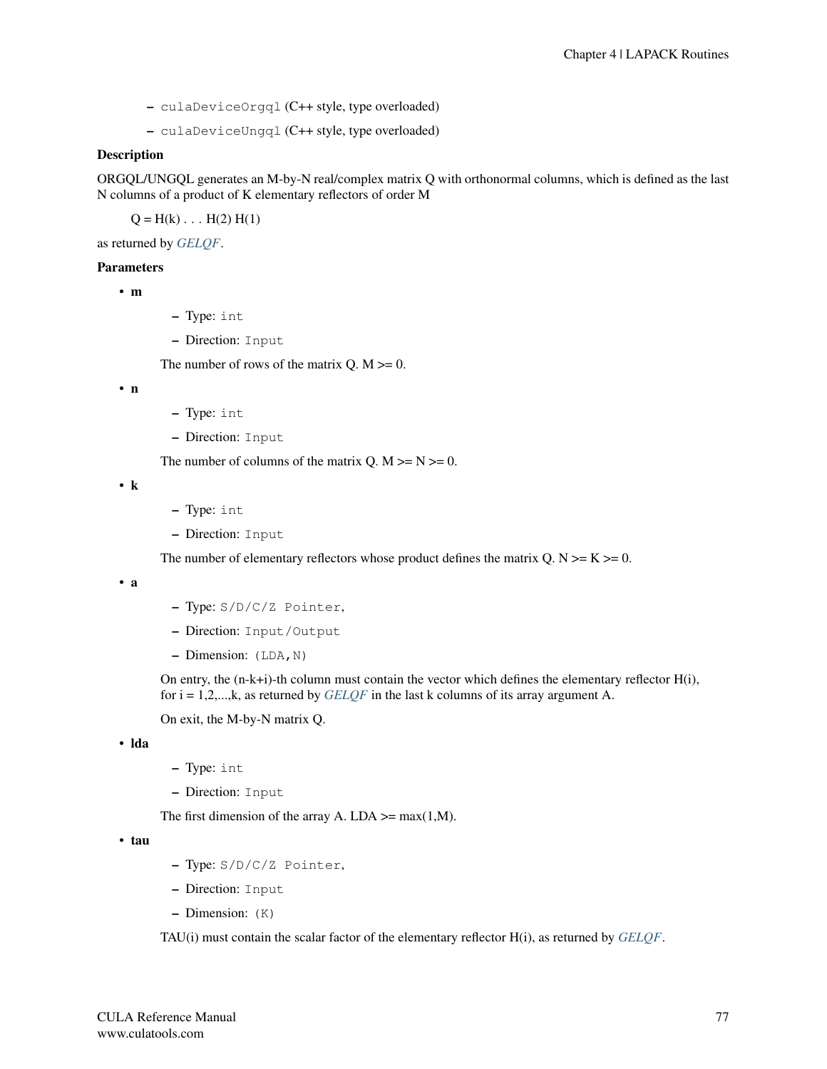- `culaDeviceOrgql` (C++ style, type overloaded)
- `culaDeviceUngql` (C++ style, type overloaded)

**Description**

ORGQL/UNGQL generates an M-by-N real/complex matrix Q with orthonormal columns, which is defined as the last N columns of a product of K elementary reflectors of order M

Q = H(k) . . . H(2) H(1)

as returned by *GELQF*.

**Parameters**

- **m**
  - Type: `int`
  - Direction: `Input`

  The number of rows of the matrix Q. M >= 0.

- **n**
  - Type: `int`
  - Direction: `Input`

  The number of columns of the matrix Q. M >= N >= 0.

- **k**
  - Type: `int`
  - Direction: `Input`

  The number of elementary reflectors whose product defines the matrix Q. N >= K >= 0.

- **a**
  - Type: `S/D/C/Z Pointer`,
  - Direction: `Input/Output`
  - Dimension: `(LDA,N)`

  On entry, the (n-k+i)-th column must contain the vector which defines the elementary reflector H(i), for i = 1,2,...,k, as returned by *GELQF* in the last k columns of its array argument A.

  On exit, the M-by-N matrix Q.

- **lda**
  - Type: `int`
  - Direction: `Input`

  The first dimension of the array A. LDA >= max(1,M).

- **tau**
  - Type: `S/D/C/Z Pointer`,
  - Direction: `Input`
  - Dimension: `(K)`

  TAU(i) must contain the scalar factor of the elementary reflector H(i), as returned by *GELQF*.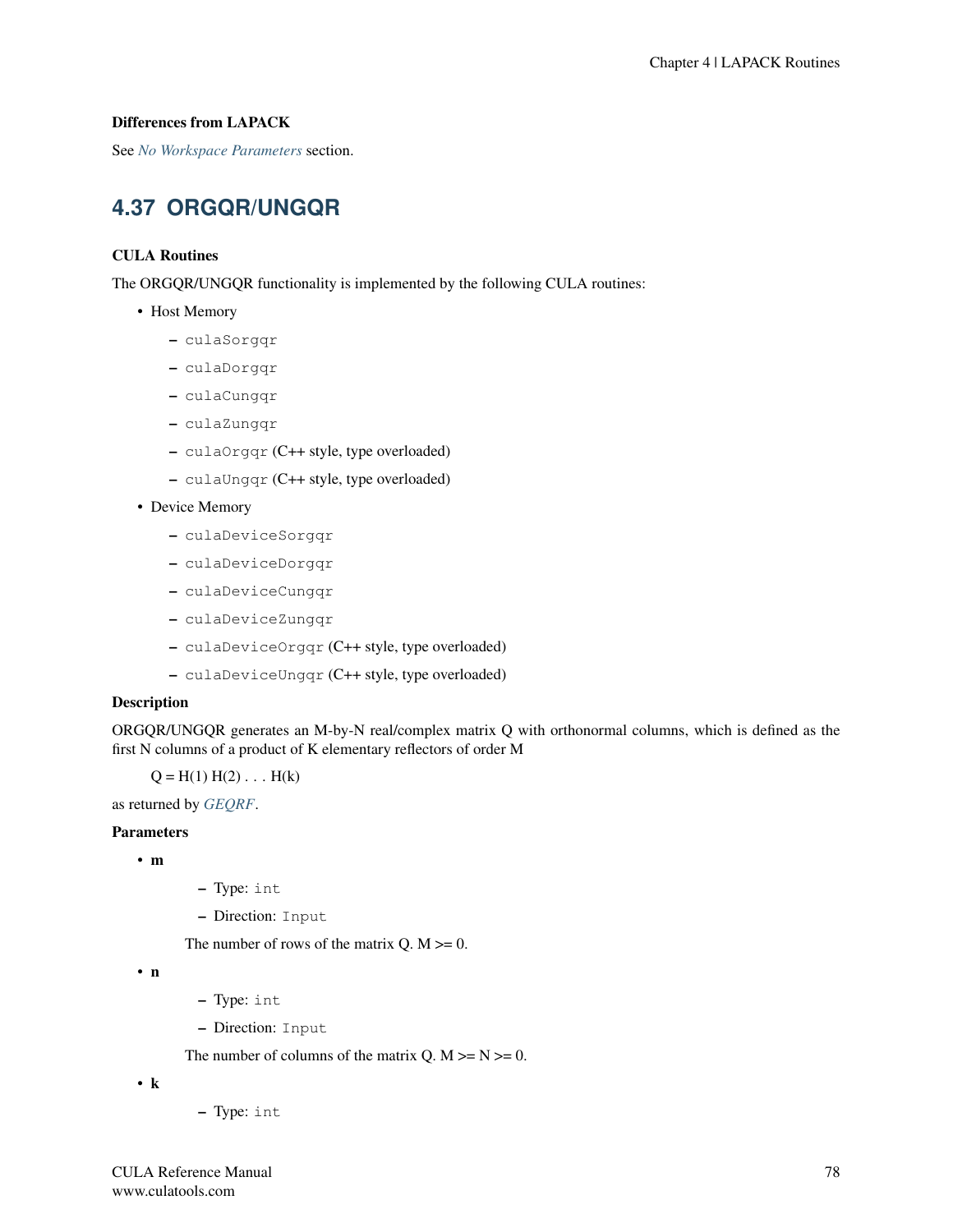### Differences from LAPACK

See *No Workspace Parameters* section.

## 4.37 ORGQR/UNGQR

### CULA Routines

The ORGQR/UNGQR functionality is implemented by the following CULA routines:

- Host Memory
  - `culaSorgqr`
  - `culaDorgqr`
  - `culaCungqr`
  - `culaZungqr`
  - `culaOrgqr` (C++ style, type overloaded)
  - `culaUngqr` (C++ style, type overloaded)
- Device Memory
  - `culaDeviceSorgqr`
  - `culaDeviceDorgqr`
  - `culaDeviceCungqr`
  - `culaDeviceZungqr`
  - `culaDeviceOrgqr` (C++ style, type overloaded)
  - `culaDeviceUngqr` (C++ style, type overloaded)

### Description

ORGQR/UNGQR generates an M-by-N real/complex matrix Q with orthonormal columns, which is defined as the first N columns of a product of K elementary reflectors of order M

Q = H(1) H(2) . . . H(k)

as returned by *GEQRF*.

### Parameters

- **m**
  - Type: `int`
  - Direction: `Input`

  The number of rows of the matrix Q. M >= 0.
- **n**
  - Type: `int`
  - Direction: `Input`

  The number of columns of the matrix Q. M >= N >= 0.
- **k**
  - Type: `int`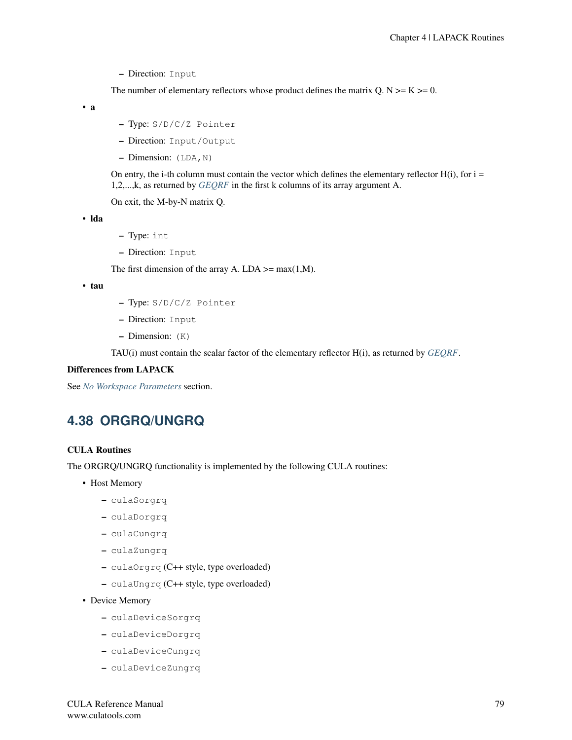- Direction: `Input`

The number of elementary reflectors whose product defines the matrix Q. N >= K >= 0.

- **a**
  - Type: `S/D/C/Z Pointer`
  - Direction: `Input/Output`
  - Dimension: `(LDA,N)`

  On entry, the i-th column must contain the vector which defines the elementary reflector H(i), for i = 1,2,...,k, as returned by *GEQRF* in the first k columns of its array argument A.

  On exit, the M-by-N matrix Q.

- **lda**
  - Type: `int`
  - Direction: `Input`

  The first dimension of the array A. LDA >= max(1,M).

- **tau**
  - Type: `S/D/C/Z Pointer`
  - Direction: `Input`
  - Dimension: `(K)`

  TAU(i) must contain the scalar factor of the elementary reflector H(i), as returned by *GEQRF*.

**Differences from LAPACK**

See *No Workspace Parameters* section.

## 4.38 ORGRQ/UNGRQ

**CULA Routines**

The ORGRQ/UNGRQ functionality is implemented by the following CULA routines:

- Host Memory
  - `culaSorgrq`
  - `culaDorgrq`
  - `culaCungrq`
  - `culaZungrq`
  - `culaOrgrq` (C++ style, type overloaded)
  - `culaUngrq` (C++ style, type overloaded)
- Device Memory
  - `culaDeviceSorgrq`
  - `culaDeviceDorgrq`
  - `culaDeviceCungrq`
  - `culaDeviceZungrq`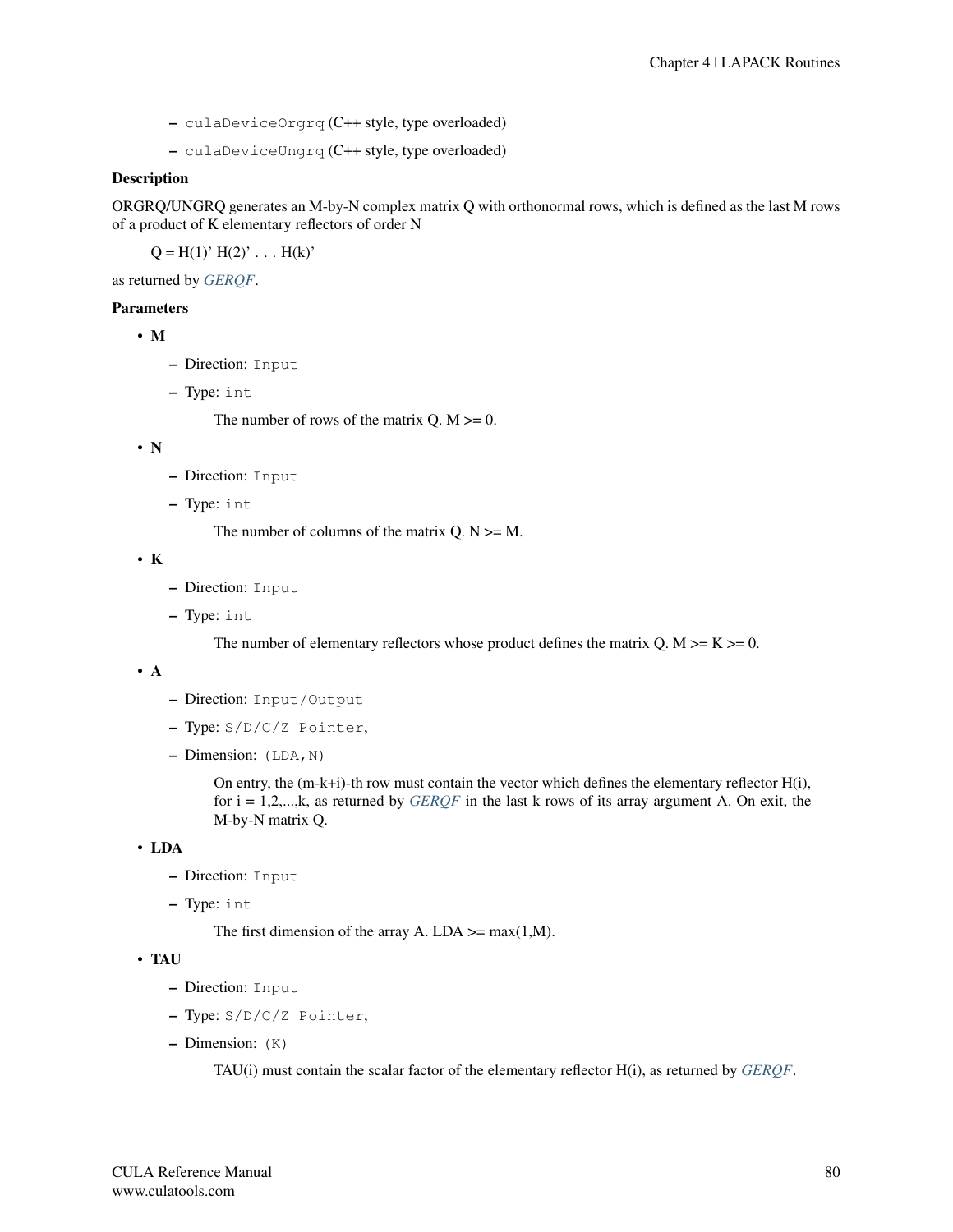- `culaDeviceOrgrq` (C++ style, type overloaded)
- `culaDeviceUngrq` (C++ style, type overloaded)

**Description**

ORGRQ/UNGRQ generates an M-by-N complex matrix Q with orthonormal rows, which is defined as the last M rows of a product of K elementary reflectors of order N

Q = H(1)' H(2)' . . . H(k)'

as returned by *GERQF*.

**Parameters**

- **M**
  - Direction: `Input`
  - Type: `int`

    The number of rows of the matrix Q. M >= 0.

- **N**
  - Direction: `Input`
  - Type: `int`

    The number of columns of the matrix Q. N >= M.

- **K**
  - Direction: `Input`
  - Type: `int`

    The number of elementary reflectors whose product defines the matrix Q. M >= K >= 0.

- **A**
  - Direction: `Input/Output`
  - Type: `S/D/C/Z Pointer`,
  - Dimension: `(LDA,N)`

    On entry, the (m-k+i)-th row must contain the vector which defines the elementary reflector H(i), for i = 1,2,...,k, as returned by *GERQF* in the last k rows of its array argument A. On exit, the M-by-N matrix Q.

- **LDA**
  - Direction: `Input`
  - Type: `int`

    The first dimension of the array A. LDA >= max(1,M).

- **TAU**
  - Direction: `Input`
  - Type: `S/D/C/Z Pointer`,
  - Dimension: `(K)`

    TAU(i) must contain the scalar factor of the elementary reflector H(i), as returned by *GERQF*.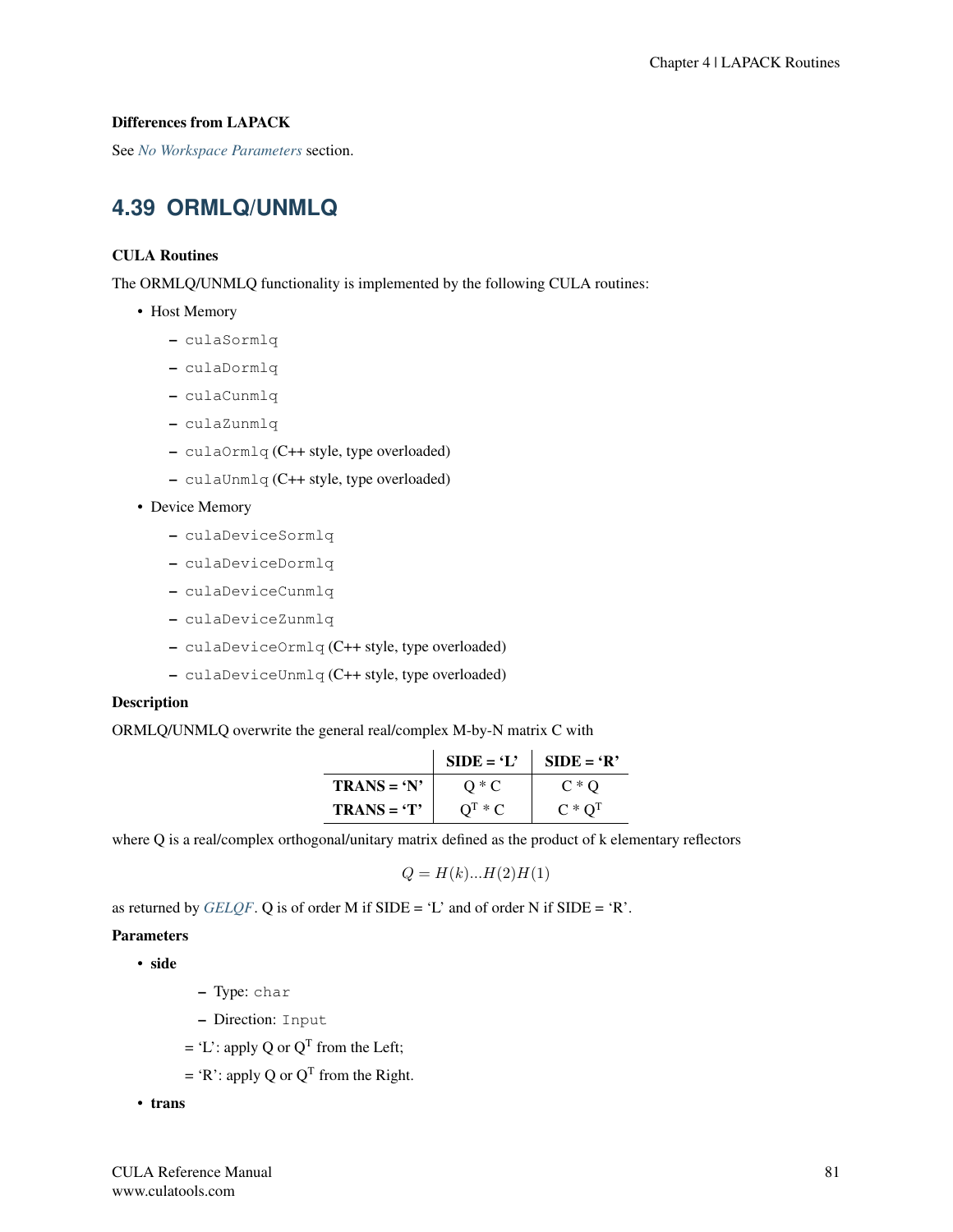### Differences from LAPACK

See *No Workspace Parameters* section.

## 4.39 ORMLQ/UNMLQ

### CULA Routines

The ORMLQ/UNMLQ functionality is implemented by the following CULA routines:

- Host Memory
  - `culaSormlq`
  - `culaDormlq`
  - `culaCunmlq`
  - `culaZunmlq`
  - `culaOrmlq` (C++ style, type overloaded)
  - `culaUnmlq` (C++ style, type overloaded)
- Device Memory
  - `culaDeviceSormlq`
  - `culaDeviceDormlq`
  - `culaDeviceCunmlq`
  - `culaDeviceZunmlq`
  - `culaDeviceOrmlq` (C++ style, type overloaded)
  - `culaDeviceUnmlq` (C++ style, type overloaded)

### Description

ORMLQ/UNMLQ overwrite the general real/complex M-by-N matrix C with

| | **SIDE = 'L'** | **SIDE = 'R'** |
|---|---|---|
| **TRANS = 'N'** | Q * C | C * Q |
| **TRANS = 'T'** | $Q^T$ * C | C * $Q^T$ |

where Q is a real/complex orthogonal/unitary matrix defined as the product of k elementary reflectors

$$Q = H(k)...H(2)H(1)$$

as returned by *GELQF*. Q is of order M if SIDE = 'L' and of order N if SIDE = 'R'.

### Parameters

- **side**
  - Type: `char`
  - Direction: `Input`

  = 'L': apply Q or $Q^T$ from the Left;

  = 'R': apply Q or $Q^T$ from the Right.
- **trans**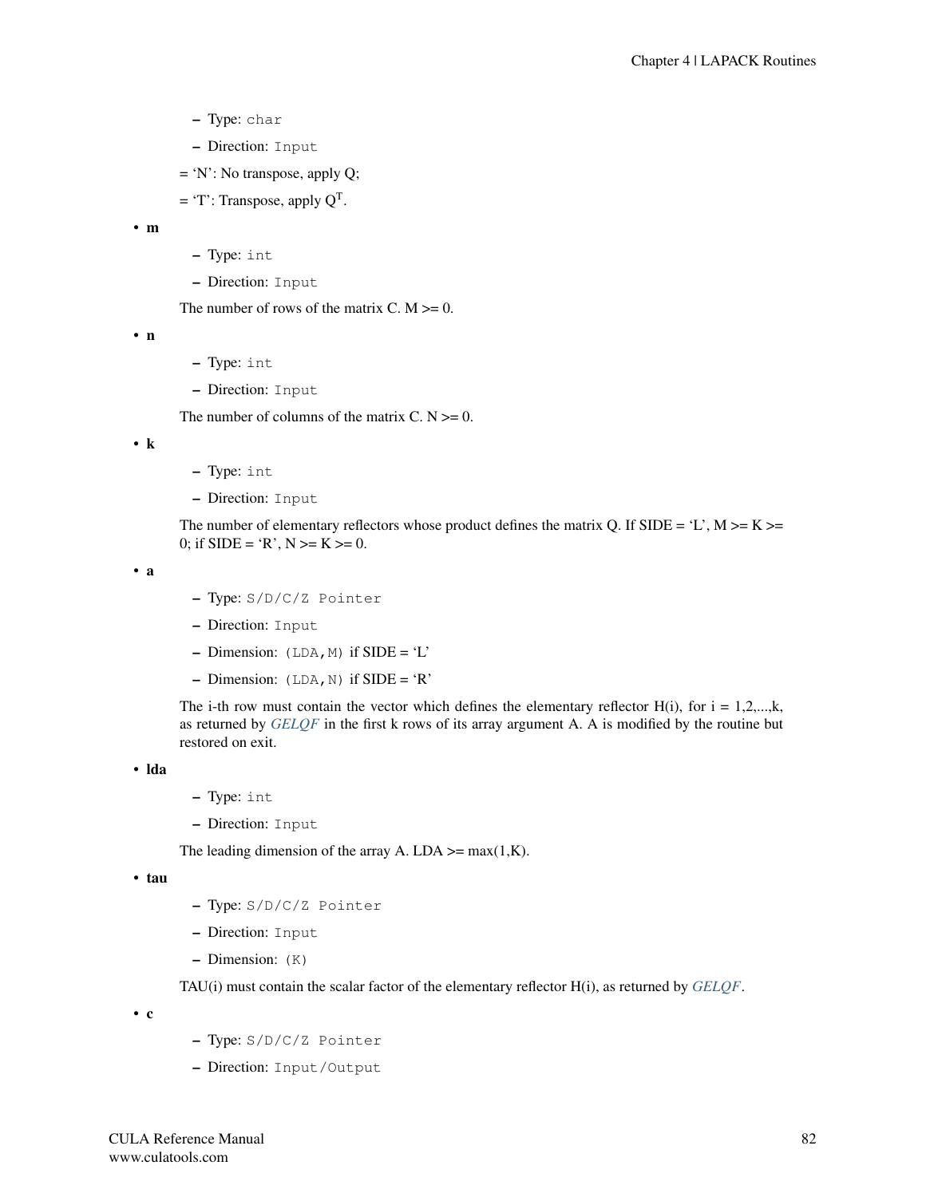- Type: `char`
  - Direction: `Input`

  = 'N': No transpose, apply Q;

  = 'T': Transpose, apply $Q^T$.

- **m**
  - Type: `int`
  - Direction: `Input`

  The number of rows of the matrix C. M >= 0.

- **n**
  - Type: `int`
  - Direction: `Input`

  The number of columns of the matrix C. N >= 0.

- **k**
  - Type: `int`
  - Direction: `Input`

  The number of elementary reflectors whose product defines the matrix Q. If SIDE = 'L', M >= K >= 0; if SIDE = 'R', N >= K >= 0.

- **a**
  - Type: `S/D/C/Z Pointer`
  - Direction: `Input`
  - Dimension: `(LDA,M)` if SIDE = 'L'
  - Dimension: `(LDA,N)` if SIDE = 'R'

  The i-th row must contain the vector which defines the elementary reflector H(i), for i = 1,2,...,k, as returned by *GELQF* in the first k rows of its array argument A. A is modified by the routine but restored on exit.

- **lda**
  - Type: `int`
  - Direction: `Input`

  The leading dimension of the array A. LDA >= max(1,K).

- **tau**
  - Type: `S/D/C/Z Pointer`
  - Direction: `Input`
  - Dimension: `(K)`

  TAU(i) must contain the scalar factor of the elementary reflector H(i), as returned by *GELQF*.

- **c**
  - Type: `S/D/C/Z Pointer`
  - Direction: `Input/Output`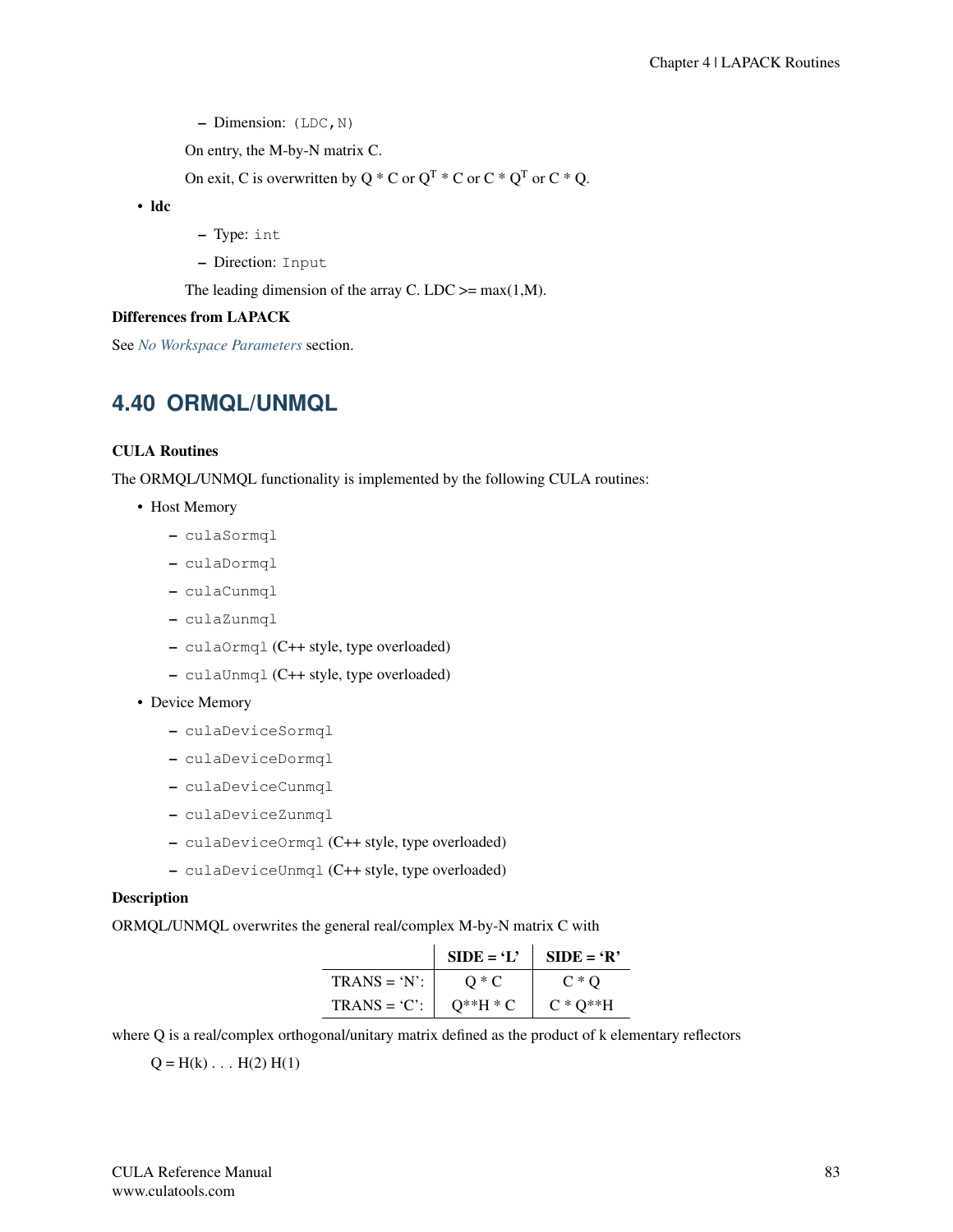- Dimension: `(LDC,N)`

On entry, the M-by-N matrix C.

On exit, C is overwritten by Q * C or $Q^T$ * C or C * $Q^T$ or C * Q.

- **ldc**
  - Type: `int`
  - Direction: `Input`

  The leading dimension of the array C. LDC >= max(1,M).

**Differences from LAPACK**

See *No Workspace Parameters* section.

## 4.40 ORMQL/UNMQL

**CULA Routines**

The ORMQL/UNMQL functionality is implemented by the following CULA routines:

- Host Memory
  - `culaSormql`
  - `culaDormql`
  - `culaCunmql`
  - `culaZunmql`
  - `culaOrmql` (C++ style, type overloaded)
  - `culaUnmql` (C++ style, type overloaded)
- Device Memory
  - `culaDeviceSormql`
  - `culaDeviceDormql`
  - `culaDeviceCunmql`
  - `culaDeviceZunmql`
  - `culaDeviceOrmql` (C++ style, type overloaded)
  - `culaDeviceUnmql` (C++ style, type overloaded)

**Description**

ORMQL/UNMQL overwrites the general real/complex M-by-N matrix C with

| | SIDE = 'L' | SIDE = 'R' |
|---|---|---|
| TRANS = 'N': | Q * C | C * Q |
| TRANS = 'C': | Q**H * C | C * Q**H |

where Q is a real/complex orthogonal/unitary matrix defined as the product of k elementary reflectors

Q = H(k) . . . H(2) H(1)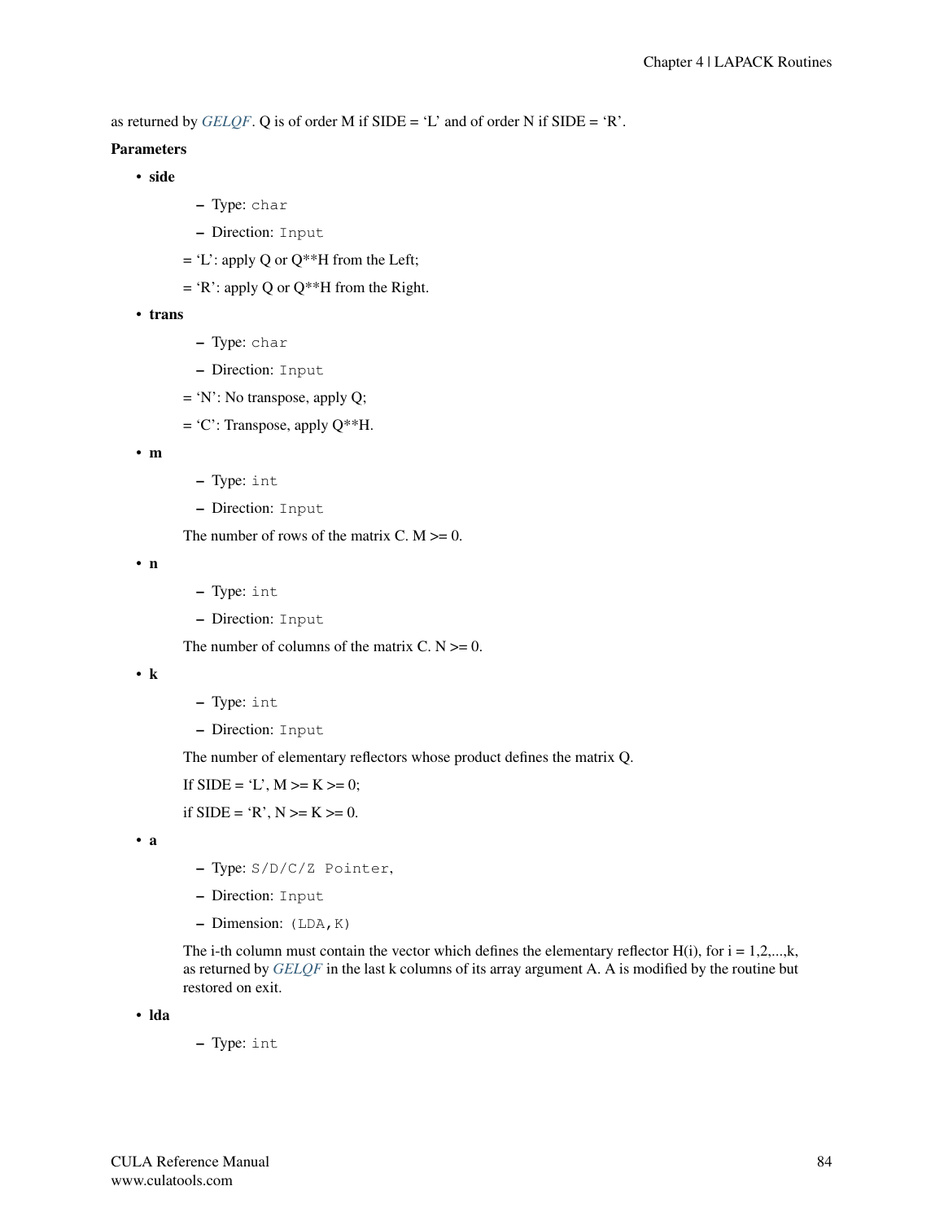as returned by *GELQF*. Q is of order M if SIDE = 'L' and of order N if SIDE = 'R'.

**Parameters**

- **side**
  - Type: `char`
  - Direction: `Input`

  = 'L': apply Q or Q**H from the Left;

  = 'R': apply Q or Q**H from the Right.

- **trans**
  - Type: `char`
  - Direction: `Input`

  = 'N': No transpose, apply Q;

  = 'C': Transpose, apply Q**H.

- **m**
  - Type: `int`
  - Direction: `Input`

  The number of rows of the matrix C. M >= 0.

- **n**
  - Type: `int`
  - Direction: `Input`

  The number of columns of the matrix C. N >= 0.

- **k**
  - Type: `int`
  - Direction: `Input`

  The number of elementary reflectors whose product defines the matrix Q.

  If SIDE = 'L', M >= K >= 0;

  if SIDE = 'R', N >= K >= 0.

- **a**
  - Type: `S/D/C/Z Pointer`,
  - Direction: `Input`
  - Dimension: `(LDA,K)`

  The i-th column must contain the vector which defines the elementary reflector H(i), for i = 1,2,...,k, as returned by *GELQF* in the last k columns of its array argument A. A is modified by the routine but restored on exit.

- **lda**
  - Type: `int`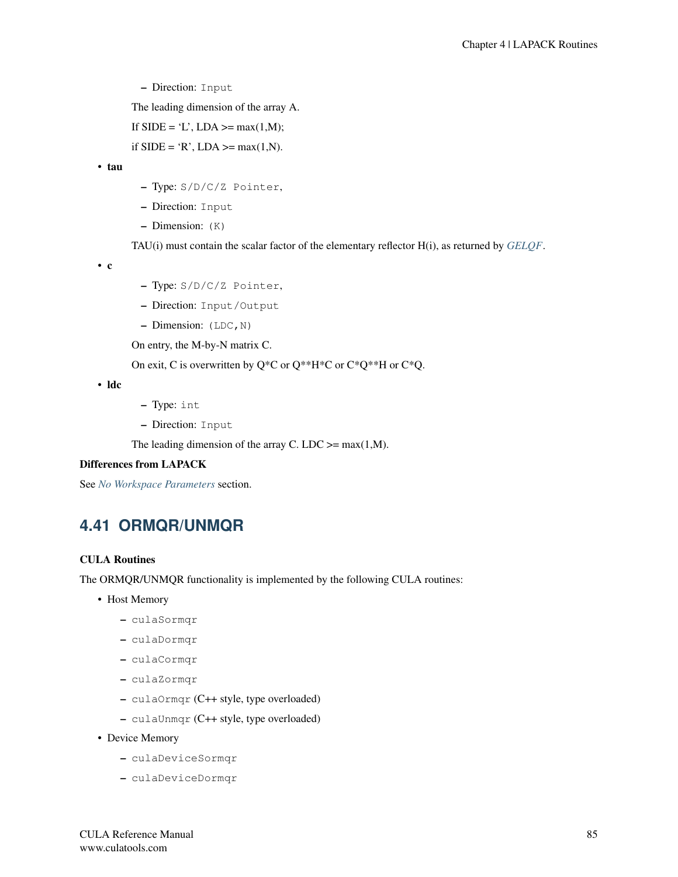- Direction: `Input`

  The leading dimension of the array A.

  If SIDE = ‘L’, LDA >= max(1,M);

  if SIDE = ‘R’, LDA >= max(1,N).

- **tau**
  - Type: `S/D/C/Z Pointer`,
  - Direction: `Input`
  - Dimension: `(K)`

  TAU(i) must contain the scalar factor of the elementary reflector H(i), as returned by *GELQF*.

- **c**
  - Type: `S/D/C/Z Pointer`,
  - Direction: `Input/Output`
  - Dimension: `(LDC,N)`

  On entry, the M-by-N matrix C.

  On exit, C is overwritten by Q*C or Q**H*C or C*Q**H or C*Q.

- **ldc**
  - Type: `int`
  - Direction: `Input`

  The leading dimension of the array C. LDC >= max(1,M).

**Differences from LAPACK**

See *No Workspace Parameters* section.

## 4.41 ORMQR/UNMQR

**CULA Routines**

The ORMQR/UNMQR functionality is implemented by the following CULA routines:

- Host Memory
  - `culaSormqr`
  - `culaDormqr`
  - `culaCormqr`
  - `culaZormqr`
  - `culaOrmqr` (C++ style, type overloaded)
  - `culaUnmqr` (C++ style, type overloaded)
- Device Memory
  - `culaDeviceSormqr`
  - `culaDeviceDormqr`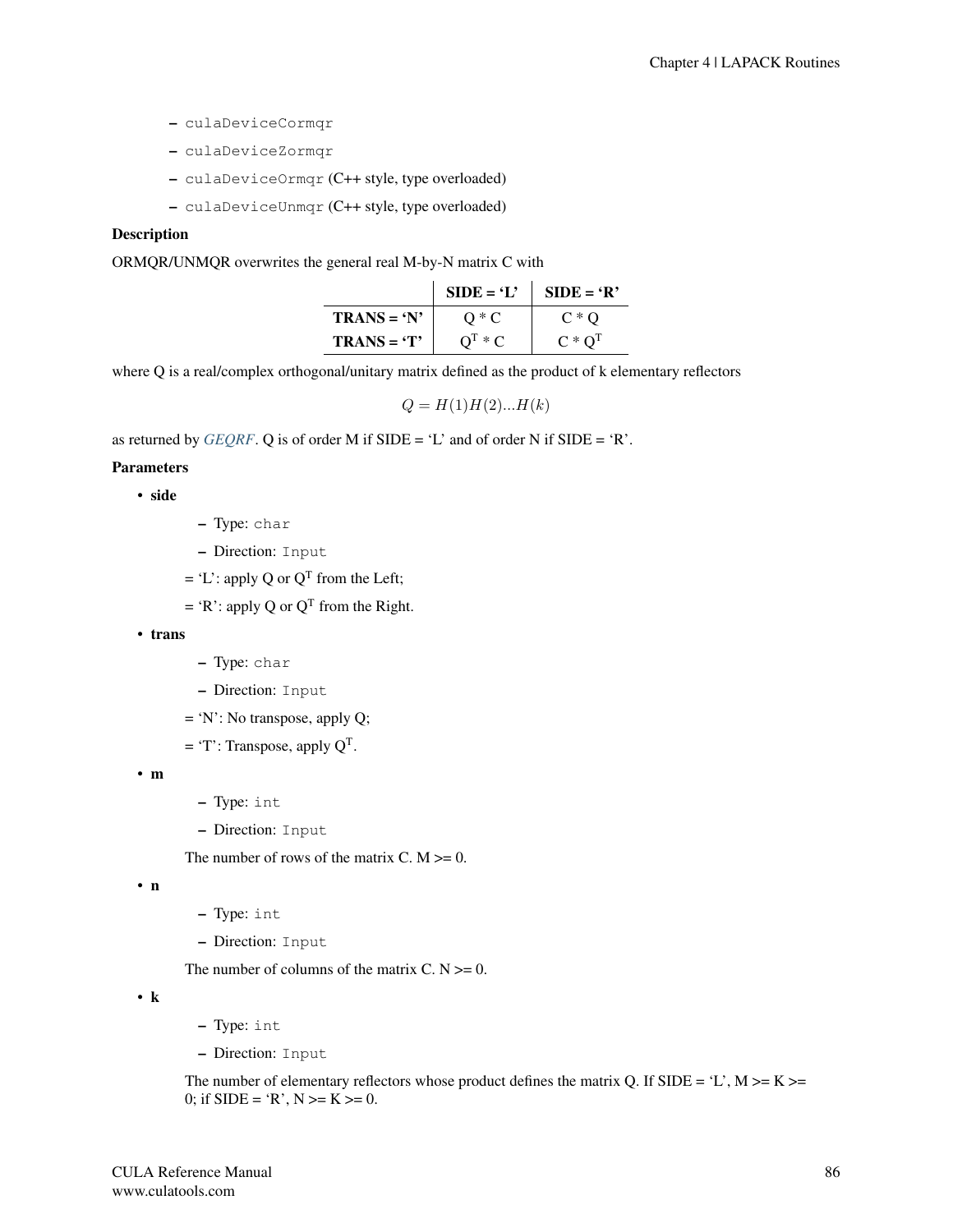- `culaDeviceCormqr`
- `culaDeviceZormqr`
- `culaDeviceOrmqr` (C++ style, type overloaded)
- `culaDeviceUnmqr` (C++ style, type overloaded)

**Description**

ORMQR/UNMQR overwrites the general real M-by-N matrix C with

| | SIDE = 'L' | SIDE = 'R' |
|---|---|---|
| **TRANS = 'N'** | Q * C | C * Q |
| **TRANS = 'T'** | $Q^T$ * C | C * $Q^T$ |

where Q is a real/complex orthogonal/unitary matrix defined as the product of k elementary reflectors

$$Q = H(1)H(2)...H(k)$$

as returned by *GEQRF*. Q is of order M if SIDE = 'L' and of order N if SIDE = 'R'.

**Parameters**

- **side**
  - Type: `char`
  - Direction: `Input`

  = 'L': apply Q or $Q^T$ from the Left;

  = 'R': apply Q or $Q^T$ from the Right.

- **trans**
  - Type: `char`
  - Direction: `Input`

  = 'N': No transpose, apply Q;

  = 'T': Transpose, apply $Q^T$.

- **m**
  - Type: `int`
  - Direction: `Input`

  The number of rows of the matrix C. M >= 0.

- **n**
  - Type: `int`
  - Direction: `Input`

  The number of columns of the matrix C. N >= 0.

- **k**
  - Type: `int`
  - Direction: `Input`

  The number of elementary reflectors whose product defines the matrix Q. If SIDE = 'L', M >= K >= 0; if SIDE = 'R', N >= K >= 0.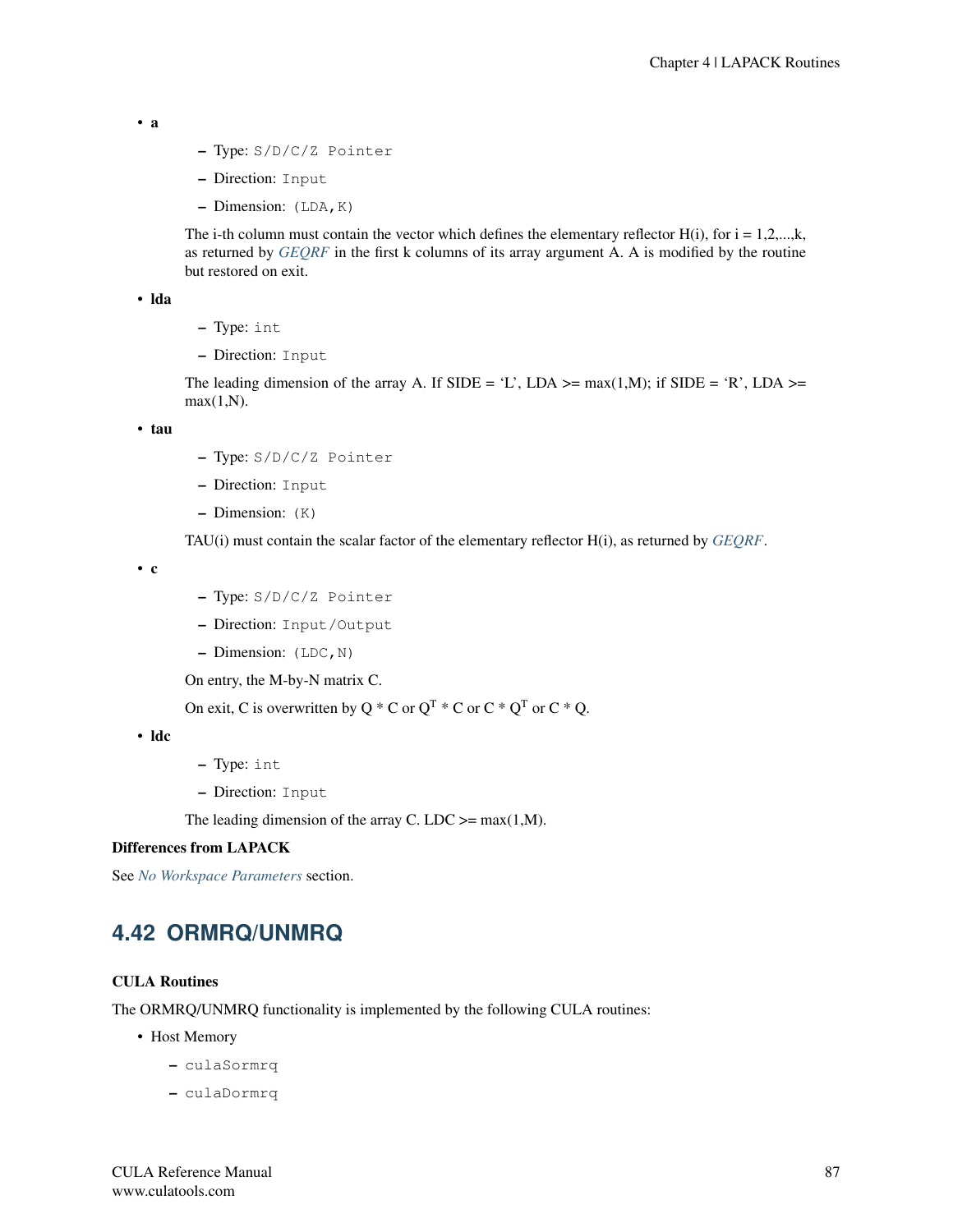- **a**
  - Type: `S/D/C/Z Pointer`
  - Direction: `Input`
  - Dimension: `(LDA,K)`

  The i-th column must contain the vector which defines the elementary reflector H(i), for i = 1,2,...,k, as returned by *GEQRF* in the first k columns of its array argument A. A is modified by the routine but restored on exit.

- **lda**
  - Type: `int`
  - Direction: `Input`

  The leading dimension of the array A. If SIDE = 'L', LDA >= max(1,M); if SIDE = 'R', LDA >= max(1,N).

- **tau**
  - Type: `S/D/C/Z Pointer`
  - Direction: `Input`
  - Dimension: `(K)`

  TAU(i) must contain the scalar factor of the elementary reflector H(i), as returned by *GEQRF*.

- **c**
  - Type: `S/D/C/Z Pointer`
  - Direction: `Input/Output`
  - Dimension: `(LDC,N)`

  On entry, the M-by-N matrix C.

  On exit, C is overwritten by Q * C or $Q^T$ * C or C * $Q^T$ or C * Q.

- **ldc**
  - Type: `int`
  - Direction: `Input`

  The leading dimension of the array C. LDC >= max(1,M).

**Differences from LAPACK**

See *No Workspace Parameters* section.

## 4.42 ORMRQ/UNMRQ

**CULA Routines**

The ORMRQ/UNMRQ functionality is implemented by the following CULA routines:

- Host Memory
  - `culaSormrq`
  - `culaDormrq`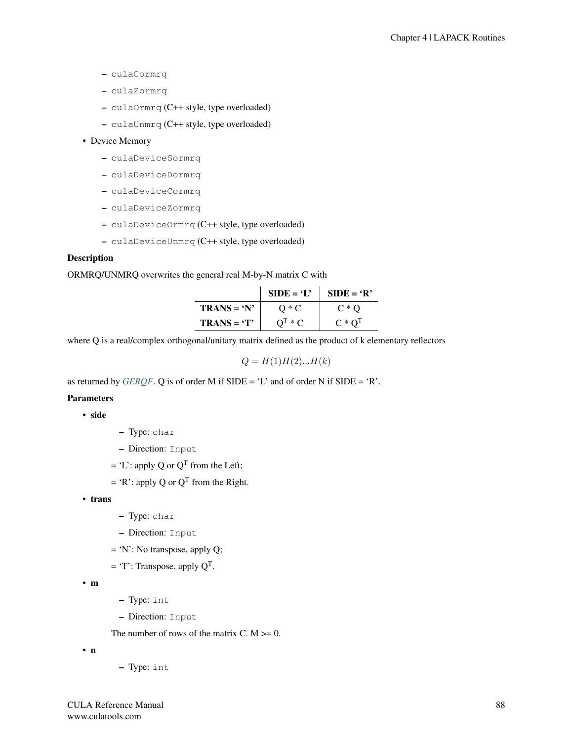- culaCormrq
- culaZormrq
- culaOrmrq (C++ style, type overloaded)
- culaUnmrq (C++ style, type overloaded)

- Device Memory
  - culaDeviceSormrq
  - culaDeviceDormrq
  - culaDeviceCormrq
  - culaDeviceZormrq
  - culaDeviceOrmrq (C++ style, type overloaded)
  - culaDeviceUnmrq (C++ style, type overloaded)

**Description**

ORMRQ/UNMRQ overwrites the general real M-by-N matrix C with

| | SIDE = 'L' | SIDE = 'R' |
|---|---|---|
| **TRANS = 'N'** | Q * C | C * Q |
| **TRANS = 'T'** | $Q^T$ * C | C * $Q^T$ |

where Q is a real/complex orthogonal/unitary matrix defined as the product of k elementary reflectors

$$Q = H(1)H(2)...H(k)$$

as returned by *GERQF*. Q is of order M if SIDE = 'L' and of order N if SIDE = 'R'.

**Parameters**

- **side**
  - Type: char
  - Direction: Input

  = 'L': apply Q or $Q^T$ from the Left;

  = 'R': apply Q or $Q^T$ from the Right.

- **trans**
  - Type: char
  - Direction: Input

  = 'N': No transpose, apply Q;

  = 'T': Transpose, apply $Q^T$.

- **m**
  - Type: int
  - Direction: Input

  The number of rows of the matrix C. M >= 0.

- **n**
  - Type: int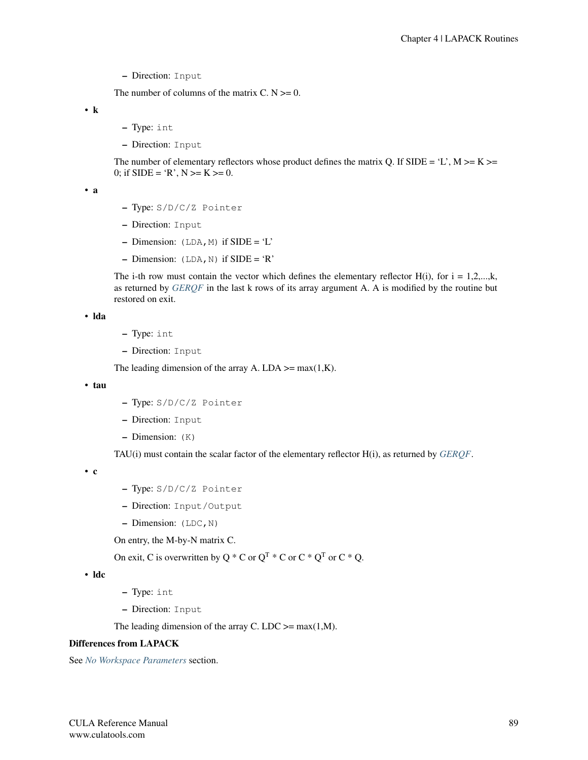- Direction: `Input`

The number of columns of the matrix C. N >= 0.

- **k**
  - Type: `int`
  - Direction: `Input`

  The number of elementary reflectors whose product defines the matrix Q. If SIDE = 'L', M >= K >= 0; if SIDE = 'R', N >= K >= 0.

- **a**
  - Type: `S/D/C/Z Pointer`
  - Direction: `Input`
  - Dimension: `(LDA,M)` if SIDE = 'L'
  - Dimension: `(LDA,N)` if SIDE = 'R'

  The i-th row must contain the vector which defines the elementary reflector H(i), for i = 1,2,...,k, as returned by *GERQF* in the last k rows of its array argument A. A is modified by the routine but restored on exit.

- **lda**
  - Type: `int`
  - Direction: `Input`

  The leading dimension of the array A. LDA >= max(1,K).

- **tau**
  - Type: `S/D/C/Z Pointer`
  - Direction: `Input`
  - Dimension: `(K)`

  TAU(i) must contain the scalar factor of the elementary reflector H(i), as returned by *GERQF*.

- **c**
  - Type: `S/D/C/Z Pointer`
  - Direction: `Input/Output`
  - Dimension: `(LDC,N)`

  On entry, the M-by-N matrix C.

  On exit, C is overwritten by Q * C or $Q^T$ * C or C * $Q^T$ or C * Q.

- **ldc**
  - Type: `int`
  - Direction: `Input`

  The leading dimension of the array C. LDC >= max(1,M).

**Differences from LAPACK**

See *No Workspace Parameters* section.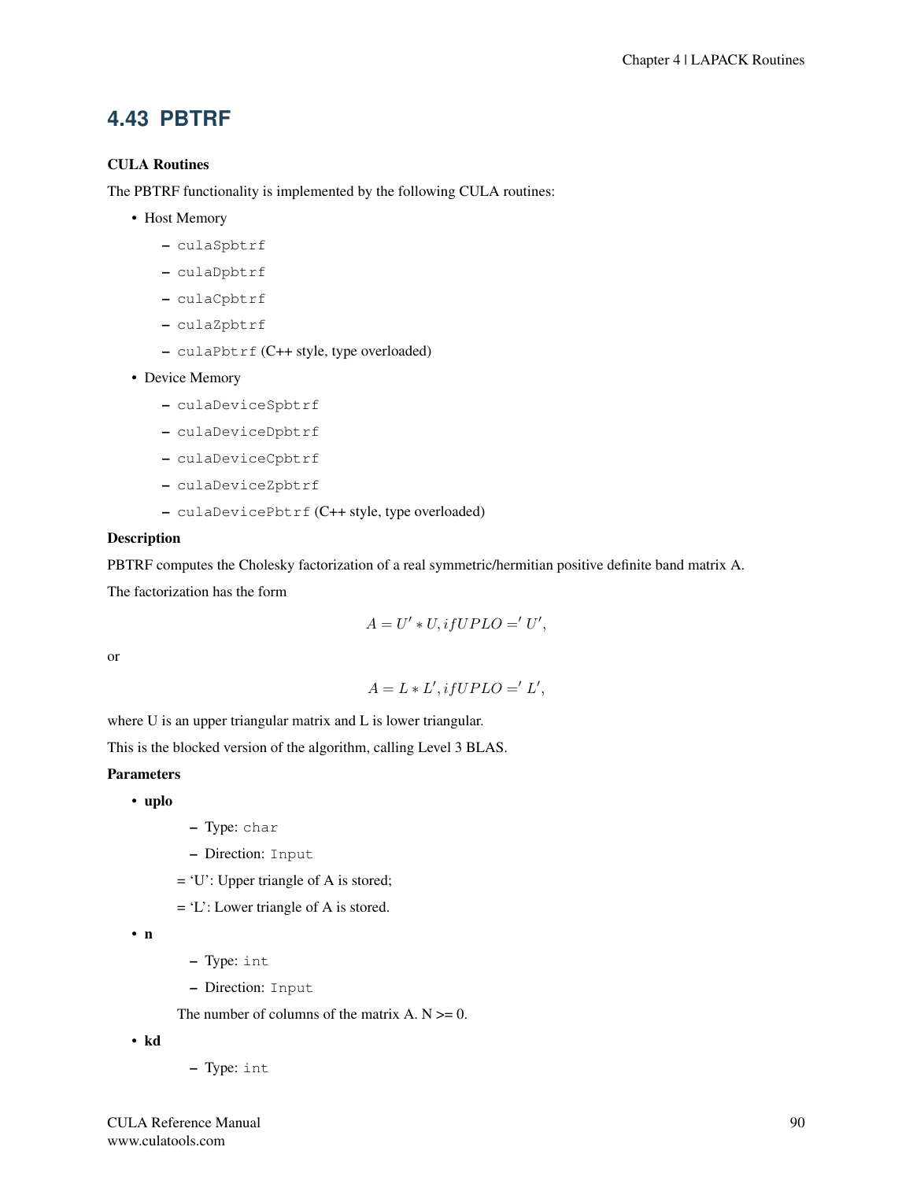## 4.43 PBTRF

**CULA Routines**

The PBTRF functionality is implemented by the following CULA routines:

- Host Memory
  - `culaSpbtrf`
  - `culaDpbtrf`
  - `culaCpbtrf`
  - `culaZpbtrf`
  - `culaPbtrf` (C++ style, type overloaded)
- Device Memory
  - `culaDeviceSpbtrf`
  - `culaDeviceDpbtrf`
  - `culaDeviceCpbtrf`
  - `culaDeviceZpbtrf`
  - `culaDevicePbtrf` (C++ style, type overloaded)

**Description**

PBTRF computes the Cholesky factorization of a real symmetric/hermitian positive definite band matrix A.

The factorization has the form

$$A = U' * U, ifUPLO =' U',$$

or

$$A = L * L', ifUPLO =' L',$$

where U is an upper triangular matrix and L is lower triangular.

This is the blocked version of the algorithm, calling Level 3 BLAS.

**Parameters**

- **uplo**
  - Type: `char`
  - Direction: `Input`

  = 'U': Upper triangle of A is stored;

  = 'L': Lower triangle of A is stored.
- **n**
  - Type: `int`
  - Direction: `Input`

  The number of columns of the matrix A. N >= 0.
- **kd**
  - Type: `int`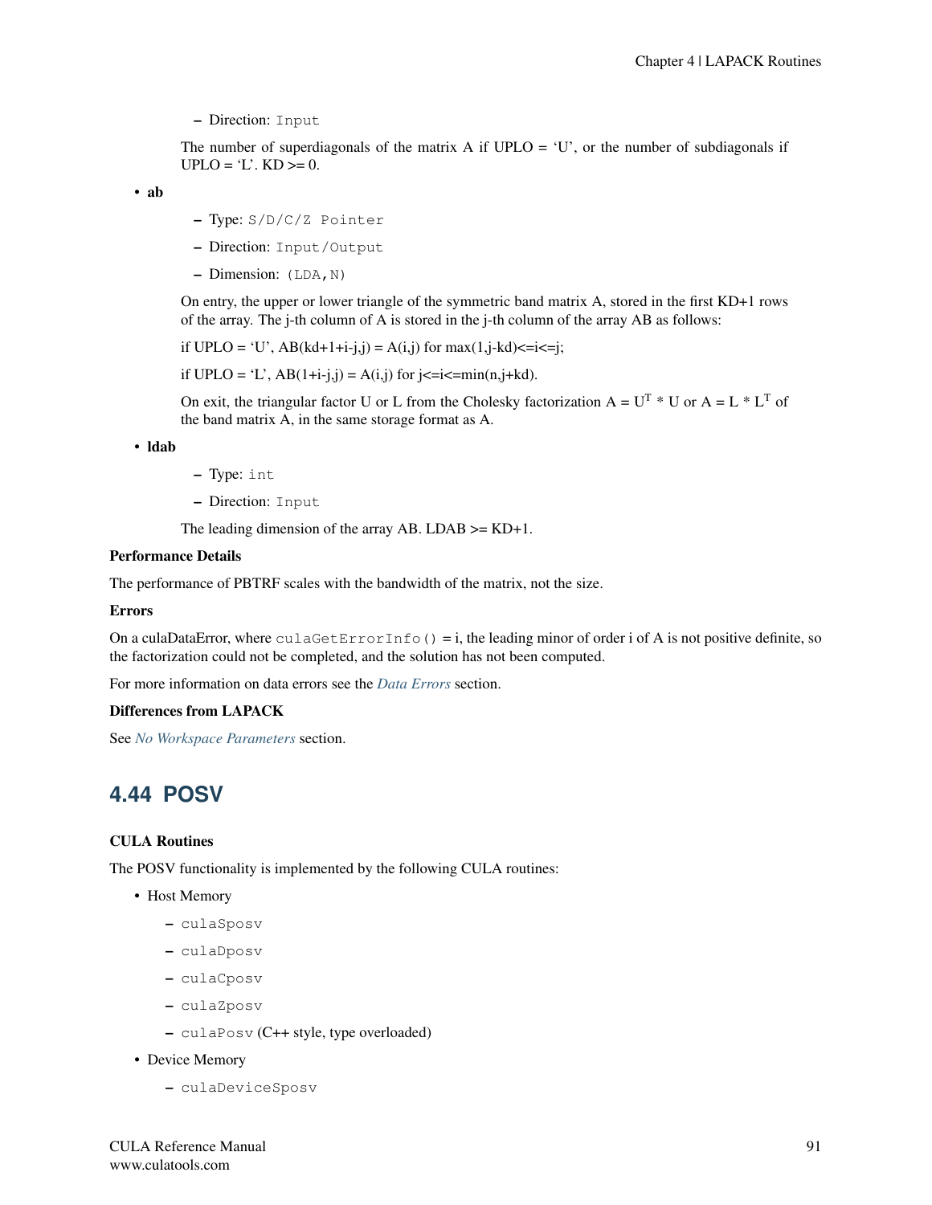- Direction: `Input`

  The number of superdiagonals of the matrix A if UPLO = ‘U’, or the number of subdiagonals if UPLO = ‘L’. KD >= 0.

- **ab**
  - Type: `S/D/C/Z Pointer`
  - Direction: `Input/Output`
  - Dimension: `(LDA,N)`

  On entry, the upper or lower triangle of the symmetric band matrix A, stored in the first KD+1 rows of the array. The j-th column of A is stored in the j-th column of the array AB as follows:

  if UPLO = ‘U’, AB(kd+1+i-j,j) = A(i,j) for max(1,j-kd)<=i<=j;

  if UPLO = ‘L’, AB(1+i-j,j) = A(i,j) for j<=i<=min(n,j+kd).

  On exit, the triangular factor U or L from the Cholesky factorization $A = U^T * U$ or $A = L * L^T$ of the band matrix A, in the same storage format as A.

- **ldab**
  - Type: `int`
  - Direction: `Input`

  The leading dimension of the array AB. LDAB >= KD+1.

**Performance Details**

The performance of PBTRF scales with the bandwidth of the matrix, not the size.

**Errors**

On a culaDataError, where `culaGetErrorInfo()` = i, the leading minor of order i of A is not positive definite, so the factorization could not be completed, and the solution has not been computed.

For more information on data errors see the *Data Errors* section.

**Differences from LAPACK**

See *No Workspace Parameters* section.

## 4.44 POSV

**CULA Routines**

The POSV functionality is implemented by the following CULA routines:

- Host Memory
  - `culaSposv`
  - `culaDposv`
  - `culaCposv`
  - `culaZposv`
  - `culaPosv` (C++ style, type overloaded)
- Device Memory
  - `culaDeviceSposv`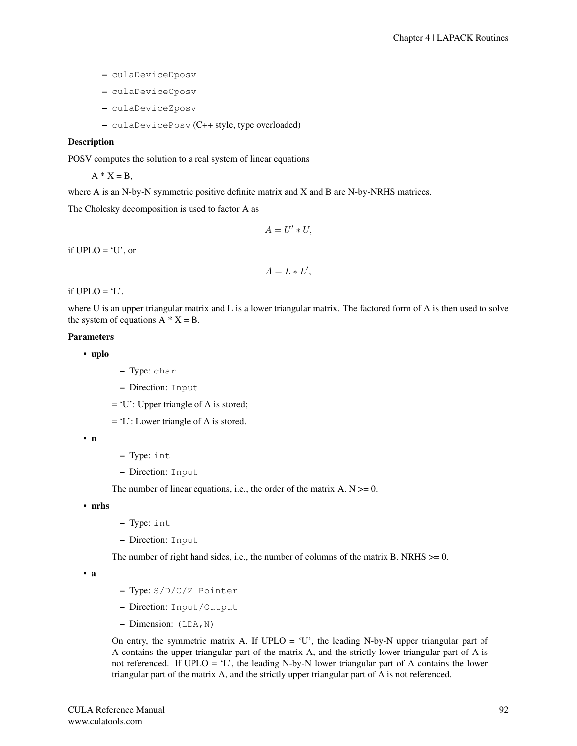- `culaDeviceDposv`
- `culaDeviceCposv`
- `culaDeviceZposv`
- `culaDevicePosv` (C++ style, type overloaded)

**Description**

POSV computes the solution to a real system of linear equations

A * X = B,

where A is an N-by-N symmetric positive definite matrix and X and B are N-by-NRHS matrices.

The Cholesky decomposition is used to factor A as

$$A = U' * U,$$

if UPLO = 'U', or

$$A = L * L',$$

if UPLO = 'L'.

where U is an upper triangular matrix and L is a lower triangular matrix. The factored form of A is then used to solve the system of equations A * X = B.

**Parameters**

- **uplo**
  - Type: `char`
  - Direction: `Input`

  = 'U': Upper triangle of A is stored;

  = 'L': Lower triangle of A is stored.

- **n**
  - Type: `int`
  - Direction: `Input`

  The number of linear equations, i.e., the order of the matrix A. N >= 0.

- **nrhs**
  - Type: `int`
  - Direction: `Input`

  The number of right hand sides, i.e., the number of columns of the matrix B. NRHS >= 0.

- **a**
  - Type: `S/D/C/Z Pointer`
  - Direction: `Input/Output`
  - Dimension: `(LDA,N)`

  On entry, the symmetric matrix A. If UPLO = 'U', the leading N-by-N upper triangular part of A contains the upper triangular part of the matrix A, and the strictly lower triangular part of A is not referenced. If UPLO = 'L', the leading N-by-N lower triangular part of A contains the lower triangular part of the matrix A, and the strictly upper triangular part of A is not referenced.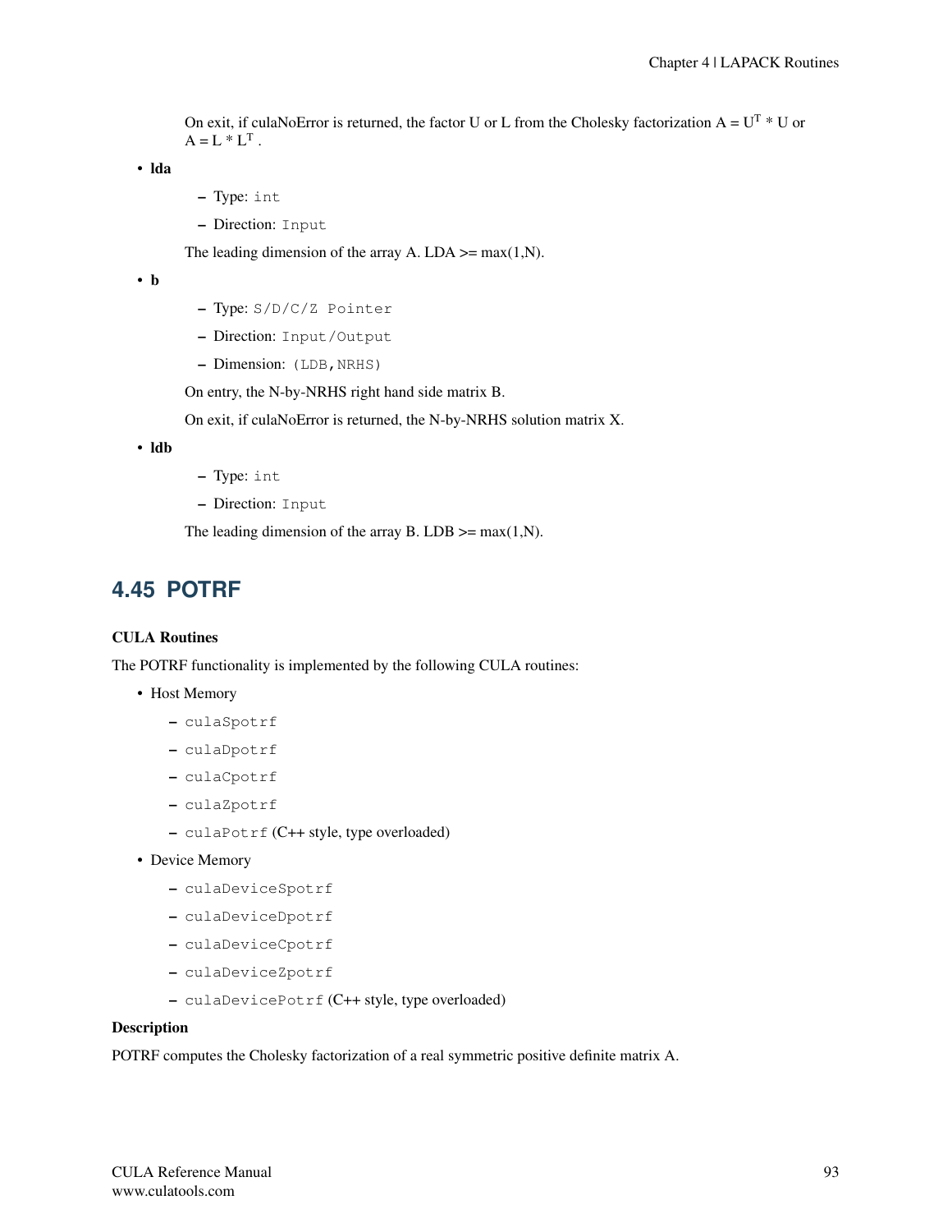On exit, if culaNoError is returned, the factor U or L from the Cholesky factorization $A = U^T * U$ or $A = L * L^T$ .

- **lda**
  - Type: `int`
  - Direction: `Input`

  The leading dimension of the array A. LDA >= max(1,N).

- **b**
  - Type: `S/D/C/Z Pointer`
  - Direction: `Input/Output`
  - Dimension: `(LDB,NRHS)`

  On entry, the N-by-NRHS right hand side matrix B.

  On exit, if culaNoError is returned, the N-by-NRHS solution matrix X.

- **ldb**
  - Type: `int`
  - Direction: `Input`

  The leading dimension of the array B. LDB >= max(1,N).

## 4.45 POTRF

**CULA Routines**

The POTRF functionality is implemented by the following CULA routines:

- Host Memory
  - `culaSpotrf`
  - `culaDpotrf`
  - `culaCpotrf`
  - `culaZpotrf`
  - `culaPotrf` (C++ style, type overloaded)
- Device Memory
  - `culaDeviceSpotrf`
  - `culaDeviceDpotrf`
  - `culaDeviceCpotrf`
  - `culaDeviceZpotrf`
  - `culaDevicePotrf` (C++ style, type overloaded)

**Description**

POTRF computes the Cholesky factorization of a real symmetric positive definite matrix A.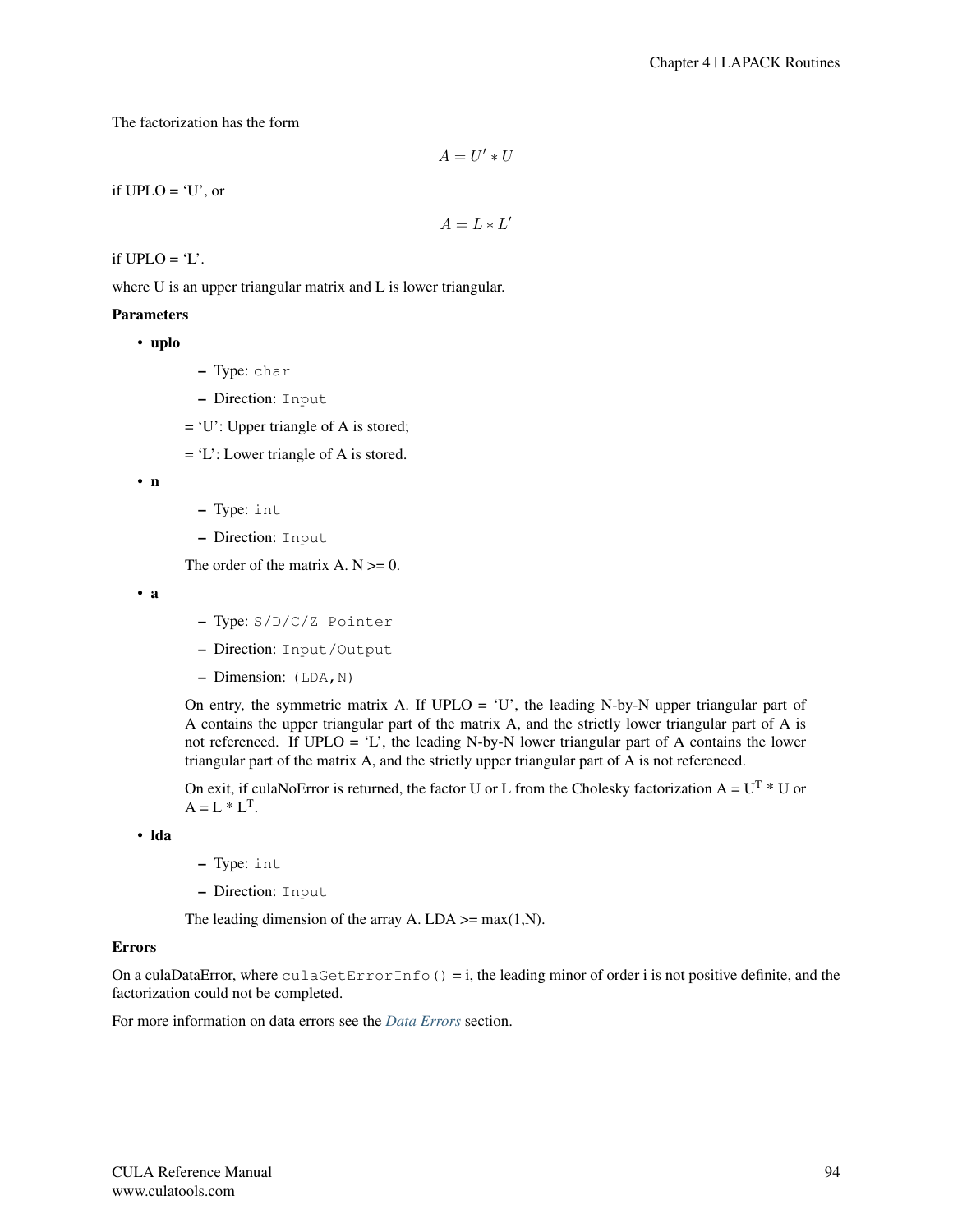The factorization has the form

$$A = U' * U$$

if UPLO = 'U', or

$$A = L * L'$$

if UPLO = 'L'.

where U is an upper triangular matrix and L is lower triangular.

**Parameters**

- **uplo**
  - Type: `char`
  - Direction: `Input`

  = 'U': Upper triangle of A is stored;

  = 'L': Lower triangle of A is stored.

- **n**
  - Type: `int`
  - Direction: `Input`

  The order of the matrix A. N >= 0.

- **a**
  - Type: `S/D/C/Z Pointer`
  - Direction: `Input/Output`
  - Dimension: `(LDA,N)`

  On entry, the symmetric matrix A. If UPLO = 'U', the leading N-by-N upper triangular part of A contains the upper triangular part of the matrix A, and the strictly lower triangular part of A is not referenced. If UPLO = 'L', the leading N-by-N lower triangular part of A contains the lower triangular part of the matrix A, and the strictly upper triangular part of A is not referenced.

  On exit, if culaNoError is returned, the factor U or L from the Cholesky factorization $A = U^T * U$ or $A = L * L^T$.

- **lda**
  - Type: `int`
  - Direction: `Input`

  The leading dimension of the array A. LDA >= max(1,N).

**Errors**

On a culaDataError, where `culaGetErrorInfo()` = i, the leading minor of order i is not positive definite, and the factorization could not be completed.

For more information on data errors see the *Data Errors* section.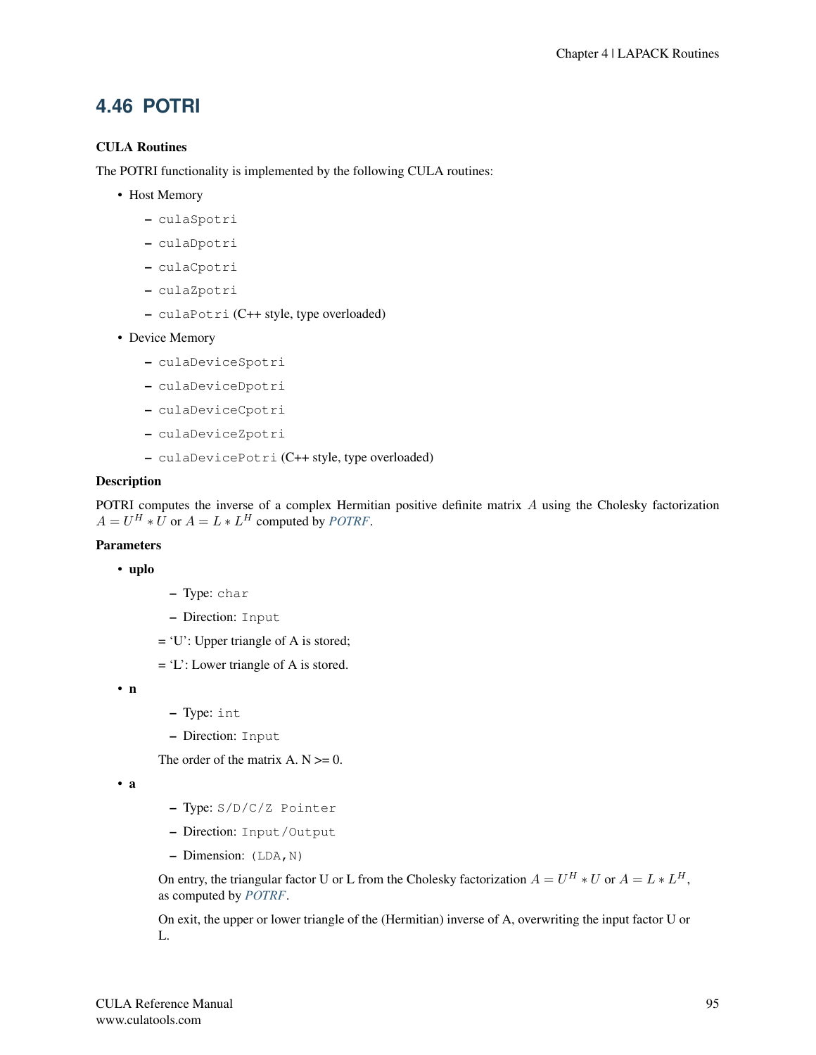## 4.46 POTRI

### CULA Routines

The POTRI functionality is implemented by the following CULA routines:

- Host Memory
  - `culaSpotri`
  - `culaDpotri`
  - `culaCpotri`
  - `culaZpotri`
  - `culaPotri` (C++ style, type overloaded)
- Device Memory
  - `culaDeviceSpotri`
  - `culaDeviceDpotri`
  - `culaDeviceCpotri`
  - `culaDeviceZpotri`
  - `culaDevicePotri` (C++ style, type overloaded)

### Description

POTRI computes the inverse of a complex Hermitian positive definite matrix $A$ using the Cholesky factorization $A = U^H * U$ or $A = L * L^H$ computed by *POTRF*.

### Parameters

- **uplo**
  - Type: `char`
  - Direction: `Input`

  = 'U': Upper triangle of A is stored;

  = 'L': Lower triangle of A is stored.

- **n**
  - Type: `int`
  - Direction: `Input`

  The order of the matrix A. N >= 0.

- **a**
  - Type: `S/D/C/Z Pointer`
  - Direction: `Input/Output`
  - Dimension: `(LDA,N)`

  On entry, the triangular factor U or L from the Cholesky factorization $A = U^H * U$ or $A = L * L^H$, as computed by *POTRF*.

  On exit, the upper or lower triangle of the (Hermitian) inverse of A, overwriting the input factor U or L.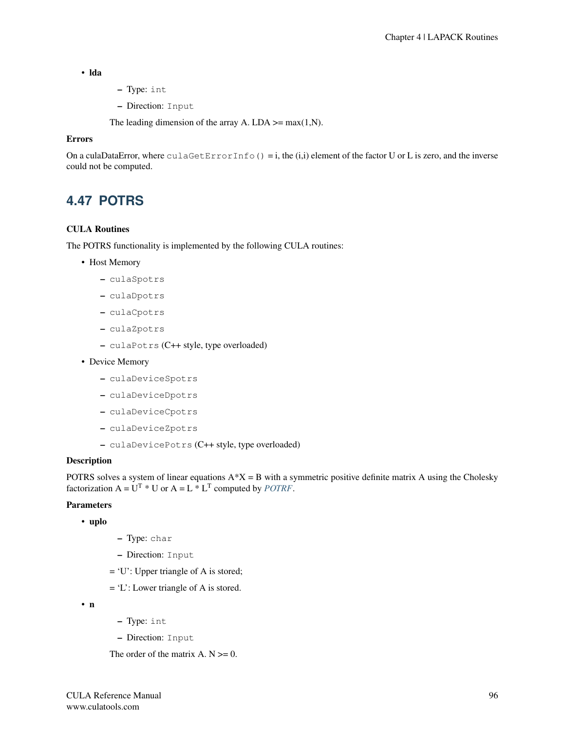- **lda**
  - Type: `int`
  - Direction: `Input`

  The leading dimension of the array A. LDA >= max(1,N).

**Errors**

On a culaDataError, where `culaGetErrorInfo()` = i, the (i,i) element of the factor U or L is zero, and the inverse could not be computed.

## 4.47 POTRS

**CULA Routines**

The POTRS functionality is implemented by the following CULA routines:

- Host Memory
  - `culaSpotrs`
  - `culaDpotrs`
  - `culaCpotrs`
  - `culaZpotrs`
  - `culaPotrs` (C++ style, type overloaded)
- Device Memory
  - `culaDeviceSpotrs`
  - `culaDeviceDpotrs`
  - `culaDeviceCpotrs`
  - `culaDeviceZpotrs`
  - `culaDevicePotrs` (C++ style, type overloaded)

**Description**

POTRS solves a system of linear equations A*X = B with a symmetric positive definite matrix A using the Cholesky factorization $A = U^T * U$ or $A = L * L^T$ computed by *POTRF*.

**Parameters**

- **uplo**
  - Type: `char`
  - Direction: `Input`

  = 'U': Upper triangle of A is stored;

  = 'L': Lower triangle of A is stored.

- **n**
  - Type: `int`
  - Direction: `Input`

  The order of the matrix A. N >= 0.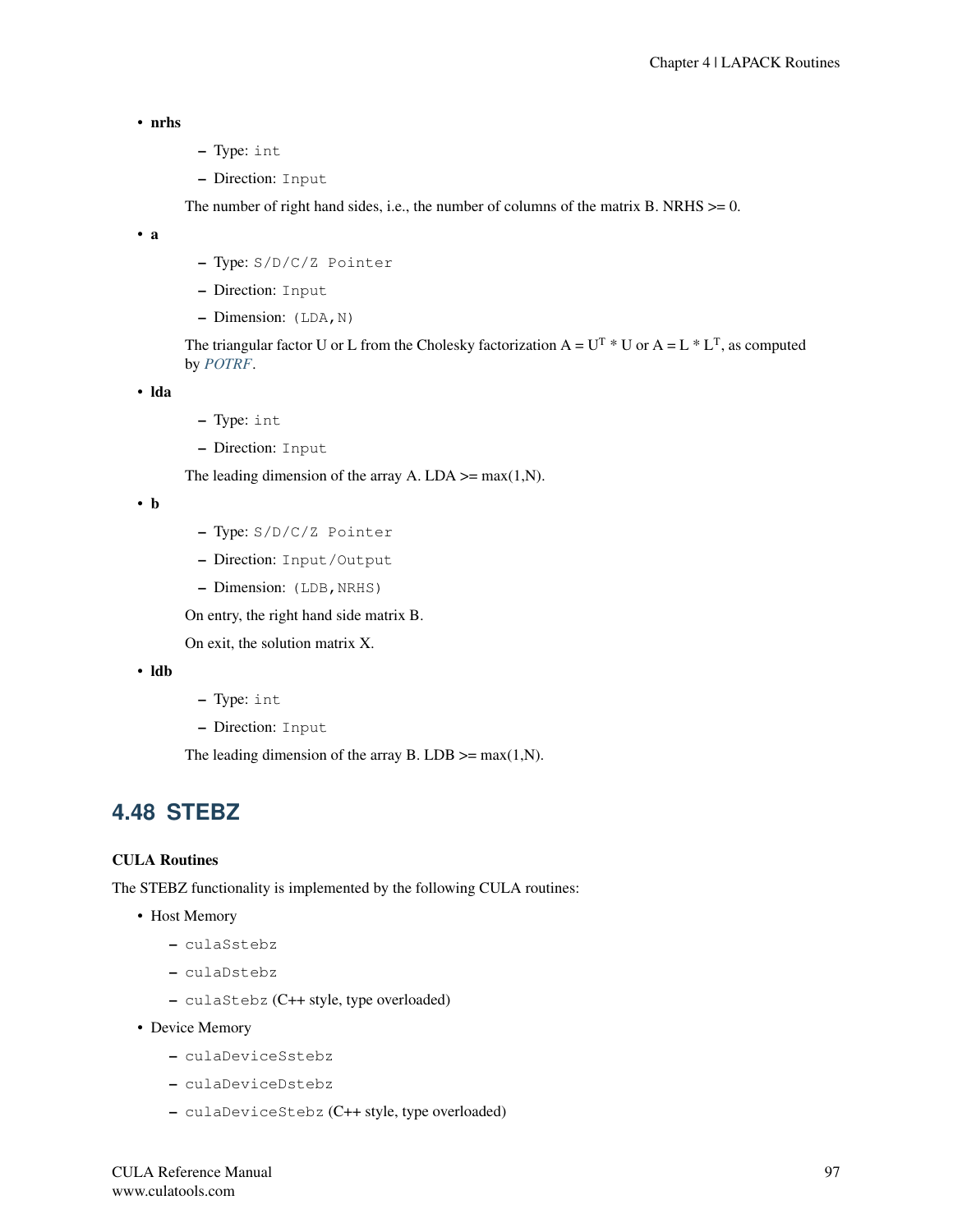- **nrhs**
  - Type: `int`
  - Direction: `Input`

  The number of right hand sides, i.e., the number of columns of the matrix B. NRHS >= 0.

- **a**
  - Type: `S/D/C/Z Pointer`
  - Direction: `Input`
  - Dimension: `(LDA,N)`

  The triangular factor U or L from the Cholesky factorization $A = U^T * U$ or $A = L * L^T$, as computed by *POTRF*.

- **lda**
  - Type: `int`
  - Direction: `Input`

  The leading dimension of the array A. LDA >= max(1,N).

- **b**
  - Type: `S/D/C/Z Pointer`
  - Direction: `Input/Output`
  - Dimension: `(LDB,NRHS)`

  On entry, the right hand side matrix B.

  On exit, the solution matrix X.

- **ldb**
  - Type: `int`
  - Direction: `Input`

  The leading dimension of the array B. LDB >= max(1,N).

## 4.48 STEBZ

### CULA Routines

The STEBZ functionality is implemented by the following CULA routines:

- Host Memory
  - `culaSstebz`
  - `culaDstebz`
  - `culaStebz` (C++ style, type overloaded)
- Device Memory
  - `culaDeviceSstebz`
  - `culaDeviceDstebz`
  - `culaDeviceStebz` (C++ style, type overloaded)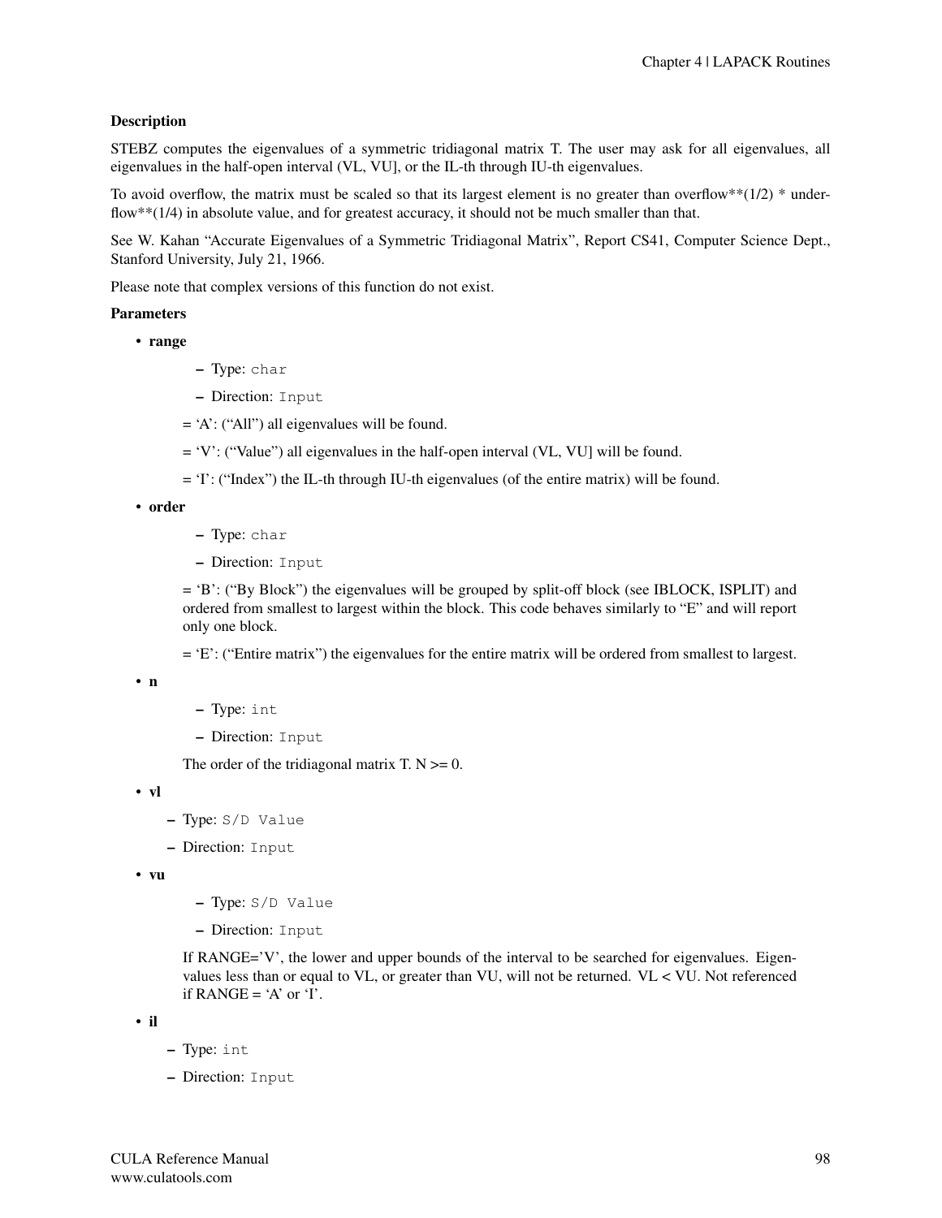**Description**

STEBZ computes the eigenvalues of a symmetric tridiagonal matrix T. The user may ask for all eigenvalues, all eigenvalues in the half-open interval (VL, VU], or the IL-th through IU-th eigenvalues.

To avoid overflow, the matrix must be scaled so that its largest element is no greater than overflow**(1/2) * underflow**(1/4) in absolute value, and for greatest accuracy, it should not be much smaller than that.

See W. Kahan "Accurate Eigenvalues of a Symmetric Tridiagonal Matrix", Report CS41, Computer Science Dept., Stanford University, July 21, 1966.

Please note that complex versions of this function do not exist.

**Parameters**

- **range**
  - Type: `char`
  - Direction: `Input`

  = 'A': ("All") all eigenvalues will be found.

  = 'V': ("Value") all eigenvalues in the half-open interval (VL, VU] will be found.

  = 'I': ("Index") the IL-th through IU-th eigenvalues (of the entire matrix) will be found.

- **order**
  - Type: `char`
  - Direction: `Input`

  = 'B': ("By Block") the eigenvalues will be grouped by split-off block (see IBLOCK, ISPLIT) and ordered from smallest to largest within the block. This code behaves similarly to "E" and will report only one block.

  = 'E': ("Entire matrix") the eigenvalues for the entire matrix will be ordered from smallest to largest.

- **n**
  - Type: `int`
  - Direction: `Input`

  The order of the tridiagonal matrix T. N >= 0.

- **vl**
  - Type: `S/D Value`
  - Direction: `Input`

- **vu**
  - Type: `S/D Value`
  - Direction: `Input`

  If RANGE='V', the lower and upper bounds of the interval to be searched for eigenvalues. Eigenvalues less than or equal to VL, or greater than VU, will not be returned. VL < VU. Not referenced if RANGE = 'A' or 'I'.

- **il**
  - Type: `int`
  - Direction: `Input`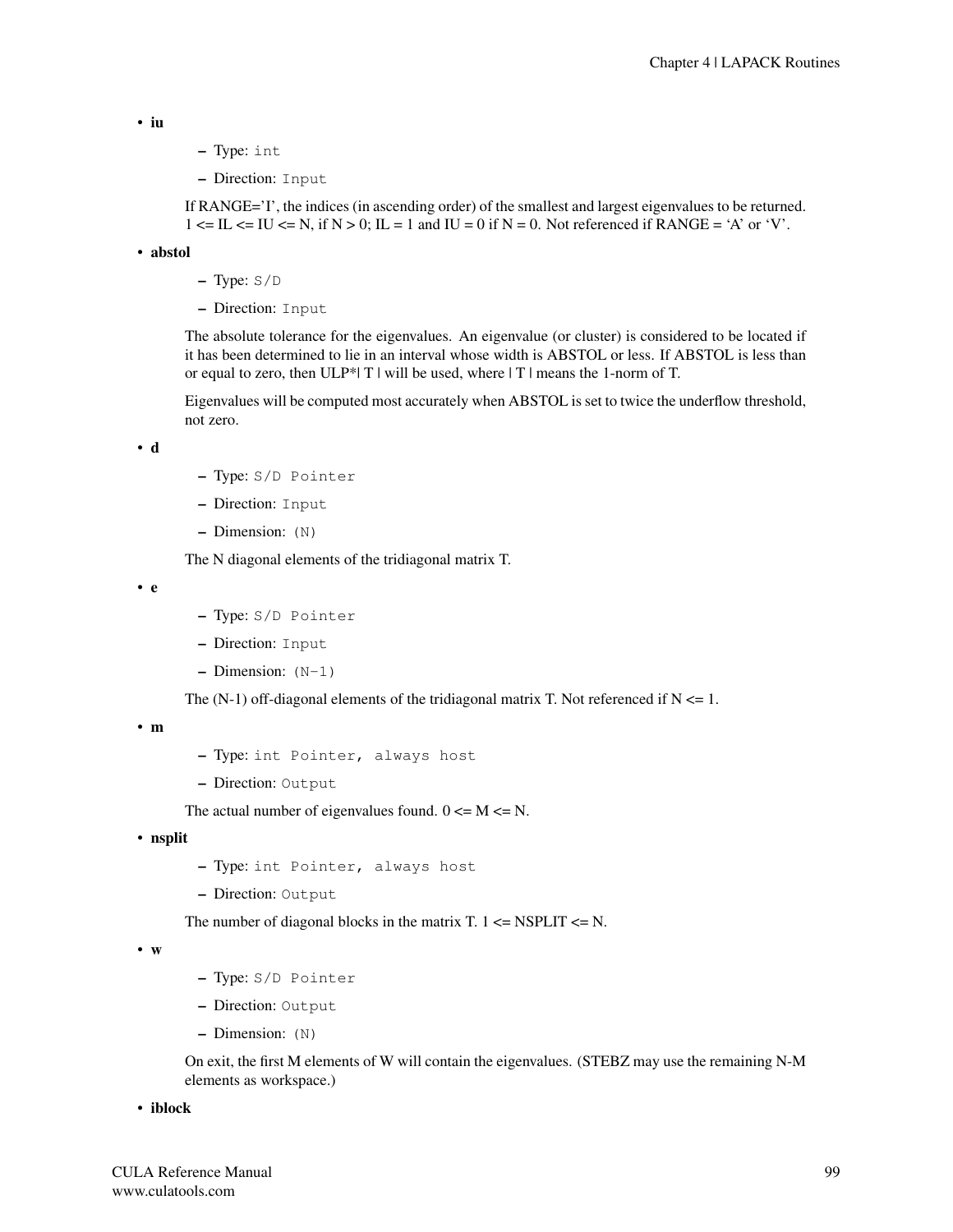- **iu**
  - Type: `int`
  - Direction: `Input`

  If RANGE='I', the indices (in ascending order) of the smallest and largest eigenvalues to be returned. 1 <= IL <= IU <= N, if N > 0; IL = 1 and IU = 0 if N = 0. Not referenced if RANGE = 'A' or 'V'.

- **abstol**
  - Type: `S/D`
  - Direction: `Input`

  The absolute tolerance for the eigenvalues. An eigenvalue (or cluster) is considered to be located if it has been determined to lie in an interval whose width is ABSTOL or less. If ABSTOL is less than or equal to zero, then ULP*| T | will be used, where | T | means the 1-norm of T.

  Eigenvalues will be computed most accurately when ABSTOL is set to twice the underflow threshold, not zero.

- **d**
  - Type: `S/D Pointer`
  - Direction: `Input`
  - Dimension: `(N)`

  The N diagonal elements of the tridiagonal matrix T.

- **e**
  - Type: `S/D Pointer`
  - Direction: `Input`
  - Dimension: `(N-1)`

  The (N-1) off-diagonal elements of the tridiagonal matrix T. Not referenced if N <= 1.

- **m**
  - Type: `int Pointer, always host`
  - Direction: `Output`

  The actual number of eigenvalues found. 0 <= M <= N.

- **nsplit**
  - Type: `int Pointer, always host`
  - Direction: `Output`

  The number of diagonal blocks in the matrix T. 1 <= NSPLIT <= N.

- **w**
  - Type: `S/D Pointer`
  - Direction: `Output`
  - Dimension: `(N)`

  On exit, the first M elements of W will contain the eigenvalues. (STEBZ may use the remaining N-M elements as workspace.)

- **iblock**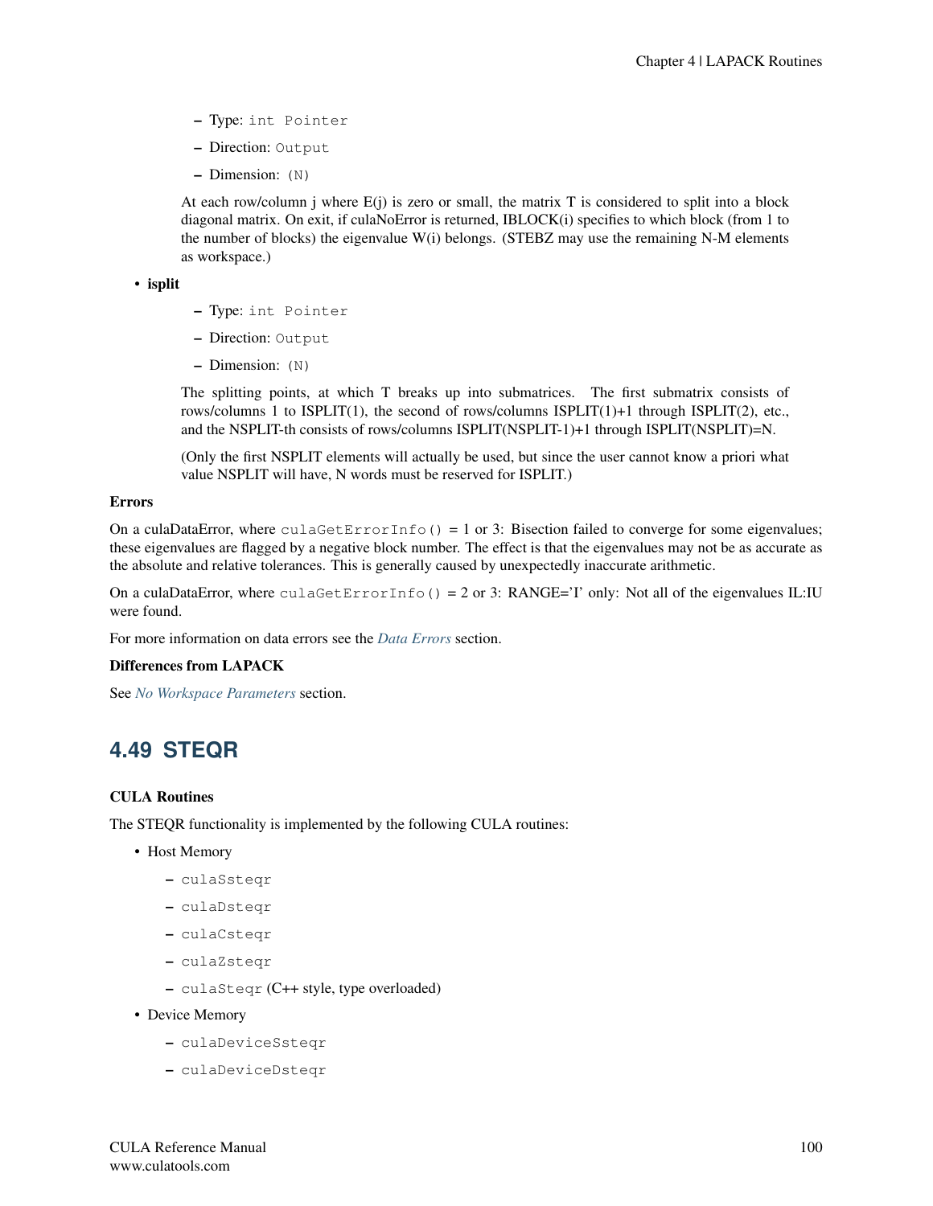- Type: `int Pointer`
  - Direction: `Output`
  - Dimension: `(N)`

  At each row/column j where E(j) is zero or small, the matrix T is considered to split into a block diagonal matrix. On exit, if culaNoError is returned, IBLOCK(i) specifies to which block (from 1 to the number of blocks) the eigenvalue W(i) belongs. (STEBZ may use the remaining N-M elements as workspace.)

- **isplit**
  - Type: `int Pointer`
  - Direction: `Output`
  - Dimension: `(N)`

  The splitting points, at which T breaks up into submatrices. The first submatrix consists of rows/columns 1 to ISPLIT(1), the second of rows/columns ISPLIT(1)+1 through ISPLIT(2), etc., and the NSPLIT-th consists of rows/columns ISPLIT(NSPLIT-1)+1 through ISPLIT(NSPLIT)=N.

  (Only the first NSPLIT elements will actually be used, but since the user cannot know a priori what value NSPLIT will have, N words must be reserved for ISPLIT.)

**Errors**

On a culaDataError, where `culaGetErrorInfo()` = 1 or 3: Bisection failed to converge for some eigenvalues; these eigenvalues are flagged by a negative block number. The effect is that the eigenvalues may not be as accurate as the absolute and relative tolerances. This is generally caused by unexpectedly inaccurate arithmetic.

On a culaDataError, where `culaGetErrorInfo()` = 2 or 3: RANGE='I' only: Not all of the eigenvalues IL:IU were found.

For more information on data errors see the *Data Errors* section.

**Differences from LAPACK**

See *No Workspace Parameters* section.

## 4.49 STEQR

**CULA Routines**

The STEQR functionality is implemented by the following CULA routines:

- Host Memory
  - `culaSsteqr`
  - `culaDsteqr`
  - `culaCsteqr`
  - `culaZsteqr`
  - `culaSteqr` (C++ style, type overloaded)
- Device Memory
  - `culaDeviceSsteqr`
  - `culaDeviceDsteqr`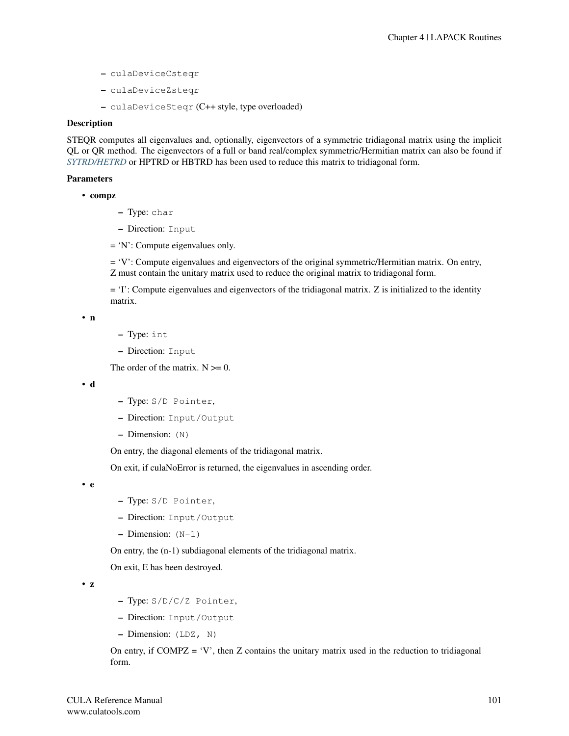- culaDeviceCsteqr
- culaDeviceZsteqr
- culaDeviceSteqr (C++ style, type overloaded)

**Description**

STEQR computes all eigenvalues and, optionally, eigenvectors of a symmetric tridiagonal matrix using the implicit QL or QR method. The eigenvectors of a full or band real/complex symmetric/Hermitian matrix can also be found if *SYTRD/HETRD* or HPTRD or HBTRD has been used to reduce this matrix to tridiagonal form.

**Parameters**

- **compz**
  - Type: `char`
  - Direction: `Input`

  = 'N': Compute eigenvalues only.

  = 'V': Compute eigenvalues and eigenvectors of the original symmetric/Hermitian matrix. On entry, Z must contain the unitary matrix used to reduce the original matrix to tridiagonal form.

  = 'I': Compute eigenvalues and eigenvectors of the tridiagonal matrix. Z is initialized to the identity matrix.

- **n**
  - Type: `int`
  - Direction: `Input`

  The order of the matrix. N >= 0.

- **d**
  - Type: `S/D Pointer`,
  - Direction: `Input/Output`
  - Dimension: `(N)`

  On entry, the diagonal elements of the tridiagonal matrix.

  On exit, if culaNoError is returned, the eigenvalues in ascending order.

- **e**
  - Type: `S/D Pointer`,
  - Direction: `Input/Output`
  - Dimension: `(N-1)`

  On entry, the (n-1) subdiagonal elements of the tridiagonal matrix.

  On exit, E has been destroyed.

- **z**
  - Type: `S/D/C/Z Pointer`,
  - Direction: `Input/Output`
  - Dimension: `(LDZ, N)`

  On entry, if COMPZ = 'V', then Z contains the unitary matrix used in the reduction to tridiagonal form.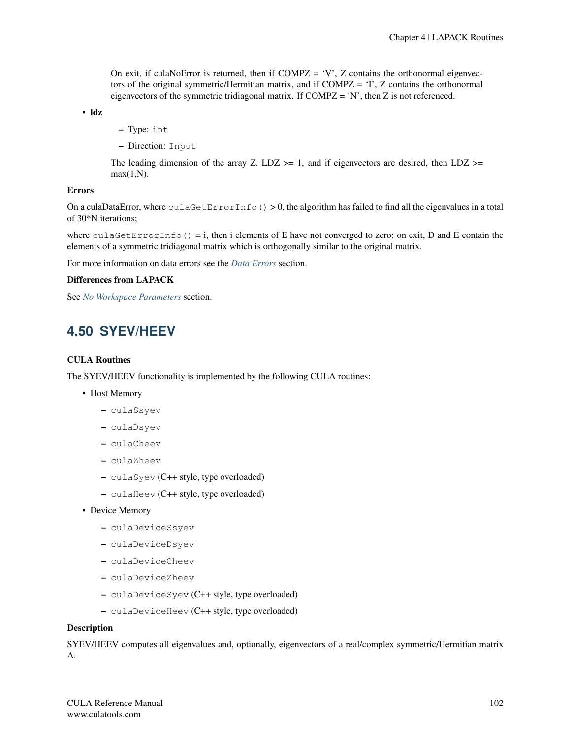On exit, if culaNoError is returned, then if COMPZ = ‘V’, Z contains the orthonormal eigenvectors of the original symmetric/Hermitian matrix, and if COMPZ = ‘I’, Z contains the orthonormal eigenvectors of the symmetric tridiagonal matrix. If COMPZ = ‘N’, then Z is not referenced.

- **ldz**
  - Type: `int`
  - Direction: `Input`

  The leading dimension of the array Z. LDZ >= 1, and if eigenvectors are desired, then LDZ >= max(1,N).

**Errors**

On a culaDataError, where `culaGetErrorInfo()` > 0, the algorithm has failed to find all the eigenvalues in a total of 30*N iterations;

where `culaGetErrorInfo()` = i, then i elements of E have not converged to zero; on exit, D and E contain the elements of a symmetric tridiagonal matrix which is orthogonally similar to the original matrix.

For more information on data errors see the *Data Errors* section.

**Differences from LAPACK**

See *No Workspace Parameters* section.

## 4.50 SYEV/HEEV

**CULA Routines**

The SYEV/HEEV functionality is implemented by the following CULA routines:

- Host Memory
  - `culaSsyev`
  - `culaDsyev`
  - `culaCheev`
  - `culaZheev`
  - `culaSyev` (C++ style, type overloaded)
  - `culaHeev` (C++ style, type overloaded)
- Device Memory
  - `culaDeviceSsyev`
  - `culaDeviceDsyev`
  - `culaDeviceCheev`
  - `culaDeviceZheev`
  - `culaDeviceSyev` (C++ style, type overloaded)
  - `culaDeviceHeev` (C++ style, type overloaded)

**Description**

SYEV/HEEV computes all eigenvalues and, optionally, eigenvectors of a real/complex symmetric/Hermitian matrix A.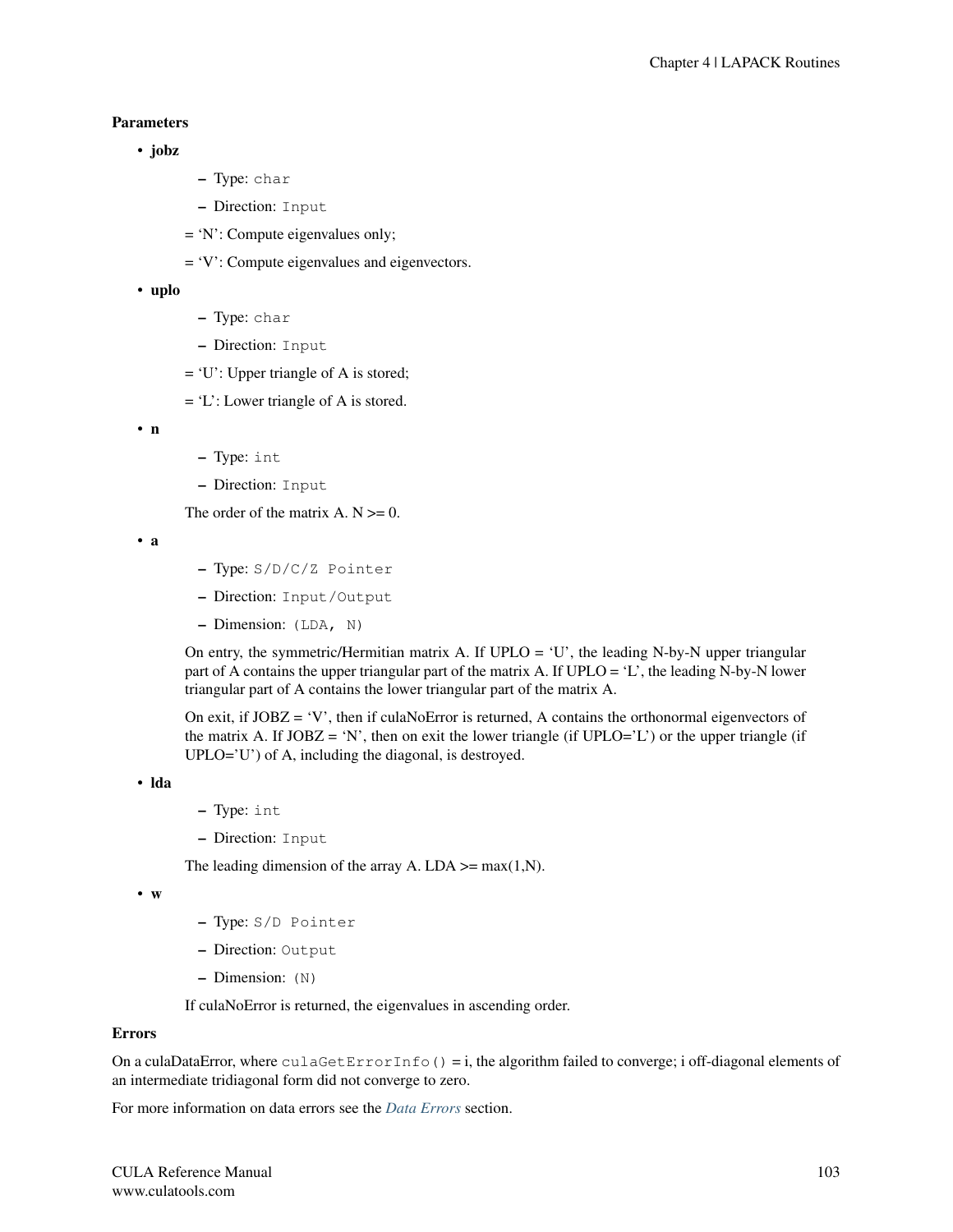**Parameters**

- **jobz**
  - Type: `char`
  - Direction: `Input`

  = 'N': Compute eigenvalues only;

  = 'V': Compute eigenvalues and eigenvectors.

- **uplo**
  - Type: `char`
  - Direction: `Input`

  = 'U': Upper triangle of A is stored;

  = 'L': Lower triangle of A is stored.

- **n**
  - Type: `int`
  - Direction: `Input`

  The order of the matrix A. N >= 0.

- **a**
  - Type: `S/D/C/Z Pointer`
  - Direction: `Input/Output`
  - Dimension: `(LDA, N)`

  On entry, the symmetric/Hermitian matrix A. If UPLO = 'U', the leading N-by-N upper triangular part of A contains the upper triangular part of the matrix A. If UPLO = 'L', the leading N-by-N lower triangular part of A contains the lower triangular part of the matrix A.

  On exit, if JOBZ = 'V', then if culaNoError is returned, A contains the orthonormal eigenvectors of the matrix A. If JOBZ = 'N', then on exit the lower triangle (if UPLO='L') or the upper triangle (if UPLO='U') of A, including the diagonal, is destroyed.

- **lda**
  - Type: `int`
  - Direction: `Input`

  The leading dimension of the array A. LDA >= max(1,N).

- **w**
  - Type: `S/D Pointer`
  - Direction: `Output`
  - Dimension: `(N)`

  If culaNoError is returned, the eigenvalues in ascending order.

**Errors**

On a culaDataError, where `culaGetErrorInfo()` = i, the algorithm failed to converge; i off-diagonal elements of an intermediate tridiagonal form did not converge to zero.

For more information on data errors see the *Data Errors* section.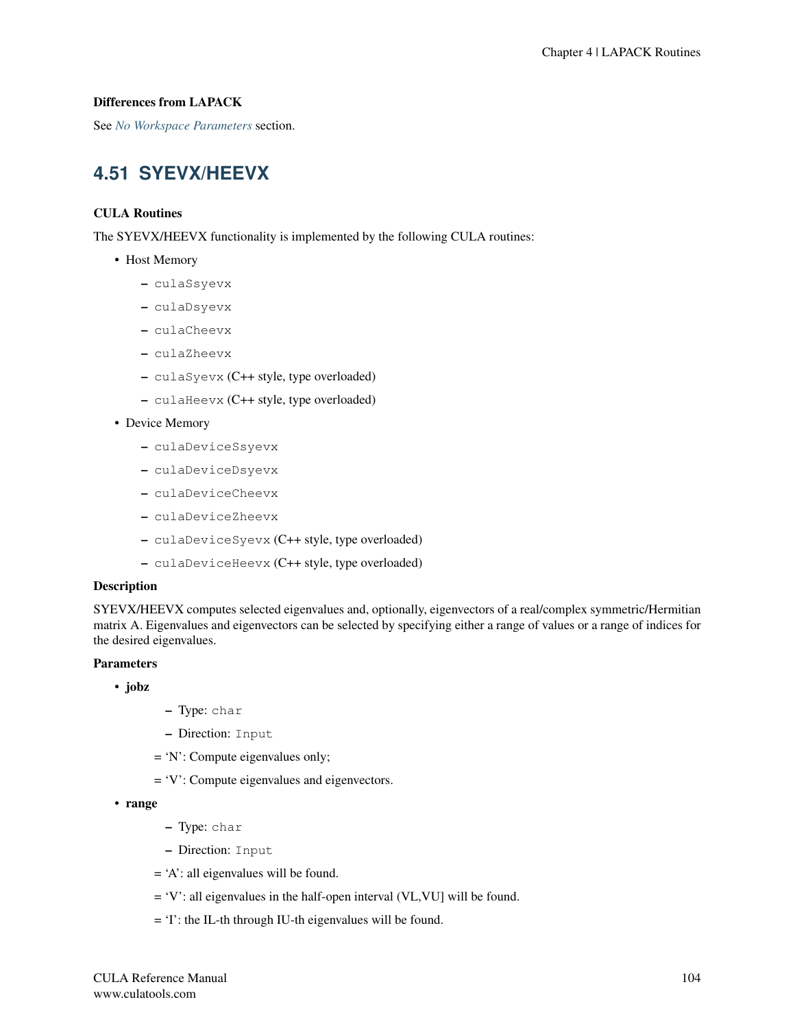### Differences from LAPACK

See *No Workspace Parameters* section.

## 4.51 SYEVX/HEEVX

### CULA Routines

The SYEVX/HEEVX functionality is implemented by the following CULA routines:

- Host Memory
  - `culaSsyevx`
  - `culaDsyevx`
  - `culaCheevx`
  - `culaZheevx`
  - `culaSyevx` (C++ style, type overloaded)
  - `culaHeevx` (C++ style, type overloaded)
- Device Memory
  - `culaDeviceSsyevx`
  - `culaDeviceDsyevx`
  - `culaDeviceCheevx`
  - `culaDeviceZheevx`
  - `culaDeviceSyevx` (C++ style, type overloaded)
  - `culaDeviceHeevx` (C++ style, type overloaded)

### Description

SYEVX/HEEVX computes selected eigenvalues and, optionally, eigenvectors of a real/complex symmetric/Hermitian matrix A. Eigenvalues and eigenvectors can be selected by specifying either a range of values or a range of indices for the desired eigenvalues.

### Parameters

- **jobz**
  - Type: `char`
  - Direction: `Input`

  = 'N': Compute eigenvalues only;

  = 'V': Compute eigenvalues and eigenvectors.

- **range**
  - Type: `char`
  - Direction: `Input`

  = 'A': all eigenvalues will be found.

  = 'V': all eigenvalues in the half-open interval (VL,VU] will be found.

  = 'I': the IL-th through IU-th eigenvalues will be found.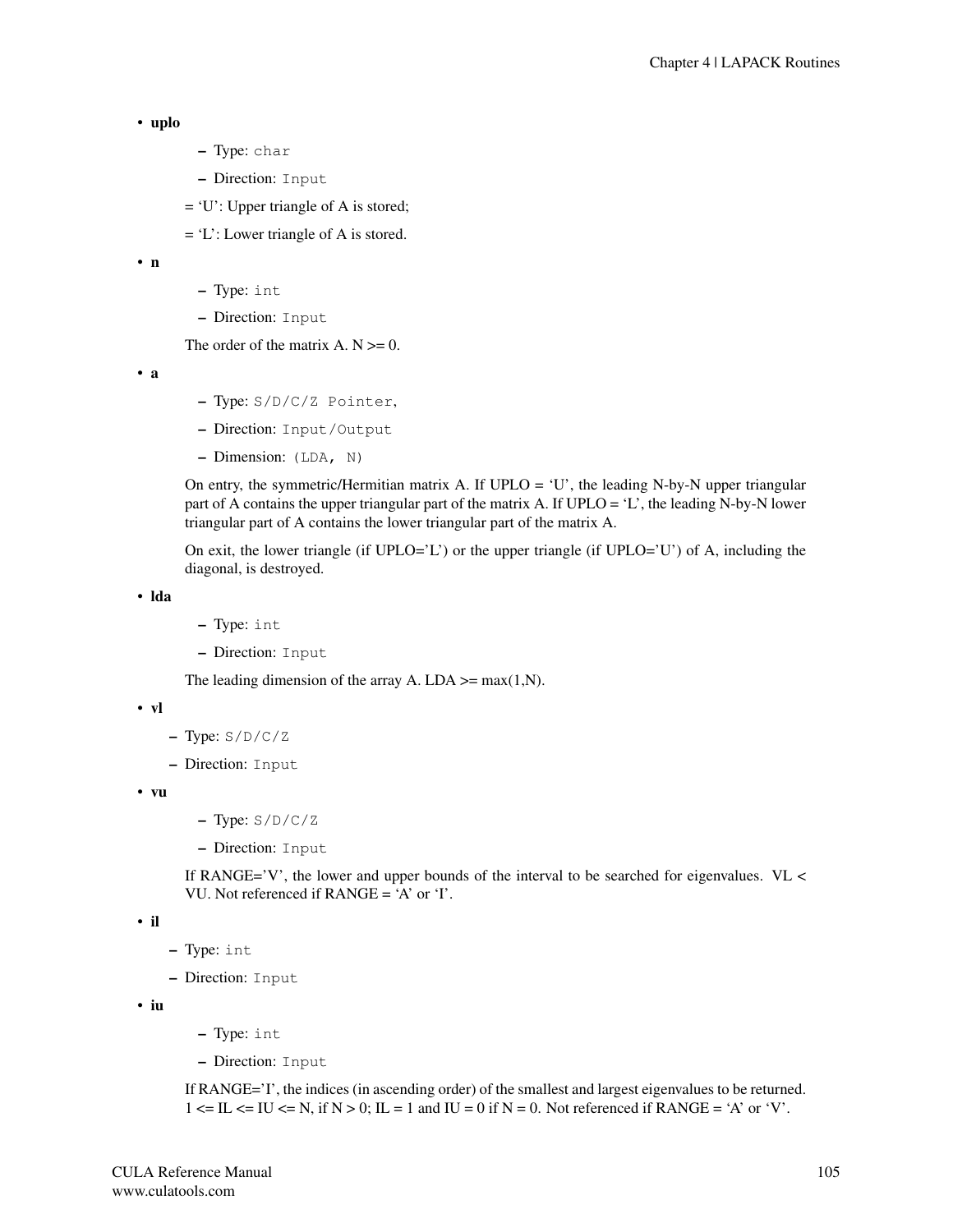- **uplo**
  - Type: `char`
  - Direction: `Input`

  = 'U': Upper triangle of A is stored;

  = 'L': Lower triangle of A is stored.

- **n**
  - Type: `int`
  - Direction: `Input`

  The order of the matrix A. N >= 0.

- **a**
  - Type: `S/D/C/Z Pointer`,
  - Direction: `Input/Output`
  - Dimension: `(LDA, N)`

  On entry, the symmetric/Hermitian matrix A. If UPLO = 'U', the leading N-by-N upper triangular part of A contains the upper triangular part of the matrix A. If UPLO = 'L', the leading N-by-N lower triangular part of A contains the lower triangular part of the matrix A.

  On exit, the lower triangle (if UPLO='L') or the upper triangle (if UPLO='U') of A, including the diagonal, is destroyed.

- **lda**
  - Type: `int`
  - Direction: `Input`

  The leading dimension of the array A. LDA >= max(1,N).

- **vl**
  - Type: `S/D/C/Z`
  - Direction: `Input`

- **vu**
  - Type: `S/D/C/Z`
  - Direction: `Input`

  If RANGE='V', the lower and upper bounds of the interval to be searched for eigenvalues. VL < VU. Not referenced if RANGE = 'A' or 'I'.

- **il**
  - Type: `int`
  - Direction: `Input`

- **iu**
  - Type: `int`
  - Direction: `Input`

  If RANGE='I', the indices (in ascending order) of the smallest and largest eigenvalues to be returned. 1 <= IL <= IU <= N, if N > 0; IL = 1 and IU = 0 if N = 0. Not referenced if RANGE = 'A' or 'V'.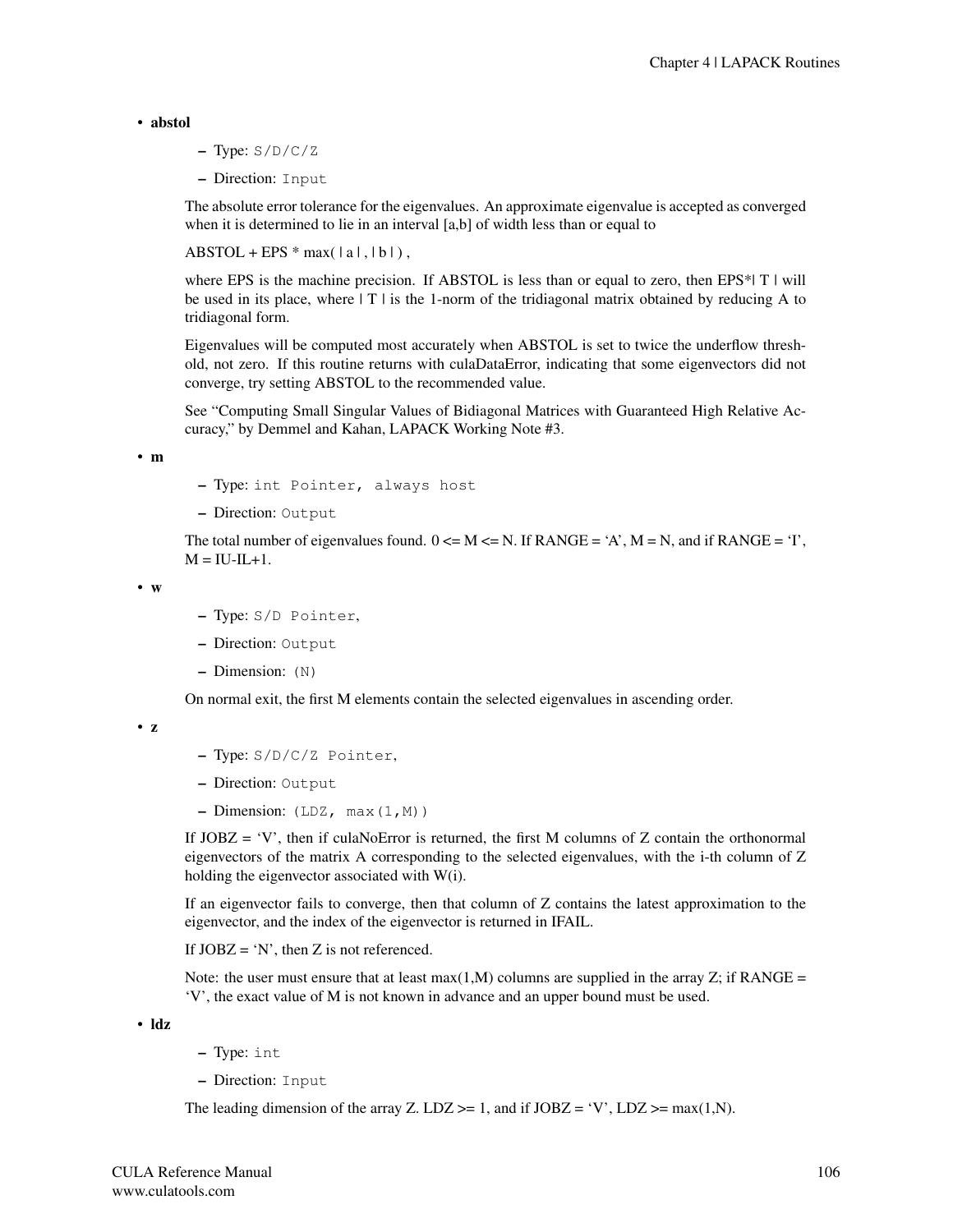- **abstol**
  - Type: `S/D/C/Z`
  - Direction: `Input`

  The absolute error tolerance for the eigenvalues. An approximate eigenvalue is accepted as converged when it is determined to lie in an interval [a,b] of width less than or equal to

  ABSTOL + EPS * max( | a | , | b | ) ,

  where EPS is the machine precision. If ABSTOL is less than or equal to zero, then EPS*| T | will be used in its place, where | T | is the 1-norm of the tridiagonal matrix obtained by reducing A to tridiagonal form.

  Eigenvalues will be computed most accurately when ABSTOL is set to twice the underflow threshold, not zero. If this routine returns with culaDataError, indicating that some eigenvectors did not converge, try setting ABSTOL to the recommended value.

  See "Computing Small Singular Values of Bidiagonal Matrices with Guaranteed High Relative Accuracy," by Demmel and Kahan, LAPACK Working Note #3.

- **m**
  - Type: `int Pointer, always host`
  - Direction: `Output`

  The total number of eigenvalues found. 0 <= M <= N. If RANGE = 'A', M = N, and if RANGE = 'I', M = IU-IL+1.

- **w**
  - Type: `S/D Pointer`,
  - Direction: `Output`
  - Dimension: `(N)`

  On normal exit, the first M elements contain the selected eigenvalues in ascending order.

- **z**
  - Type: `S/D/C/Z Pointer`,
  - Direction: `Output`
  - Dimension: `(LDZ, max(1,M))`

  If JOBZ = 'V', then if culaNoError is returned, the first M columns of Z contain the orthonormal eigenvectors of the matrix A corresponding to the selected eigenvalues, with the i-th column of Z holding the eigenvector associated with W(i).

  If an eigenvector fails to converge, then that column of Z contains the latest approximation to the eigenvector, and the index of the eigenvector is returned in IFAIL.

  If JOBZ = 'N', then Z is not referenced.

  Note: the user must ensure that at least max(1,M) columns are supplied in the array Z; if RANGE = 'V', the exact value of M is not known in advance and an upper bound must be used.

- **ldz**
  - Type: `int`
  - Direction: `Input`

  The leading dimension of the array Z. LDZ >= 1, and if JOBZ = 'V', LDZ >= max(1,N).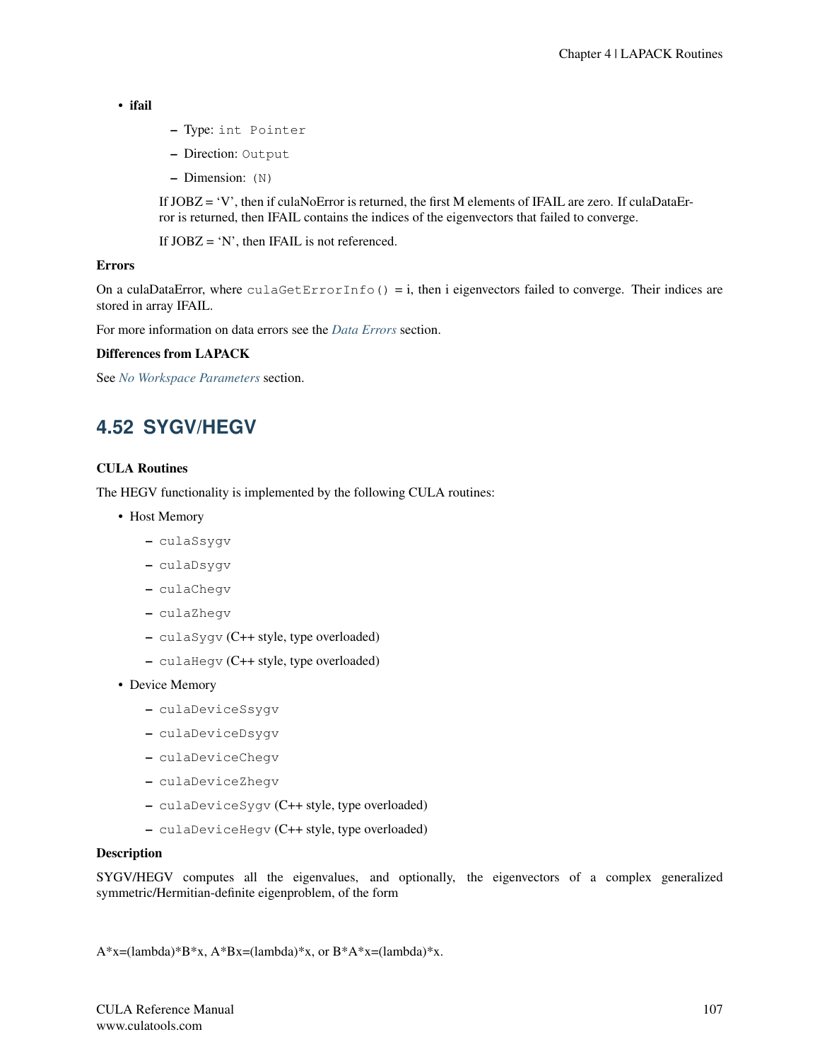- **ifail**
  - Type: `int Pointer`
  - Direction: `Output`
  - Dimension: `(N)`

  If JOBZ = ‘V’, then if culaNoError is returned, the first M elements of IFAIL are zero. If culaDataError is returned, then IFAIL contains the indices of the eigenvectors that failed to converge.

  If JOBZ = ‘N’, then IFAIL is not referenced.

**Errors**

On a culaDataError, where `culaGetErrorInfo()` = i, then i eigenvectors failed to converge. Their indices are stored in array IFAIL.

For more information on data errors see the *Data Errors* section.

**Differences from LAPACK**

See *No Workspace Parameters* section.

## 4.52 SYGV/HEGV

**CULA Routines**

The HEGV functionality is implemented by the following CULA routines:

- Host Memory
  - `culaSsygv`
  - `culaDsygv`
  - `culaChegv`
  - `culaZhegv`
  - `culaSygv` (C++ style, type overloaded)
  - `culaHegv` (C++ style, type overloaded)
- Device Memory
  - `culaDeviceSsygv`
  - `culaDeviceDsygv`
  - `culaDeviceChegv`
  - `culaDeviceZhegv`
  - `culaDeviceSygv` (C++ style, type overloaded)
  - `culaDeviceHegv` (C++ style, type overloaded)

**Description**

SYGV/HEGV computes all the eigenvalues, and optionally, the eigenvectors of a complex generalized symmetric/Hermitian-definite eigenproblem, of the form

A*x=(lambda)*B*x, A*Bx=(lambda)*x, or B*A*x=(lambda)*x.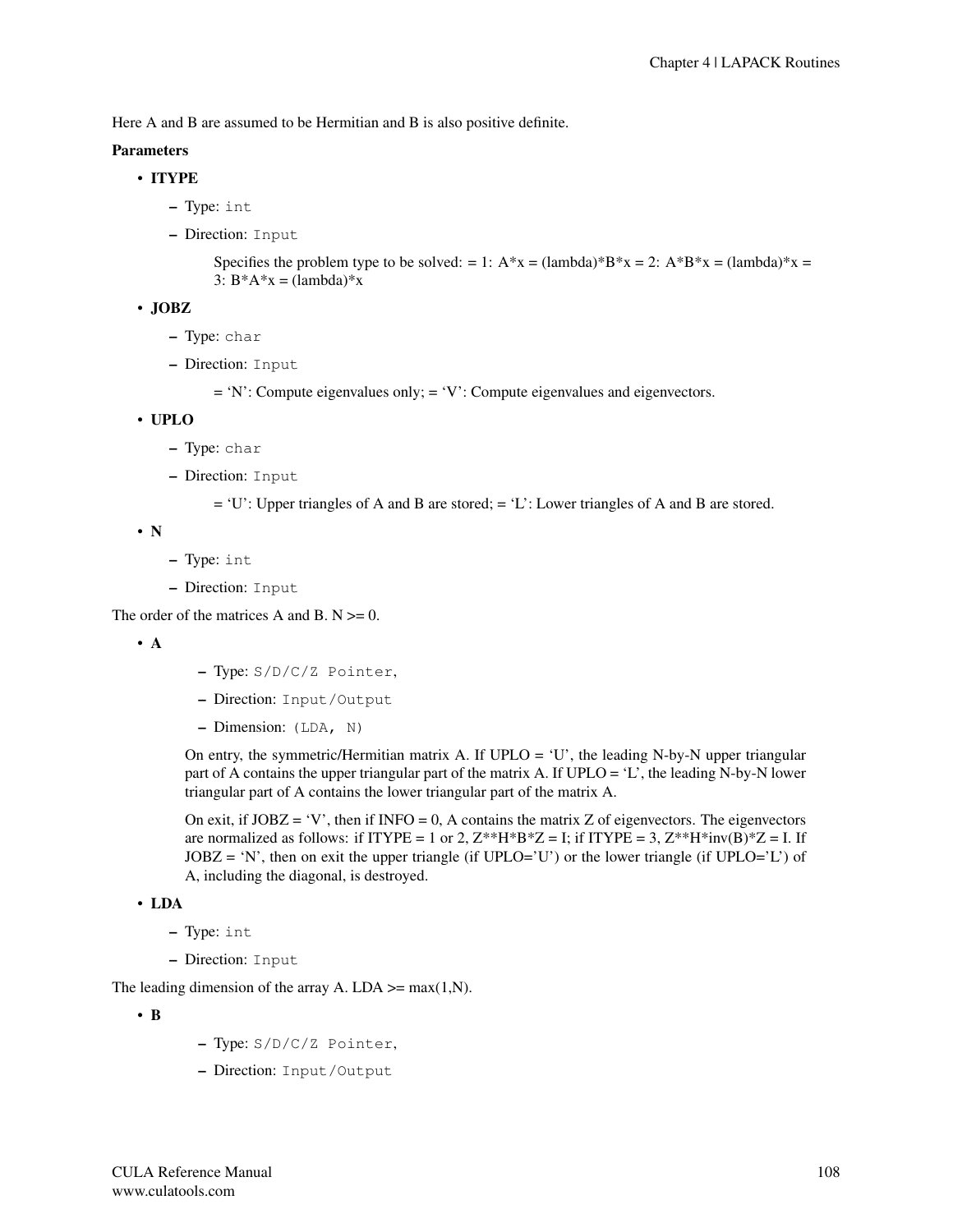Here A and B are assumed to be Hermitian and B is also positive definite.

**Parameters**

- **ITYPE**
  - Type: `int`
  - Direction: `Input`

    Specifies the problem type to be solved: = 1: A*x = (lambda)*B*x = 2: A*B*x = (lambda)*x = 3: B*A*x = (lambda)*x

- **JOBZ**
  - Type: `char`
  - Direction: `Input`

    = 'N': Compute eigenvalues only; = 'V': Compute eigenvalues and eigenvectors.

- **UPLO**
  - Type: `char`
  - Direction: `Input`

    = 'U': Upper triangles of A and B are stored; = 'L': Lower triangles of A and B are stored.

- **N**
  - Type: `int`
  - Direction: `Input`

The order of the matrices A and B. N >= 0.

- **A**
  - Type: `S/D/C/Z Pointer`,
  - Direction: `Input/Output`
  - Dimension: `(LDA, N)`

  On entry, the symmetric/Hermitian matrix A. If UPLO = 'U', the leading N-by-N upper triangular part of A contains the upper triangular part of the matrix A. If UPLO = 'L', the leading N-by-N lower triangular part of A contains the lower triangular part of the matrix A.

  On exit, if JOBZ = 'V', then if INFO = 0, A contains the matrix Z of eigenvectors. The eigenvectors are normalized as follows: if ITYPE = 1 or 2, Z**H*B*Z = I; if ITYPE = 3, Z**H*inv(B)*Z = I. If JOBZ = 'N', then on exit the upper triangle (if UPLO='U') or the lower triangle (if UPLO='L') of A, including the diagonal, is destroyed.

- **LDA**
  - Type: `int`
  - Direction: `Input`

The leading dimension of the array A. LDA >= max(1,N).

- **B**
  - Type: `S/D/C/Z Pointer`,
  - Direction: `Input/Output`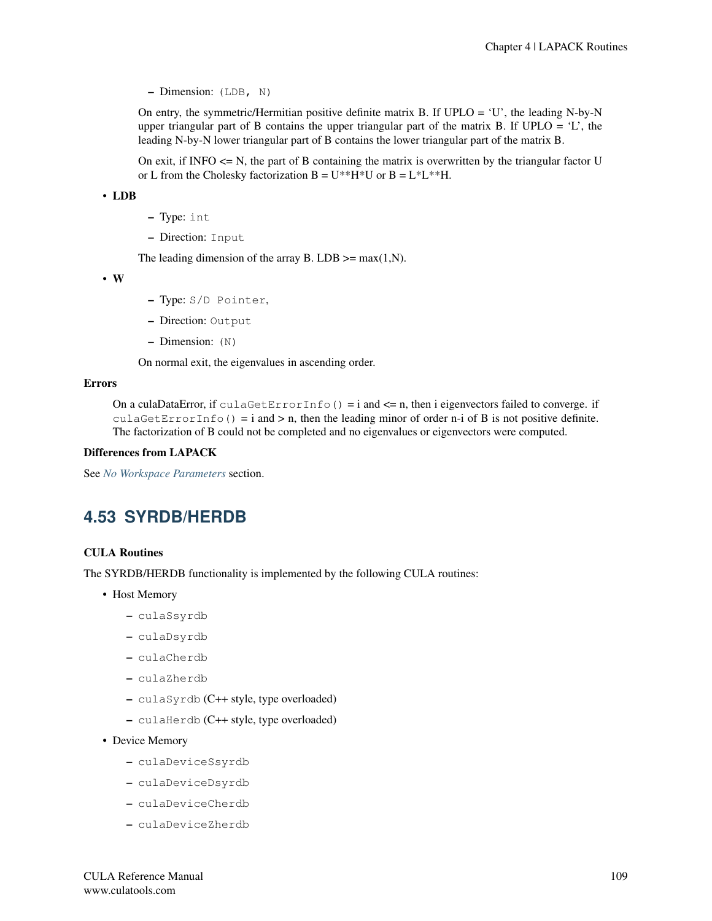– Dimension: `(LDB, N)`

On entry, the symmetric/Hermitian positive definite matrix B. If UPLO = 'U', the leading N-by-N upper triangular part of B contains the upper triangular part of the matrix B. If UPLO = 'L', the leading N-by-N lower triangular part of B contains the lower triangular part of the matrix B.

On exit, if INFO <= N, the part of B containing the matrix is overwritten by the triangular factor U or L from the Cholesky factorization B = U**H*U or B = L*L**H.

- **LDB**
  - Type: `int`
  - Direction: `Input`

  The leading dimension of the array B. LDB >= max(1,N).

- **W**
  - Type: `S/D Pointer`,
  - Direction: `Output`
  - Dimension: `(N)`

  On normal exit, the eigenvalues in ascending order.

**Errors**

On a culaDataError, if `culaGetErrorInfo()` = i and <= n, then i eigenvectors failed to converge. if `culaGetErrorInfo()` = i and > n, then the leading minor of order n-i of B is not positive definite. The factorization of B could not be completed and no eigenvalues or eigenvectors were computed.

**Differences from LAPACK**

See *No Workspace Parameters* section.

## 4.53 SYRDB/HERDB

**CULA Routines**

The SYRDB/HERDB functionality is implemented by the following CULA routines:

- Host Memory
  - `culaSsyrdb`
  - `culaDsyrdb`
  - `culaCherdb`
  - `culaZherdb`
  - `culaSyrdb` (C++ style, type overloaded)
  - `culaHerdb` (C++ style, type overloaded)
- Device Memory
  - `culaDeviceSsyrdb`
  - `culaDeviceDsyrdb`
  - `culaDeviceCherdb`
  - `culaDeviceZherdb`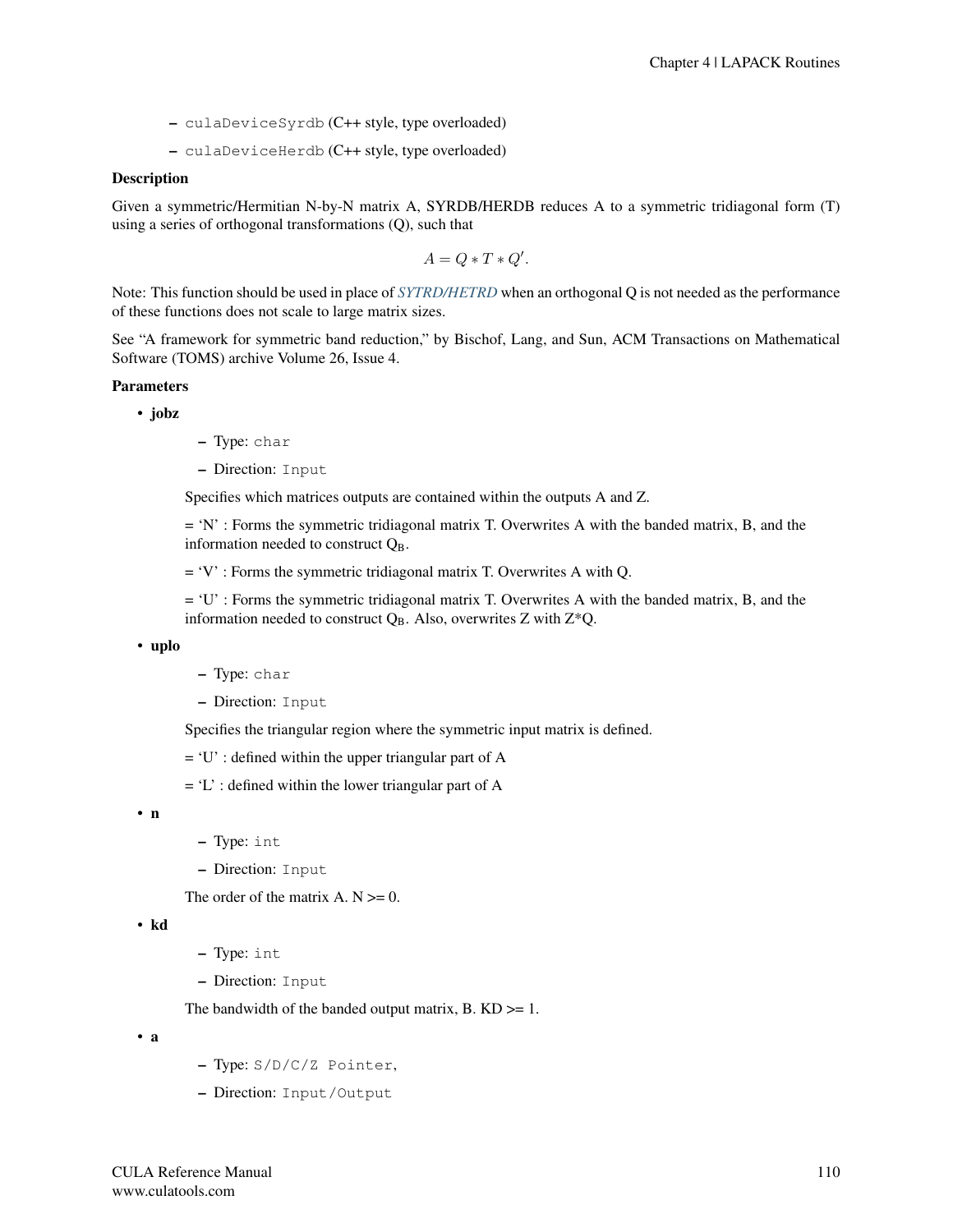- `culaDeviceSyrdb` (C++ style, type overloaded)
- `culaDeviceHerdb` (C++ style, type overloaded)

**Description**

Given a symmetric/Hermitian N-by-N matrix A, SYRDB/HERDB reduces A to a symmetric tridiagonal form (T) using a series of orthogonal transformations (Q), such that

$$A = Q * T * Q'.$$

Note: This function should be used in place of *SYTRD/HETRD* when an orthogonal Q is not needed as the performance of these functions does not scale to large matrix sizes.

See "A framework for symmetric band reduction," by Bischof, Lang, and Sun, ACM Transactions on Mathematical Software (TOMS) archive Volume 26, Issue 4.

**Parameters**

- **jobz**
  - Type: `char`
  - Direction: `Input`

  Specifies which matrices outputs are contained within the outputs A and Z.

  = 'N' : Forms the symmetric tridiagonal matrix T. Overwrites A with the banded matrix, B, and the information needed to construct $Q_B$.

  = 'V' : Forms the symmetric tridiagonal matrix T. Overwrites A with Q.

  = 'U' : Forms the symmetric tridiagonal matrix T. Overwrites A with the banded matrix, B, and the information needed to construct $Q_B$. Also, overwrites Z with Z*Q.

- **uplo**
  - Type: `char`
  - Direction: `Input`

  Specifies the triangular region where the symmetric input matrix is defined.

  = 'U' : defined within the upper triangular part of A

  = 'L' : defined within the lower triangular part of A

- **n**
  - Type: `int`
  - Direction: `Input`

  The order of the matrix A. N >= 0.

- **kd**
  - Type: `int`
  - Direction: `Input`

  The bandwidth of the banded output matrix, B. KD >= 1.

- **a**
  - Type: `S/D/C/Z Pointer`,
  - Direction: `Input/Output`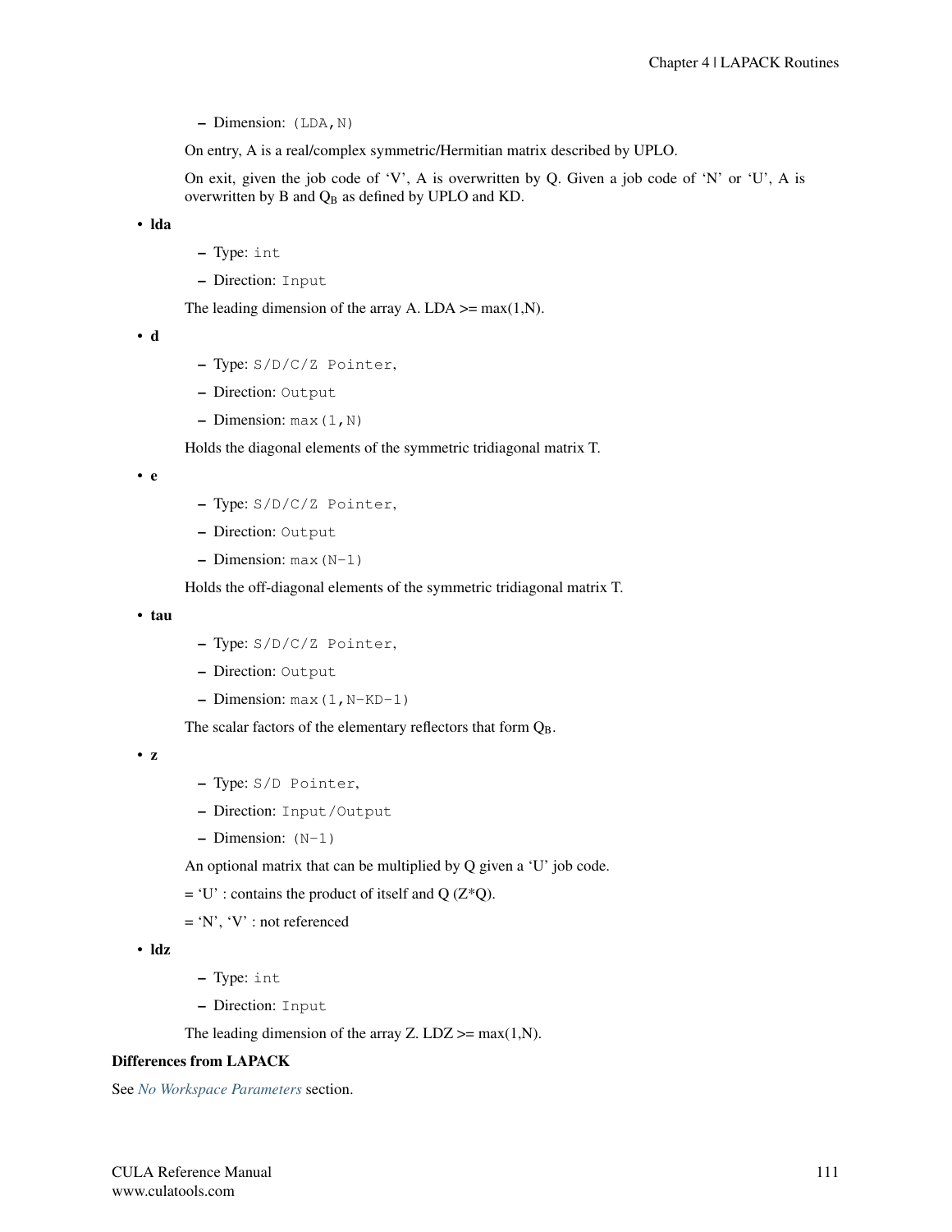- Dimension: `(LDA,N)`

On entry, A is a real/complex symmetric/Hermitian matrix described by UPLO.

On exit, given the job code of 'V', A is overwritten by Q. Given a job code of 'N' or 'U', A is overwritten by B and $Q_B$ as defined by UPLO and KD.

- **lda**
  - Type: `int`
  - Direction: `Input`

  The leading dimension of the array A. LDA >= max(1,N).

- **d**
  - Type: `S/D/C/Z Pointer`,
  - Direction: `Output`
  - Dimension: `max(1,N)`

  Holds the diagonal elements of the symmetric tridiagonal matrix T.

- **e**
  - Type: `S/D/C/Z Pointer`,
  - Direction: `Output`
  - Dimension: `max(N-1)`

  Holds the off-diagonal elements of the symmetric tridiagonal matrix T.

- **tau**
  - Type: `S/D/C/Z Pointer`,
  - Direction: `Output`
  - Dimension: `max(1,N-KD-1)`

  The scalar factors of the elementary reflectors that form $Q_B$.

- **z**
  - Type: `S/D Pointer`,
  - Direction: `Input/Output`
  - Dimension: `(N-1)`

  An optional matrix that can be multiplied by Q given a 'U' job code.

  = 'U' : contains the product of itself and Q (Z*Q).

  = 'N', 'V' : not referenced

- **ldz**
  - Type: `int`
  - Direction: `Input`

  The leading dimension of the array Z. LDZ >= max(1,N).

**Differences from LAPACK**

See *No Workspace Parameters* section.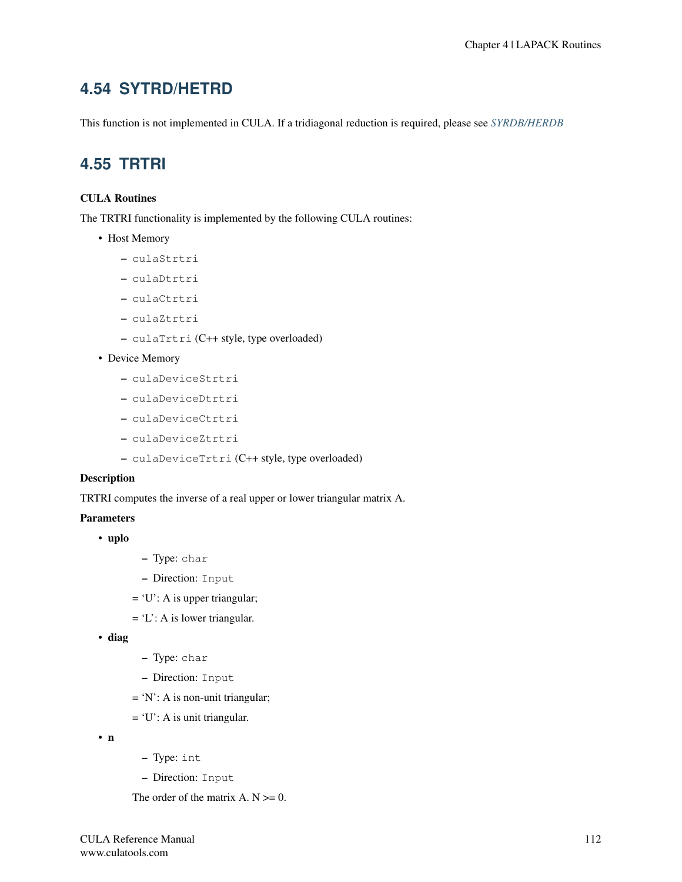## 4.54 SYTRD/HETRD

This function is not implemented in CULA. If a tridiagonal reduction is required, please see *SYRDB/HERDB*

## 4.55 TRTRI

**CULA Routines**

The TRTRI functionality is implemented by the following CULA routines:

- Host Memory
  - `culaStrtri`
  - `culaDtrtri`
  - `culaCtrtri`
  - `culaZtrtri`
  - `culaTrtri` (C++ style, type overloaded)
- Device Memory
  - `culaDeviceStrtri`
  - `culaDeviceDtrtri`
  - `culaDeviceCtrtri`
  - `culaDeviceZtrtri`
  - `culaDeviceTrtri` (C++ style, type overloaded)

**Description**

TRTRI computes the inverse of a real upper or lower triangular matrix A.

**Parameters**

- **uplo**
  - Type: `char`
  - Direction: `Input`

  = 'U': A is upper triangular;

  = 'L': A is lower triangular.

- **diag**
  - Type: `char`
  - Direction: `Input`

  = 'N': A is non-unit triangular;

  = 'U': A is unit triangular.

- **n**
  - Type: `int`
  - Direction: `Input`

  The order of the matrix A. N >= 0.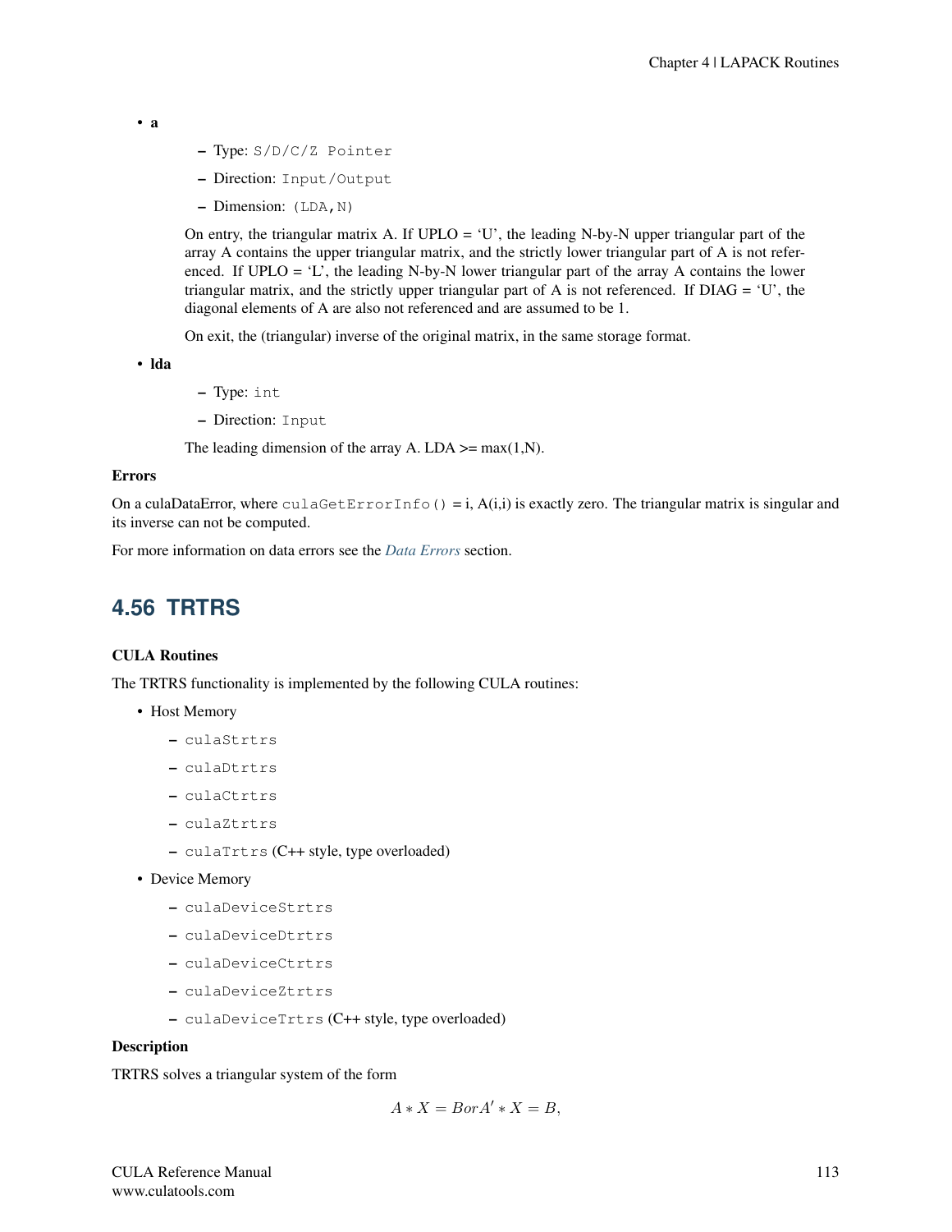- **a**
  - Type: `S/D/C/Z Pointer`
  - Direction: `Input/Output`
  - Dimension: `(LDA,N)`

  On entry, the triangular matrix A. If UPLO = 'U', the leading N-by-N upper triangular part of the array A contains the upper triangular matrix, and the strictly lower triangular part of A is not referenced. If UPLO = 'L', the leading N-by-N lower triangular part of the array A contains the lower triangular matrix, and the strictly upper triangular part of A is not referenced. If DIAG = 'U', the diagonal elements of A are also not referenced and are assumed to be 1.

  On exit, the (triangular) inverse of the original matrix, in the same storage format.

- **lda**
  - Type: `int`
  - Direction: `Input`

  The leading dimension of the array A. LDA >= max(1,N).

**Errors**

On a culaDataError, where `culaGetErrorInfo()` = i, A(i,i) is exactly zero. The triangular matrix is singular and its inverse can not be computed.

For more information on data errors see the *Data Errors* section.

## 4.56 TRTRS

**CULA Routines**

The TRTRS functionality is implemented by the following CULA routines:

- Host Memory
  - `culaStrtrs`
  - `culaDtrtrs`
  - `culaCtrtrs`
  - `culaZtrtrs`
  - `culaTrtrs` (C++ style, type overloaded)
- Device Memory
  - `culaDeviceStrtrs`
  - `culaDeviceDtrtrs`
  - `culaDeviceCtrtrs`
  - `culaDeviceZtrtrs`
  - `culaDeviceTrtrs` (C++ style, type overloaded)

**Description**

TRTRS solves a triangular system of the form

$$A * X = B or A' * X = B,$$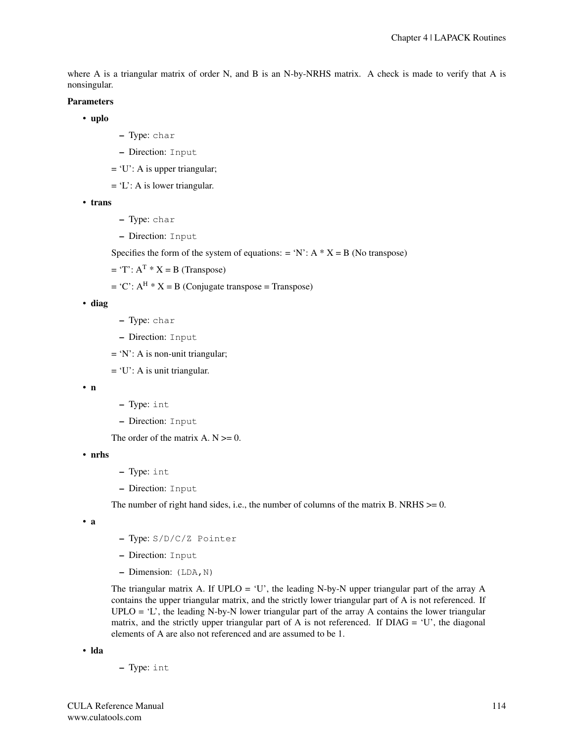where A is a triangular matrix of order N, and B is an N-by-NRHS matrix. A check is made to verify that A is nonsingular.

**Parameters**

- **uplo**
  - Type: `char`
  - Direction: `Input`

  = 'U': A is upper triangular;

  = 'L': A is lower triangular.

- **trans**
  - Type: `char`
  - Direction: `Input`

  Specifies the form of the system of equations: = 'N': A * X = B (No transpose)

  = 'T': $A^T$ * X = B (Transpose)

  = 'C': $A^H$ * X = B (Conjugate transpose = Transpose)

- **diag**
  - Type: `char`
  - Direction: `Input`

  = 'N': A is non-unit triangular;

  = 'U': A is unit triangular.

- **n**
  - Type: `int`
  - Direction: `Input`

  The order of the matrix A. N >= 0.

- **nrhs**
  - Type: `int`
  - Direction: `Input`

  The number of right hand sides, i.e., the number of columns of the matrix B. NRHS >= 0.

- **a**
  - Type: `S/D/C/Z Pointer`
  - Direction: `Input`
  - Dimension: `(LDA,N)`

  The triangular matrix A. If UPLO = 'U', the leading N-by-N upper triangular part of the array A contains the upper triangular matrix, and the strictly lower triangular part of A is not referenced. If UPLO = 'L', the leading N-by-N lower triangular part of the array A contains the lower triangular matrix, and the strictly upper triangular part of A is not referenced. If DIAG = 'U', the diagonal elements of A are also not referenced and are assumed to be 1.

- **lda**
  - Type: `int`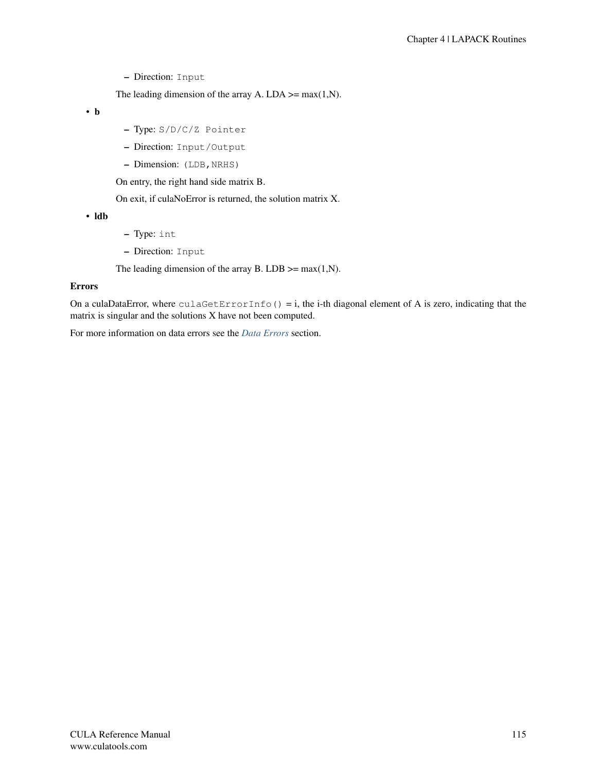- Direction: `Input`

  The leading dimension of the array A. LDA >= max(1,N).

- **b**
  - Type: `S/D/C/Z Pointer`
  - Direction: `Input/Output`
  - Dimension: `(LDB,NRHS)`

  On entry, the right hand side matrix B.

  On exit, if culaNoError is returned, the solution matrix X.

- **ldb**
  - Type: `int`
  - Direction: `Input`

  The leading dimension of the array B. LDB >= max(1,N).

**Errors**

On a culaDataError, where `culaGetErrorInfo()` = i, the i-th diagonal element of A is zero, indicating that the matrix is singular and the solutions X have not been computed.

For more information on data errors see the *Data Errors* section.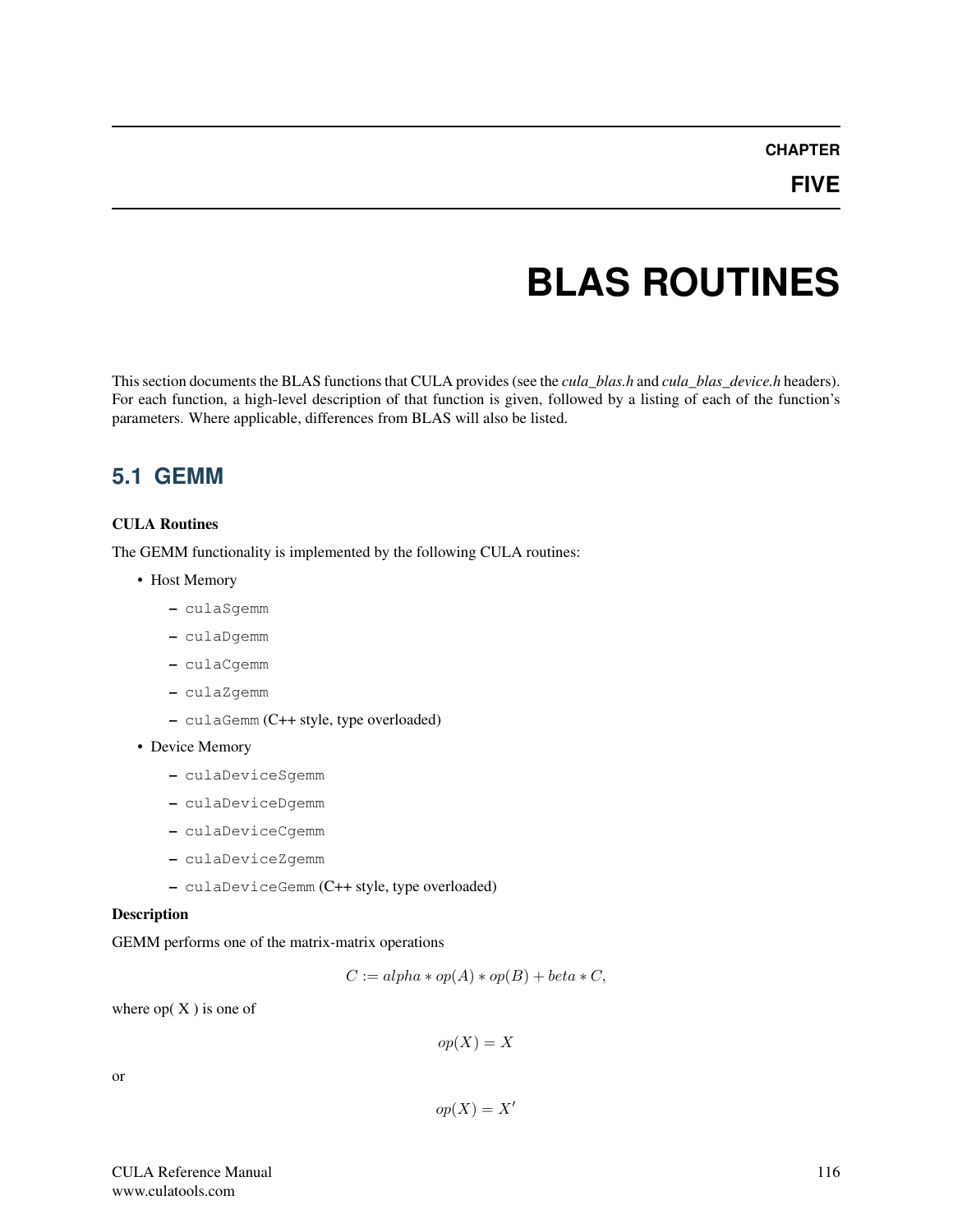# CHAPTER FIVE

# BLAS ROUTINES

This section documents the BLAS functions that CULA provides (see the *cula_blas.h* and *cula_blas_device.h* headers). For each function, a high-level description of that function is given, followed by a listing of each of the function's parameters. Where applicable, differences from BLAS will also be listed.

## 5.1 GEMM

**CULA Routines**

The GEMM functionality is implemented by the following CULA routines:

- Host Memory
  - `culaSgemm`
  - `culaDgemm`
  - `culaCgemm`
  - `culaZgemm`
  - `culaGemm` (C++ style, type overloaded)
- Device Memory
  - `culaDeviceSgemm`
  - `culaDeviceDgemm`
  - `culaDeviceCgemm`
  - `culaDeviceZgemm`
  - `culaDeviceGemm` (C++ style, type overloaded)

**Description**

GEMM performs one of the matrix-matrix operations

$$C := alpha * op(A) * op(B) + beta * C,$$

where op( X ) is one of

$$op(X) = X$$

or

$$op(X) = X'$$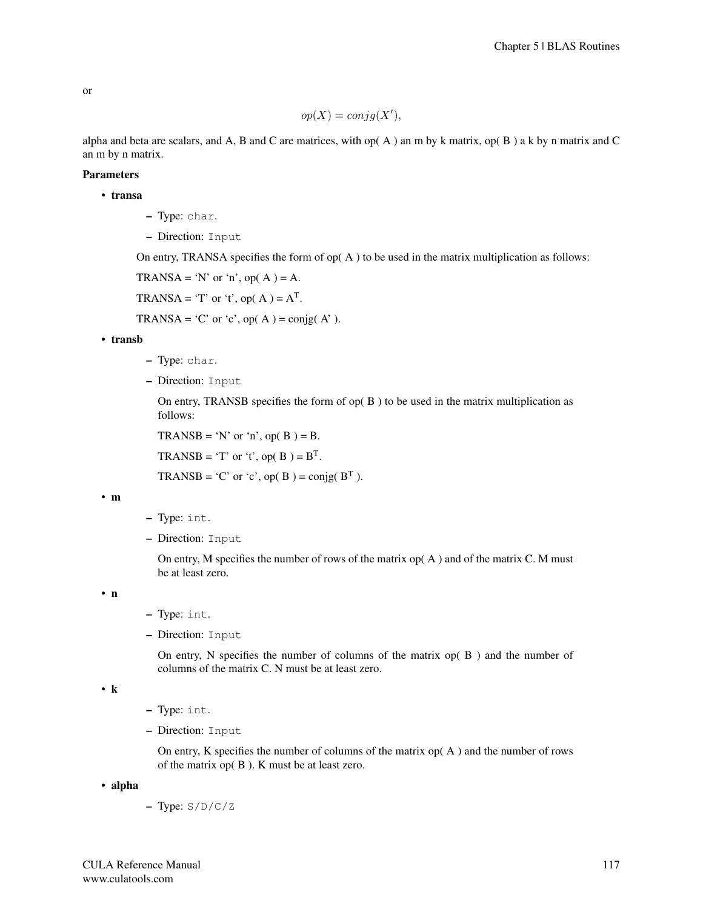or

$$op(X) = conjg(X'),$$

alpha and beta are scalars, and A, B and C are matrices, with op( A ) an m by k matrix, op( B ) a k by n matrix and C an m by n matrix.

**Parameters**

- **transa**
  - Type: `char`.
  - Direction: `Input`

  On entry, TRANSA specifies the form of op( A ) to be used in the matrix multiplication as follows:

  TRANSA = ‘N’ or ‘n’, op( A ) = A.

  TRANSA = ‘T’ or ‘t’, op( A ) = $A^T$.

  TRANSA = ‘C’ or ‘c’, op( A ) = conjg( A’ ).

- **transb**
  - Type: `char`.
  - Direction: `Input`

    On entry, TRANSB specifies the form of op( B ) to be used in the matrix multiplication as follows:

    TRANSB = ‘N’ or ‘n’, op( B ) = B.

    TRANSB = ‘T’ or ‘t’, op( B ) = $B^T$.

    TRANSB = ‘C’ or ‘c’, op( B ) = conjg( $B^T$ ).

- **m**
  - Type: `int`.
  - Direction: `Input`

    On entry, M specifies the number of rows of the matrix op( A ) and of the matrix C. M must be at least zero.

- **n**
  - Type: `int`.
  - Direction: `Input`

    On entry, N specifies the number of columns of the matrix op( B ) and the number of columns of the matrix C. N must be at least zero.

- **k**
  - Type: `int`.
  - Direction: `Input`

    On entry, K specifies the number of columns of the matrix op( A ) and the number of rows of the matrix op( B ). K must be at least zero.

- **alpha**
  - Type: `S/D/C/Z`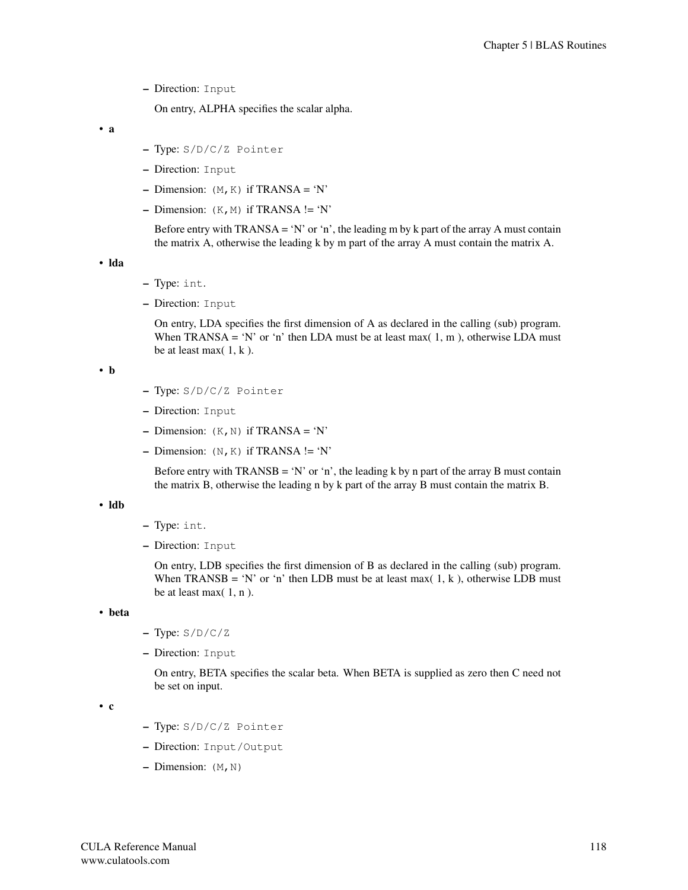– Direction: `Input`

  On entry, ALPHA specifies the scalar alpha.

- **a**
  - Type: `S/D/C/Z Pointer`
  - Direction: `Input`
  - Dimension: `(M,K)` if TRANSA = 'N'
  - Dimension: `(K,M)` if TRANSA != 'N'

    Before entry with TRANSA = 'N' or 'n', the leading m by k part of the array A must contain the matrix A, otherwise the leading k by m part of the array A must contain the matrix A.

- **lda**
  - Type: `int`.
  - Direction: `Input`

    On entry, LDA specifies the first dimension of A as declared in the calling (sub) program. When TRANSA = 'N' or 'n' then LDA must be at least max( 1, m ), otherwise LDA must be at least max( 1, k ).

- **b**
  - Type: `S/D/C/Z Pointer`
  - Direction: `Input`
  - Dimension: `(K,N)` if TRANSA = 'N'
  - Dimension: `(N,K)` if TRANSA != 'N'

    Before entry with TRANSB = 'N' or 'n', the leading k by n part of the array B must contain the matrix B, otherwise the leading n by k part of the array B must contain the matrix B.

- **ldb**
  - Type: `int`.
  - Direction: `Input`

    On entry, LDB specifies the first dimension of B as declared in the calling (sub) program. When TRANSB = 'N' or 'n' then LDB must be at least max( 1, k ), otherwise LDB must be at least max( 1, n ).

- **beta**
  - Type: `S/D/C/Z`
  - Direction: `Input`

    On entry, BETA specifies the scalar beta. When BETA is supplied as zero then C need not be set on input.

- **c**
  - Type: `S/D/C/Z Pointer`
  - Direction: `Input/Output`
  - Dimension: `(M,N)`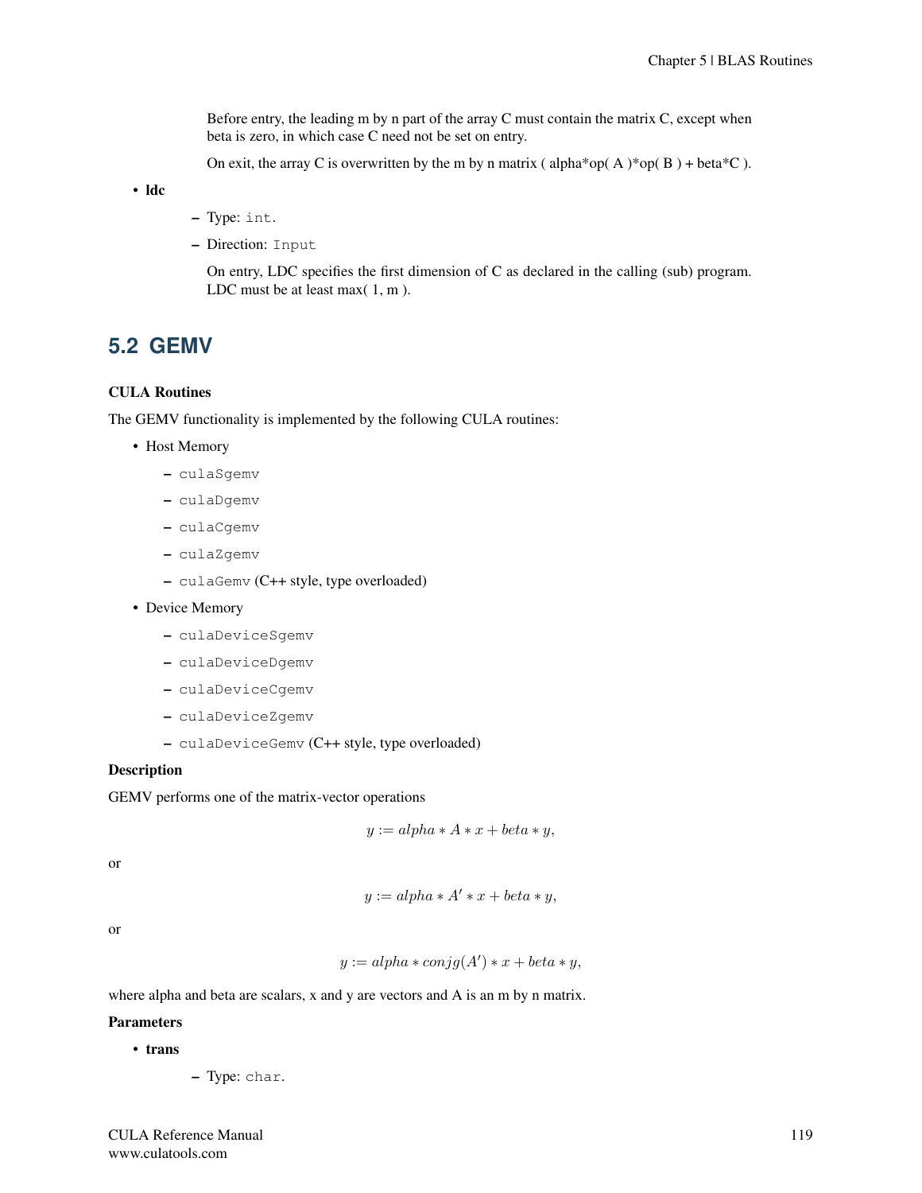Before entry, the leading m by n part of the array C must contain the matrix C, except when beta is zero, in which case C need not be set on entry.

On exit, the array C is overwritten by the m by n matrix ( alpha*op( A )*op( B ) + beta*C ).

- **ldc**
  - Type: `int`.
  - Direction: `Input`

  On entry, LDC specifies the first dimension of C as declared in the calling (sub) program. LDC must be at least max( 1, m ).

## 5.2 GEMV

**CULA Routines**

The GEMV functionality is implemented by the following CULA routines:

- Host Memory
  - `culaSgemv`
  - `culaDgemv`
  - `culaCgemv`
  - `culaZgemv`
  - `culaGemv` (C++ style, type overloaded)
- Device Memory
  - `culaDeviceSgemv`
  - `culaDeviceDgemv`
  - `culaDeviceCgemv`
  - `culaDeviceZgemv`
  - `culaDeviceGemv` (C++ style, type overloaded)

**Description**

GEMV performs one of the matrix-vector operations

$$y := alpha * A * x + beta * y,$$

or

$$y := alpha * A' * x + beta * y,$$

or

$$y := alpha * conjg(A') * x + beta * y,$$

where alpha and beta are scalars, x and y are vectors and A is an m by n matrix.

**Parameters**

- **trans**
  - Type: `char`.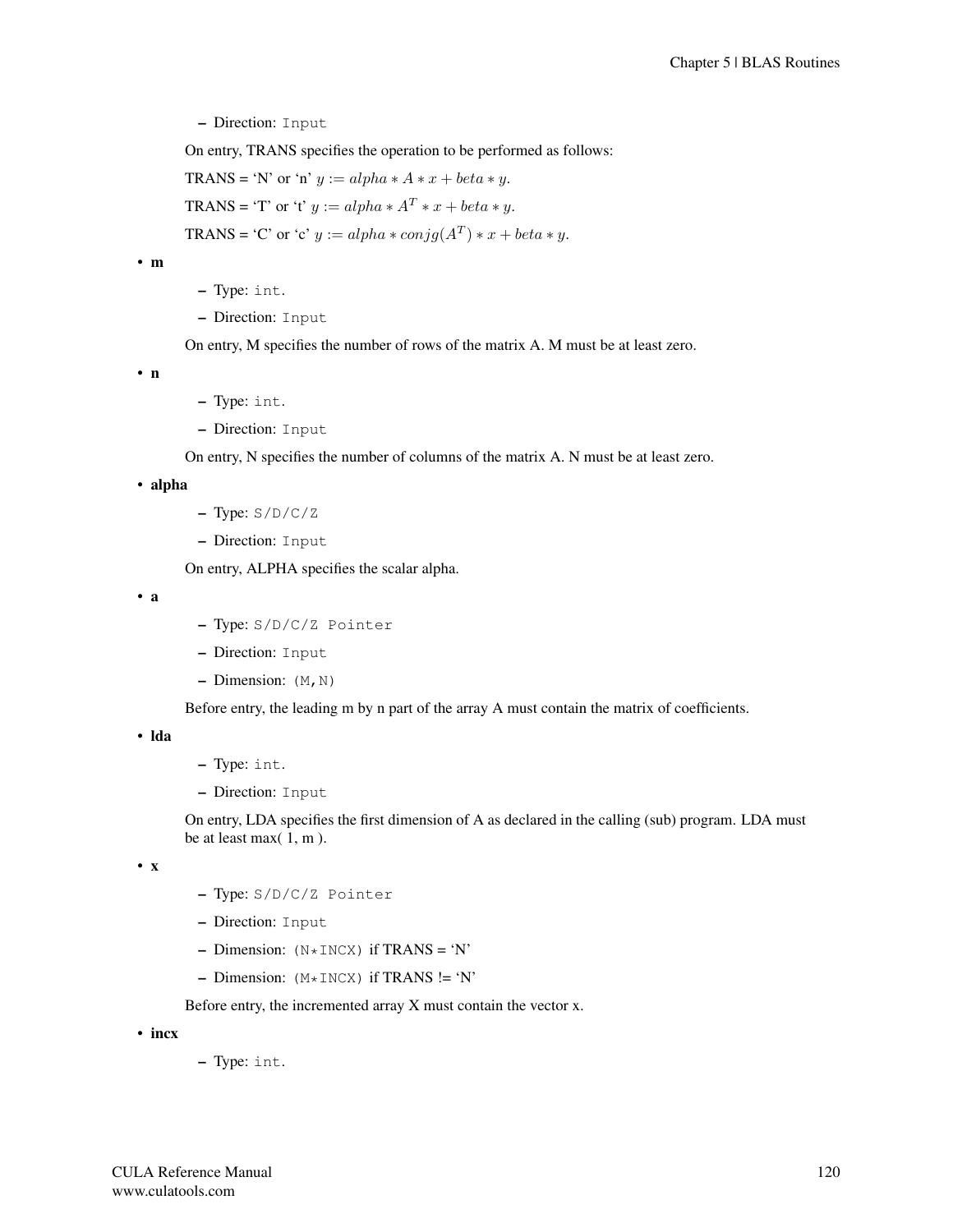- Direction: `Input`

On entry, TRANS specifies the operation to be performed as follows:

TRANS = 'N' or 'n' $y := alpha * A * x + beta * y$.

TRANS = 'T' or 't' $y := alpha * A^T * x + beta * y$.

TRANS = 'C' or 'c' $y := alpha * conjg(A^T) * x + beta * y$.

- **m**
  - Type: `int`.
  - Direction: `Input`

  On entry, M specifies the number of rows of the matrix A. M must be at least zero.

- **n**
  - Type: `int`.
  - Direction: `Input`

  On entry, N specifies the number of columns of the matrix A. N must be at least zero.

- **alpha**
  - Type: `S/D/C/Z`
  - Direction: `Input`

  On entry, ALPHA specifies the scalar alpha.

- **a**
  - Type: `S/D/C/Z Pointer`
  - Direction: `Input`
  - Dimension: `(M,N)`

  Before entry, the leading m by n part of the array A must contain the matrix of coefficients.

- **lda**
  - Type: `int`.
  - Direction: `Input`

  On entry, LDA specifies the first dimension of A as declared in the calling (sub) program. LDA must be at least max( 1, m ).

- **x**
  - Type: `S/D/C/Z Pointer`
  - Direction: `Input`
  - Dimension: `(N*INCX)` if TRANS = 'N'
  - Dimension: `(M*INCX)` if TRANS != 'N'

  Before entry, the incremented array X must contain the vector x.

- **incx**
  - Type: `int`.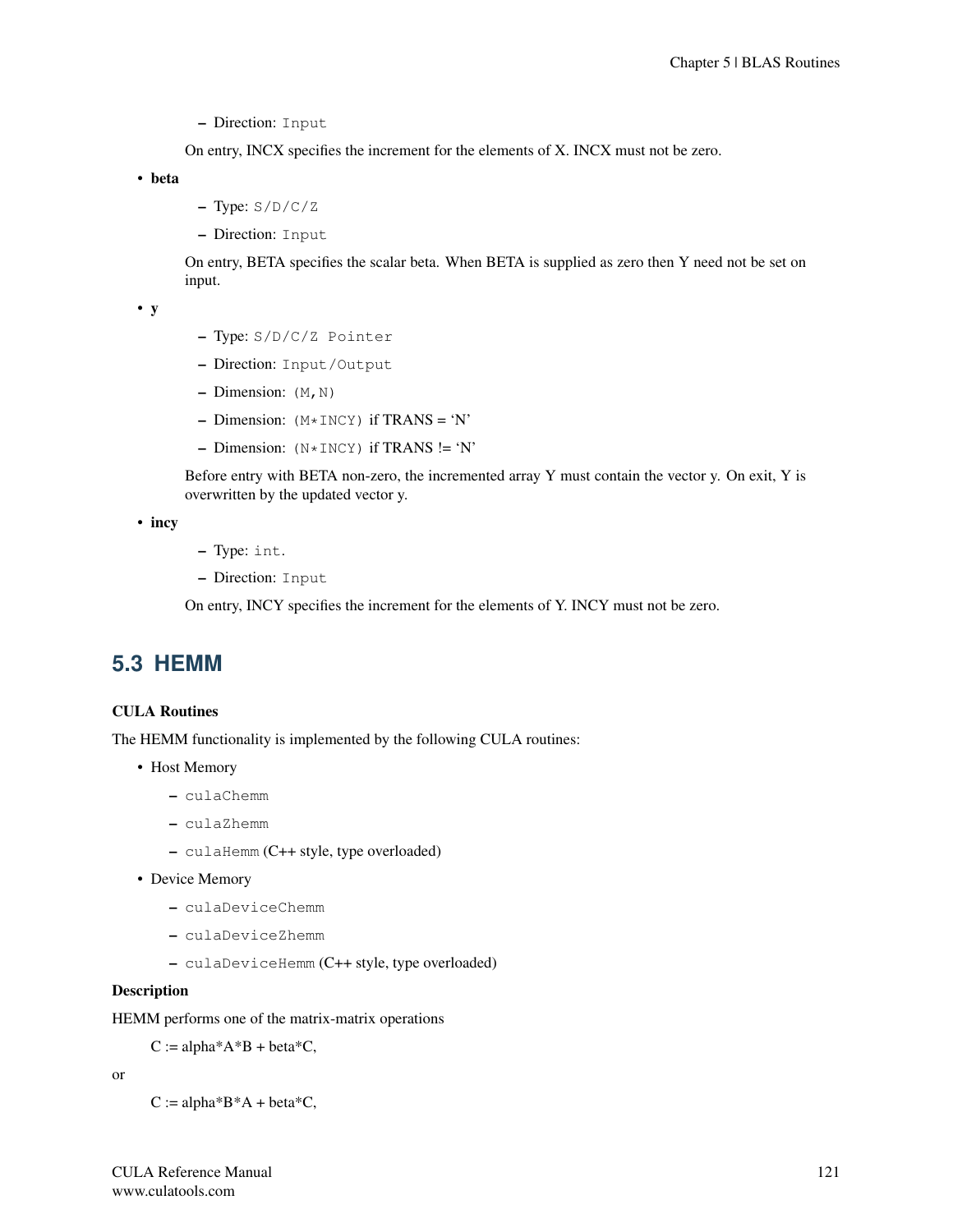- Direction: `Input`

  On entry, INCX specifies the increment for the elements of X. INCX must not be zero.

- **beta**
   - Type: `S/D/C/Z`
   - Direction: `Input`

  On entry, BETA specifies the scalar beta. When BETA is supplied as zero then Y need not be set on input.

- **y**
   - Type: `S/D/C/Z Pointer`
   - Direction: `Input/Output`
   - Dimension: `(M,N)`
   - Dimension: `(M*INCY)` if TRANS = 'N'
   - Dimension: `(N*INCY)` if TRANS != 'N'

  Before entry with BETA non-zero, the incremented array Y must contain the vector y. On exit, Y is overwritten by the updated vector y.

- **incy**
   - Type: `int`.
   - Direction: `Input`

  On entry, INCY specifies the increment for the elements of Y. INCY must not be zero.

## 5.3 HEMM

**CULA Routines**

The HEMM functionality is implemented by the following CULA routines:

- Host Memory
   - `culaChemm`
   - `culaZhemm`
   - `culaHemm` (C++ style, type overloaded)
- Device Memory
   - `culaDeviceChemm`
   - `culaDeviceZhemm`
   - `culaDeviceHemm` (C++ style, type overloaded)

**Description**

HEMM performs one of the matrix-matrix operations

  C := alpha*A*B + beta*C,

or

  C := alpha*B*A + beta*C,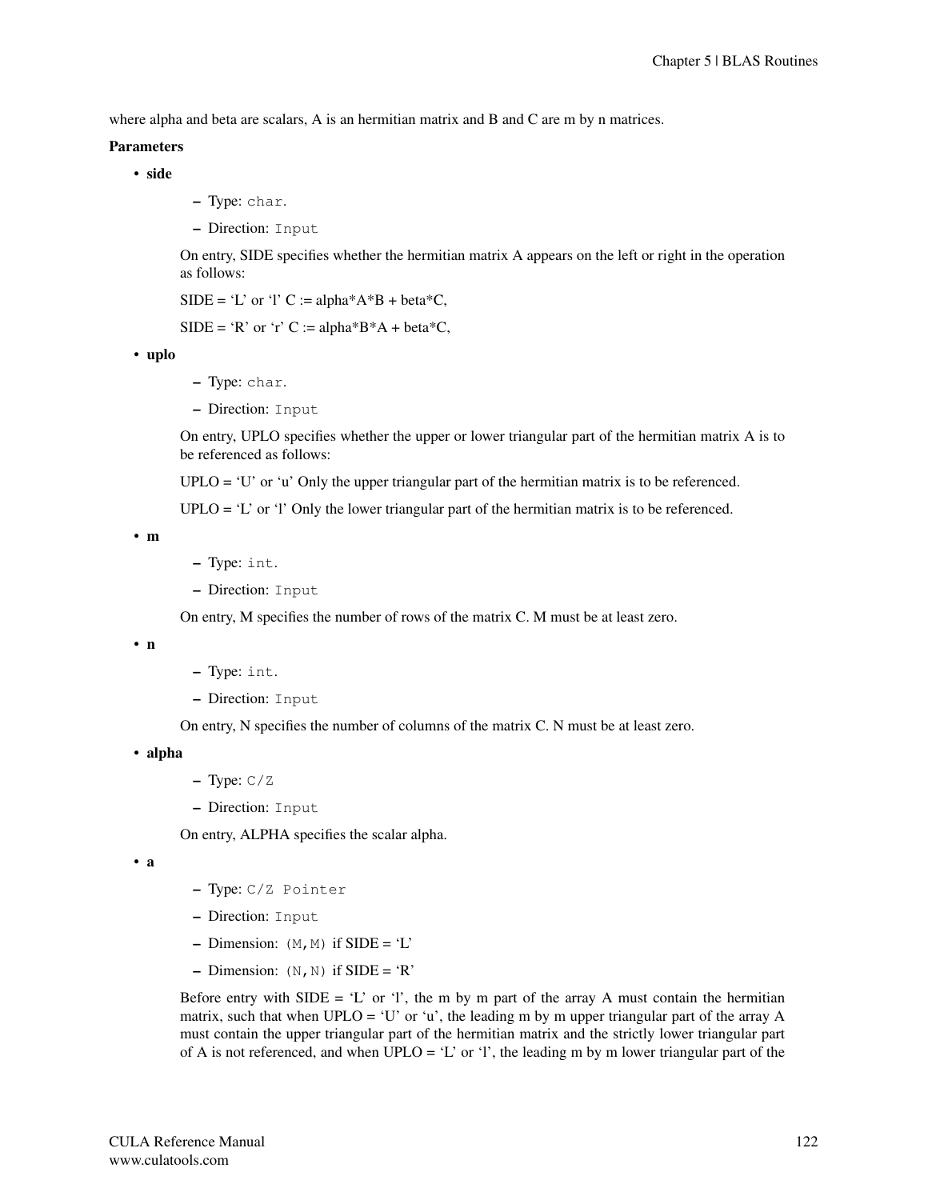where alpha and beta are scalars, A is an hermitian matrix and B and C are m by n matrices.

**Parameters**

- **side**
  - Type: `char`.
  - Direction: `Input`

  On entry, SIDE specifies whether the hermitian matrix A appears on the left or right in the operation as follows:

  SIDE = 'L' or 'l' C := alpha*A*B + beta*C,

  SIDE = 'R' or 'r' C := alpha*B*A + beta*C,

- **uplo**
  - Type: `char`.
  - Direction: `Input`

  On entry, UPLO specifies whether the upper or lower triangular part of the hermitian matrix A is to be referenced as follows:

  UPLO = 'U' or 'u' Only the upper triangular part of the hermitian matrix is to be referenced.

  UPLO = 'L' or 'l' Only the lower triangular part of the hermitian matrix is to be referenced.

- **m**
  - Type: `int`.
  - Direction: `Input`

  On entry, M specifies the number of rows of the matrix C. M must be at least zero.

- **n**
  - Type: `int`.
  - Direction: `Input`

  On entry, N specifies the number of columns of the matrix C. N must be at least zero.

- **alpha**
  - Type: `C/Z`
  - Direction: `Input`

  On entry, ALPHA specifies the scalar alpha.

- **a**
  - Type: `C/Z Pointer`
  - Direction: `Input`
  - Dimension: `(M,M)` if SIDE = 'L'
  - Dimension: `(N,N)` if SIDE = 'R'

  Before entry with SIDE = 'L' or 'l', the m by m part of the array A must contain the hermitian matrix, such that when UPLO = 'U' or 'u', the leading m by m upper triangular part of the array A must contain the upper triangular part of the hermitian matrix and the strictly lower triangular part of A is not referenced, and when UPLO = 'L' or 'l', the leading m by m lower triangular part of the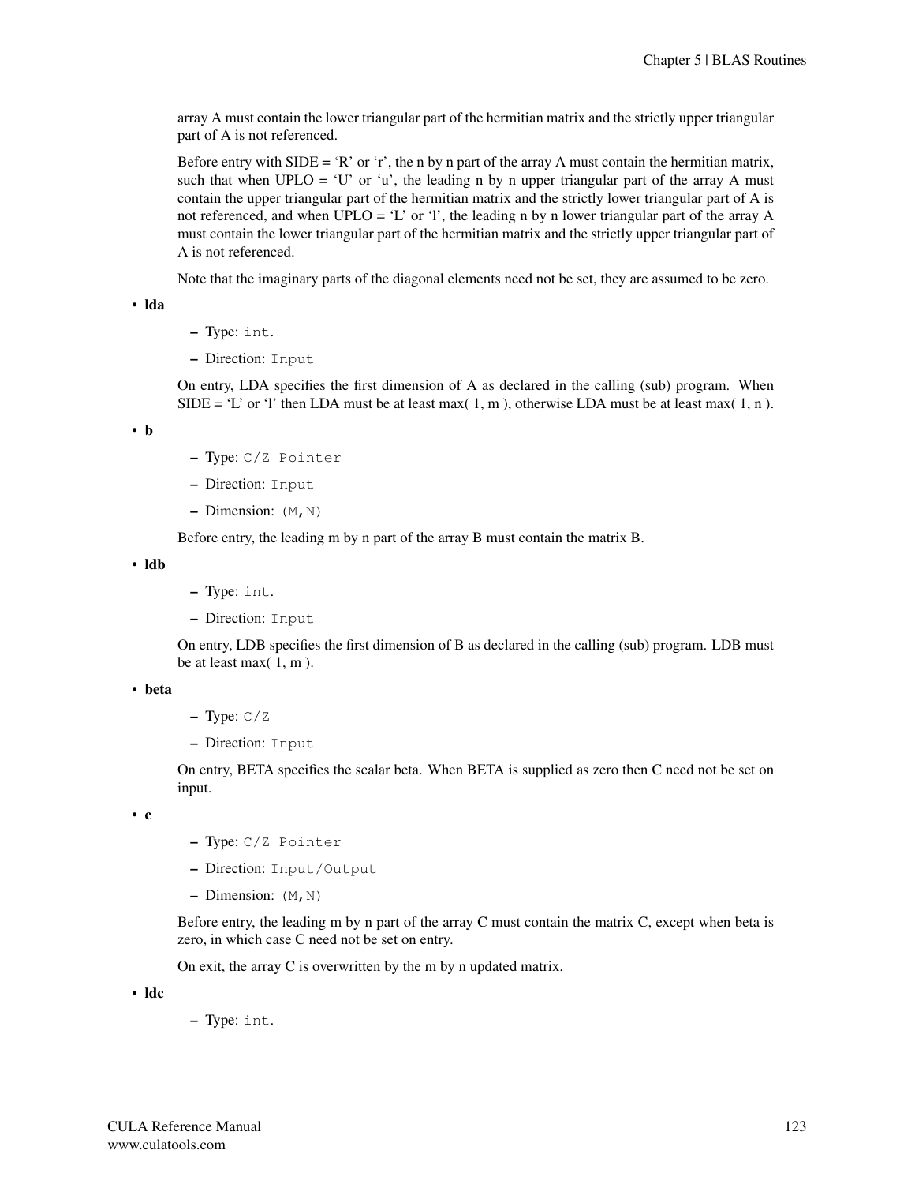array A must contain the lower triangular part of the hermitian matrix and the strictly upper triangular part of A is not referenced.

Before entry with SIDE = 'R' or 'r', the n by n part of the array A must contain the hermitian matrix, such that when UPLO = 'U' or 'u', the leading n by n upper triangular part of the array A must contain the upper triangular part of the hermitian matrix and the strictly lower triangular part of A is not referenced, and when UPLO = 'L' or 'l', the leading n by n lower triangular part of the array A must contain the lower triangular part of the hermitian matrix and the strictly upper triangular part of A is not referenced.

Note that the imaginary parts of the diagonal elements need not be set, they are assumed to be zero.

- **lda**
  - Type: `int`.
  - Direction: `Input`

  On entry, LDA specifies the first dimension of A as declared in the calling (sub) program. When SIDE = 'L' or 'l' then LDA must be at least max( 1, m ), otherwise LDA must be at least max( 1, n ).

- **b**
  - Type: `C/Z Pointer`
  - Direction: `Input`
  - Dimension: `(M,N)`

  Before entry, the leading m by n part of the array B must contain the matrix B.

- **ldb**
  - Type: `int`.
  - Direction: `Input`

  On entry, LDB specifies the first dimension of B as declared in the calling (sub) program. LDB must be at least max( 1, m ).

- **beta**
  - Type: `C/Z`
  - Direction: `Input`

  On entry, BETA specifies the scalar beta. When BETA is supplied as zero then C need not be set on input.

- **c**
  - Type: `C/Z Pointer`
  - Direction: `Input/Output`
  - Dimension: `(M,N)`

  Before entry, the leading m by n part of the array C must contain the matrix C, except when beta is zero, in which case C need not be set on entry.

  On exit, the array C is overwritten by the m by n updated matrix.

- **ldc**
  - Type: `int`.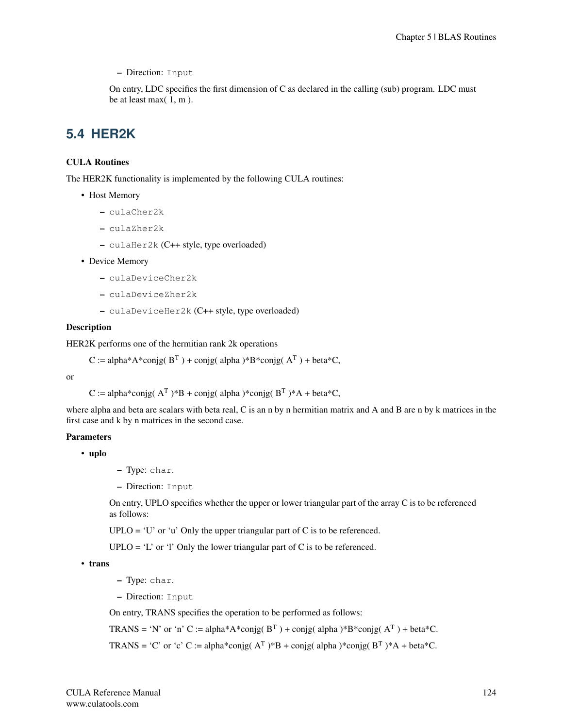– Direction: `Input`

On entry, LDC specifies the first dimension of C as declared in the calling (sub) program. LDC must be at least max( 1, m ).

## 5.4 HER2K

**CULA Routines**

The HER2K functionality is implemented by the following CULA routines:

- Host Memory
  - `culaCher2k`
  - `culaZher2k`
  - `culaHer2k` (C++ style, type overloaded)
- Device Memory
  - `culaDeviceCher2k`
  - `culaDeviceZher2k`
  - `culaDeviceHer2k` (C++ style, type overloaded)

**Description**

HER2K performs one of the hermitian rank 2k operations

C := alpha*A*conjg( $B^T$ ) + conjg( alpha )*B*conjg( $A^T$ ) + beta*C,

or

C := alpha*conjg( $A^T$ )*B + conjg( alpha )*conjg( $B^T$ )*A + beta*C,

where alpha and beta are scalars with beta real, C is an n by n hermitian matrix and A and B are n by k matrices in the first case and k by n matrices in the second case.

**Parameters**

- **uplo**
  - Type: `char`.
  - Direction: `Input`

  On entry, UPLO specifies whether the upper or lower triangular part of the array C is to be referenced as follows:

  UPLO = 'U' or 'u' Only the upper triangular part of C is to be referenced.

  UPLO = 'L' or 'l' Only the lower triangular part of C is to be referenced.

- **trans**
  - Type: `char`.
  - Direction: `Input`

  On entry, TRANS specifies the operation to be performed as follows:

  TRANS = 'N' or 'n' C := alpha*A*conjg( $B^T$ ) + conjg( alpha )*B*conjg( $A^T$ ) + beta*C.

  TRANS = 'C' or 'c' C := alpha*conjg( $A^T$ )*B + conjg( alpha )*conjg( $B^T$ )*A + beta*C.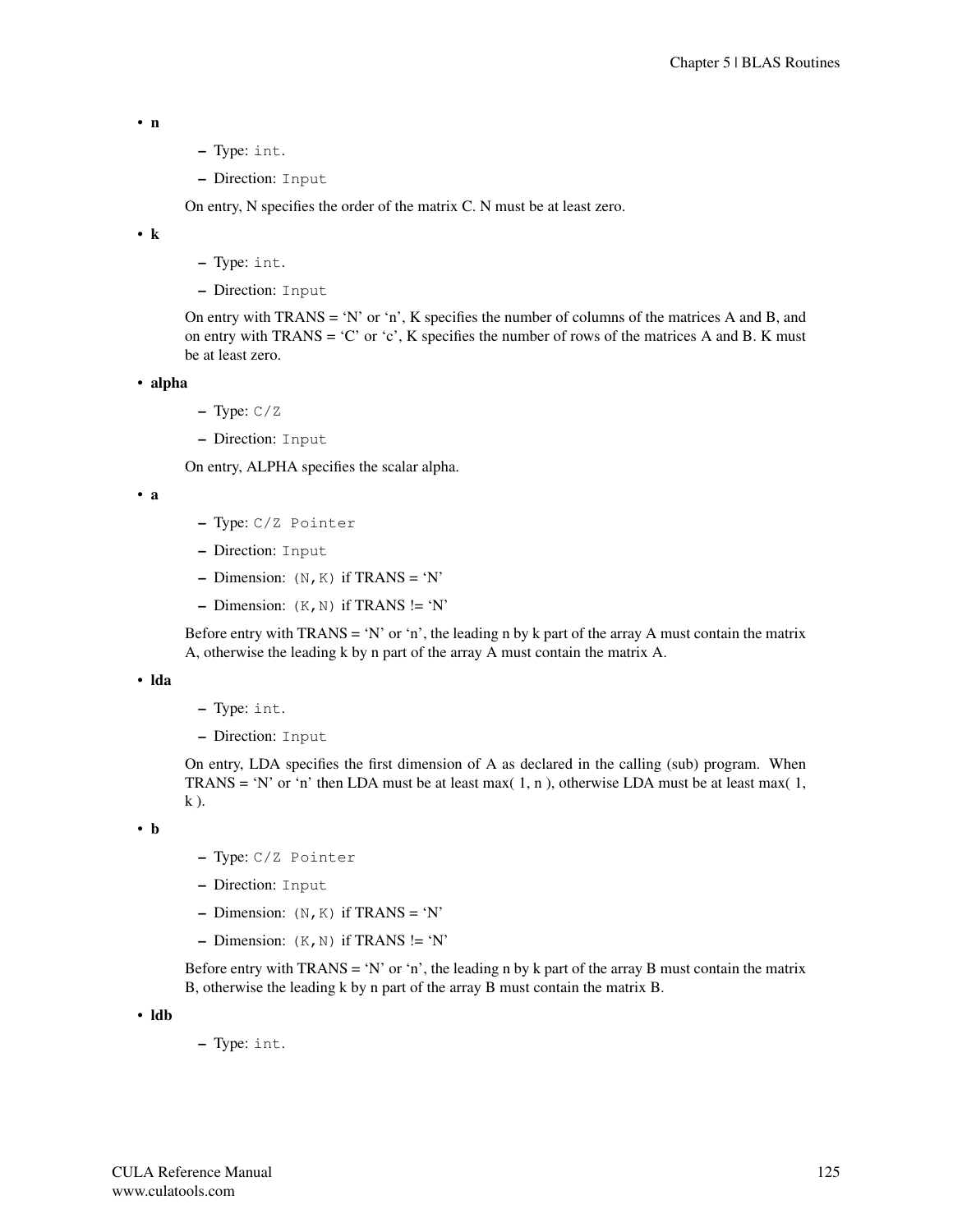- **n**
  - Type: `int`.
  - Direction: `Input`

  On entry, N specifies the order of the matrix C. N must be at least zero.

- **k**
  - Type: `int`.
  - Direction: `Input`

  On entry with TRANS = 'N' or 'n', K specifies the number of columns of the matrices A and B, and on entry with TRANS = 'C' or 'c', K specifies the number of rows of the matrices A and B. K must be at least zero.

- **alpha**
  - Type: `C/Z`
  - Direction: `Input`

  On entry, ALPHA specifies the scalar alpha.

- **a**
  - Type: `C/Z Pointer`
  - Direction: `Input`
  - Dimension: `(N,K)` if TRANS = 'N'
  - Dimension: `(K,N)` if TRANS != 'N'

  Before entry with TRANS = 'N' or 'n', the leading n by k part of the array A must contain the matrix A, otherwise the leading k by n part of the array A must contain the matrix A.

- **lda**
  - Type: `int`.
  - Direction: `Input`

  On entry, LDA specifies the first dimension of A as declared in the calling (sub) program. When TRANS = 'N' or 'n' then LDA must be at least max( 1, n ), otherwise LDA must be at least max( 1, k ).

- **b**
  - Type: `C/Z Pointer`
  - Direction: `Input`
  - Dimension: `(N,K)` if TRANS = 'N'
  - Dimension: `(K,N)` if TRANS != 'N'

  Before entry with TRANS = 'N' or 'n', the leading n by k part of the array B must contain the matrix B, otherwise the leading k by n part of the array B must contain the matrix B.

- **ldb**
  - Type: `int`.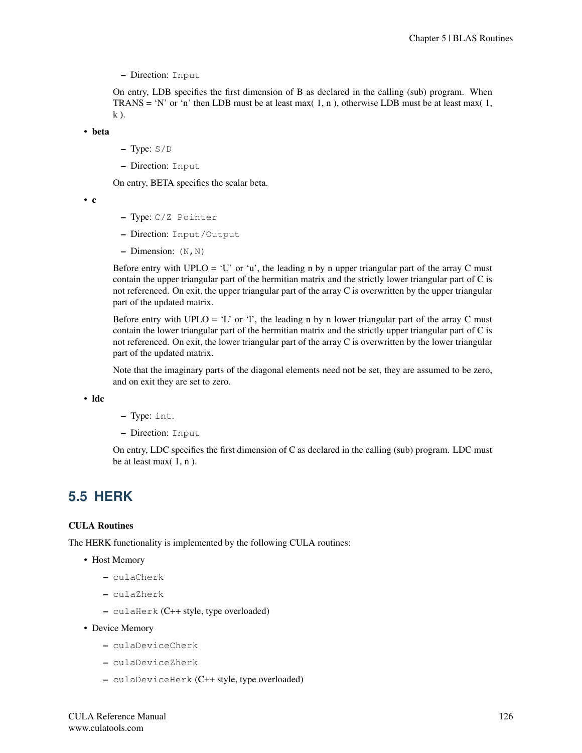– Direction: `Input`

On entry, LDB specifies the first dimension of B as declared in the calling (sub) program. When TRANS = 'N' or 'n' then LDB must be at least max( 1, n ), otherwise LDB must be at least max( 1, k ).

- **beta**
  - Type: `S/D`
  - Direction: `Input`

  On entry, BETA specifies the scalar beta.

- **c**
  - Type: `C/Z Pointer`
  - Direction: `Input/Output`
  - Dimension: `(N,N)`

  Before entry with UPLO = 'U' or 'u', the leading n by n upper triangular part of the array C must contain the upper triangular part of the hermitian matrix and the strictly lower triangular part of C is not referenced. On exit, the upper triangular part of the array C is overwritten by the upper triangular part of the updated matrix.

  Before entry with UPLO = 'L' or 'l', the leading n by n lower triangular part of the array C must contain the lower triangular part of the hermitian matrix and the strictly upper triangular part of C is not referenced. On exit, the lower triangular part of the array C is overwritten by the lower triangular part of the updated matrix.

  Note that the imaginary parts of the diagonal elements need not be set, they are assumed to be zero, and on exit they are set to zero.

- **ldc**
  - Type: `int`.
  - Direction: `Input`

  On entry, LDC specifies the first dimension of C as declared in the calling (sub) program. LDC must be at least max( 1, n ).

## 5.5 HERK

### CULA Routines

The HERK functionality is implemented by the following CULA routines:

- Host Memory
  - `culaCherk`
  - `culaZherk`
  - `culaHerk` (C++ style, type overloaded)
- Device Memory
  - `culaDeviceCherk`
  - `culaDeviceZherk`
  - `culaDeviceHerk` (C++ style, type overloaded)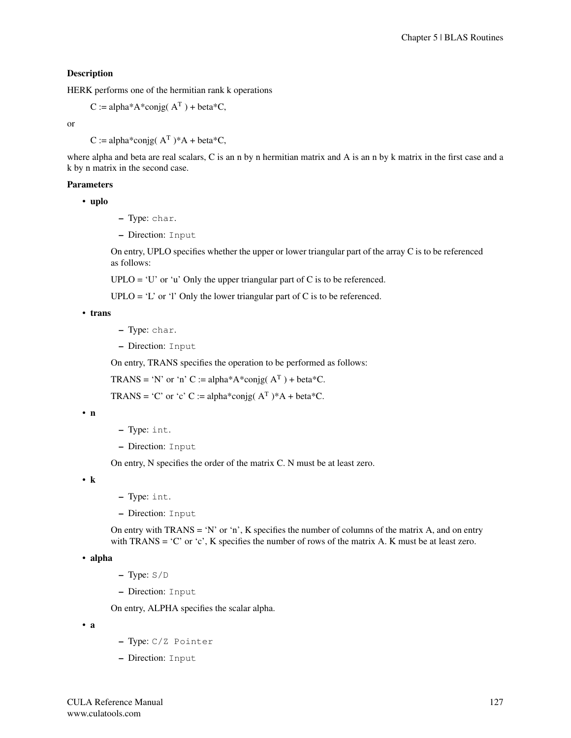**Description**

HERK performs one of the hermitian rank k operations

C := alpha*A*conjg( $A^T$ ) + beta*C,

or

C := alpha*conjg( $A^T$ )*A + beta*C,

where alpha and beta are real scalars, C is an n by n hermitian matrix and A is an n by k matrix in the first case and a k by n matrix in the second case.

**Parameters**

- **uplo**
  - Type: `char`.
  - Direction: `Input`

  On entry, UPLO specifies whether the upper or lower triangular part of the array C is to be referenced as follows:

  UPLO = 'U' or 'u' Only the upper triangular part of C is to be referenced.

  UPLO = 'L' or 'l' Only the lower triangular part of C is to be referenced.

- **trans**
  - Type: `char`.
  - Direction: `Input`

  On entry, TRANS specifies the operation to be performed as follows:

  TRANS = 'N' or 'n' C := alpha*A*conjg( $A^T$ ) + beta*C.

  TRANS = 'C' or 'c' C := alpha*conjg( $A^T$ )*A + beta*C.

- **n**
  - Type: `int`.
  - Direction: `Input`

  On entry, N specifies the order of the matrix C. N must be at least zero.

- **k**
  - Type: `int`.
  - Direction: `Input`

  On entry with TRANS = 'N' or 'n', K specifies the number of columns of the matrix A, and on entry with TRANS = 'C' or 'c', K specifies the number of rows of the matrix A. K must be at least zero.

- **alpha**
  - Type: `S/D`
  - Direction: `Input`

  On entry, ALPHA specifies the scalar alpha.

- **a**
  - Type: `C/Z Pointer`
  - Direction: `Input`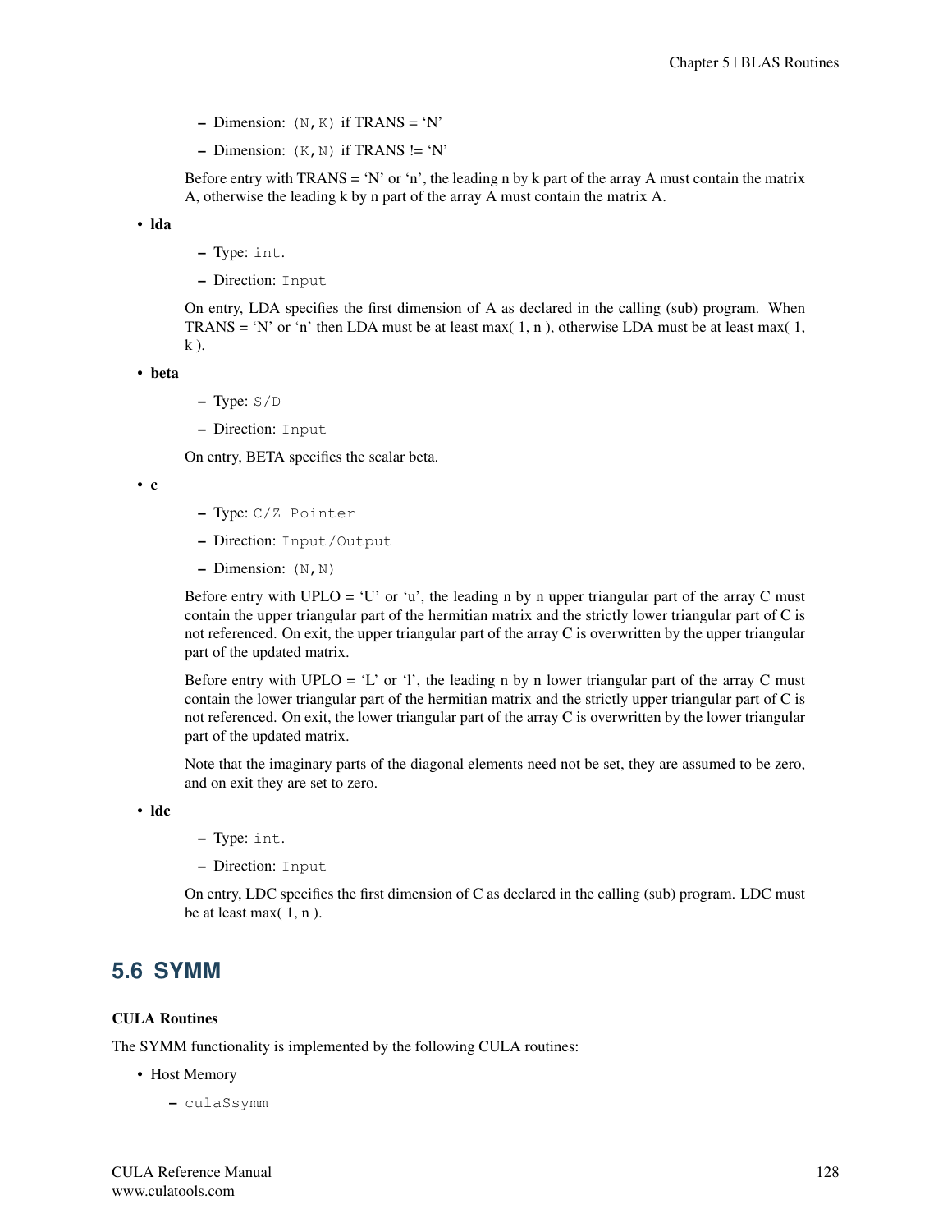- Dimension: `(N,K)` if TRANS = 'N'
- Dimension: `(K,N)` if TRANS != 'N'

Before entry with TRANS = 'N' or 'n', the leading n by k part of the array A must contain the matrix A, otherwise the leading k by n part of the array A must contain the matrix A.

- **lda**
  - Type: `int`.
  - Direction: `Input`

  On entry, LDA specifies the first dimension of A as declared in the calling (sub) program. When TRANS = 'N' or 'n' then LDA must be at least max( 1, n ), otherwise LDA must be at least max( 1, k ).

- **beta**
  - Type: `S/D`
  - Direction: `Input`

  On entry, BETA specifies the scalar beta.

- **c**
  - Type: `C/Z Pointer`
  - Direction: `Input/Output`
  - Dimension: `(N,N)`

  Before entry with UPLO = 'U' or 'u', the leading n by n upper triangular part of the array C must contain the upper triangular part of the hermitian matrix and the strictly lower triangular part of C is not referenced. On exit, the upper triangular part of the array C is overwritten by the upper triangular part of the updated matrix.

  Before entry with UPLO = 'L' or 'l', the leading n by n lower triangular part of the array C must contain the lower triangular part of the hermitian matrix and the strictly upper triangular part of C is not referenced. On exit, the lower triangular part of the array C is overwritten by the lower triangular part of the updated matrix.

  Note that the imaginary parts of the diagonal elements need not be set, they are assumed to be zero, and on exit they are set to zero.

- **ldc**
  - Type: `int`.
  - Direction: `Input`

  On entry, LDC specifies the first dimension of C as declared in the calling (sub) program. LDC must be at least max( 1, n ).

## 5.6 SYMM

**CULA Routines**

The SYMM functionality is implemented by the following CULA routines:

- Host Memory
  - `culaSsymm`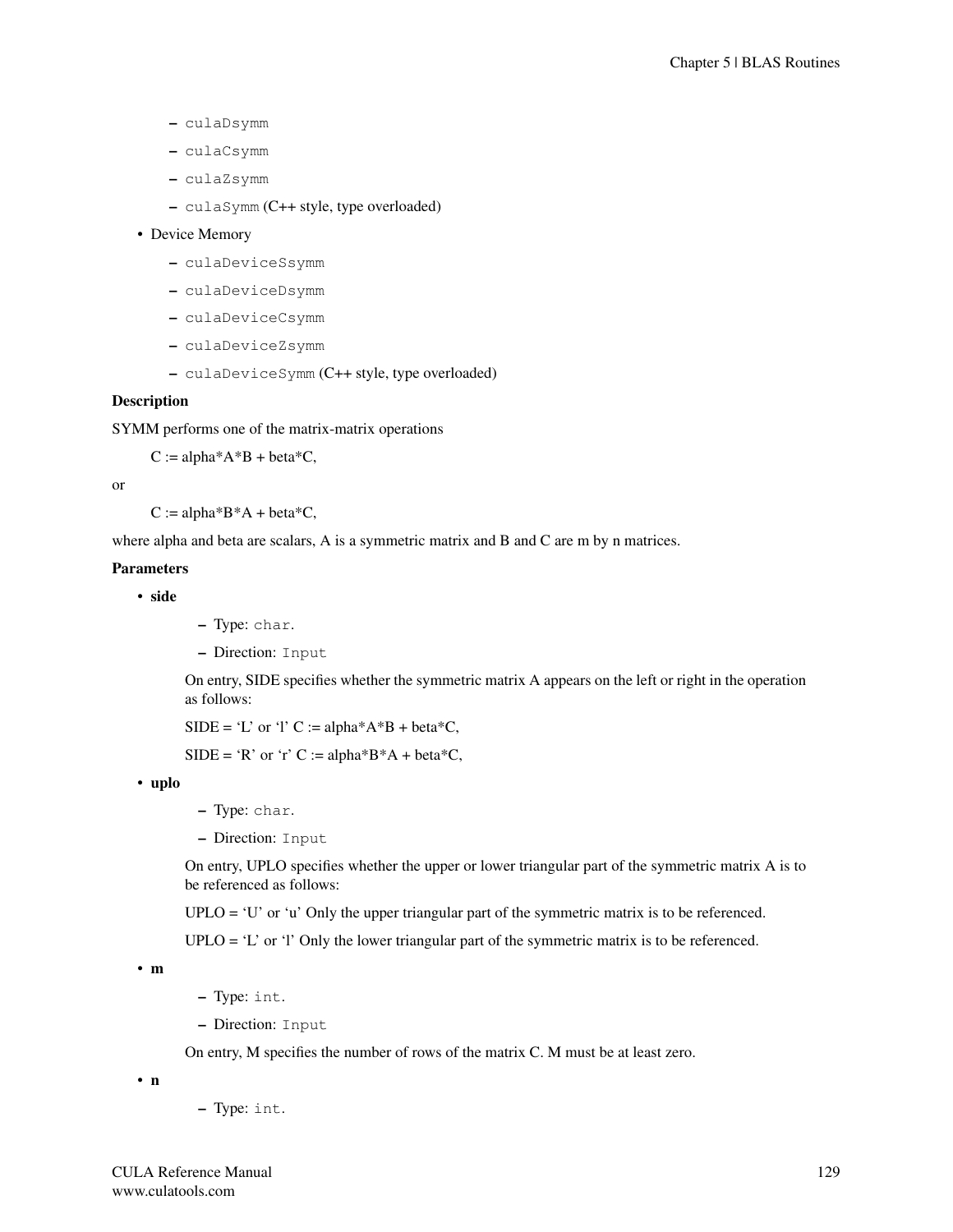- culaDsymm
  - culaCsymm
  - culaZsymm
  - culaSymm (C++ style, type overloaded)
- Device Memory
  - culaDeviceSsymm
  - culaDeviceDsymm
  - culaDeviceCsymm
  - culaDeviceZsymm
  - culaDeviceSymm (C++ style, type overloaded)

**Description**

SYMM performs one of the matrix-matrix operations

C := alpha*A*B + beta*C,

or

C := alpha*B*A + beta*C,

where alpha and beta are scalars, A is a symmetric matrix and B and C are m by n matrices.

**Parameters**

- **side**
  - Type: `char`.
  - Direction: `Input`

  On entry, SIDE specifies whether the symmetric matrix A appears on the left or right in the operation as follows:

  SIDE = 'L' or 'l' C := alpha*A*B + beta*C,

  SIDE = 'R' or 'r' C := alpha*B*A + beta*C,

- **uplo**
  - Type: `char`.
  - Direction: `Input`

  On entry, UPLO specifies whether the upper or lower triangular part of the symmetric matrix A is to be referenced as follows:

  UPLO = 'U' or 'u' Only the upper triangular part of the symmetric matrix is to be referenced.

  UPLO = 'L' or 'l' Only the lower triangular part of the symmetric matrix is to be referenced.

- **m**
  - Type: `int`.
  - Direction: `Input`

  On entry, M specifies the number of rows of the matrix C. M must be at least zero.

- **n**
  - Type: `int`.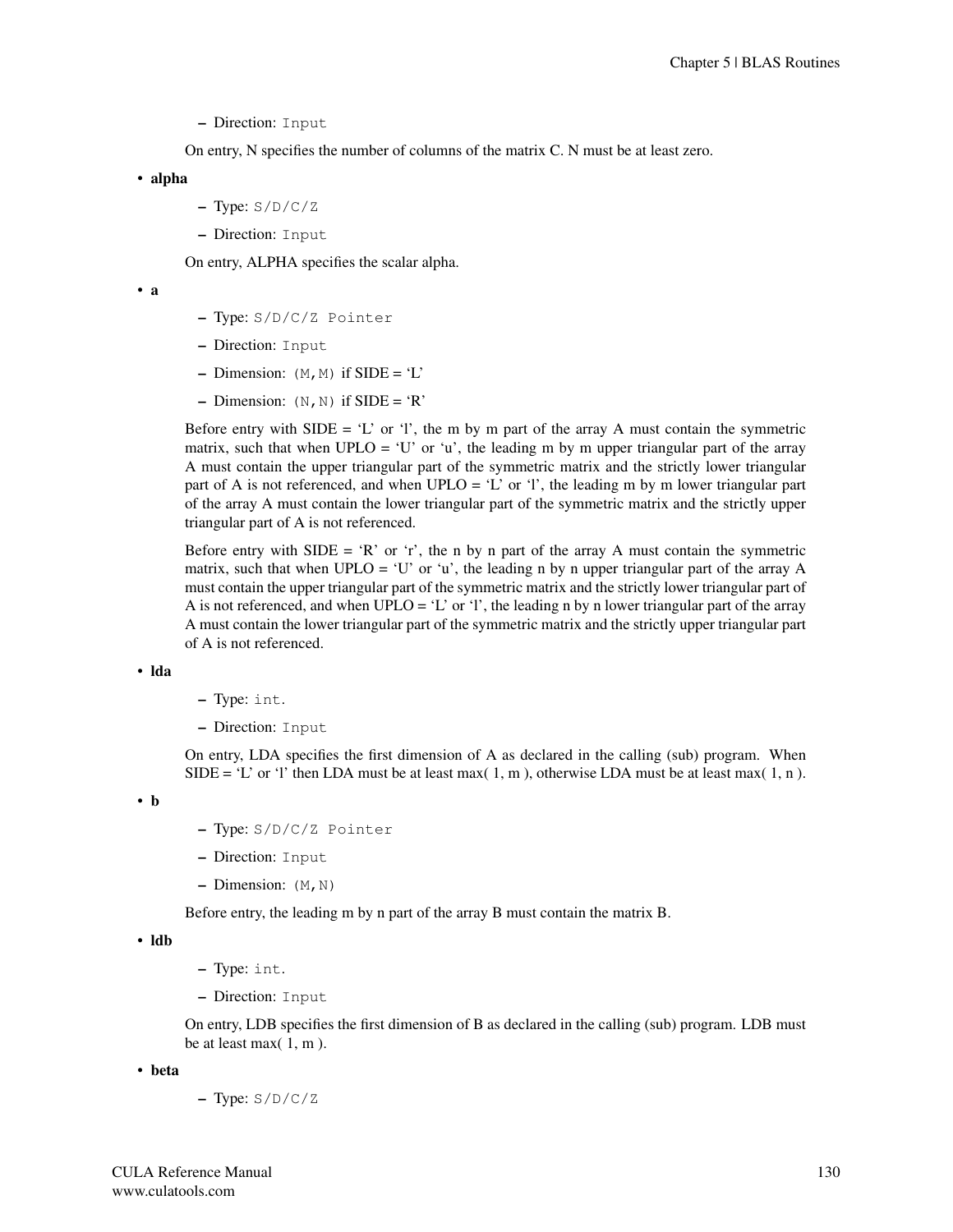- Direction: `Input`

  On entry, N specifies the number of columns of the matrix C. N must be at least zero.

- **alpha**
  - Type: `S/D/C/Z`
  - Direction: `Input`

  On entry, ALPHA specifies the scalar alpha.

- **a**
  - Type: `S/D/C/Z Pointer`
  - Direction: `Input`
  - Dimension: `(M,M)` if SIDE = 'L'
  - Dimension: `(N,N)` if SIDE = 'R'

  Before entry with SIDE = 'L' or 'l', the m by m part of the array A must contain the symmetric matrix, such that when UPLO = 'U' or 'u', the leading m by m upper triangular part of the array A must contain the upper triangular part of the symmetric matrix and the strictly lower triangular part of A is not referenced, and when UPLO = 'L' or 'l', the leading m by m lower triangular part of the array A must contain the lower triangular part of the symmetric matrix and the strictly upper triangular part of A is not referenced.

  Before entry with SIDE = 'R' or 'r', the n by n part of the array A must contain the symmetric matrix, such that when UPLO = 'U' or 'u', the leading n by n upper triangular part of the array A must contain the upper triangular part of the symmetric matrix and the strictly lower triangular part of A is not referenced, and when UPLO = 'L' or 'l', the leading n by n lower triangular part of the array A must contain the lower triangular part of the symmetric matrix and the strictly upper triangular part of A is not referenced.

- **lda**
  - Type: `int`.
  - Direction: `Input`

  On entry, LDA specifies the first dimension of A as declared in the calling (sub) program. When SIDE = 'L' or 'l' then LDA must be at least max( 1, m ), otherwise LDA must be at least max( 1, n ).

- **b**
  - Type: `S/D/C/Z Pointer`
  - Direction: `Input`
  - Dimension: `(M,N)`

  Before entry, the leading m by n part of the array B must contain the matrix B.

- **ldb**
  - Type: `int`.
  - Direction: `Input`

  On entry, LDB specifies the first dimension of B as declared in the calling (sub) program. LDB must be at least max( 1, m ).

- **beta**
  - Type: `S/D/C/Z`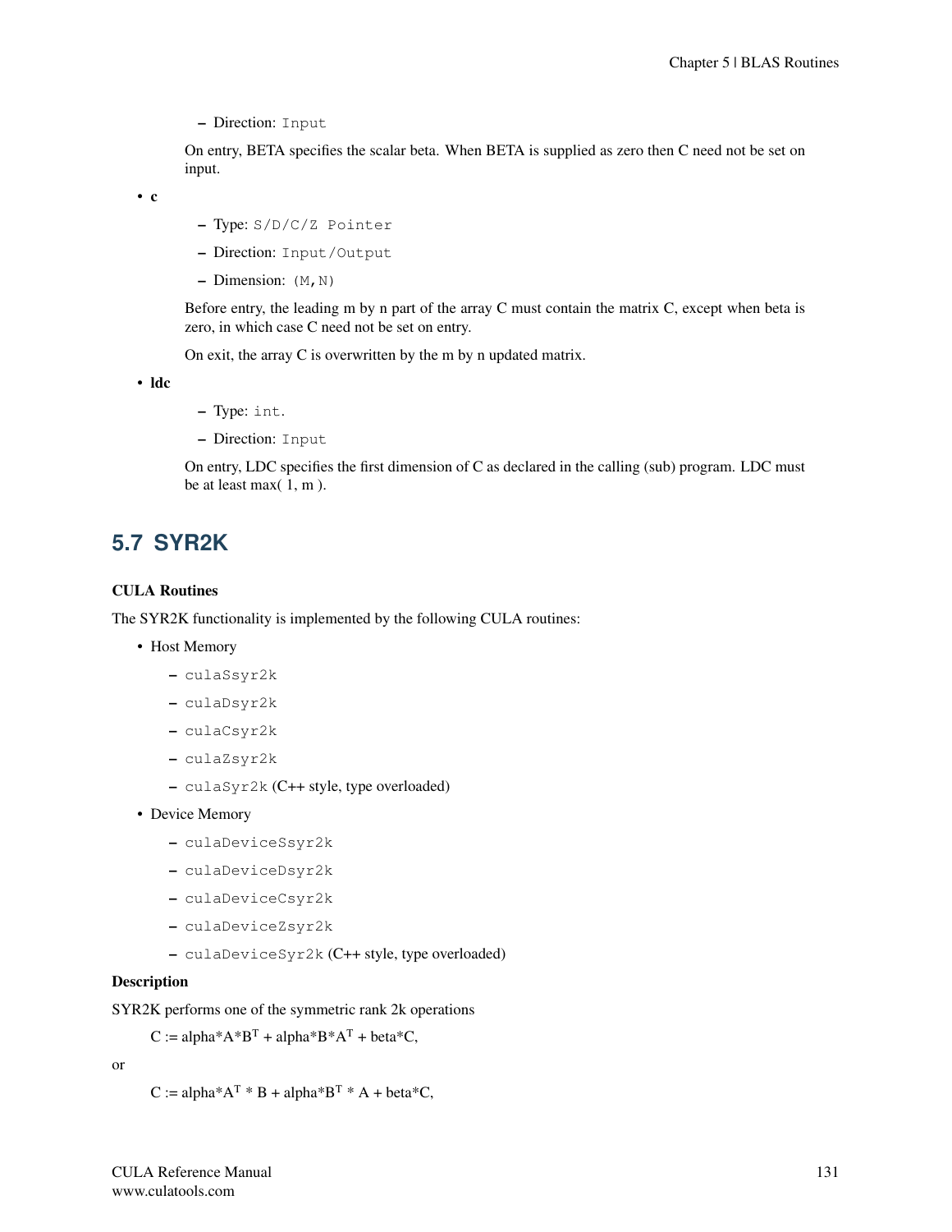- Direction: `Input`

  On entry, BETA specifies the scalar beta. When BETA is supplied as zero then C need not be set on input.

- **c**
  - Type: `S/D/C/Z Pointer`
  - Direction: `Input/Output`
  - Dimension: `(M,N)`

  Before entry, the leading m by n part of the array C must contain the matrix C, except when beta is zero, in which case C need not be set on entry.

  On exit, the array C is overwritten by the m by n updated matrix.

- **ldc**
  - Type: `int`.
  - Direction: `Input`

  On entry, LDC specifies the first dimension of C as declared in the calling (sub) program. LDC must be at least max( 1, m ).

## 5.7 SYR2K

**CULA Routines**

The SYR2K functionality is implemented by the following CULA routines:

- Host Memory
  - `culaSsyr2k`
  - `culaDsyr2k`
  - `culaCsyr2k`
  - `culaZsyr2k`
  - `culaSyr2k` (C++ style, type overloaded)
- Device Memory
  - `culaDeviceSsyr2k`
  - `culaDeviceDsyr2k`
  - `culaDeviceCsyr2k`
  - `culaDeviceZsyr2k`
  - `culaDeviceSyr2k` (C++ style, type overloaded)

**Description**

SYR2K performs one of the symmetric rank 2k operations

$$C := alpha*A*B^T + alpha*B*A^T + beta*C,$$

or

$$C := alpha*A^T * B + alpha*B^T * A + beta*C,$$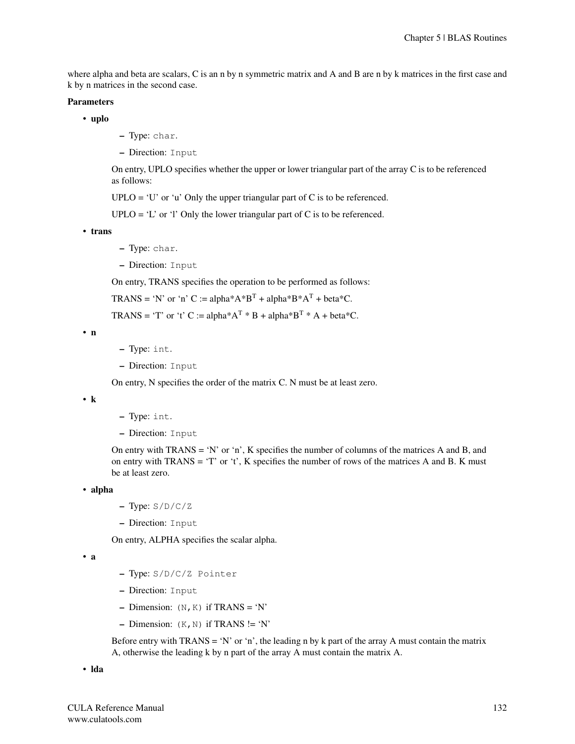where alpha and beta are scalars, C is an n by n symmetric matrix and A and B are n by k matrices in the first case and k by n matrices in the second case.

**Parameters**

- **uplo**
  - Type: `char`.
  - Direction: `Input`

  On entry, UPLO specifies whether the upper or lower triangular part of the array C is to be referenced as follows:

  UPLO = 'U' or 'u' Only the upper triangular part of C is to be referenced.

  UPLO = 'L' or 'l' Only the lower triangular part of C is to be referenced.

- **trans**
  - Type: `char`.
  - Direction: `Input`

  On entry, TRANS specifies the operation to be performed as follows:

  TRANS = 'N' or 'n' C := alpha\*A\*$B^T$ + alpha\*B\*$A^T$ + beta\*C.

  TRANS = 'T' or 't' C := alpha\*$A^T$ \* B + alpha\*$B^T$ \* A + beta\*C.

- **n**
  - Type: `int`.
  - Direction: `Input`

  On entry, N specifies the order of the matrix C. N must be at least zero.

- **k**
  - Type: `int`.
  - Direction: `Input`

  On entry with TRANS = 'N' or 'n', K specifies the number of columns of the matrices A and B, and on entry with TRANS = 'T' or 't', K specifies the number of rows of the matrices A and B. K must be at least zero.

- **alpha**
  - Type: `S/D/C/Z`
  - Direction: `Input`

  On entry, ALPHA specifies the scalar alpha.

- **a**
  - Type: `S/D/C/Z Pointer`
  - Direction: `Input`
  - Dimension: `(N,K)` if TRANS = 'N'
  - Dimension: `(K,N)` if TRANS != 'N'

  Before entry with TRANS = 'N' or 'n', the leading n by k part of the array A must contain the matrix A, otherwise the leading k by n part of the array A must contain the matrix A.

- **lda**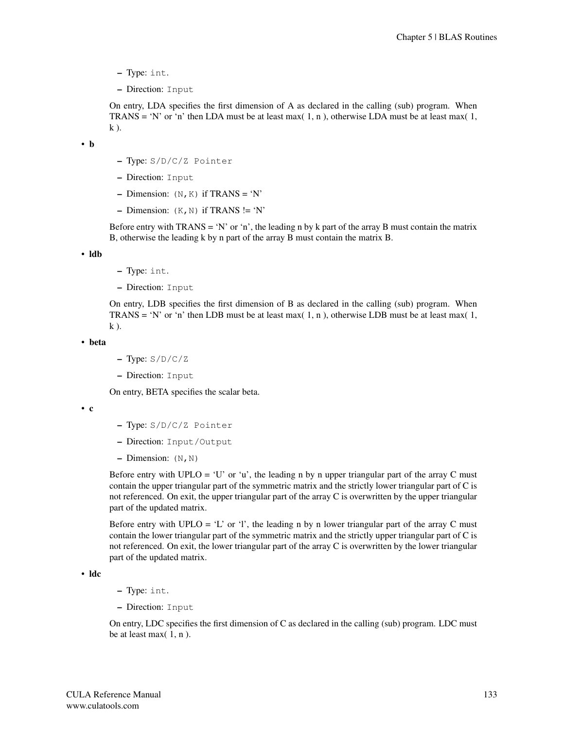- Type: `int`.
- Direction: `Input`

On entry, LDA specifies the first dimension of A as declared in the calling (sub) program. When TRANS = 'N' or 'n' then LDA must be at least max( 1, n ), otherwise LDA must be at least max( 1, k ).

- **b**
  - Type: `S/D/C/Z Pointer`
  - Direction: `Input`
  - Dimension: `(N,K)` if TRANS = 'N'
  - Dimension: `(K,N)` if TRANS != 'N'

  Before entry with TRANS = 'N' or 'n', the leading n by k part of the array B must contain the matrix B, otherwise the leading k by n part of the array B must contain the matrix B.

- **ldb**
  - Type: `int`.
  - Direction: `Input`

  On entry, LDB specifies the first dimension of B as declared in the calling (sub) program. When TRANS = 'N' or 'n' then LDB must be at least max( 1, n ), otherwise LDB must be at least max( 1, k ).

- **beta**
  - Type: `S/D/C/Z`
  - Direction: `Input`

  On entry, BETA specifies the scalar beta.

- **c**
  - Type: `S/D/C/Z Pointer`
  - Direction: `Input/Output`
  - Dimension: `(N,N)`

  Before entry with UPLO = 'U' or 'u', the leading n by n upper triangular part of the array C must contain the upper triangular part of the symmetric matrix and the strictly lower triangular part of C is not referenced. On exit, the upper triangular part of the array C is overwritten by the upper triangular part of the updated matrix.

  Before entry with UPLO = 'L' or 'l', the leading n by n lower triangular part of the array C must contain the lower triangular part of the symmetric matrix and the strictly upper triangular part of C is not referenced. On exit, the lower triangular part of the array C is overwritten by the lower triangular part of the updated matrix.

- **ldc**
  - Type: `int`.
  - Direction: `Input`

  On entry, LDC specifies the first dimension of C as declared in the calling (sub) program. LDC must be at least max( 1, n ).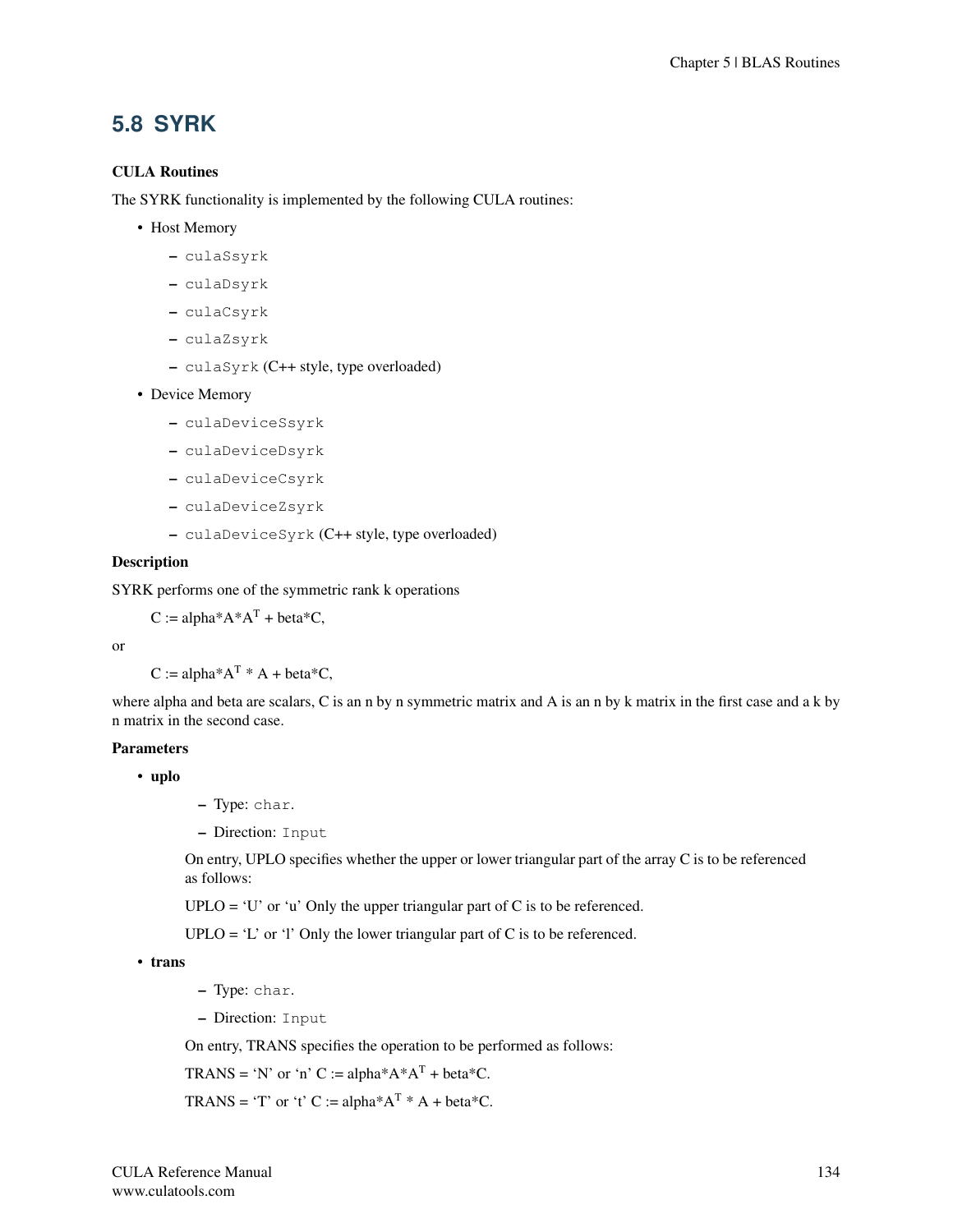## 5.8 SYRK

**CULA Routines**

The SYRK functionality is implemented by the following CULA routines:

- Host Memory
  - `culaSsyrk`
  - `culaDsyrk`
  - `culaCsyrk`
  - `culaZsyrk`
  - `culaSyrk` (C++ style, type overloaded)
- Device Memory
  - `culaDeviceSsyrk`
  - `culaDeviceDsyrk`
  - `culaDeviceCsyrk`
  - `culaDeviceZsyrk`
  - `culaDeviceSyrk` (C++ style, type overloaded)

**Description**

SYRK performs one of the symmetric rank k operations

$C := alpha*A*A^T + beta*C,$

or

$C := alpha*A^T * A + beta*C,$

where alpha and beta are scalars, C is an n by n symmetric matrix and A is an n by k matrix in the first case and a k by n matrix in the second case.

**Parameters**

- **uplo**
  - Type: `char`.
  - Direction: `Input`

  On entry, UPLO specifies whether the upper or lower triangular part of the array C is to be referenced as follows:

  UPLO = 'U' or 'u' Only the upper triangular part of C is to be referenced.

  UPLO = 'L' or 'l' Only the lower triangular part of C is to be referenced.

- **trans**
  - Type: `char`.
  - Direction: `Input`

  On entry, TRANS specifies the operation to be performed as follows:

  TRANS = 'N' or 'n' $C := alpha*A*A^T + beta*C.$

  TRANS = 'T' or 't' $C := alpha*A^T * A + beta*C.$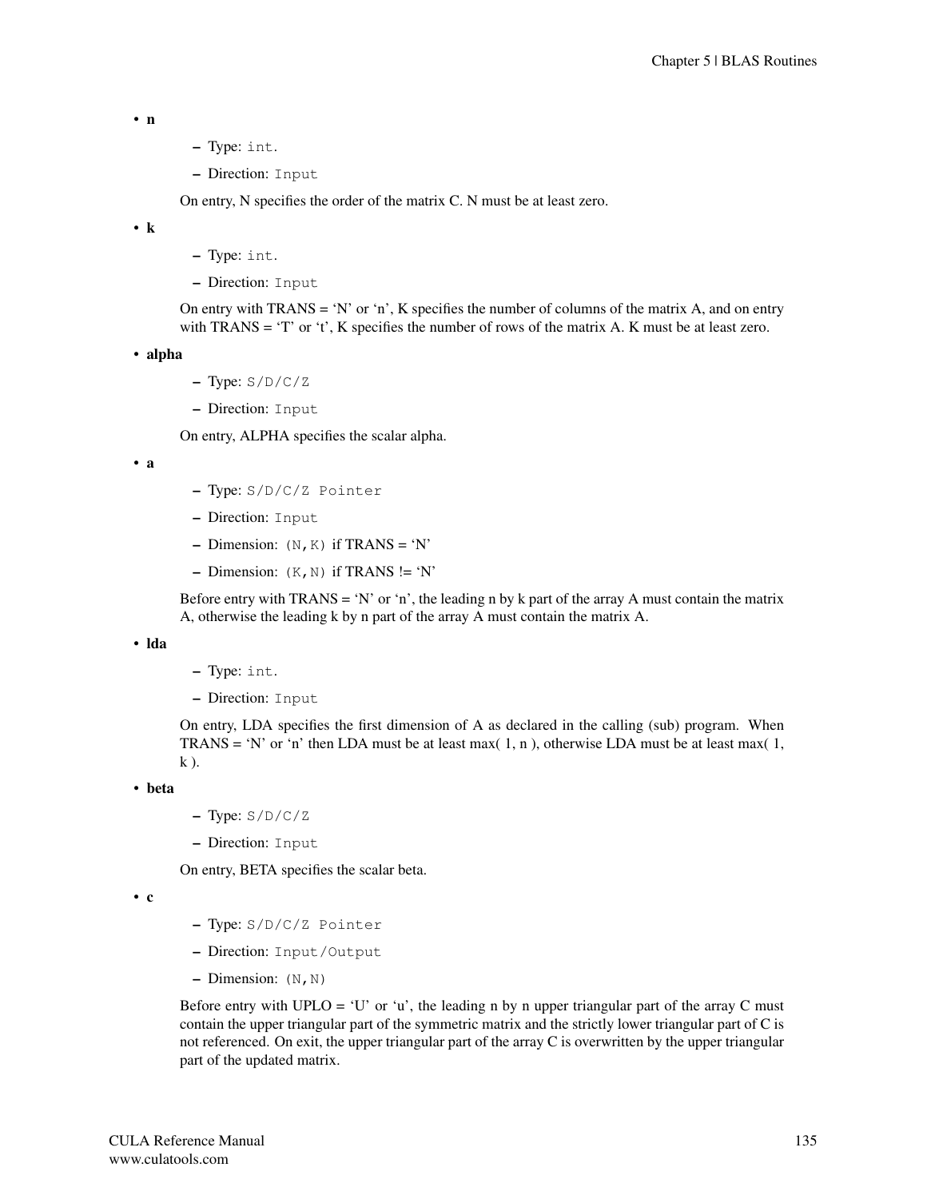- **n**
  - Type: `int`.
  - Direction: `Input`

  On entry, N specifies the order of the matrix C. N must be at least zero.

- **k**
  - Type: `int`.
  - Direction: `Input`

  On entry with TRANS = ‘N’ or ‘n’, K specifies the number of columns of the matrix A, and on entry with TRANS = ‘T’ or ‘t’, K specifies the number of rows of the matrix A. K must be at least zero.

- **alpha**
  - Type: `S/D/C/Z`
  - Direction: `Input`

  On entry, ALPHA specifies the scalar alpha.

- **a**
  - Type: `S/D/C/Z Pointer`
  - Direction: `Input`
  - Dimension: `(N,K)` if TRANS = ‘N’
  - Dimension: `(K,N)` if TRANS != ‘N’

  Before entry with TRANS = ‘N’ or ‘n’, the leading n by k part of the array A must contain the matrix A, otherwise the leading k by n part of the array A must contain the matrix A.

- **lda**
  - Type: `int`.
  - Direction: `Input`

  On entry, LDA specifies the first dimension of A as declared in the calling (sub) program. When TRANS = ‘N’ or ‘n’ then LDA must be at least max( 1, n ), otherwise LDA must be at least max( 1, k ).

- **beta**
  - Type: `S/D/C/Z`
  - Direction: `Input`

  On entry, BETA specifies the scalar beta.

- **c**
  - Type: `S/D/C/Z Pointer`
  - Direction: `Input/Output`
  - Dimension: `(N,N)`

  Before entry with UPLO = ‘U’ or ‘u’, the leading n by n upper triangular part of the array C must contain the upper triangular part of the symmetric matrix and the strictly lower triangular part of C is not referenced. On exit, the upper triangular part of the array C is overwritten by the upper triangular part of the updated matrix.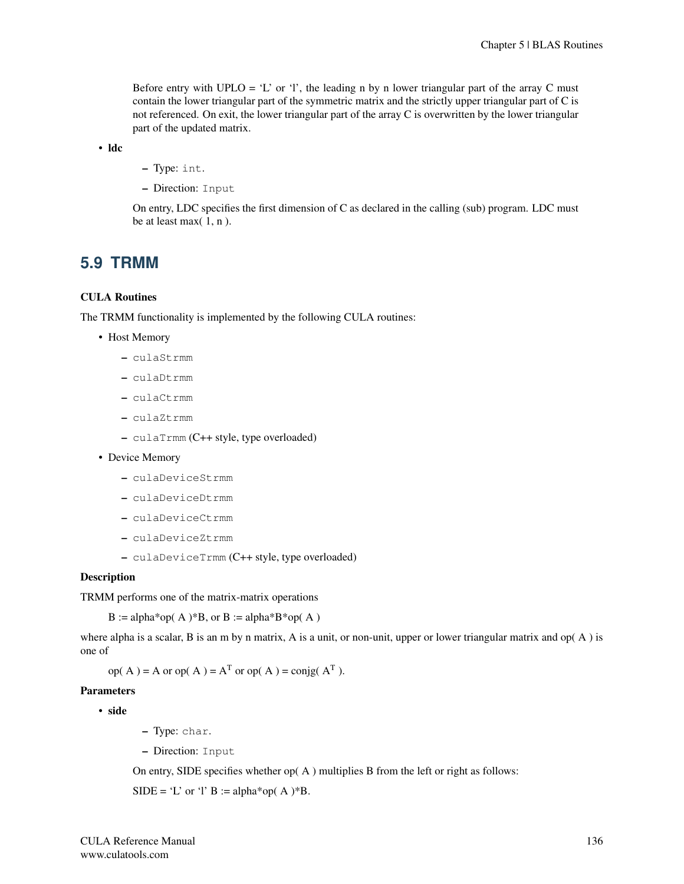Before entry with UPLO = ‘L’ or ‘l’, the leading n by n lower triangular part of the array C must contain the lower triangular part of the symmetric matrix and the strictly upper triangular part of C is not referenced. On exit, the lower triangular part of the array C is overwritten by the lower triangular part of the updated matrix.

- **ldc**
  - Type: `int`.
  - Direction: `Input`

  On entry, LDC specifies the first dimension of C as declared in the calling (sub) program. LDC must be at least max( 1, n ).

## 5.9 TRMM

**CULA Routines**

The TRMM functionality is implemented by the following CULA routines:

- Host Memory
  - `culaStrmm`
  - `culaDtrmm`
  - `culaCtrmm`
  - `culaZtrmm`
  - `culaTrmm` (C++ style, type overloaded)
- Device Memory
  - `culaDeviceStrmm`
  - `culaDeviceDtrmm`
  - `culaDeviceCtrmm`
  - `culaDeviceZtrmm`
  - `culaDeviceTrmm` (C++ style, type overloaded)

**Description**

TRMM performs one of the matrix-matrix operations

B := alpha*op( A )*B, or B := alpha*B*op( A )

where alpha is a scalar, B is an m by n matrix, A is a unit, or non-unit, upper or lower triangular matrix and op( A ) is one of

op( A ) = A or op( A ) = $A^T$ or op( A ) = conjg( $A^T$ ).

**Parameters**

- **side**
  - Type: `char`.
  - Direction: `Input`

  On entry, SIDE specifies whether op( A ) multiplies B from the left or right as follows:

  SIDE = ‘L’ or ‘l’ B := alpha*op( A )*B.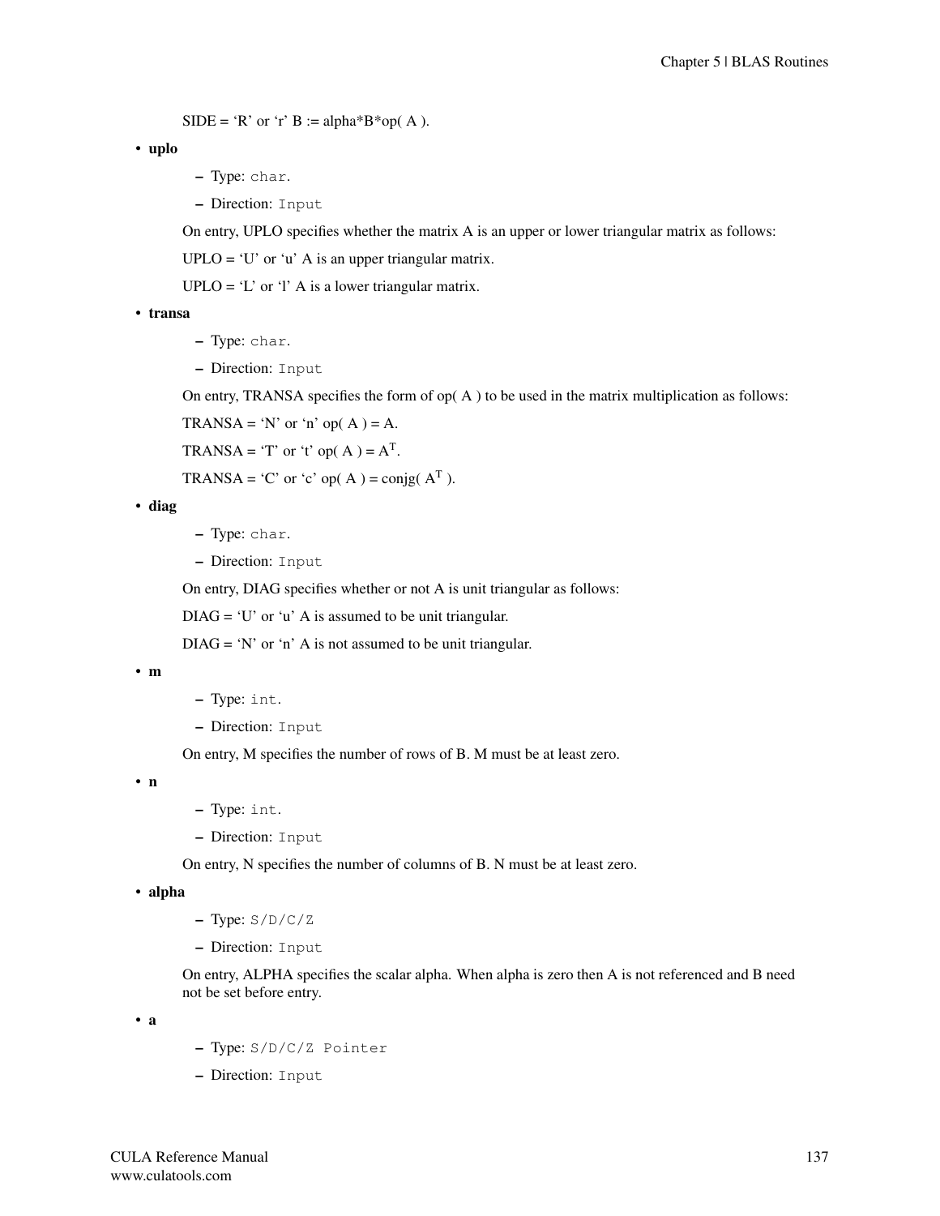SIDE = ‘R’ or ‘r’ B := alpha*B*op( A ).

- **uplo**
  - Type: `char`.
  - Direction: `Input`

  On entry, UPLO specifies whether the matrix A is an upper or lower triangular matrix as follows:

  UPLO = ‘U’ or ‘u’ A is an upper triangular matrix.

  UPLO = ‘L’ or ‘l’ A is a lower triangular matrix.

- **transa**
  - Type: `char`.
  - Direction: `Input`

  On entry, TRANSA specifies the form of op( A ) to be used in the matrix multiplication as follows:

  TRANSA = ‘N’ or ‘n’ op( A ) = A.

  TRANSA = ‘T’ or ‘t’ op( A ) = $A^T$.

  TRANSA = ‘C’ or ‘c’ op( A ) = conjg( $A^T$ ).

- **diag**
  - Type: `char`.
  - Direction: `Input`

  On entry, DIAG specifies whether or not A is unit triangular as follows:

  DIAG = ‘U’ or ‘u’ A is assumed to be unit triangular.

  DIAG = ‘N’ or ‘n’ A is not assumed to be unit triangular.

- **m**
  - Type: `int`.
  - Direction: `Input`

  On entry, M specifies the number of rows of B. M must be at least zero.

- **n**
  - Type: `int`.
  - Direction: `Input`

  On entry, N specifies the number of columns of B. N must be at least zero.

- **alpha**
  - Type: `S/D/C/Z`
  - Direction: `Input`

  On entry, ALPHA specifies the scalar alpha. When alpha is zero then A is not referenced and B need not be set before entry.

- **a**
  - Type: `S/D/C/Z Pointer`
  - Direction: `Input`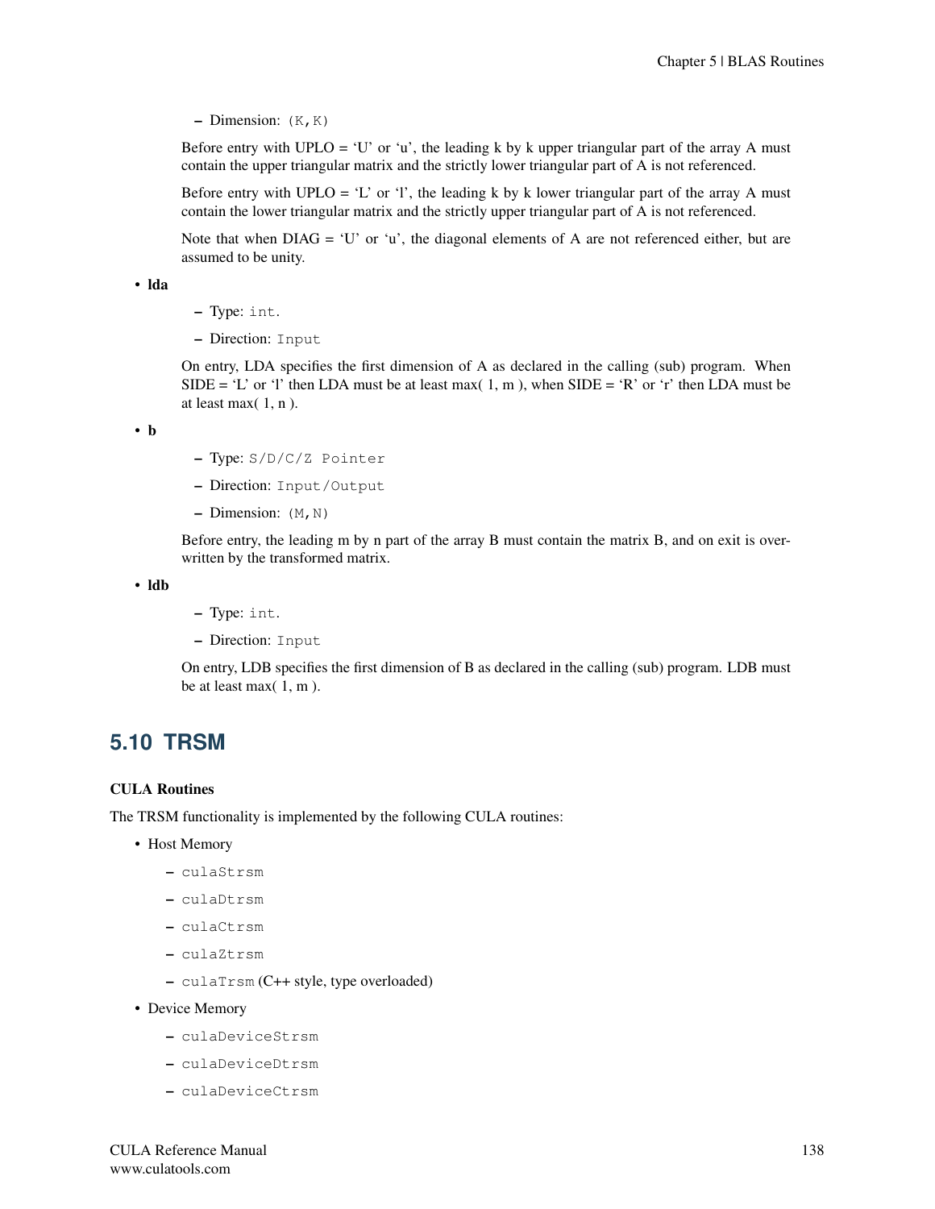- Dimension: `(K,K)`

  Before entry with UPLO = 'U' or 'u', the leading k by k upper triangular part of the array A must contain the upper triangular matrix and the strictly lower triangular part of A is not referenced.

  Before entry with UPLO = 'L' or 'l', the leading k by k lower triangular part of the array A must contain the lower triangular matrix and the strictly upper triangular part of A is not referenced.

  Note that when DIAG = 'U' or 'u', the diagonal elements of A are not referenced either, but are assumed to be unity.

- **lda**
  - Type: `int`.
  - Direction: `Input`

  On entry, LDA specifies the first dimension of A as declared in the calling (sub) program. When SIDE = 'L' or 'l' then LDA must be at least max( 1, m ), when SIDE = 'R' or 'r' then LDA must be at least max( 1, n ).

- **b**
  - Type: `S/D/C/Z Pointer`
  - Direction: `Input/Output`
  - Dimension: `(M,N)`

  Before entry, the leading m by n part of the array B must contain the matrix B, and on exit is overwritten by the transformed matrix.

- **ldb**
  - Type: `int`.
  - Direction: `Input`

  On entry, LDB specifies the first dimension of B as declared in the calling (sub) program. LDB must be at least max( 1, m ).

## 5.10 TRSM

### CULA Routines

The TRSM functionality is implemented by the following CULA routines:

- Host Memory
  - `culaStrsm`
  - `culaDtrsm`
  - `culaCtrsm`
  - `culaZtrsm`
  - `culaTrsm` (C++ style, type overloaded)
- Device Memory
  - `culaDeviceStrsm`
  - `culaDeviceDtrsm`
  - `culaDeviceCtrsm`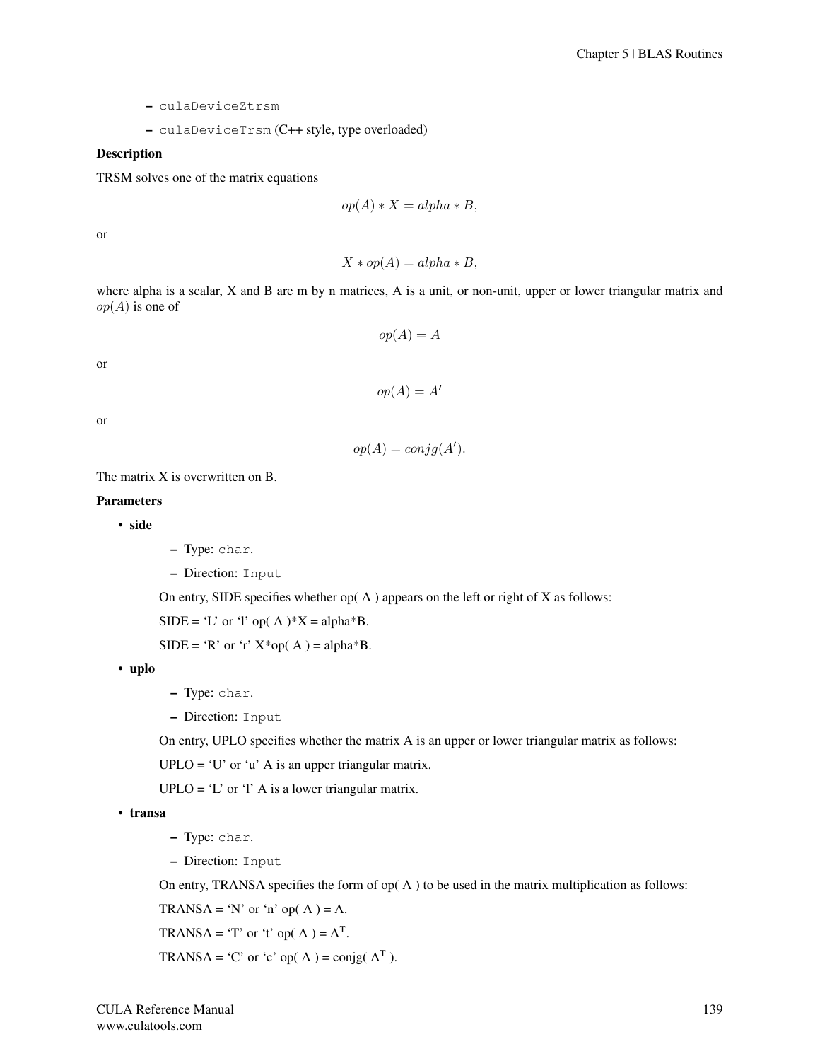- `culaDeviceZtrsm`
- `culaDeviceTrsm` (C++ style, type overloaded)

**Description**

TRSM solves one of the matrix equations

$$op(A) * X = alpha * B,$$

or

$$X * op(A) = alpha * B,$$

where alpha is a scalar, X and B are m by n matrices, A is a unit, or non-unit, upper or lower triangular matrix and $op(A)$ is one of

$$op(A) = A$$

or

$$op(A) = A'$$

or

$$op(A) = conjg(A').$$

The matrix X is overwritten on B.

**Parameters**

- **side**
  - Type: `char`.
  - Direction: `Input`

  On entry, SIDE specifies whether op( A ) appears on the left or right of X as follows:

  SIDE = 'L' or 'l' op( A )*X = alpha*B.

  SIDE = 'R' or 'r' X*op( A ) = alpha*B.

- **uplo**
  - Type: `char`.
  - Direction: `Input`

  On entry, UPLO specifies whether the matrix A is an upper or lower triangular matrix as follows:

  UPLO = 'U' or 'u' A is an upper triangular matrix.

  UPLO = 'L' or 'l' A is a lower triangular matrix.

- **transa**
  - Type: `char`.
  - Direction: `Input`

  On entry, TRANSA specifies the form of op( A ) to be used in the matrix multiplication as follows:

  TRANSA = 'N' or 'n' op( A ) = A.

  TRANSA = 'T' or 't' op( A ) = $A^T$.

  TRANSA = 'C' or 'c' op( A ) = conjg( $A^T$ ).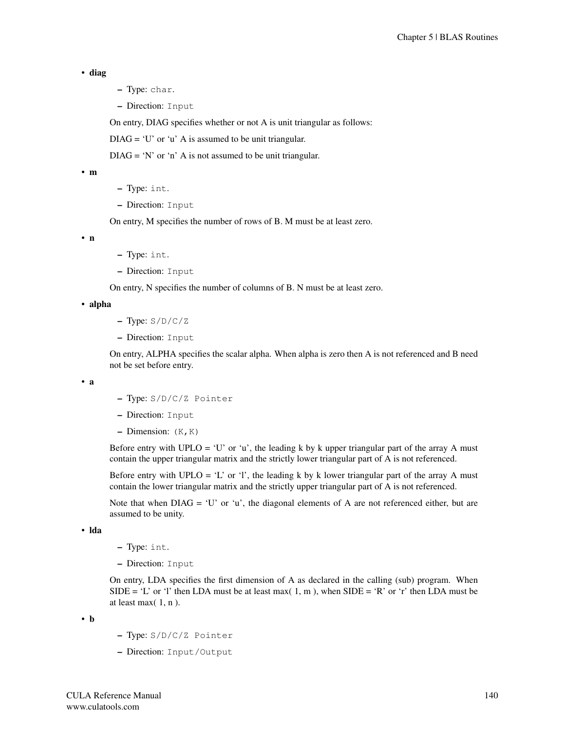- **diag**
  - Type: `char`.
  - Direction: `Input`

  On entry, DIAG specifies whether or not A is unit triangular as follows:

  DIAG = ‘U’ or ‘u’ A is assumed to be unit triangular.

  DIAG = ‘N’ or ‘n’ A is not assumed to be unit triangular.

- **m**
  - Type: `int`.
  - Direction: `Input`

  On entry, M specifies the number of rows of B. M must be at least zero.

- **n**
  - Type: `int`.
  - Direction: `Input`

  On entry, N specifies the number of columns of B. N must be at least zero.

- **alpha**
  - Type: `S/D/C/Z`
  - Direction: `Input`

  On entry, ALPHA specifies the scalar alpha. When alpha is zero then A is not referenced and B need not be set before entry.

- **a**
  - Type: `S/D/C/Z Pointer`
  - Direction: `Input`
  - Dimension: `(K,K)`

  Before entry with UPLO = ‘U’ or ‘u’, the leading k by k upper triangular part of the array A must contain the upper triangular matrix and the strictly lower triangular part of A is not referenced.

  Before entry with UPLO = ‘L’ or ‘l’, the leading k by k lower triangular part of the array A must contain the lower triangular matrix and the strictly upper triangular part of A is not referenced.

  Note that when DIAG = ‘U’ or ‘u’, the diagonal elements of A are not referenced either, but are assumed to be unity.

- **lda**
  - Type: `int`.
  - Direction: `Input`

  On entry, LDA specifies the first dimension of A as declared in the calling (sub) program. When SIDE = ‘L’ or ‘l’ then LDA must be at least max( 1, m ), when SIDE = ‘R’ or ‘r’ then LDA must be at least max( 1, n ).

- **b**
  - Type: `S/D/C/Z Pointer`
  - Direction: `Input/Output`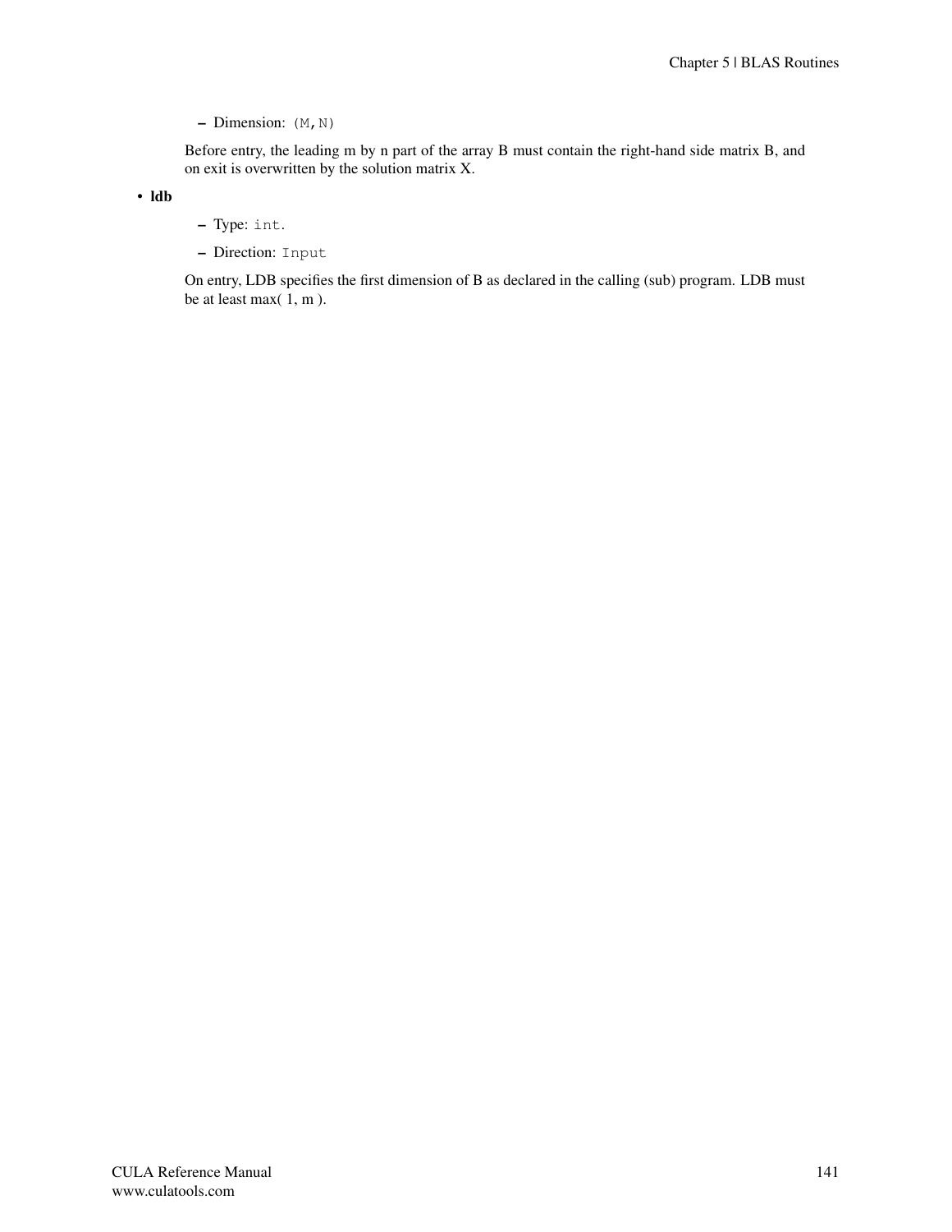- Dimension: `(M,N)`

Before entry, the leading m by n part of the array B must contain the right-hand side matrix B, and on exit is overwritten by the solution matrix X.

- **ldb**
  - Type: `int`.
  - Direction: `Input`

  On entry, LDB specifies the first dimension of B as declared in the calling (sub) program. LDB must be at least max( 1, m ).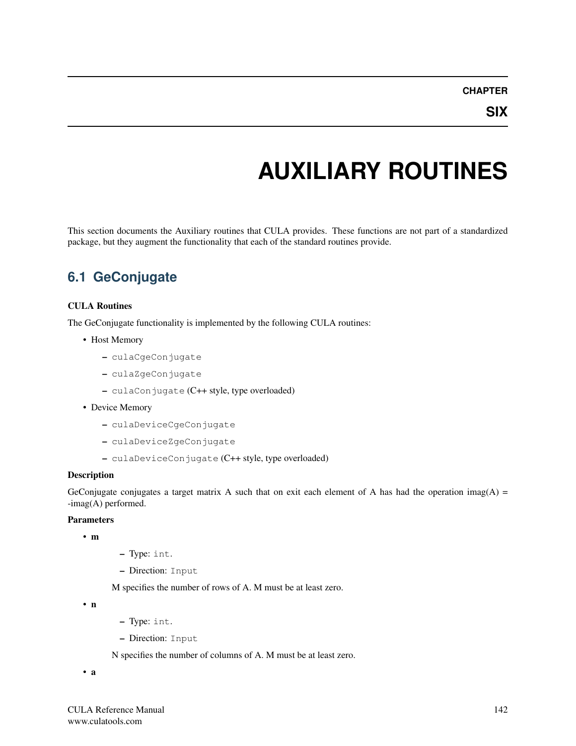# CHAPTER SIX

# AUXILIARY ROUTINES

This section documents the Auxiliary routines that CULA provides. These functions are not part of a standardized package, but they augment the functionality that each of the standard routines provide.

## 6.1 GeConjugate

**CULA Routines**

The GeConjugate functionality is implemented by the following CULA routines:

- Host Memory
  - `culaCgeConjugate`
  - `culaZgeConjugate`
  - `culaConjugate` (C++ style, type overloaded)
- Device Memory
  - `culaDeviceCgeConjugate`
  - `culaDeviceZgeConjugate`
  - `culaDeviceConjugate` (C++ style, type overloaded)

**Description**

GeConjugate conjugates a target matrix A such that on exit each element of A has had the operation imag(A) = -imag(A) performed.

**Parameters**

- **m**
  - Type: `int`.
  - Direction: `Input`

  M specifies the number of rows of A. M must be at least zero.

- **n**
  - Type: `int`.
  - Direction: `Input`

  N specifies the number of columns of A. M must be at least zero.

- **a**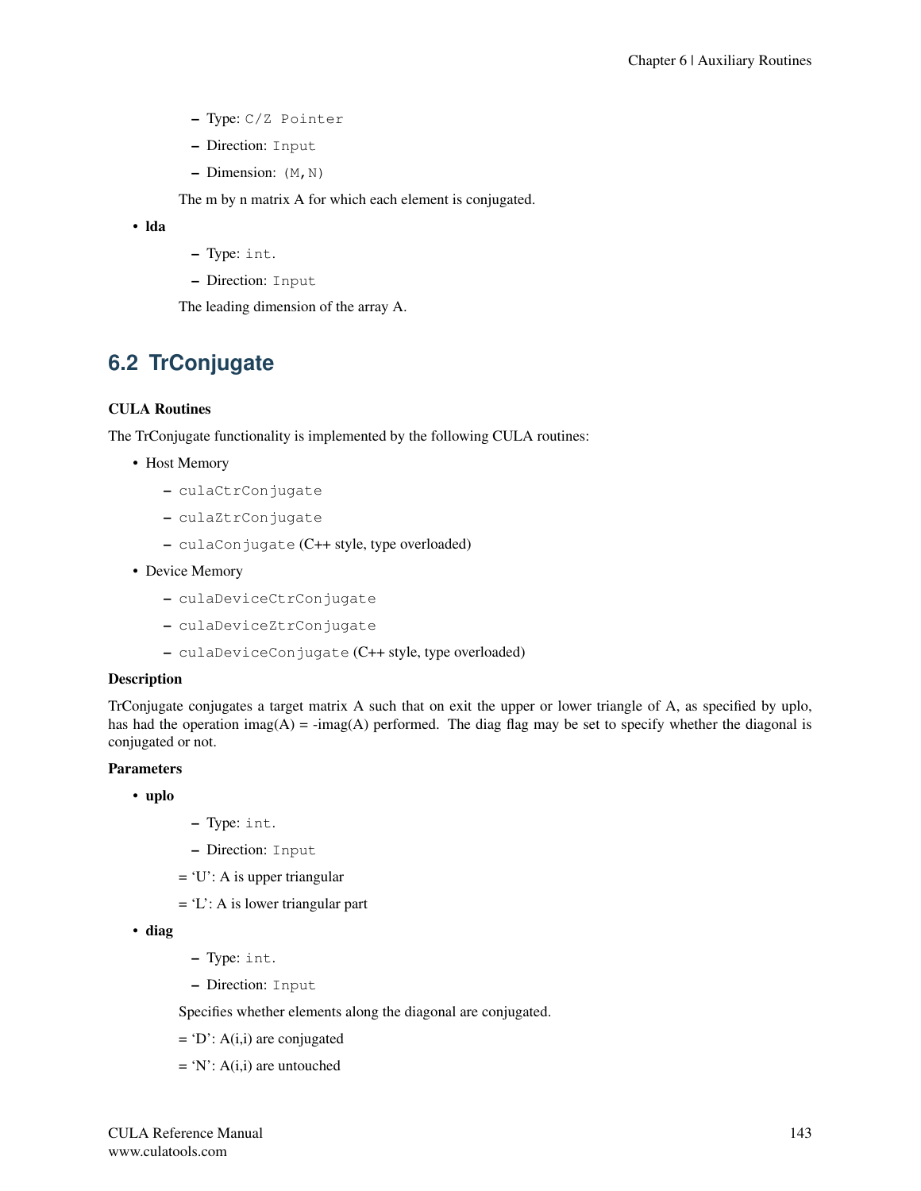- Type: `C/Z Pointer`
- Direction: `Input`
- Dimension: `(M,N)`

The m by n matrix A for which each element is conjugated.

- **lda**
  - Type: `int`.
  - Direction: `Input`

  The leading dimension of the array A.

## 6.2 TrConjugate

**CULA Routines**

The TrConjugate functionality is implemented by the following CULA routines:

- Host Memory
  - `culaCtrConjugate`
  - `culaZtrConjugate`
  - `culaConjugate` (C++ style, type overloaded)
- Device Memory
  - `culaDeviceCtrConjugate`
  - `culaDeviceZtrConjugate`
  - `culaDeviceConjugate` (C++ style, type overloaded)

**Description**

TrConjugate conjugates a target matrix A such that on exit the upper or lower triangle of A, as specified by uplo, has had the operation imag(A) = -imag(A) performed. The diag flag may be set to specify whether the diagonal is conjugated or not.

**Parameters**

- **uplo**
  - Type: `int`.
  - Direction: `Input`

  = 'U': A is upper triangular

  = 'L': A is lower triangular part

- **diag**
  - Type: `int`.
  - Direction: `Input`

  Specifies whether elements along the diagonal are conjugated.

  = 'D': A(i,i) are conjugated

  = 'N': A(i,i) are untouched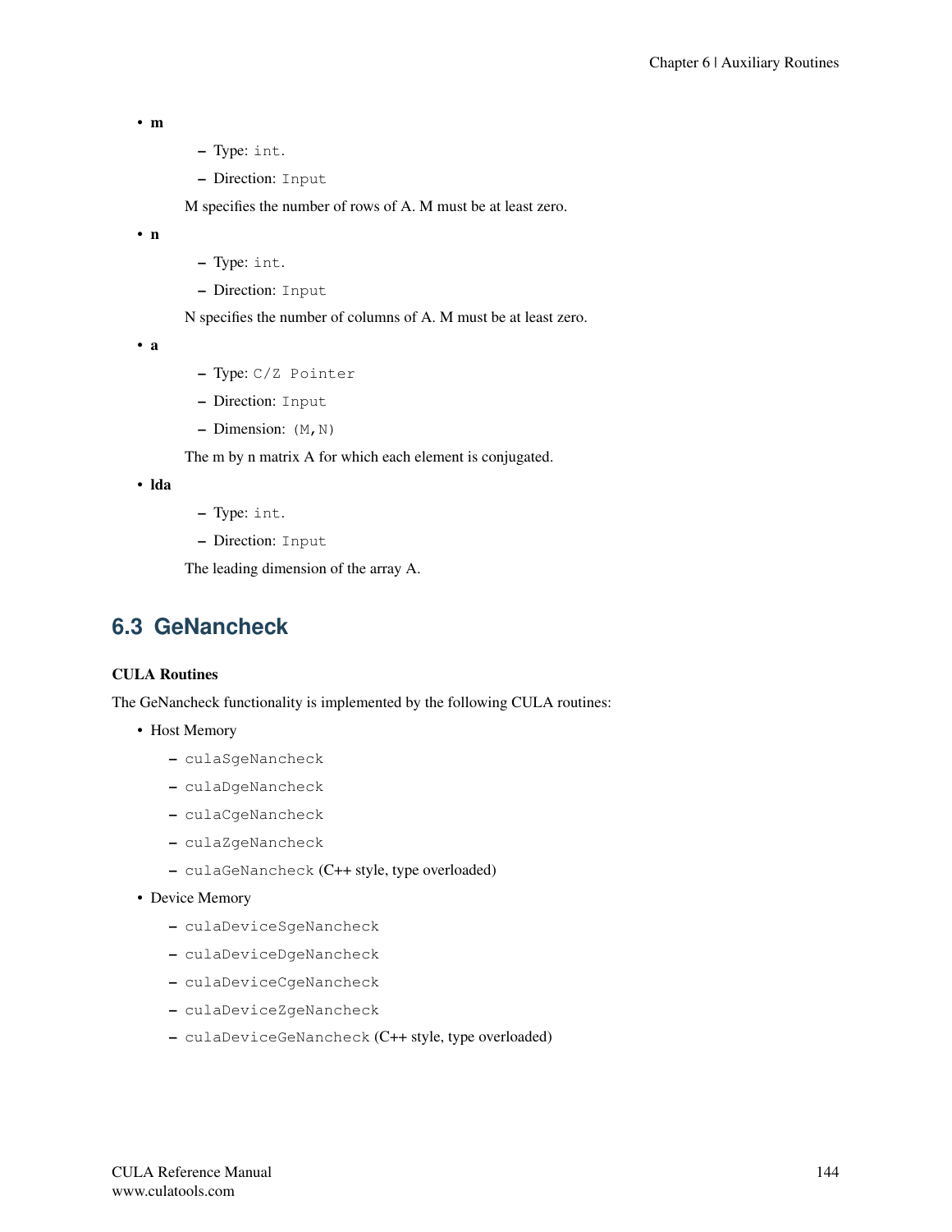- **m**
  - Type: `int`.
  - Direction: `Input`

  M specifies the number of rows of A. M must be at least zero.

- **n**
  - Type: `int`.
  - Direction: `Input`

  N specifies the number of columns of A. M must be at least zero.

- **a**
  - Type: `C/Z Pointer`
  - Direction: `Input`
  - Dimension: `(M,N)`

  The m by n matrix A for which each element is conjugated.

- **lda**
  - Type: `int`.
  - Direction: `Input`

  The leading dimension of the array A.

## 6.3 GeNancheck

**CULA Routines**

The GeNancheck functionality is implemented by the following CULA routines:

- Host Memory
  - `culaSgeNancheck`
  - `culaDgeNancheck`
  - `culaCgeNancheck`
  - `culaZgeNancheck`
  - `culaGeNancheck` (C++ style, type overloaded)
- Device Memory
  - `culaDeviceSgeNancheck`
  - `culaDeviceDgeNancheck`
  - `culaDeviceCgeNancheck`
  - `culaDeviceZgeNancheck`
  - `culaDeviceGeNancheck` (C++ style, type overloaded)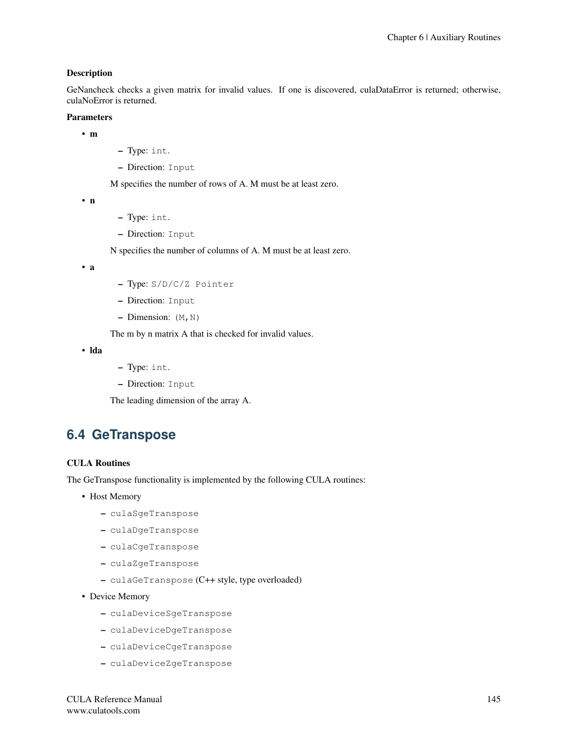**Description**

GeNancheck checks a given matrix for invalid values. If one is discovered, culaDataError is returned; otherwise, culaNoError is returned.

**Parameters**

- **m**
  - Type: `int`.
  - Direction: `Input`

  M specifies the number of rows of A. M must be at least zero.

- **n**
  - Type: `int`.
  - Direction: `Input`

  N specifies the number of columns of A. M must be at least zero.

- **a**
  - Type: `S/D/C/Z Pointer`
  - Direction: `Input`
  - Dimension: `(M,N)`

  The m by n matrix A that is checked for invalid values.

- **lda**
  - Type: `int`.
  - Direction: `Input`

  The leading dimension of the array A.

## 6.4 GeTranspose

**CULA Routines**

The GeTranspose functionality is implemented by the following CULA routines:

- Host Memory
  - `culaSgeTranspose`
  - `culaDgeTranspose`
  - `culaCgeTranspose`
  - `culaZgeTranspose`
  - `culaGeTranspose` (C++ style, type overloaded)
- Device Memory
  - `culaDeviceSgeTranspose`
  - `culaDeviceDgeTranspose`
  - `culaDeviceCgeTranspose`
  - `culaDeviceZgeTranspose`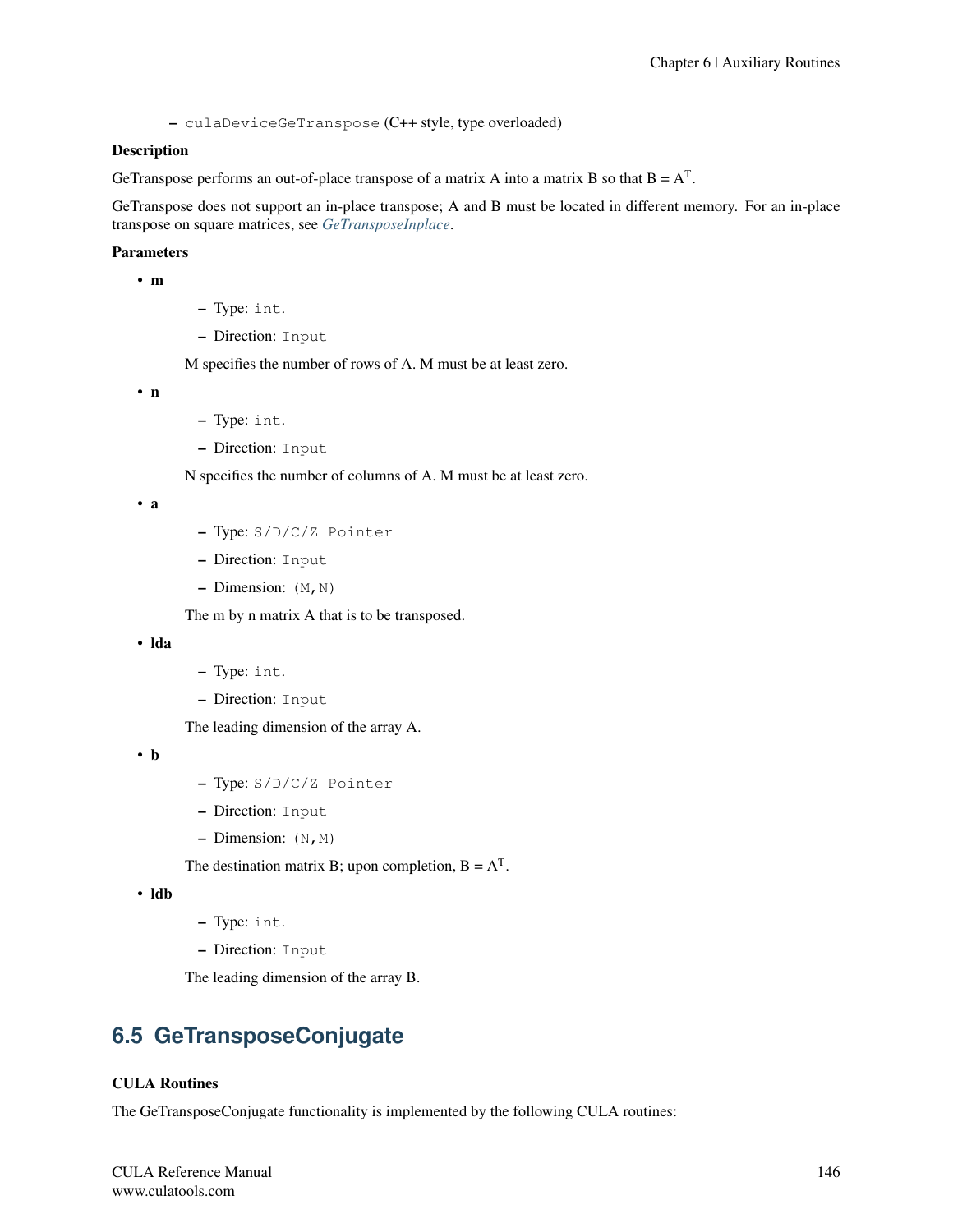– `culaDeviceGeTranspose` (C++ style, type overloaded)

**Description**

GeTranspose performs an out-of-place transpose of a matrix A into a matrix B so that $B = A^T$.

GeTranspose does not support an in-place transpose; A and B must be located in different memory. For an in-place transpose on square matrices, see *GeTransposeInplace*.

**Parameters**

- **m**
  - Type: `int`.
  - Direction: `Input`

  M specifies the number of rows of A. M must be at least zero.

- **n**
  - Type: `int`.
  - Direction: `Input`

  N specifies the number of columns of A. M must be at least zero.

- **a**
  - Type: `S/D/C/Z Pointer`
  - Direction: `Input`
  - Dimension: `(M,N)`

  The m by n matrix A that is to be transposed.

- **lda**
  - Type: `int`.
  - Direction: `Input`

  The leading dimension of the array A.

- **b**
  - Type: `S/D/C/Z Pointer`
  - Direction: `Input`
  - Dimension: `(N,M)`

  The destination matrix B; upon completion, $B = A^T$.

- **ldb**
  - Type: `int`.
  - Direction: `Input`

  The leading dimension of the array B.

## 6.5 GeTransposeConjugate

**CULA Routines**

The GeTransposeConjugate functionality is implemented by the following CULA routines: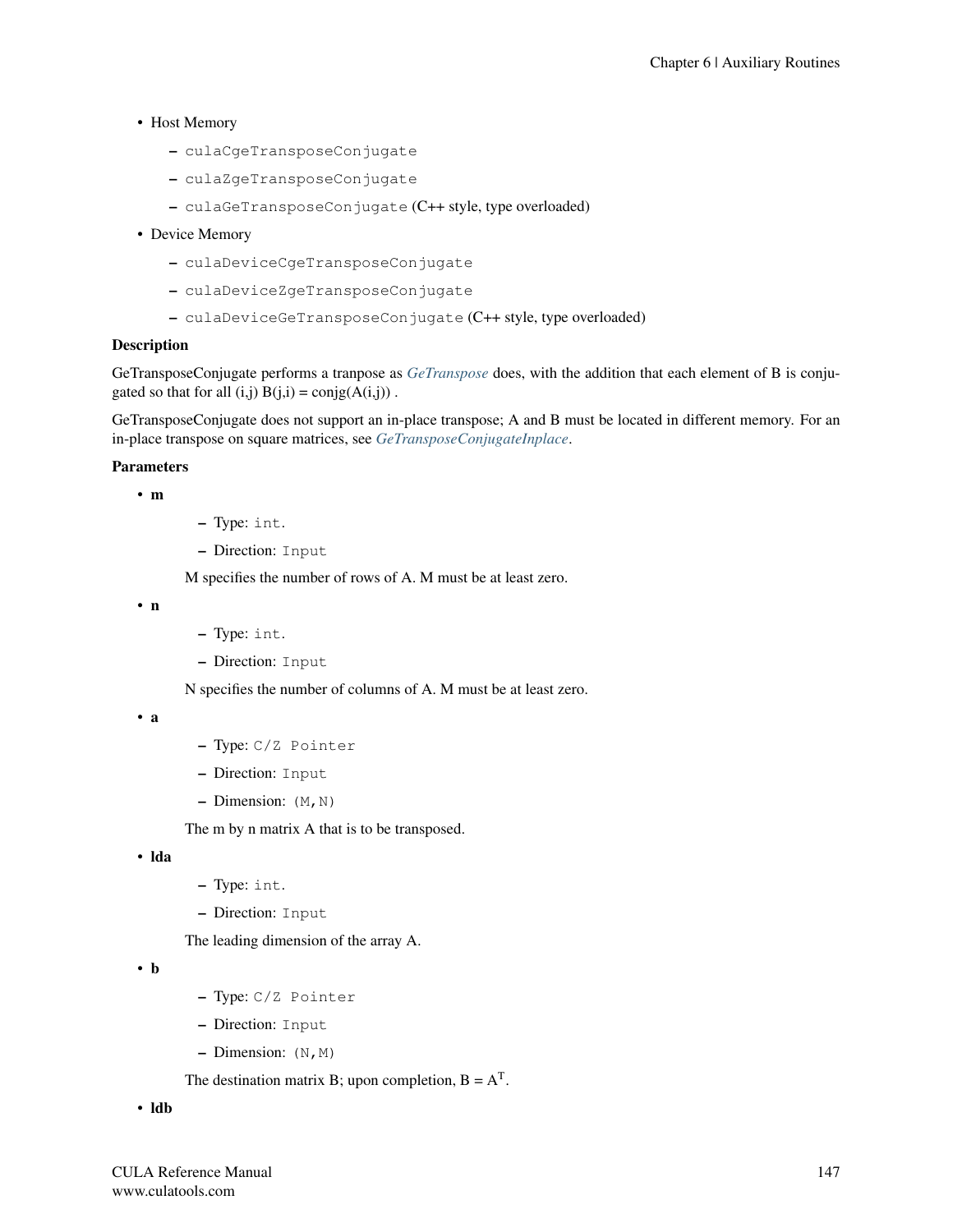- Host Memory
  - `culaCgeTransposeConjugate`
  - `culaZgeTransposeConjugate`
  - `culaGeTransposeConjugate` (C++ style, type overloaded)
- Device Memory
  - `culaDeviceCgeTransposeConjugate`
  - `culaDeviceZgeTransposeConjugate`
  - `culaDeviceGeTransposeConjugate` (C++ style, type overloaded)

**Description**

GeTransposeConjugate performs a tranpose as *GeTranspose* does, with the addition that each element of B is conjugated so that for all (i,j) B(j,i) = conjg(A(i,j)) .

GeTransposeConjugate does not support an in-place transpose; A and B must be located in different memory. For an in-place transpose on square matrices, see *GeTransposeConjugateInplace*.

**Parameters**

- **m**
  - Type: `int`.
  - Direction: `Input`

  M specifies the number of rows of A. M must be at least zero.

- **n**
  - Type: `int`.
  - Direction: `Input`

  N specifies the number of columns of A. M must be at least zero.

- **a**
  - Type: `C/Z Pointer`
  - Direction: `Input`
  - Dimension: `(M,N)`

  The m by n matrix A that is to be transposed.

- **lda**
  - Type: `int`.
  - Direction: `Input`

  The leading dimension of the array A.

- **b**
  - Type: `C/Z Pointer`
  - Direction: `Input`
  - Dimension: `(N,M)`

  The destination matrix B; upon completion, $B = A^T$.

- **ldb**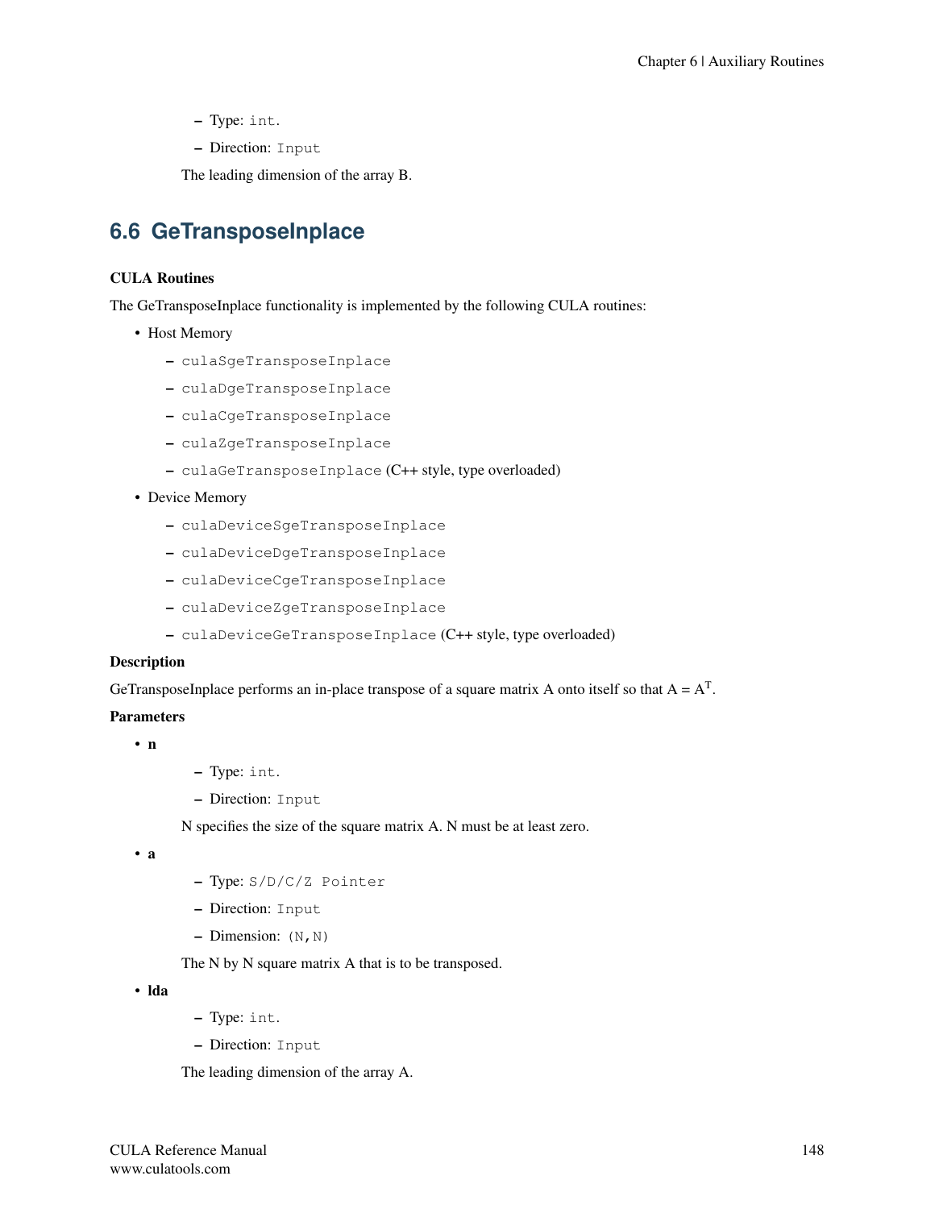- Type: `int`.
- Direction: `Input`

The leading dimension of the array B.

## 6.6 GeTransposeInplace

**CULA Routines**

The GeTransposeInplace functionality is implemented by the following CULA routines:

- Host Memory
  - `culaSgeTransposeInplace`
  - `culaDgeTransposeInplace`
  - `culaCgeTransposeInplace`
  - `culaZgeTransposeInplace`
  - `culaGeTransposeInplace` (C++ style, type overloaded)
- Device Memory
  - `culaDeviceSgeTransposeInplace`
  - `culaDeviceDgeTransposeInplace`
  - `culaDeviceCgeTransposeInplace`
  - `culaDeviceZgeTransposeInplace`
  - `culaDeviceGeTransposeInplace` (C++ style, type overloaded)

**Description**

GeTransposeInplace performs an in-place transpose of a square matrix A onto itself so that $A = A^T$.

**Parameters**

- **n**
  - Type: `int`.
  - Direction: `Input`

  N specifies the size of the square matrix A. N must be at least zero.

- **a**
  - Type: `S/D/C/Z Pointer`
  - Direction: `Input`
  - Dimension: `(N,N)`

  The N by N square matrix A that is to be transposed.

- **lda**
  - Type: `int`.
  - Direction: `Input`

  The leading dimension of the array A.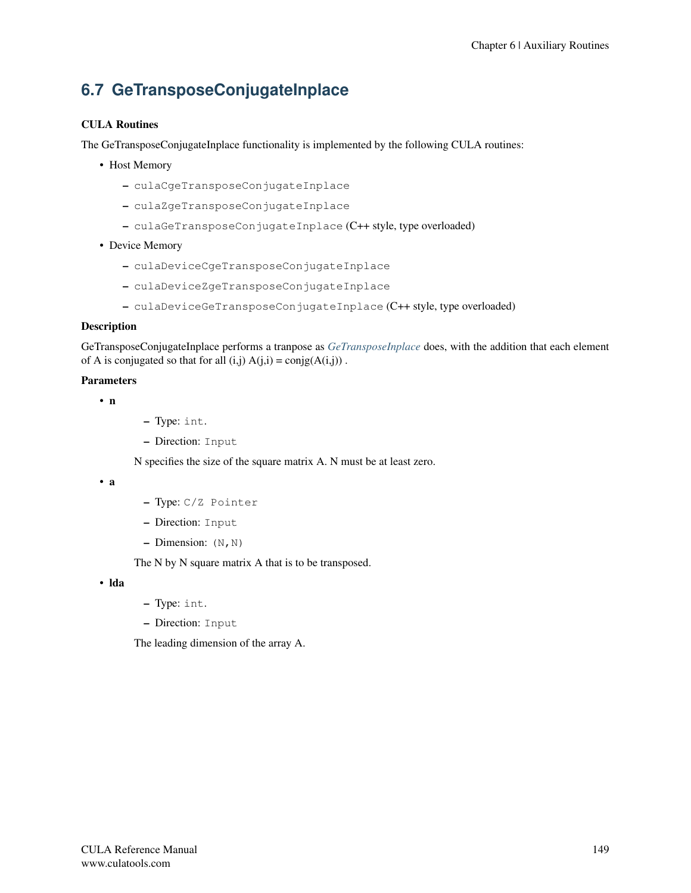## 6.7 GeTransposeConjugateInplace

**CULA Routines**

The GeTransposeConjugateInplace functionality is implemented by the following CULA routines:

- Host Memory
  - `culaCgeTransposeConjugateInplace`
  - `culaZgeTransposeConjugateInplace`
  - `culaGeTransposeConjugateInplace` (C++ style, type overloaded)
- Device Memory
  - `culaDeviceCgeTransposeConjugateInplace`
  - `culaDeviceZgeTransposeConjugateInplace`
  - `culaDeviceGeTransposeConjugateInplace` (C++ style, type overloaded)

**Description**

GeTransposeConjugateInplace performs a tranpose as *GeTransposeInplace* does, with the addition that each element of A is conjugated so that for all (i,j) A(j,i) = conjg(A(i,j)) .

**Parameters**

- **n**
  - Type: `int`.
  - Direction: `Input`

  N specifies the size of the square matrix A. N must be at least zero.

- **a**
  - Type: `C/Z Pointer`
  - Direction: `Input`
  - Dimension: `(N,N)`

  The N by N square matrix A that is to be transposed.

- **lda**
  - Type: `int`.
  - Direction: `Input`

  The leading dimension of the array A.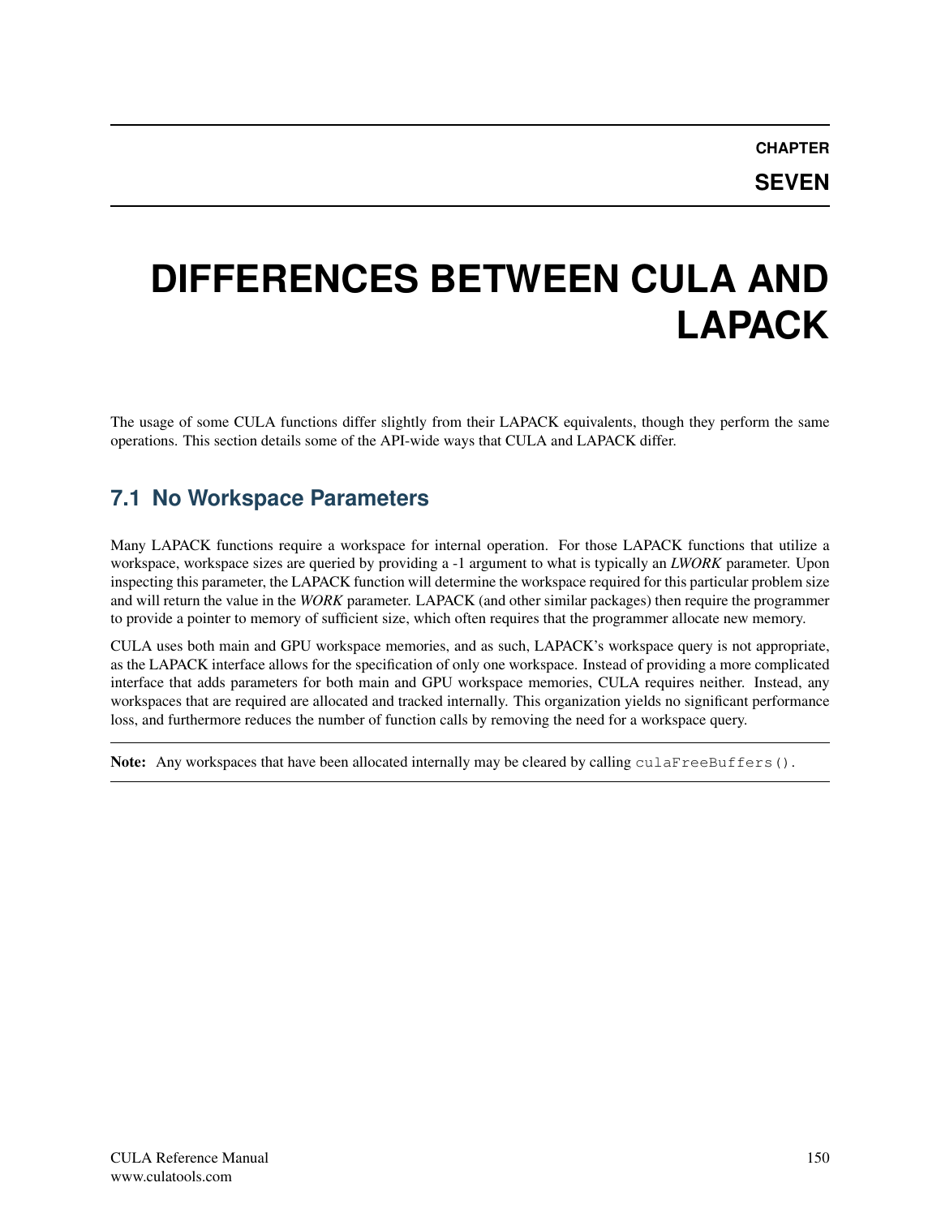# CHAPTER SEVEN

# DIFFERENCES BETWEEN CULA AND LAPACK

The usage of some CULA functions differ slightly from their LAPACK equivalents, though they perform the same operations. This section details some of the API-wide ways that CULA and LAPACK differ.

## 7.1 No Workspace Parameters

Many LAPACK functions require a workspace for internal operation. For those LAPACK functions that utilize a workspace, workspace sizes are queried by providing a -1 argument to what is typically an ***LWORK*** parameter. Upon inspecting this parameter, the LAPACK function will determine the workspace required for this particular problem size and will return the value in the ***WORK*** parameter. LAPACK (and other similar packages) then require the programmer to provide a pointer to memory of sufficient size, which often requires that the programmer allocate new memory.

CULA uses both main and GPU workspace memories, and as such, LAPACK's workspace query is not appropriate, as the LAPACK interface allows for the specification of only one workspace. Instead of providing a more complicated interface that adds parameters for both main and GPU workspace memories, CULA requires neither. Instead, any workspaces that are required are allocated and tracked internally. This organization yields no significant performance loss, and furthermore reduces the number of function calls by removing the need for a workspace query.

**Note:** Any workspaces that have been allocated internally may be cleared by calling `culaFreeBuffers()`.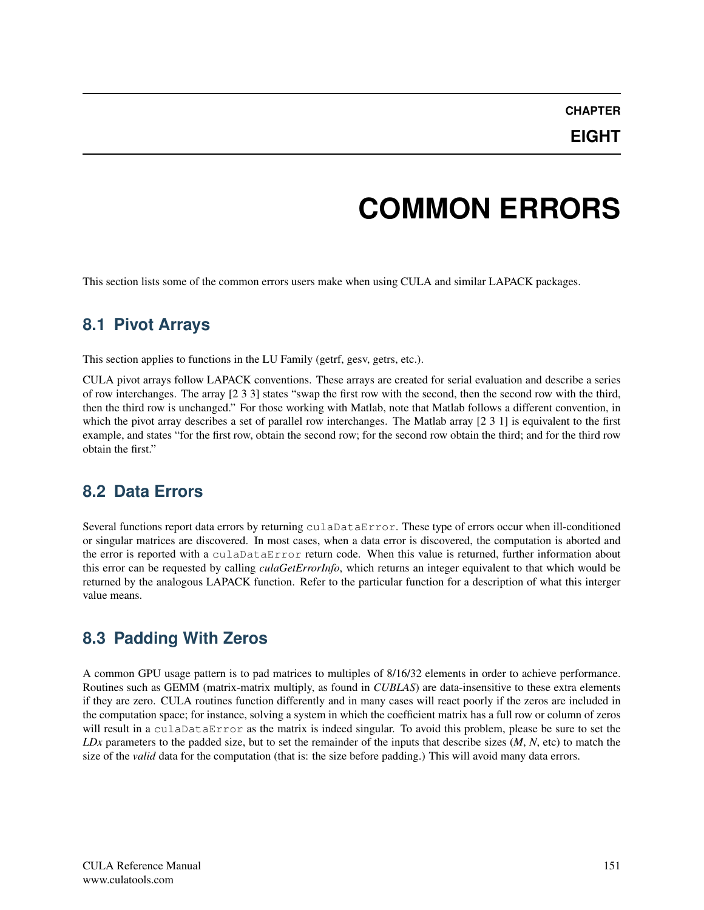# CHAPTER EIGHT

# COMMON ERRORS

This section lists some of the common errors users make when using CULA and similar LAPACK packages.

## 8.1 Pivot Arrays

This section applies to functions in the LU Family (getrf, gesv, getrs, etc.).

CULA pivot arrays follow LAPACK conventions. These arrays are created for serial evaluation and describe a series of row interchanges. The array [2 3 3] states "swap the first row with the second, then the second row with the third, then the third row is unchanged." For those working with Matlab, note that Matlab follows a different convention, in which the pivot array describes a set of parallel row interchanges. The Matlab array [2 3 1] is equivalent to the first example, and states "for the first row, obtain the second row; for the second row obtain the third; and for the third row obtain the first."

## 8.2 Data Errors

Several functions report data errors by returning `culaDataError`. These type of errors occur when ill-conditioned or singular matrices are discovered. In most cases, when a data error is discovered, the computation is aborted and the error is reported with a `culaDataError` return code. When this value is returned, further information about this error can be requested by calling *culaGetErrorInfo*, which returns an integer equivalent to that which would be returned by the analogous LAPACK function. Refer to the particular function for a description of what this interger value means.

## 8.3 Padding With Zeros

A common GPU usage pattern is to pad matrices to multiples of 8/16/32 elements in order to achieve performance. Routines such as GEMM (matrix-matrix multiply, as found in *CUBLAS*) are data-insensitive to these extra elements if they are zero. CULA routines function differently and in many cases will react poorly if the zeros are included in the computation space; for instance, solving a system in which the coefficient matrix has a full row or column of zeros will result in a `culaDataError` as the matrix is indeed singular. To avoid this problem, please be sure to set the *LDx* parameters to the padded size, but to set the remainder of the inputs that describe sizes (*M*, *N*, etc) to match the size of the *valid* data for the computation (that is: the size before padding.) This will avoid many data errors.